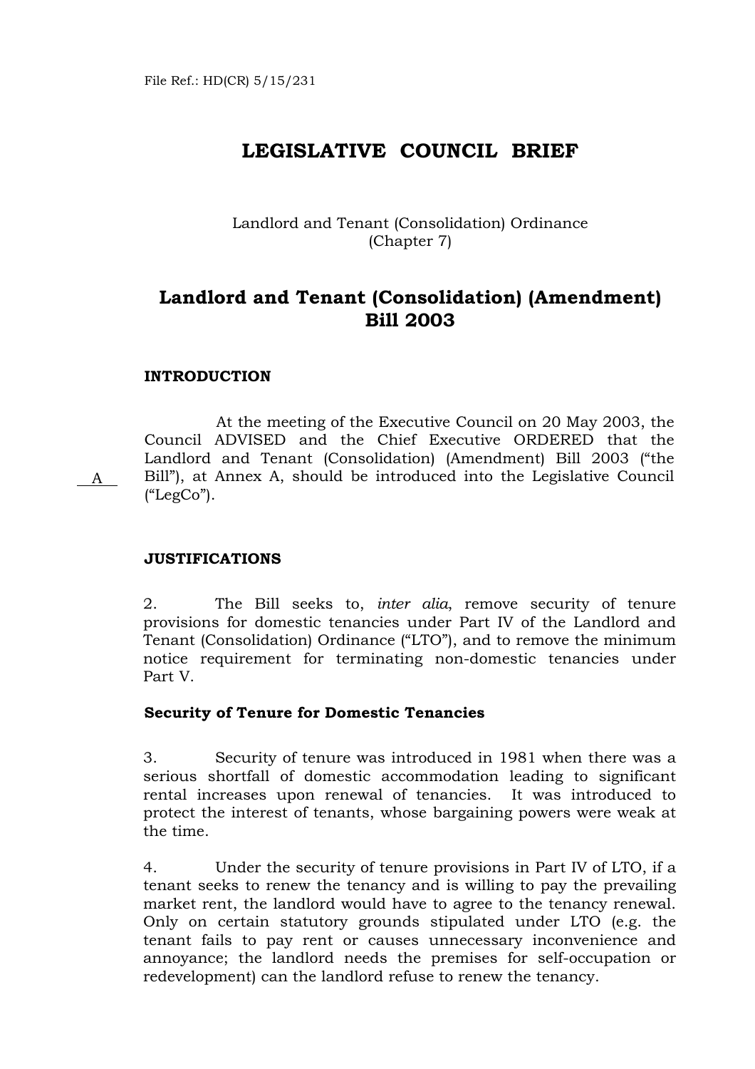File Ref.: HD(CR) 5/15/231

# LEGISLATIVE COUNCIL BRIEF

Landlord and Tenant (Consolidation) Ordinance
(Chapter 7)

## Landlord and Tenant (Consolidation) (Amendment) Bill 2003

### INTRODUCTION

A

At the meeting of the Executive Council on 20 May 2003, the Council ADVISED and the Chief Executive ORDERED that the Landlord and Tenant (Consolidation) (Amendment) Bill 2003 ("the Bill"), at Annex A, should be introduced into the Legislative Council ("LegCo").

### JUSTIFICATIONS

2. The Bill seeks to, *inter alia*, remove security of tenure provisions for domestic tenancies under Part IV of the Landlord and Tenant (Consolidation) Ordinance ("LTO"), and to remove the minimum notice requirement for terminating non-domestic tenancies under Part V.

**Security of Tenure for Domestic Tenancies**

3. Security of tenure was introduced in 1981 when there was a serious shortfall of domestic accommodation leading to significant rental increases upon renewal of tenancies. It was introduced to protect the interest of tenants, whose bargaining powers were weak at the time.

4. Under the security of tenure provisions in Part IV of LTO, if a tenant seeks to renew the tenancy and is willing to pay the prevailing market rent, the landlord would have to agree to the tenancy renewal. Only on certain statutory grounds stipulated under LTO (e.g. the tenant fails to pay rent or causes unnecessary inconvenience and annoyance; the landlord needs the premises for self-occupation or redevelopment) can the landlord refuse to renew the tenancy.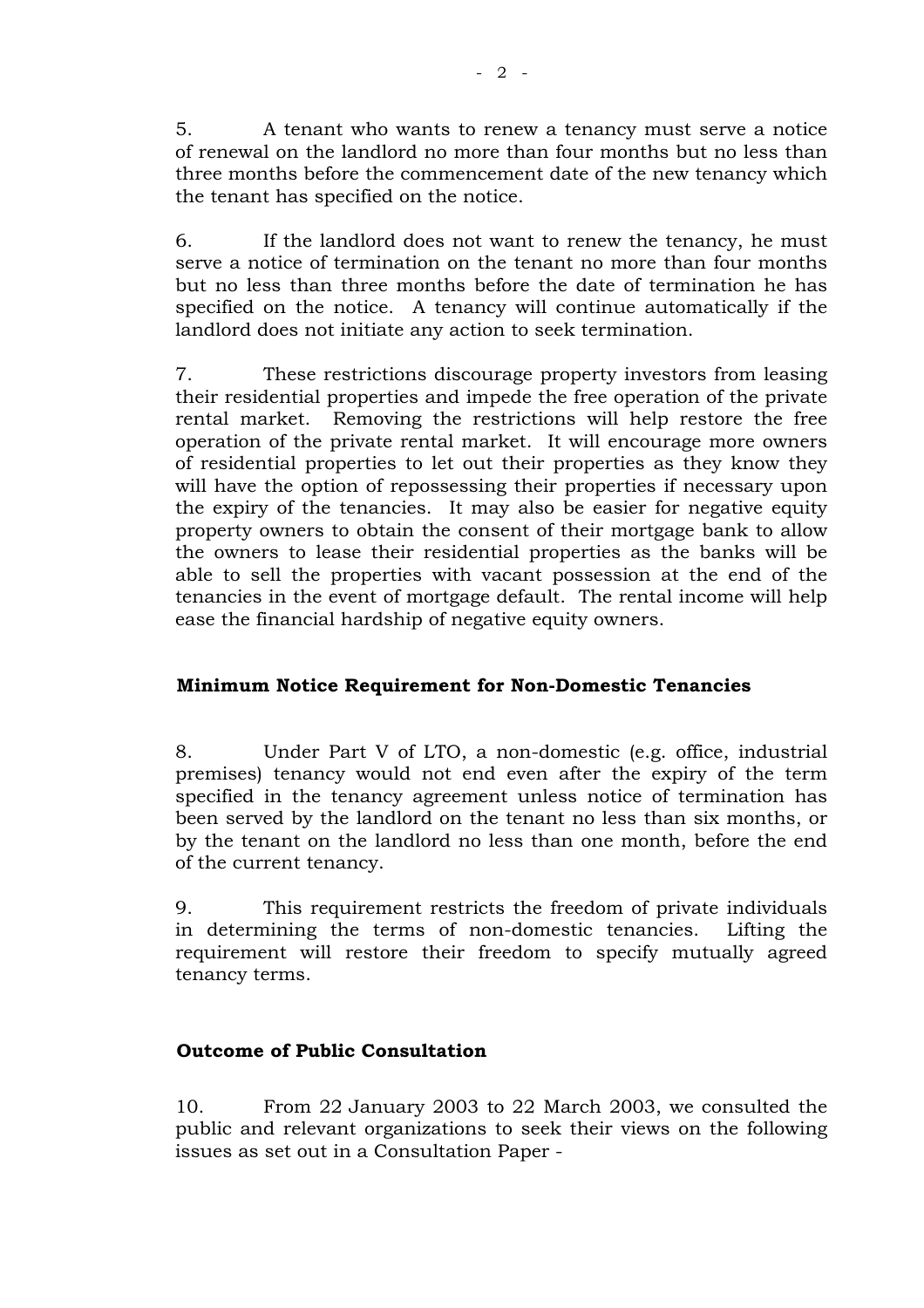5. A tenant who wants to renew a tenancy must serve a notice of renewal on the landlord no more than four months but no less than three months before the commencement date of the new tenancy which the tenant has specified on the notice.

6. If the landlord does not want to renew the tenancy, he must serve a notice of termination on the tenant no more than four months but no less than three months before the date of termination he has specified on the notice. A tenancy will continue automatically if the landlord does not initiate any action to seek termination.

7. These restrictions discourage property investors from leasing their residential properties and impede the free operation of the private rental market. Removing the restrictions will help restore the free operation of the private rental market. It will encourage more owners of residential properties to let out their properties as they know they will have the option of repossessing their properties if necessary upon the expiry of the tenancies. It may also be easier for negative equity property owners to obtain the consent of their mortgage bank to allow the owners to lease their residential properties as the banks will be able to sell the properties with vacant possession at the end of the tenancies in the event of mortgage default. The rental income will help ease the financial hardship of negative equity owners.

**Minimum Notice Requirement for Non-Domestic Tenancies**

8. Under Part V of LTO, a non-domestic (e.g. office, industrial premises) tenancy would not end even after the expiry of the term specified in the tenancy agreement unless notice of termination has been served by the landlord on the tenant no less than six months, or by the tenant on the landlord no less than one month, before the end of the current tenancy.

9. This requirement restricts the freedom of private individuals in determining the terms of non-domestic tenancies. Lifting the requirement will restore their freedom to specify mutually agreed tenancy terms.

**Outcome of Public Consultation**

10. From 22 January 2003 to 22 March 2003, we consulted the public and relevant organizations to seek their views on the following issues as set out in a Consultation Paper -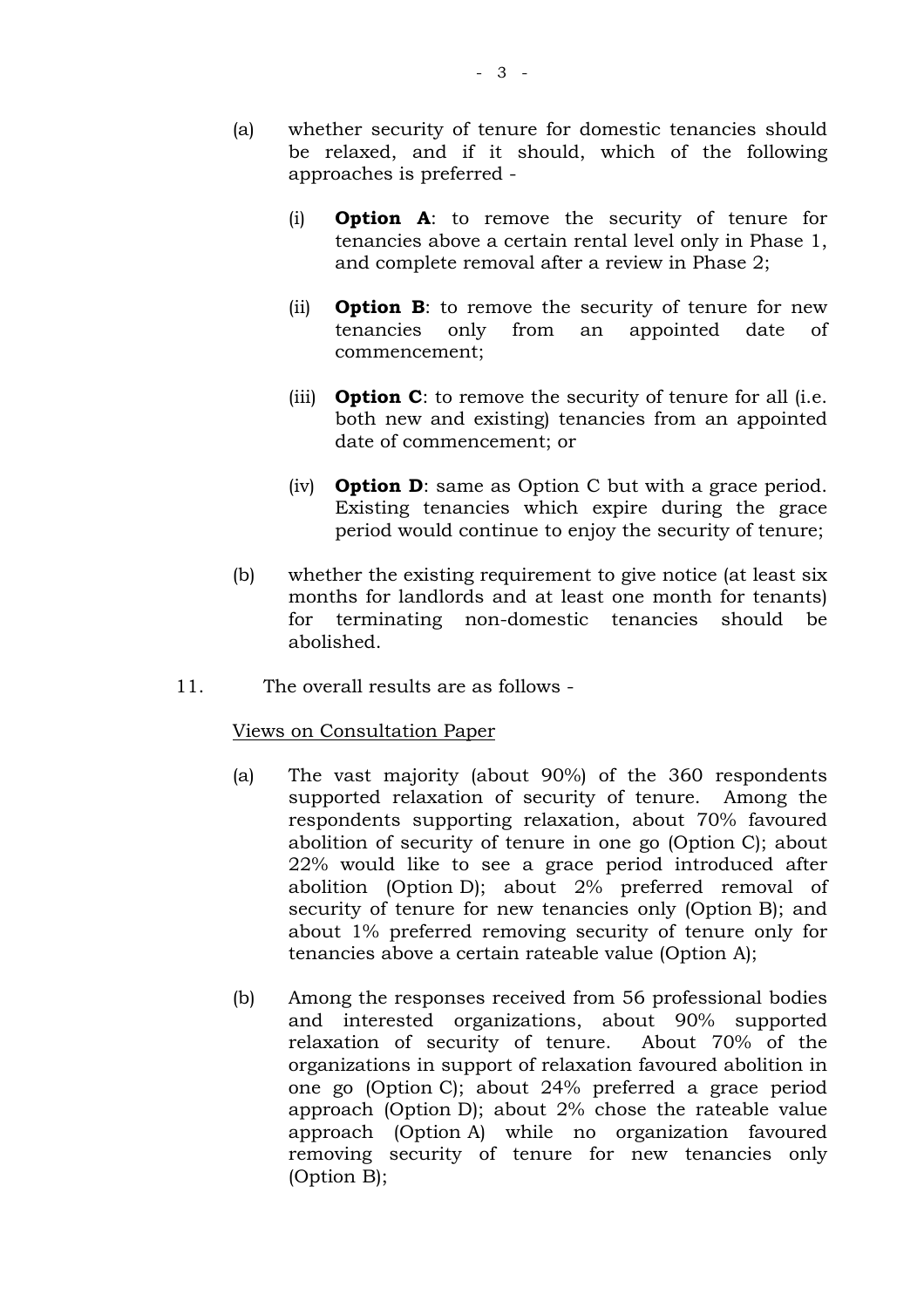(a) whether security of tenure for domestic tenancies should be relaxed, and if it should, which of the following approaches is preferred -

   (i) **Option A**: to remove the security of tenure for tenancies above a certain rental level only in Phase 1, and complete removal after a review in Phase 2;

   (ii) **Option B**: to remove the security of tenure for new tenancies only from an appointed date of commencement;

   (iii) **Option C**: to remove the security of tenure for all (i.e. both new and existing) tenancies from an appointed date of commencement; or

   (iv) **Option D**: same as Option C but with a grace period. Existing tenancies which expire during the grace period would continue to enjoy the security of tenure;

(b) whether the existing requirement to give notice (at least six months for landlords and at least one month for tenants) for terminating non-domestic tenancies should be abolished.

11. The overall results are as follows -

<u>Views on Consultation Paper</u>

(a) The vast majority (about 90%) of the 360 respondents supported relaxation of security of tenure. Among the respondents supporting relaxation, about 70% favoured abolition of security of tenure in one go (Option C); about 22% would like to see a grace period introduced after abolition (Option D); about 2% preferred removal of security of tenure for new tenancies only (Option B); and about 1% preferred removing security of tenure only for tenancies above a certain rateable value (Option A);

(b) Among the responses received from 56 professional bodies and interested organizations, about 90% supported relaxation of security of tenure. About 70% of the organizations in support of relaxation favoured abolition in one go (Option C); about 24% preferred a grace period approach (Option D); about 2% chose the rateable value approach (Option A) while no organization favoured removing security of tenure for new tenancies only (Option B);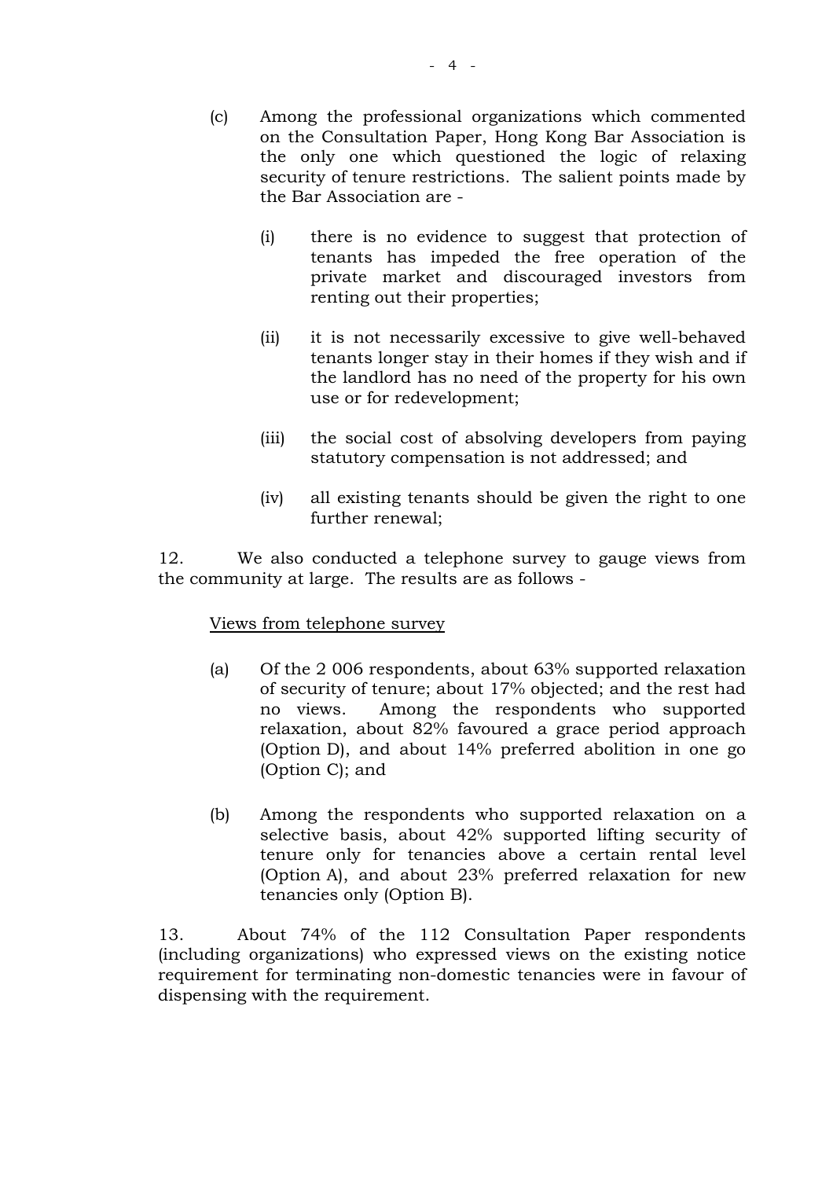(c) Among the professional organizations which commented on the Consultation Paper, Hong Kong Bar Association is the only one which questioned the logic of relaxing security of tenure restrictions. The salient points made by the Bar Association are -

   (i) there is no evidence to suggest that protection of tenants has impeded the free operation of the private market and discouraged investors from renting out their properties;

   (ii) it is not necessarily excessive to give well-behaved tenants longer stay in their homes if they wish and if the landlord has no need of the property for his own use or for redevelopment;

   (iii) the social cost of absolving developers from paying statutory compensation is not addressed; and

   (iv) all existing tenants should be given the right to one further renewal;

12. We also conducted a telephone survey to gauge views from the community at large. The results are as follows -

<u>Views from telephone survey</u>

(a) Of the 2 006 respondents, about 63% supported relaxation of security of tenure; about 17% objected; and the rest had no views. Among the respondents who supported relaxation, about 82% favoured a grace period approach (Option D), and about 14% preferred abolition in one go (Option C); and

(b) Among the respondents who supported relaxation on a selective basis, about 42% supported lifting security of tenure only for tenancies above a certain rental level (Option A), and about 23% preferred relaxation for new tenancies only (Option B).

13. About 74% of the 112 Consultation Paper respondents (including organizations) who expressed views on the existing notice requirement for terminating non-domestic tenancies were in favour of dispensing with the requirement.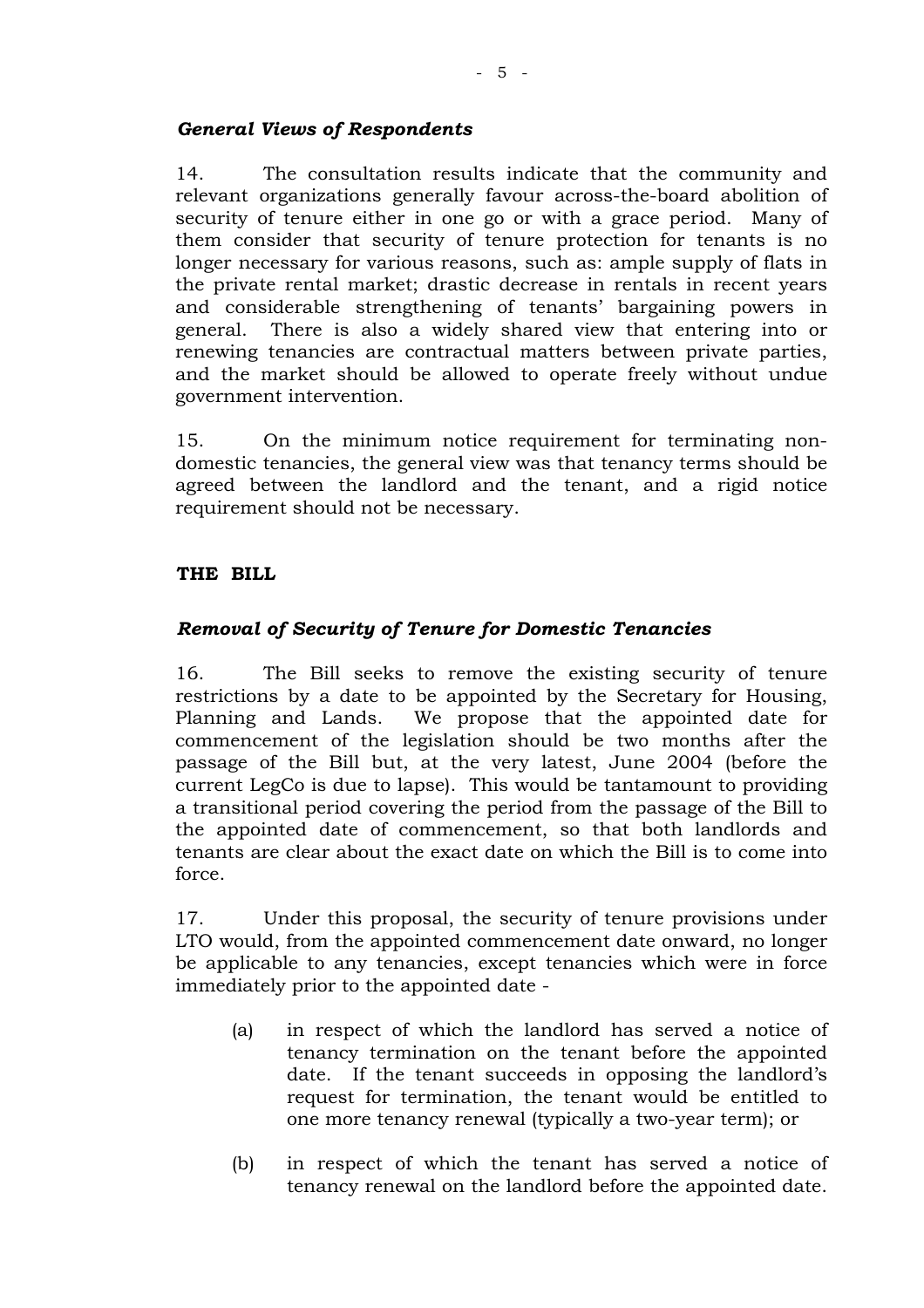### *General Views of Respondents*

14. The consultation results indicate that the community and relevant organizations generally favour across-the-board abolition of security of tenure either in one go or with a grace period. Many of them consider that security of tenure protection for tenants is no longer necessary for various reasons, such as: ample supply of flats in the private rental market; drastic decrease in rentals in recent years and considerable strengthening of tenants' bargaining powers in general. There is also a widely shared view that entering into or renewing tenancies are contractual matters between private parties, and the market should be allowed to operate freely without undue government intervention.

15. On the minimum notice requirement for terminating non-domestic tenancies, the general view was that tenancy terms should be agreed between the landlord and the tenant, and a rigid notice requirement should not be necessary.

## THE BILL

### *Removal of Security of Tenure for Domestic Tenancies*

16. The Bill seeks to remove the existing security of tenure restrictions by a date to be appointed by the Secretary for Housing, Planning and Lands. We propose that the appointed date for commencement of the legislation should be two months after the passage of the Bill but, at the very latest, June 2004 (before the current LegCo is due to lapse). This would be tantamount to providing a transitional period covering the period from the passage of the Bill to the appointed date of commencement, so that both landlords and tenants are clear about the exact date on which the Bill is to come into force.

17. Under this proposal, the security of tenure provisions under LTO would, from the appointed commencement date onward, no longer be applicable to any tenancies, except tenancies which were in force immediately prior to the appointed date -

(a) in respect of which the landlord has served a notice of tenancy termination on the tenant before the appointed date. If the tenant succeeds in opposing the landlord's request for termination, the tenant would be entitled to one more tenancy renewal (typically a two-year term); or

(b) in respect of which the tenant has served a notice of tenancy renewal on the landlord before the appointed date.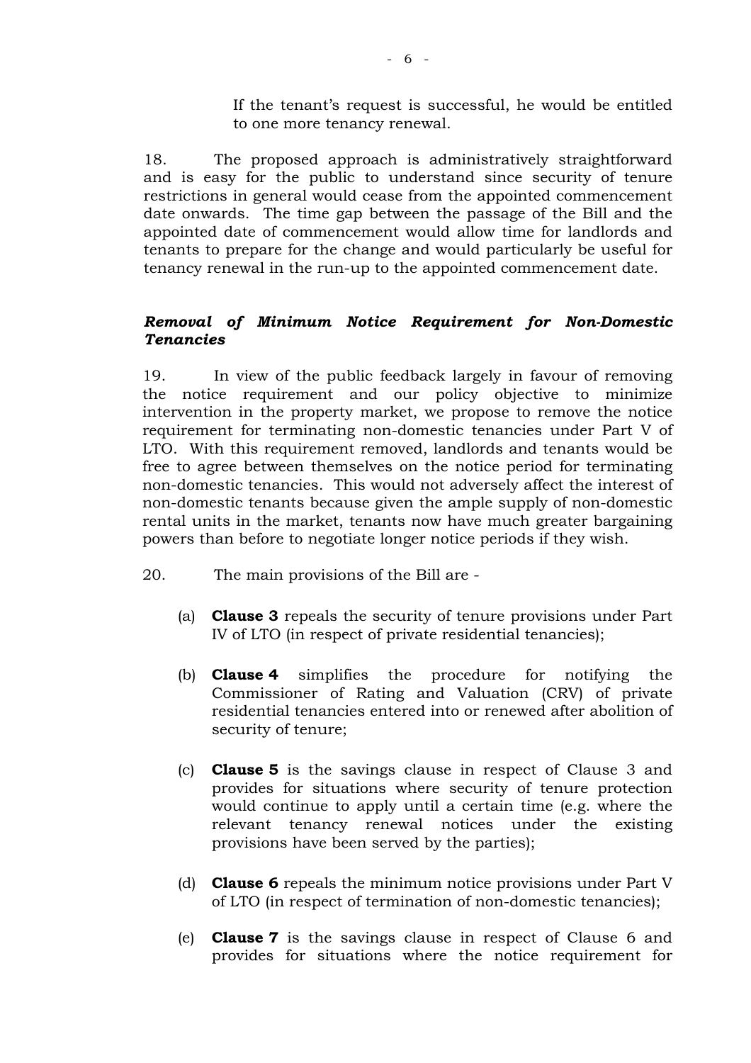If the tenant's request is successful, he would be entitled to one more tenancy renewal.

18. The proposed approach is administratively straightforward and is easy for the public to understand since security of tenure restrictions in general would cease from the appointed commencement date onwards. The time gap between the passage of the Bill and the appointed date of commencement would allow time for landlords and tenants to prepare for the change and would particularly be useful for tenancy renewal in the run-up to the appointed commencement date.

***Removal of Minimum Notice Requirement for Non-Domestic Tenancies***

19. In view of the public feedback largely in favour of removing the notice requirement and our policy objective to minimize intervention in the property market, we propose to remove the notice requirement for terminating non-domestic tenancies under Part V of LTO. With this requirement removed, landlords and tenants would be free to agree between themselves on the notice period for terminating non-domestic tenancies. This would not adversely affect the interest of non-domestic tenants because given the ample supply of non-domestic rental units in the market, tenants now have much greater bargaining powers than before to negotiate longer notice periods if they wish.

20. The main provisions of the Bill are -

(a) **Clause 3** repeals the security of tenure provisions under Part IV of LTO (in respect of private residential tenancies);

(b) **Clause 4** simplifies the procedure for notifying the Commissioner of Rating and Valuation (CRV) of private residential tenancies entered into or renewed after abolition of security of tenure;

(c) **Clause 5** is the savings clause in respect of Clause 3 and provides for situations where security of tenure protection would continue to apply until a certain time (e.g. where the relevant tenancy renewal notices under the existing provisions have been served by the parties);

(d) **Clause 6** repeals the minimum notice provisions under Part V of LTO (in respect of termination of non-domestic tenancies);

(e) **Clause 7** is the savings clause in respect of Clause 6 and provides for situations where the notice requirement for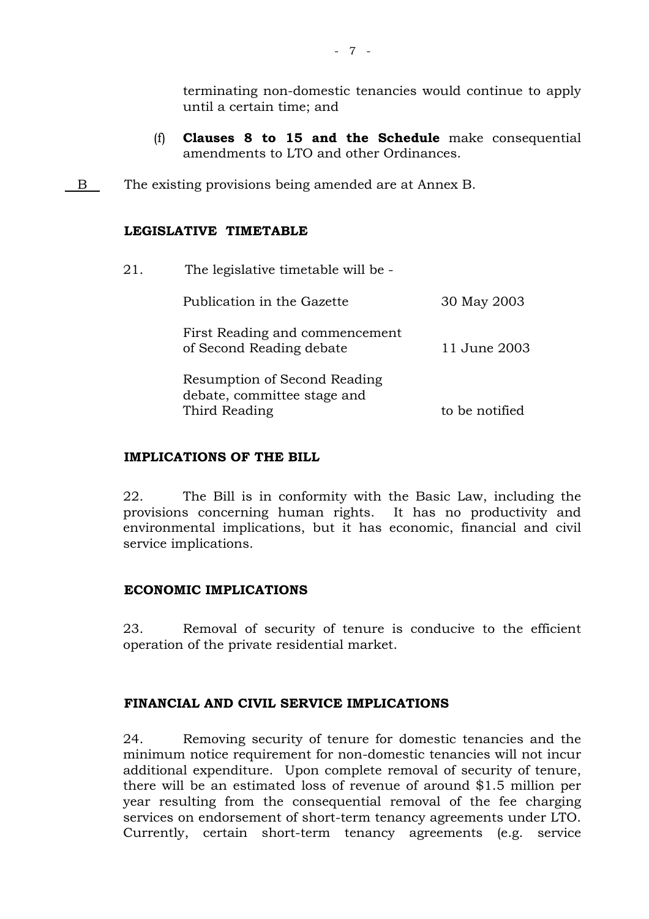terminating non-domestic tenancies would continue to apply until a certain time; and

(f) **Clauses 8 to 15 and the Schedule** make consequential amendments to LTO and other Ordinances.

B The existing provisions being amended are at Annex B.

## LEGISLATIVE TIMETABLE

21. The legislative timetable will be -

| | |
|---|---|
| Publication in the Gazette | 30 May 2003 |
| First Reading and commencement of Second Reading debate | 11 June 2003 |
| Resumption of Second Reading debate, committee stage and Third Reading | to be notified |

## IMPLICATIONS OF THE BILL

22. The Bill is in conformity with the Basic Law, including the provisions concerning human rights. It has no productivity and environmental implications, but it has economic, financial and civil service implications.

## ECONOMIC IMPLICATIONS

23. Removal of security of tenure is conducive to the efficient operation of the private residential market.

## FINANCIAL AND CIVIL SERVICE IMPLICATIONS

24. Removing security of tenure for domestic tenancies and the minimum notice requirement for non-domestic tenancies will not incur additional expenditure. Upon complete removal of security of tenure, there will be an estimated loss of revenue of around $1.5 million per year resulting from the consequential removal of the fee charging services on endorsement of short-term tenancy agreements under LTO. Currently, certain short-term tenancy agreements (e.g. service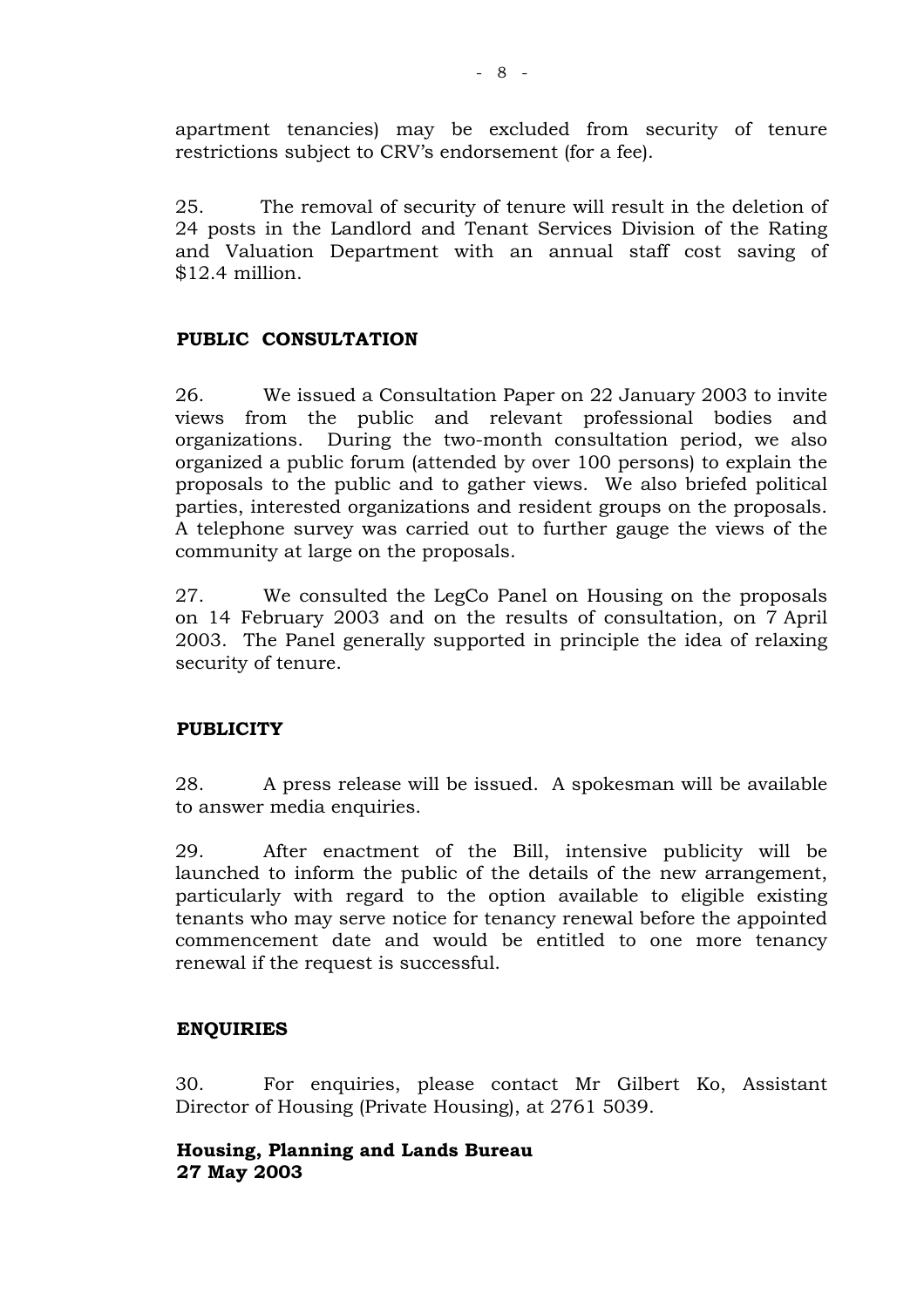apartment tenancies) may be excluded from security of tenure restrictions subject to CRV's endorsement (for a fee).

25. The removal of security of tenure will result in the deletion of 24 posts in the Landlord and Tenant Services Division of the Rating and Valuation Department with an annual staff cost saving of $12.4 million.

## PUBLIC CONSULTATION

26. We issued a Consultation Paper on 22 January 2003 to invite views from the public and relevant professional bodies and organizations. During the two-month consultation period, we also organized a public forum (attended by over 100 persons) to explain the proposals to the public and to gather views. We also briefed political parties, interested organizations and resident groups on the proposals. A telephone survey was carried out to further gauge the views of the community at large on the proposals.

27. We consulted the LegCo Panel on Housing on the proposals on 14 February 2003 and on the results of consultation, on 7 April 2003. The Panel generally supported in principle the idea of relaxing security of tenure.

## PUBLICITY

28. A press release will be issued. A spokesman will be available to answer media enquiries.

29. After enactment of the Bill, intensive publicity will be launched to inform the public of the details of the new arrangement, particularly with regard to the option available to eligible existing tenants who may serve notice for tenancy renewal before the appointed commencement date and would be entitled to one more tenancy renewal if the request is successful.

## ENQUIRIES

30. For enquiries, please contact Mr Gilbert Ko, Assistant Director of Housing (Private Housing), at 2761 5039.

**Housing, Planning and Lands Bureau**
**27 May 2003**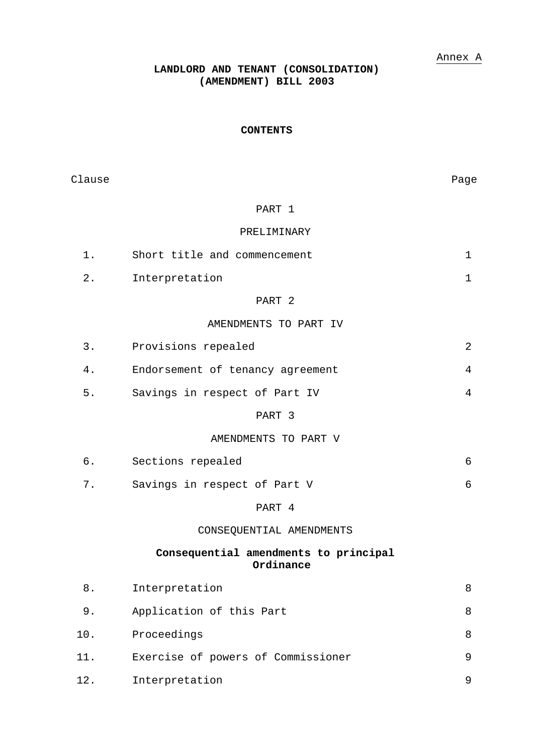Annex A

# LANDLORD AND TENANT (CONSOLIDATION) (AMENDMENT) BILL 2003

## CONTENTS

| Clause | | Page |
|---|---|---|
| | **PART 1** | |
| | **PRELIMINARY** | |
| 1. | Short title and commencement | 1 |
| 2. | Interpretation | 1 |
| | **PART 2** | |
| | **AMENDMENTS TO PART IV** | |
| 3. | Provisions repealed | 2 |
| 4. | Endorsement of tenancy agreement | 4 |
| 5. | Savings in respect of Part IV | 4 |
| | **PART 3** | |
| | **AMENDMENTS TO PART V** | |
| 6. | Sections repealed | 6 |
| 7. | Savings in respect of Part V | 6 |
| | **PART 4** | |
| | **CONSEQUENTIAL AMENDMENTS** | |
| | **Consequential amendments to principal Ordinance** | |
| 8. | Interpretation | 8 |
| 9. | Application of this Part | 8 |
| 10. | Proceedings | 8 |
| 11. | Exercise of powers of Commissioner | 9 |
| 12. | Interpretation | 9 |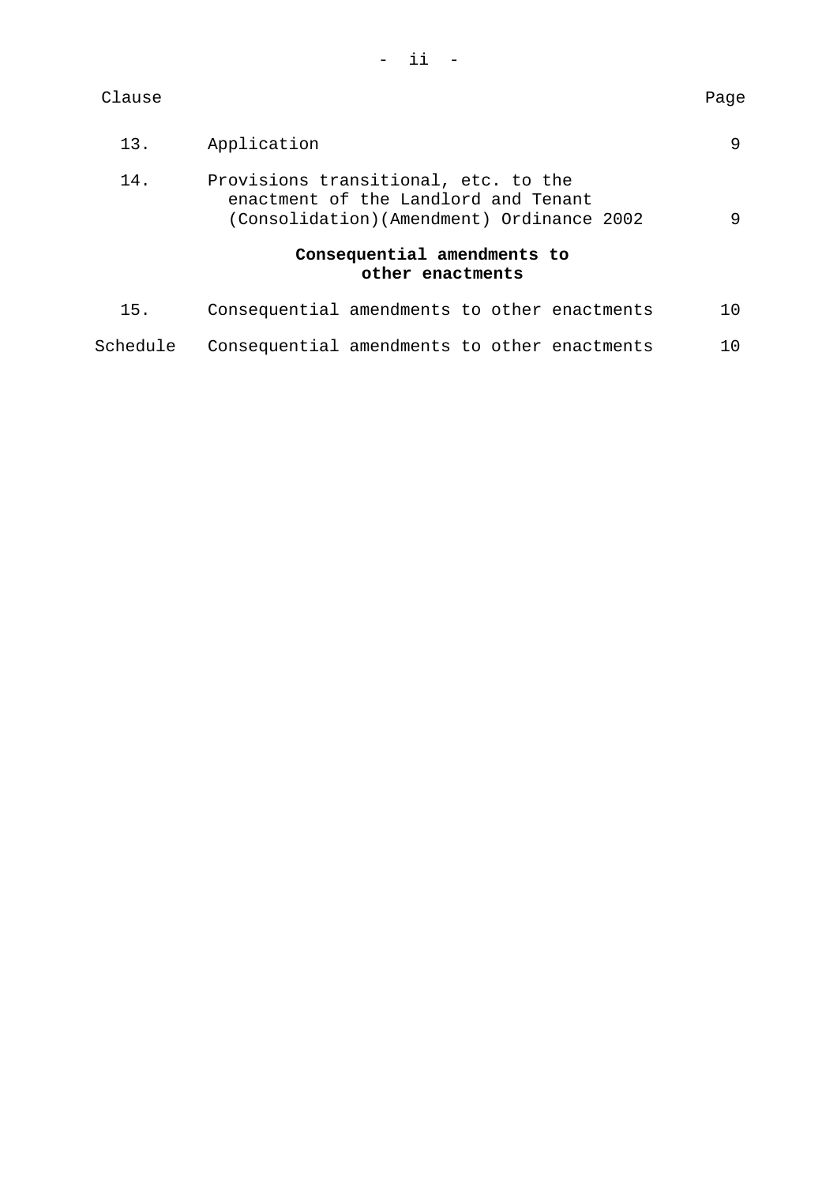| Clause | | Page |
|---|---|---|
| 13. | Application | 9 |
| 14. | Provisions transitional, etc. to the enactment of the Landlord and Tenant (Consolidation)(Amendment) Ordinance 2002 | 9 |
| | **Consequential amendments to other enactments** | |
| 15. | Consequential amendments to other enactments | 10 |
| Schedule | Consequential amendments to other enactments | 10 |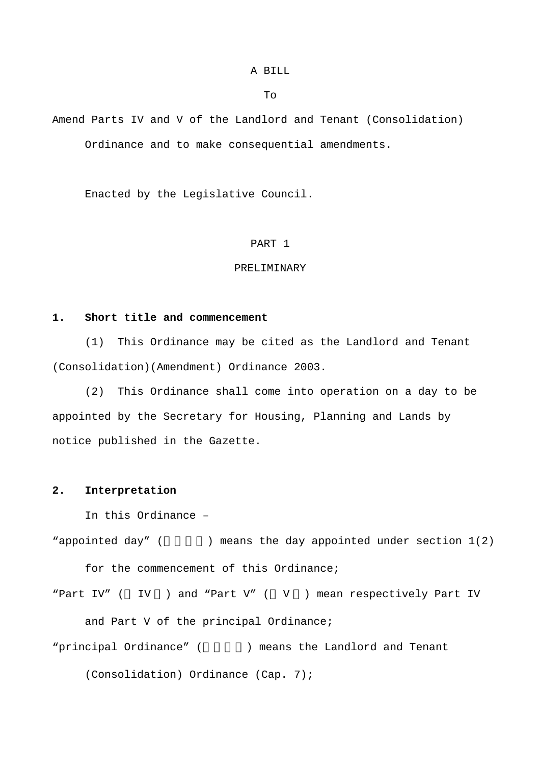A BILL

To

Amend Parts IV and V of the Landlord and Tenant (Consolidation) Ordinance and to make consequential amendments.

Enacted by the Legislative Council.

## PART 1

## PRELIMINARY

**1. Short title and commencement**

(1) This Ordinance may be cited as the Landlord and Tenant (Consolidation)(Amendment) Ordinance 2003.

(2) This Ordinance shall come into operation on a day to be appointed by the Secretary for Housing, Planning and Lands by notice published in the Gazette.

**2. Interpretation**

In this Ordinance –

"appointed day" (□□□□) means the day appointed under section 1(2) for the commencement of this Ordinance;

"Part IV" (□ IV □) and "Part V" (□ V □) mean respectively Part IV and Part V of the principal Ordinance;

"principal Ordinance" (□□□□) means the Landlord and Tenant (Consolidation) Ordinance (Cap. 7);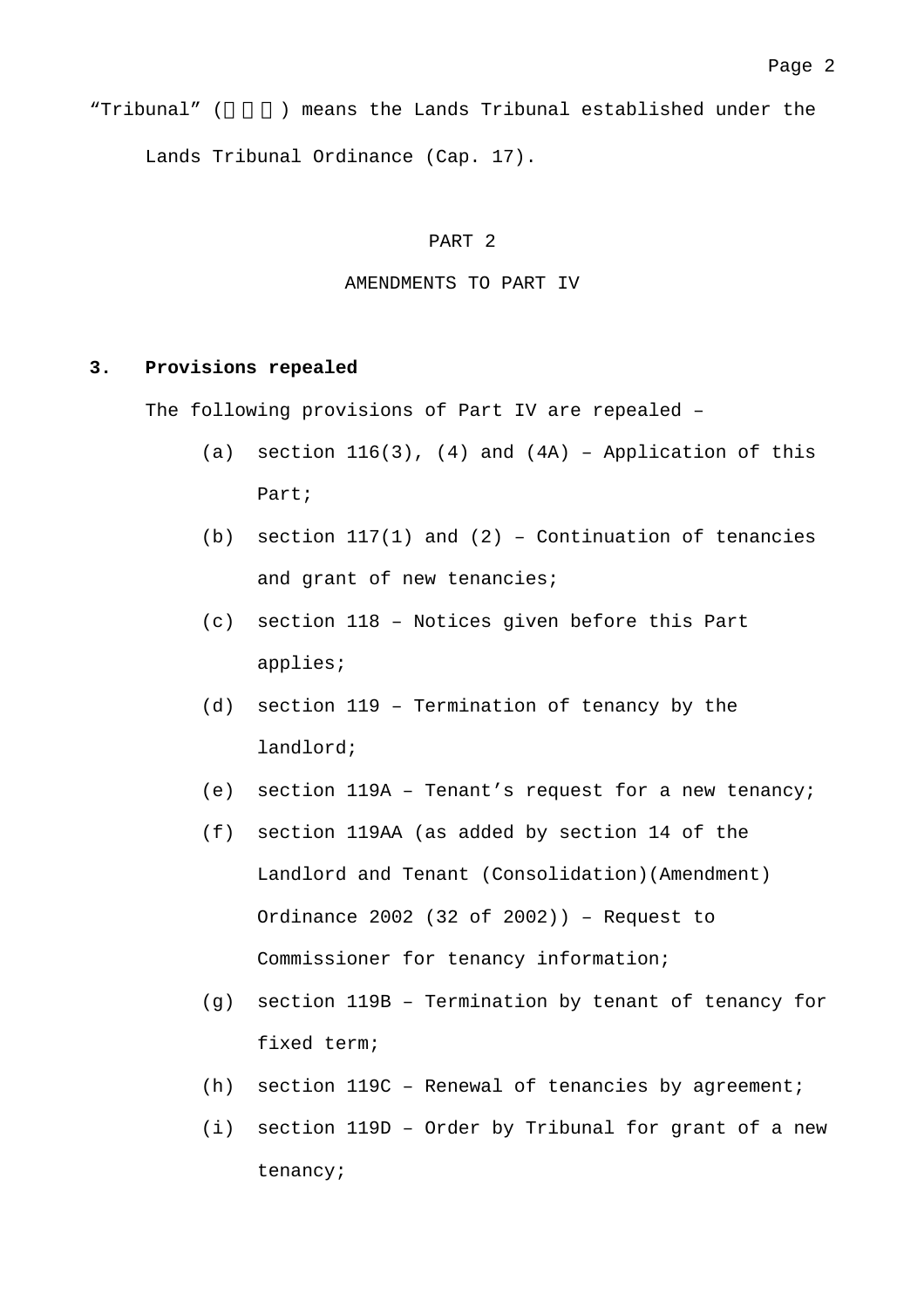"Tribunal" (　　　) means the Lands Tribunal established under the Lands Tribunal Ordinance (Cap. 17).

## PART 2

## AMENDMENTS TO PART IV

### 3. Provisions repealed

The following provisions of Part IV are repealed –

(a) section 116(3), (4) and (4A) – Application of this Part;

(b) section 117(1) and (2) – Continuation of tenancies and grant of new tenancies;

(c) section 118 – Notices given before this Part applies;

(d) section 119 – Termination of tenancy by the landlord;

(e) section 119A – Tenant's request for a new tenancy;

(f) section 119AA (as added by section 14 of the Landlord and Tenant (Consolidation)(Amendment) Ordinance 2002 (32 of 2002)) – Request to Commissioner for tenancy information;

(g) section 119B – Termination by tenant of tenancy for fixed term;

(h) section 119C – Renewal of tenancies by agreement;

(i) section 119D – Order by Tribunal for grant of a new tenancy;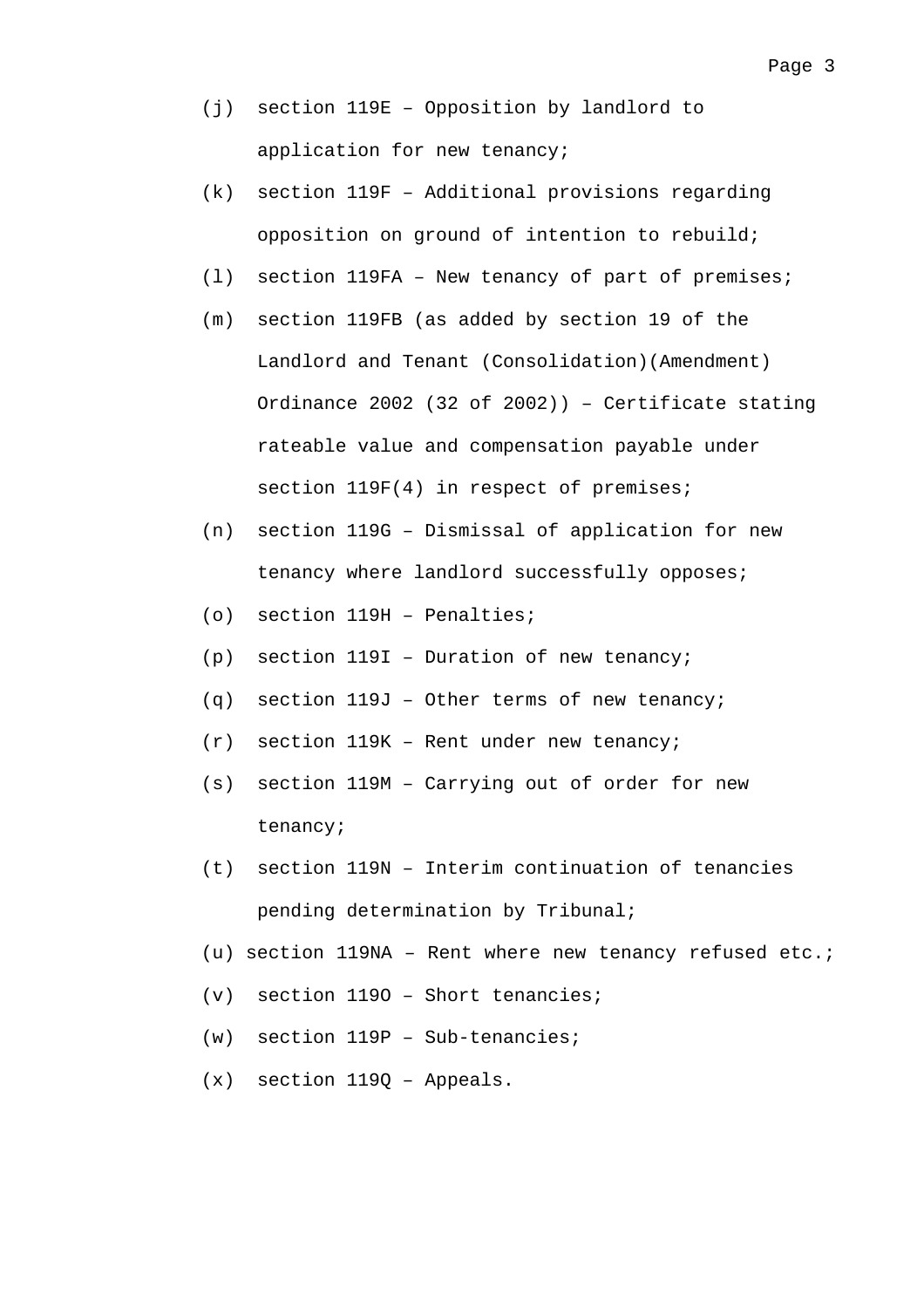(j) section 119E – Opposition by landlord to application for new tenancy;

(k) section 119F – Additional provisions regarding opposition on ground of intention to rebuild;

(l) section 119FA – New tenancy of part of premises;

(m) section 119FB (as added by section 19 of the Landlord and Tenant (Consolidation)(Amendment) Ordinance 2002 (32 of 2002)) – Certificate stating rateable value and compensation payable under section 119F(4) in respect of premises;

(n) section 119G – Dismissal of application for new tenancy where landlord successfully opposes;

(o) section 119H – Penalties;

(p) section 119I – Duration of new tenancy;

(q) section 119J – Other terms of new tenancy;

(r) section 119K – Rent under new tenancy;

(s) section 119M – Carrying out of order for new tenancy;

(t) section 119N – Interim continuation of tenancies pending determination by Tribunal;

(u) section 119NA – Rent where new tenancy refused etc.;

(v) section 119O – Short tenancies;

(w) section 119P – Sub-tenancies;

(x) section 119Q – Appeals.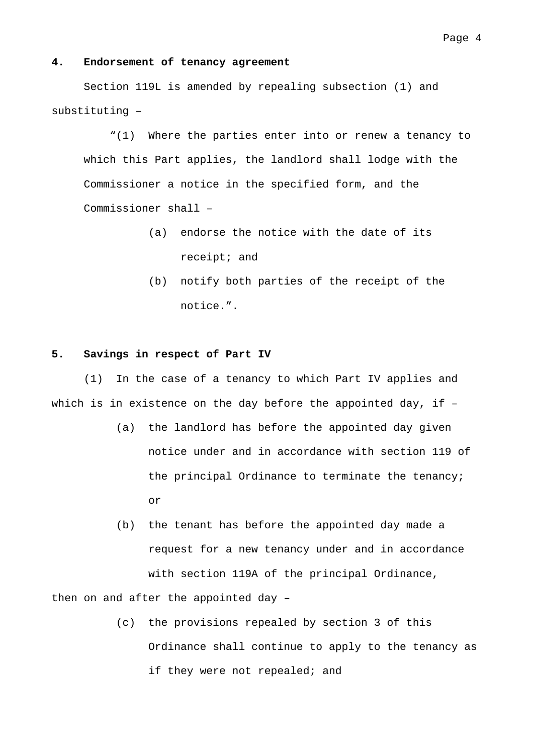**4. Endorsement of tenancy agreement**

Section 119L is amended by repealing subsection (1) and substituting –

> “(1) Where the parties enter into or renew a tenancy to which this Part applies, the landlord shall lodge with the Commissioner a notice in the specified form, and the Commissioner shall –
>
> (a) endorse the notice with the date of its receipt; and
>
> (b) notify both parties of the receipt of the notice.”.

**5. Savings in respect of Part IV**

(1) In the case of a tenancy to which Part IV applies and which is in existence on the day before the appointed day, if –

(a) the landlord has before the appointed day given notice under and in accordance with section 119 of the principal Ordinance to terminate the tenancy; or

(b) the tenant has before the appointed day made a request for a new tenancy under and in accordance with section 119A of the principal Ordinance,

then on and after the appointed day –

(c) the provisions repealed by section 3 of this Ordinance shall continue to apply to the tenancy as if they were not repealed; and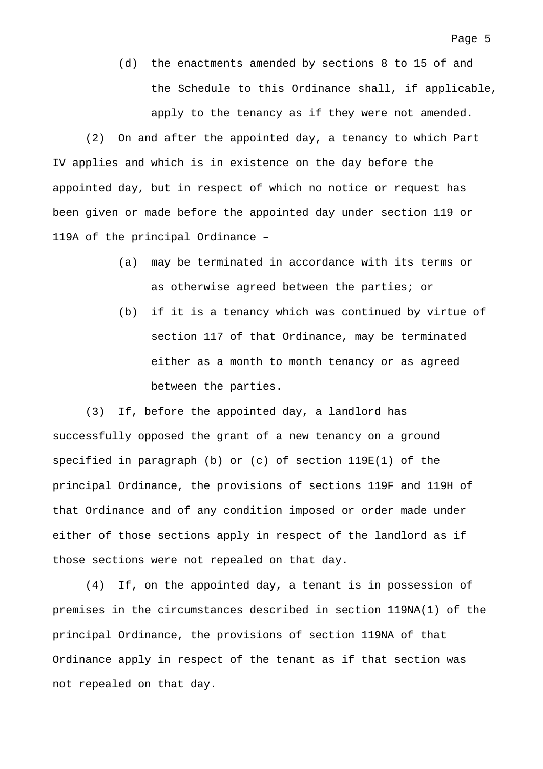(d) the enactments amended by sections 8 to 15 of and the Schedule to this Ordinance shall, if applicable, apply to the tenancy as if they were not amended.

(2) On and after the appointed day, a tenancy to which Part IV applies and which is in existence on the day before the appointed day, but in respect of which no notice or request has been given or made before the appointed day under section 119 or 119A of the principal Ordinance –

(a) may be terminated in accordance with its terms or as otherwise agreed between the parties; or

(b) if it is a tenancy which was continued by virtue of section 117 of that Ordinance, may be terminated either as a month to month tenancy or as agreed between the parties.

(3) If, before the appointed day, a landlord has successfully opposed the grant of a new tenancy on a ground specified in paragraph (b) or (c) of section 119E(1) of the principal Ordinance, the provisions of sections 119F and 119H of that Ordinance and of any condition imposed or order made under either of those sections apply in respect of the landlord as if those sections were not repealed on that day.

(4) If, on the appointed day, a tenant is in possession of premises in the circumstances described in section 119NA(1) of the principal Ordinance, the provisions of section 119NA of that Ordinance apply in respect of the tenant as if that section was not repealed on that day.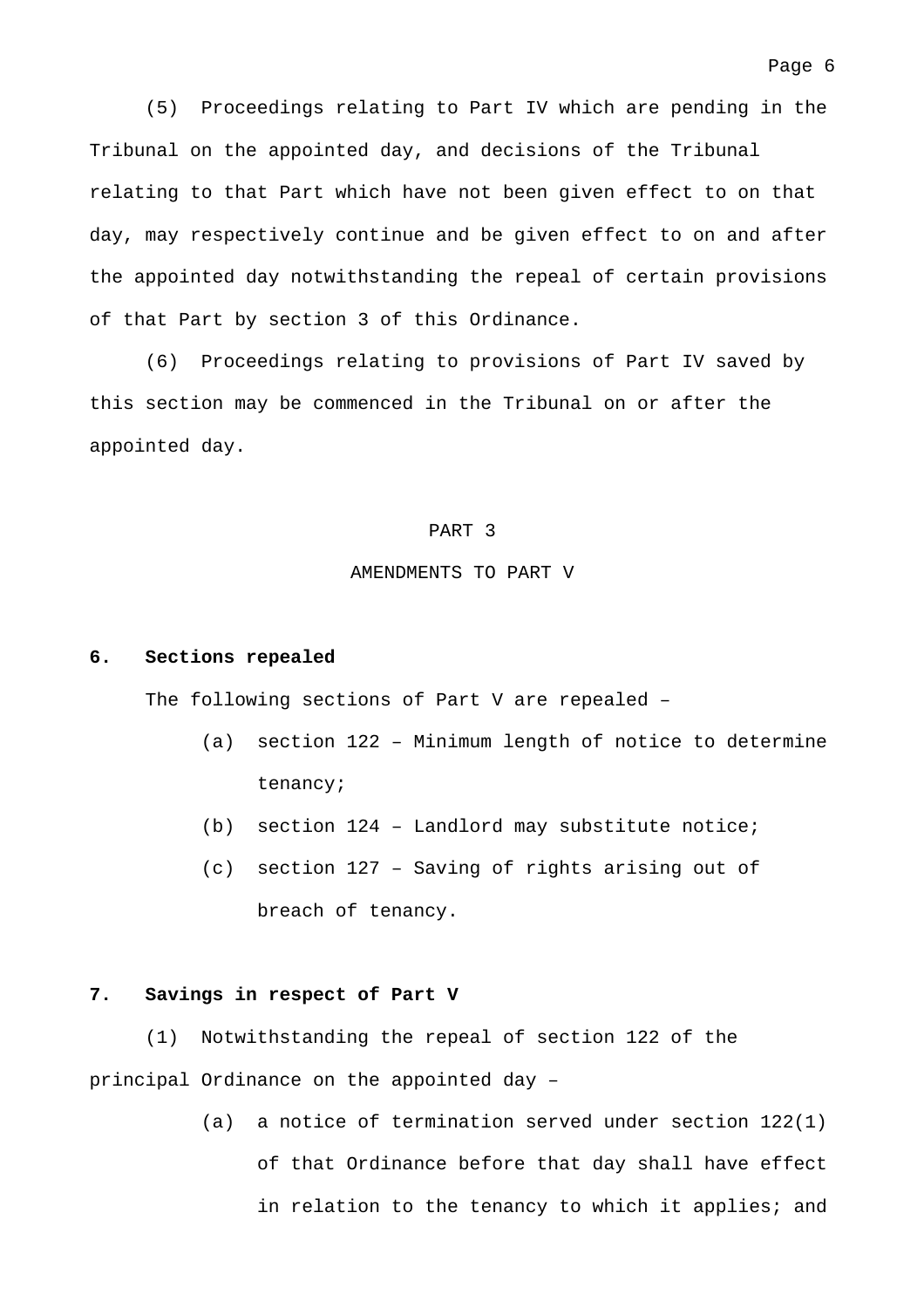(5) Proceedings relating to Part IV which are pending in the Tribunal on the appointed day, and decisions of the Tribunal relating to that Part which have not been given effect to on that day, may respectively continue and be given effect to on and after the appointed day notwithstanding the repeal of certain provisions of that Part by section 3 of this Ordinance.

(6) Proceedings relating to provisions of Part IV saved by this section may be commenced in the Tribunal on or after the appointed day.

## PART 3

## AMENDMENTS TO PART V

### 6. Sections repealed

The following sections of Part V are repealed –

(a) section 122 – Minimum length of notice to determine tenancy;

(b) section 124 – Landlord may substitute notice;

(c) section 127 – Saving of rights arising out of breach of tenancy.

### 7. Savings in respect of Part V

(1) Notwithstanding the repeal of section 122 of the principal Ordinance on the appointed day –

(a) a notice of termination served under section 122(1) of that Ordinance before that day shall have effect in relation to the tenancy to which it applies; and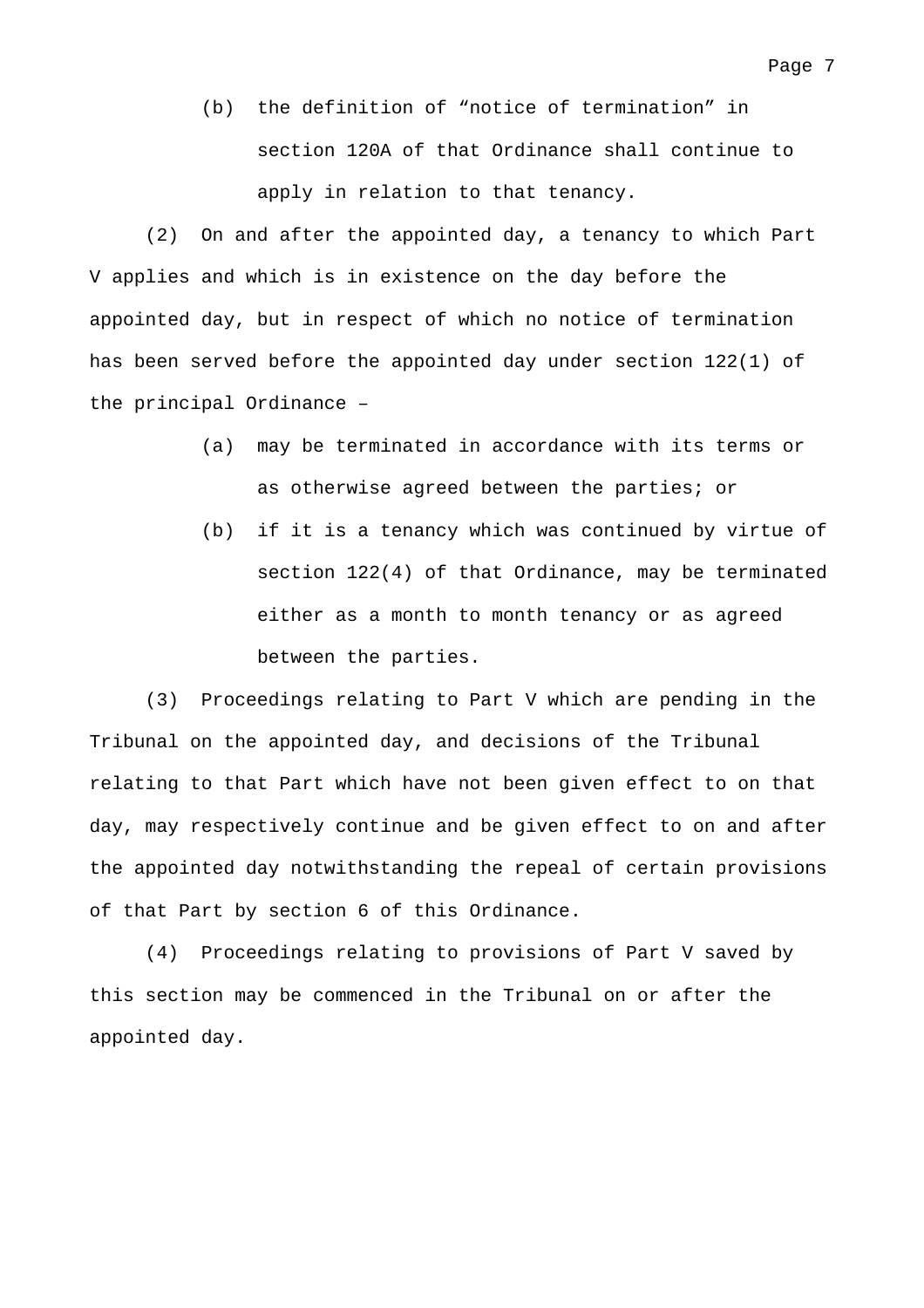(b) the definition of “notice of termination” in section 120A of that Ordinance shall continue to apply in relation to that tenancy.

(2) On and after the appointed day, a tenancy to which Part V applies and which is in existence on the day before the appointed day, but in respect of which no notice of termination has been served before the appointed day under section 122(1) of the principal Ordinance –

(a) may be terminated in accordance with its terms or as otherwise agreed between the parties; or

(b) if it is a tenancy which was continued by virtue of section 122(4) of that Ordinance, may be terminated either as a month to month tenancy or as agreed between the parties.

(3) Proceedings relating to Part V which are pending in the Tribunal on the appointed day, and decisions of the Tribunal relating to that Part which have not been given effect to on that day, may respectively continue and be given effect to on and after the appointed day notwithstanding the repeal of certain provisions of that Part by section 6 of this Ordinance.

(4) Proceedings relating to provisions of Part V saved by this section may be commenced in the Tribunal on or after the appointed day.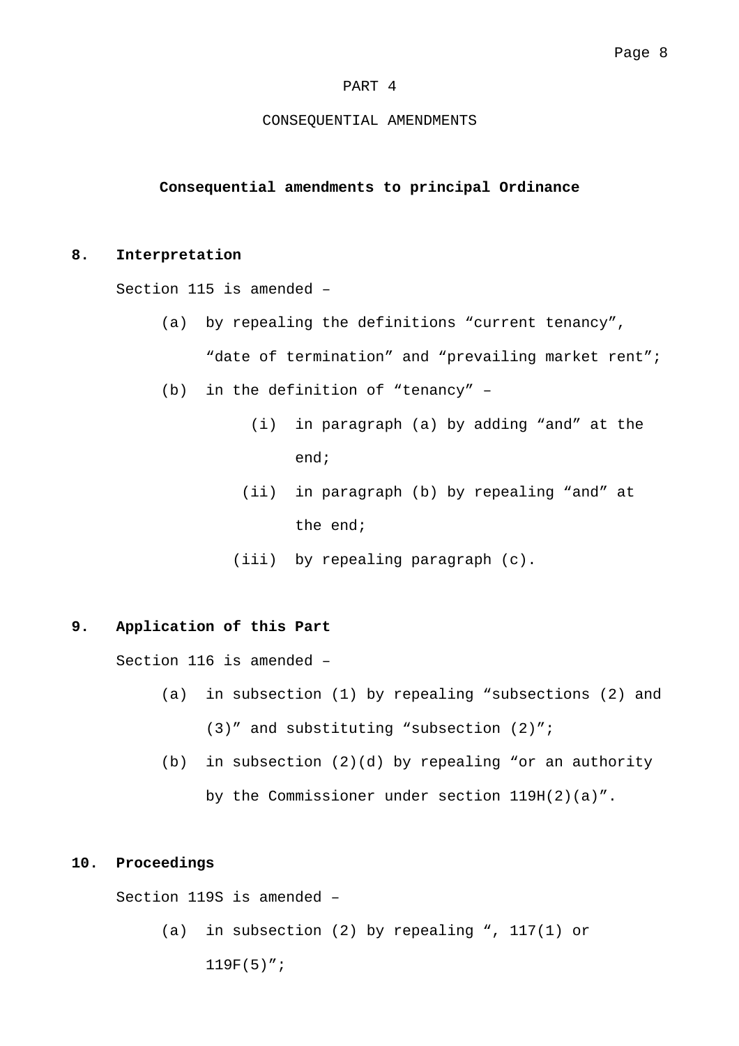# PART 4

# CONSEQUENTIAL AMENDMENTS

## Consequential amendments to principal Ordinance

### 8. Interpretation

Section 115 is amended –

(a) by repealing the definitions “current tenancy”, “date of termination” and “prevailing market rent”;

(b) in the definition of “tenancy” –

 (i) in paragraph (a) by adding “and” at the end;

 (ii) in paragraph (b) by repealing “and” at the end;

 (iii) by repealing paragraph (c).

### 9. Application of this Part

Section 116 is amended –

(a) in subsection (1) by repealing “subsections (2) and (3)” and substituting “subsection (2)”;

(b) in subsection (2)(d) by repealing “or an authority by the Commissioner under section 119H(2)(a)”.

### 10. Proceedings

Section 119S is amended –

(a) in subsection (2) by repealing “, 117(1) or 119F(5)”;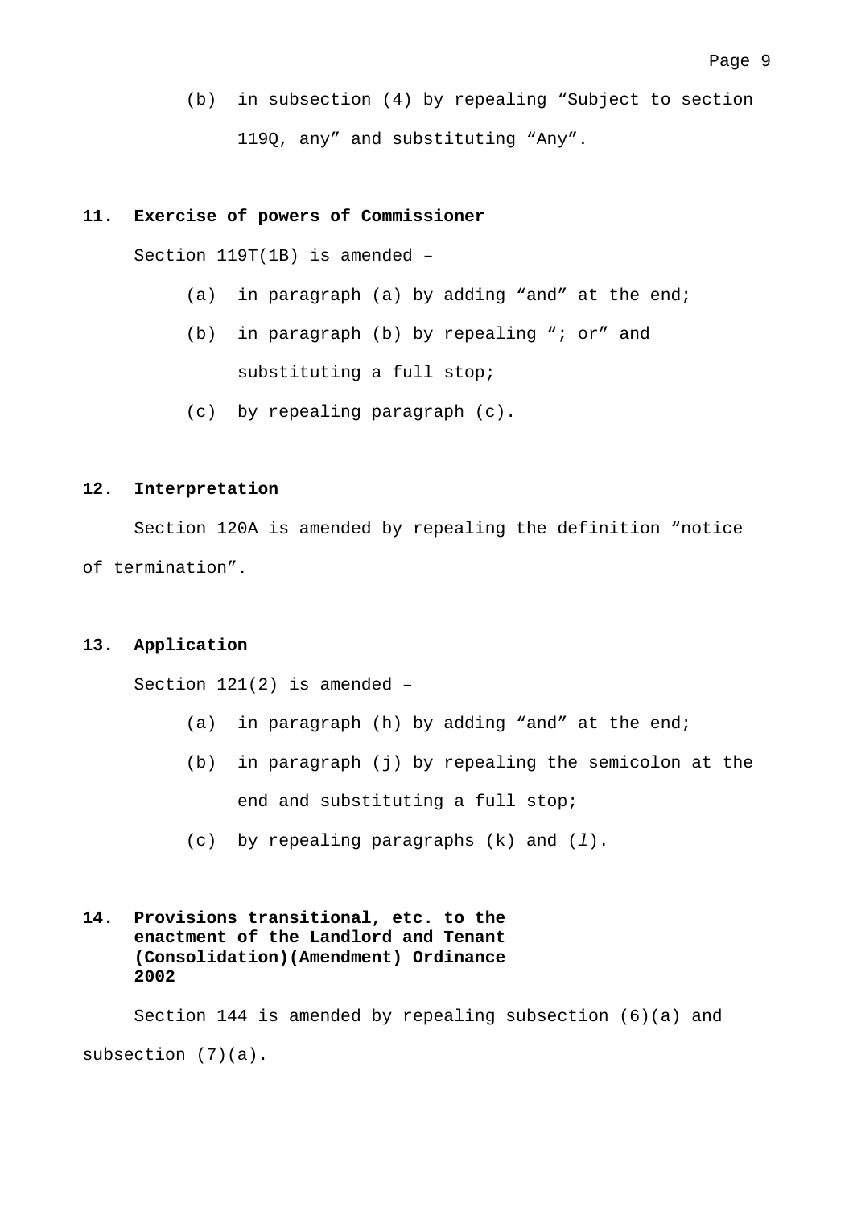(b) in subsection (4) by repealing “Subject to section 119Q, any” and substituting “Any”.

**11. Exercise of powers of Commissioner**

Section 119T(1B) is amended –

(a) in paragraph (a) by adding “and” at the end;

(b) in paragraph (b) by repealing “; or” and substituting a full stop;

(c) by repealing paragraph (c).

**12. Interpretation**

Section 120A is amended by repealing the definition “notice of termination”.

**13. Application**

Section 121(2) is amended –

(a) in paragraph (h) by adding “and” at the end;

(b) in paragraph (j) by repealing the semicolon at the end and substituting a full stop;

(c) by repealing paragraphs (k) and (*l*).

**14. Provisions transitional, etc. to the enactment of the Landlord and Tenant (Consolidation)(Amendment) Ordinance 2002**

Section 144 is amended by repealing subsection (6)(a) and subsection (7)(a).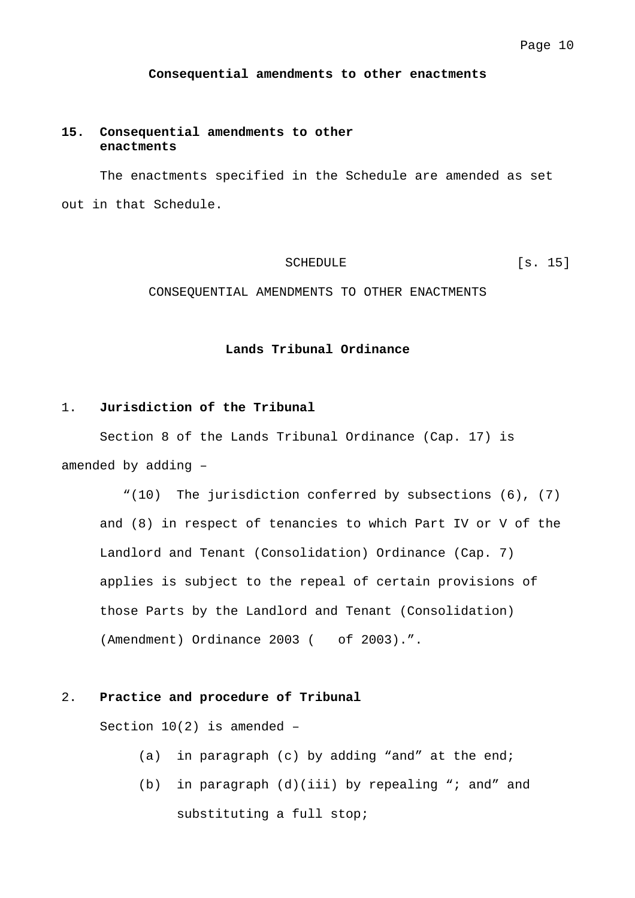**Consequential amendments to other enactments**

**15. Consequential amendments to other enactments**

The enactments specified in the Schedule are amended as set out in that Schedule.

SCHEDULE [s. 15]

CONSEQUENTIAL AMENDMENTS TO OTHER ENACTMENTS

**Lands Tribunal Ordinance**

1. **Jurisdiction of the Tribunal**

Section 8 of the Lands Tribunal Ordinance (Cap. 17) is amended by adding –

"(10) The jurisdiction conferred by subsections (6), (7) and (8) in respect of tenancies to which Part IV or V of the Landlord and Tenant (Consolidation) Ordinance (Cap. 7) applies is subject to the repeal of certain provisions of those Parts by the Landlord and Tenant (Consolidation) (Amendment) Ordinance 2003 (   of 2003).".

2. **Practice and procedure of Tribunal**

Section 10(2) is amended –

(a) in paragraph (c) by adding "and" at the end;

(b) in paragraph (d)(iii) by repealing "; and" and substituting a full stop;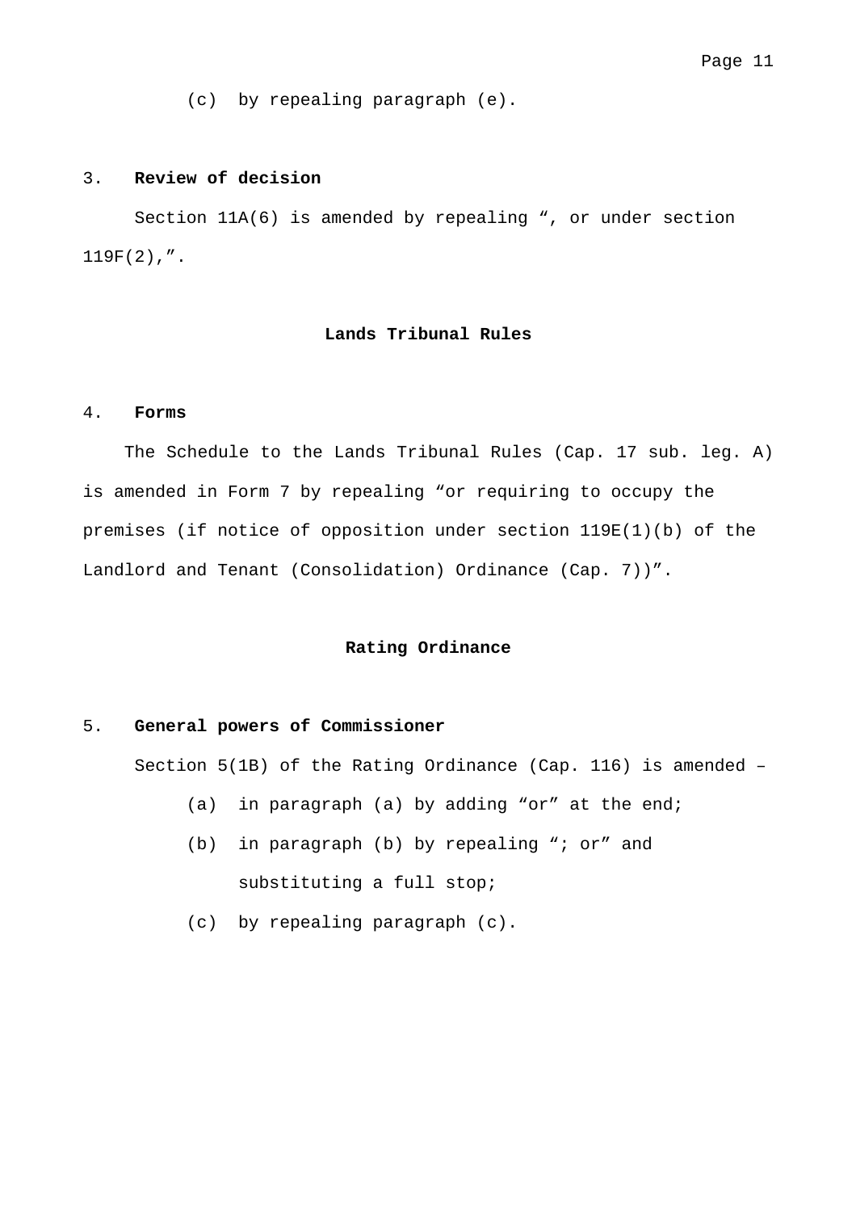(c) by repealing paragraph (e).

3. **Review of decision**

Section 11A(6) is amended by repealing ", or under section 119F(2),".

**Lands Tribunal Rules**

4. **Forms**

The Schedule to the Lands Tribunal Rules (Cap. 17 sub. leg. A) is amended in Form 7 by repealing "or requiring to occupy the premises (if notice of opposition under section 119E(1)(b) of the Landlord and Tenant (Consolidation) Ordinance (Cap. 7))".

**Rating Ordinance**

5. **General powers of Commissioner**

Section 5(1B) of the Rating Ordinance (Cap. 116) is amended –

(a) in paragraph (a) by adding "or" at the end;

(b) in paragraph (b) by repealing "; or" and substituting a full stop;

(c) by repealing paragraph (c).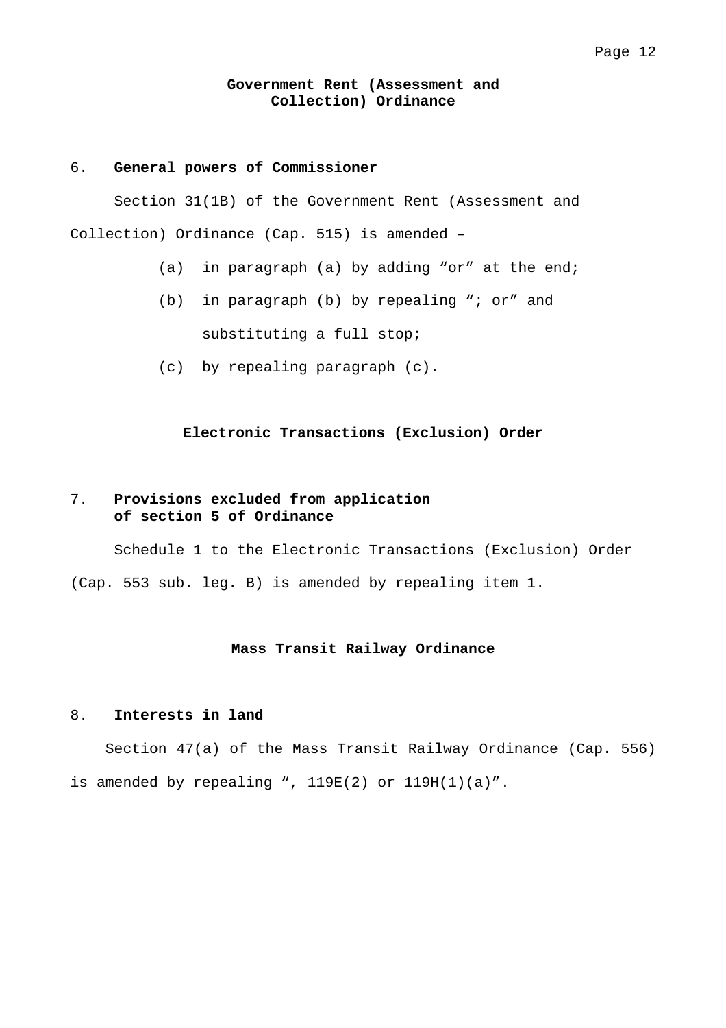## Government Rent (Assessment and Collection) Ordinance

6. **General powers of Commissioner**

Section 31(1B) of the Government Rent (Assessment and Collection) Ordinance (Cap. 515) is amended –

(a) in paragraph (a) by adding “or” at the end;

(b) in paragraph (b) by repealing “; or” and substituting a full stop;

(c) by repealing paragraph (c).

## Electronic Transactions (Exclusion) Order

7. **Provisions excluded from application of section 5 of Ordinance**

Schedule 1 to the Electronic Transactions (Exclusion) Order (Cap. 553 sub. leg. B) is amended by repealing item 1.

## Mass Transit Railway Ordinance

8. **Interests in land**

Section 47(a) of the Mass Transit Railway Ordinance (Cap. 556) is amended by repealing “, 119E(2) or 119H(1)(a)”.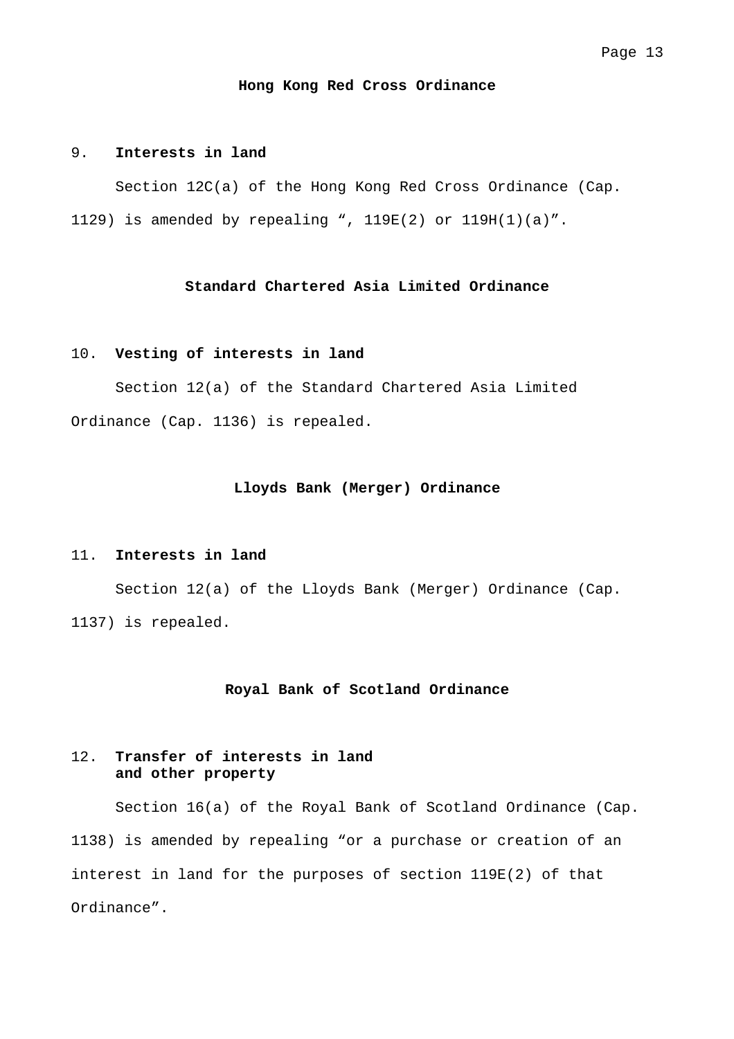## Hong Kong Red Cross Ordinance

### 9. Interests in land

Section 12C(a) of the Hong Kong Red Cross Ordinance (Cap. 1129) is amended by repealing ", 119E(2) or 119H(1)(a)".

## Standard Chartered Asia Limited Ordinance

### 10. Vesting of interests in land

Section 12(a) of the Standard Chartered Asia Limited Ordinance (Cap. 1136) is repealed.

## Lloyds Bank (Merger) Ordinance

### 11. Interests in land

Section 12(a) of the Lloyds Bank (Merger) Ordinance (Cap. 1137) is repealed.

## Royal Bank of Scotland Ordinance

### 12. Transfer of interests in land and other property

Section 16(a) of the Royal Bank of Scotland Ordinance (Cap. 1138) is amended by repealing "or a purchase or creation of an interest in land for the purposes of section 119E(2) of that Ordinance".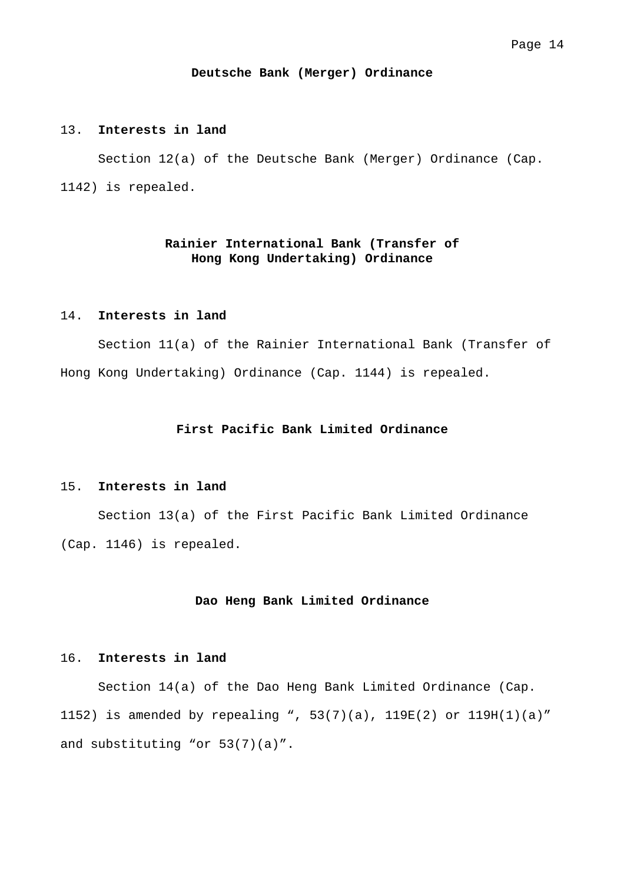## Deutsche Bank (Merger) Ordinance

13. **Interests in land**

Section 12(a) of the Deutsche Bank (Merger) Ordinance (Cap. 1142) is repealed.

## Rainier International Bank (Transfer of Hong Kong Undertaking) Ordinance

14. **Interests in land**

Section 11(a) of the Rainier International Bank (Transfer of Hong Kong Undertaking) Ordinance (Cap. 1144) is repealed.

## First Pacific Bank Limited Ordinance

15. **Interests in land**

Section 13(a) of the First Pacific Bank Limited Ordinance (Cap. 1146) is repealed.

## Dao Heng Bank Limited Ordinance

16. **Interests in land**

Section 14(a) of the Dao Heng Bank Limited Ordinance (Cap. 1152) is amended by repealing “, 53(7)(a), 119E(2) or 119H(1)(a)” and substituting “or 53(7)(a)”.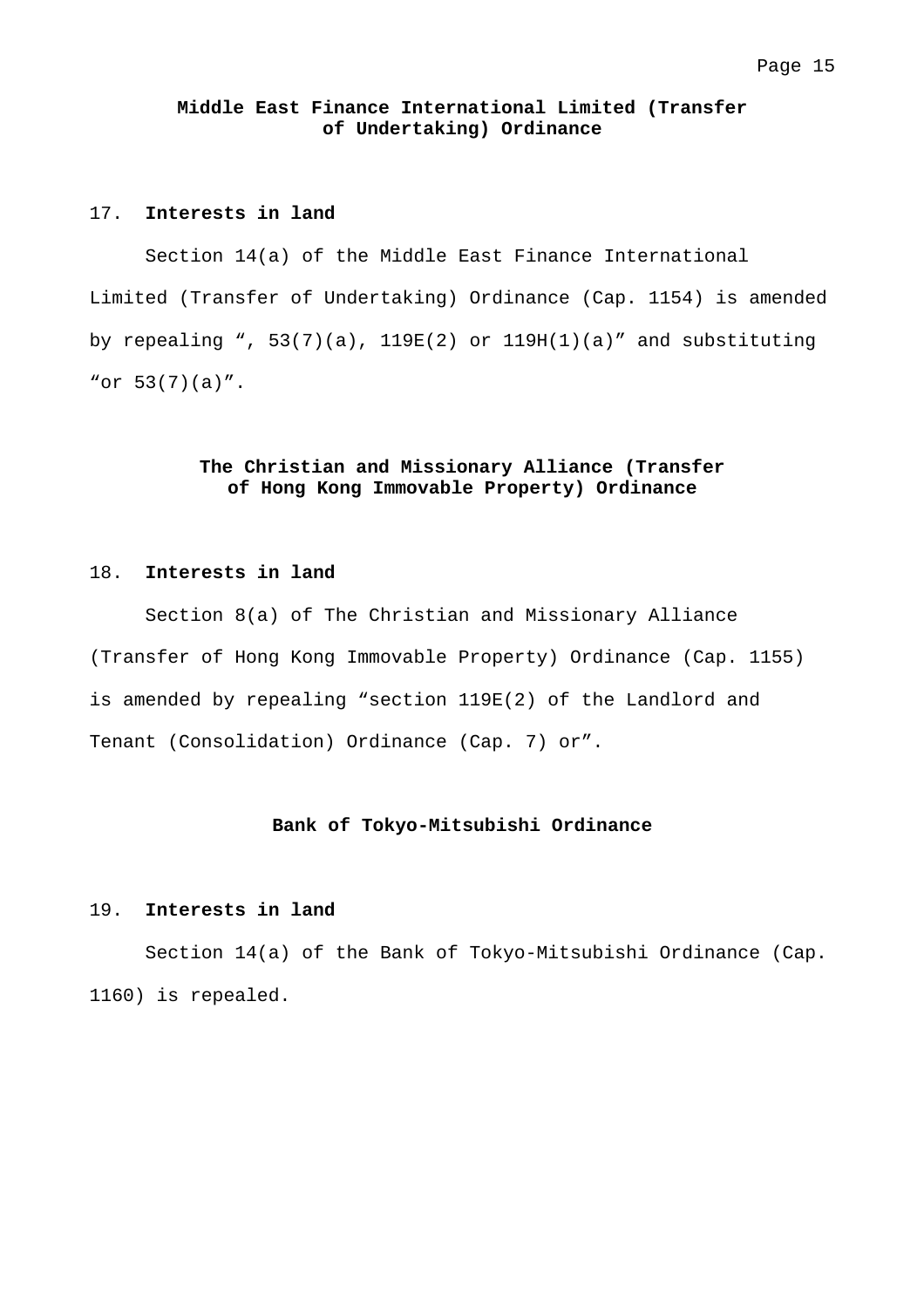## Middle East Finance International Limited (Transfer of Undertaking) Ordinance

### 17. **Interests in land**

Section 14(a) of the Middle East Finance International Limited (Transfer of Undertaking) Ordinance (Cap. 1154) is amended by repealing ", 53(7)(a), 119E(2) or 119H(1)(a)" and substituting "or 53(7)(a)".

## The Christian and Missionary Alliance (Transfer of Hong Kong Immovable Property) Ordinance

### 18. **Interests in land**

Section 8(a) of The Christian and Missionary Alliance (Transfer of Hong Kong Immovable Property) Ordinance (Cap. 1155) is amended by repealing "section 119E(2) of the Landlord and Tenant (Consolidation) Ordinance (Cap. 7) or".

## Bank of Tokyo-Mitsubishi Ordinance

### 19. **Interests in land**

Section 14(a) of the Bank of Tokyo-Mitsubishi Ordinance (Cap. 1160) is repealed.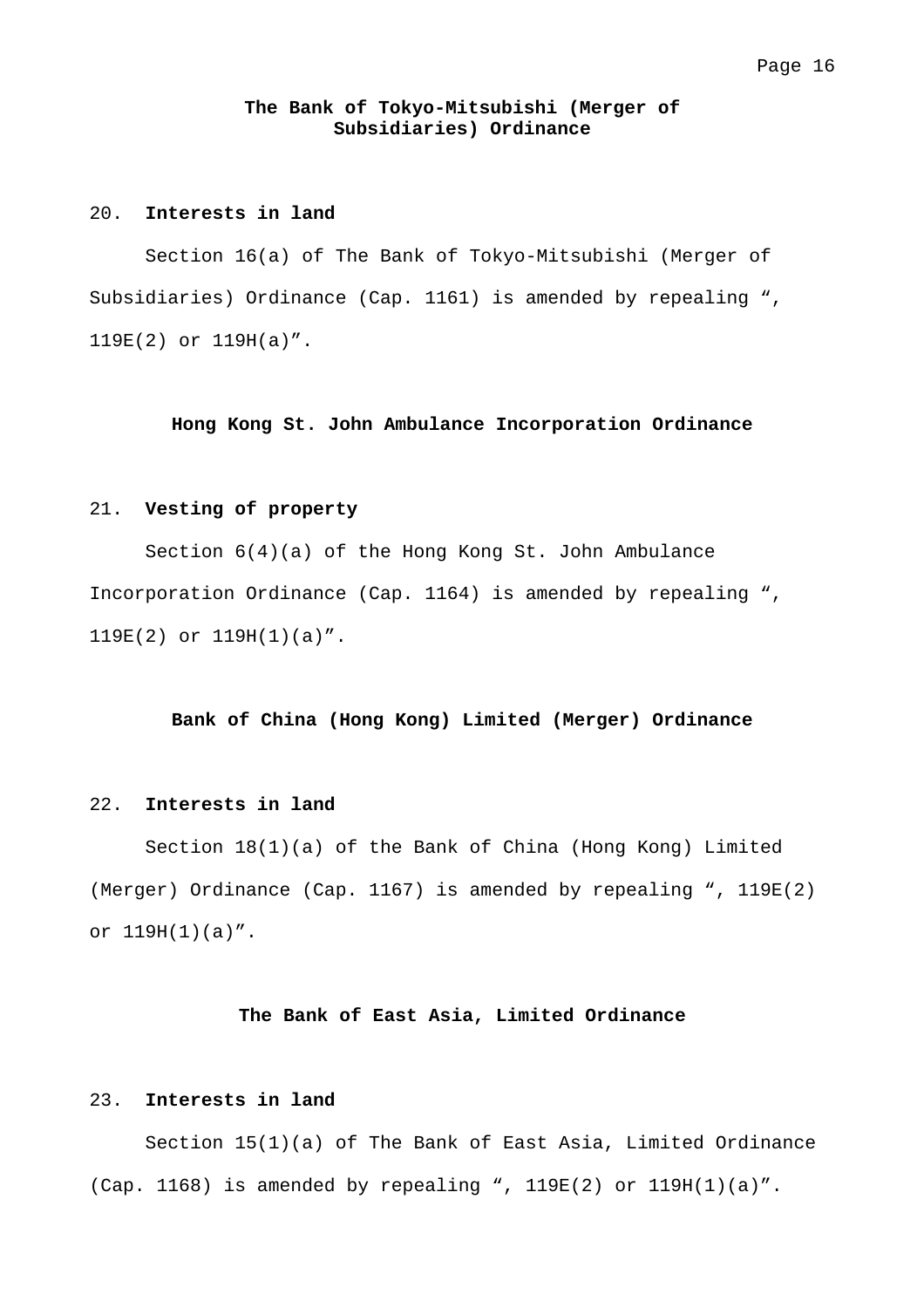## The Bank of Tokyo-Mitsubishi (Merger of Subsidiaries) Ordinance

20. **Interests in land**

Section 16(a) of The Bank of Tokyo-Mitsubishi (Merger of Subsidiaries) Ordinance (Cap. 1161) is amended by repealing ", 119E(2) or 119H(a)".

## Hong Kong St. John Ambulance Incorporation Ordinance

21. **Vesting of property**

Section 6(4)(a) of the Hong Kong St. John Ambulance Incorporation Ordinance (Cap. 1164) is amended by repealing ", 119E(2) or 119H(1)(a)".

## Bank of China (Hong Kong) Limited (Merger) Ordinance

22. **Interests in land**

Section 18(1)(a) of the Bank of China (Hong Kong) Limited (Merger) Ordinance (Cap. 1167) is amended by repealing ", 119E(2) or 119H(1)(a)".

## The Bank of East Asia, Limited Ordinance

23. **Interests in land**

Section 15(1)(a) of The Bank of East Asia, Limited Ordinance (Cap. 1168) is amended by repealing ", 119E(2) or 119H(1)(a)".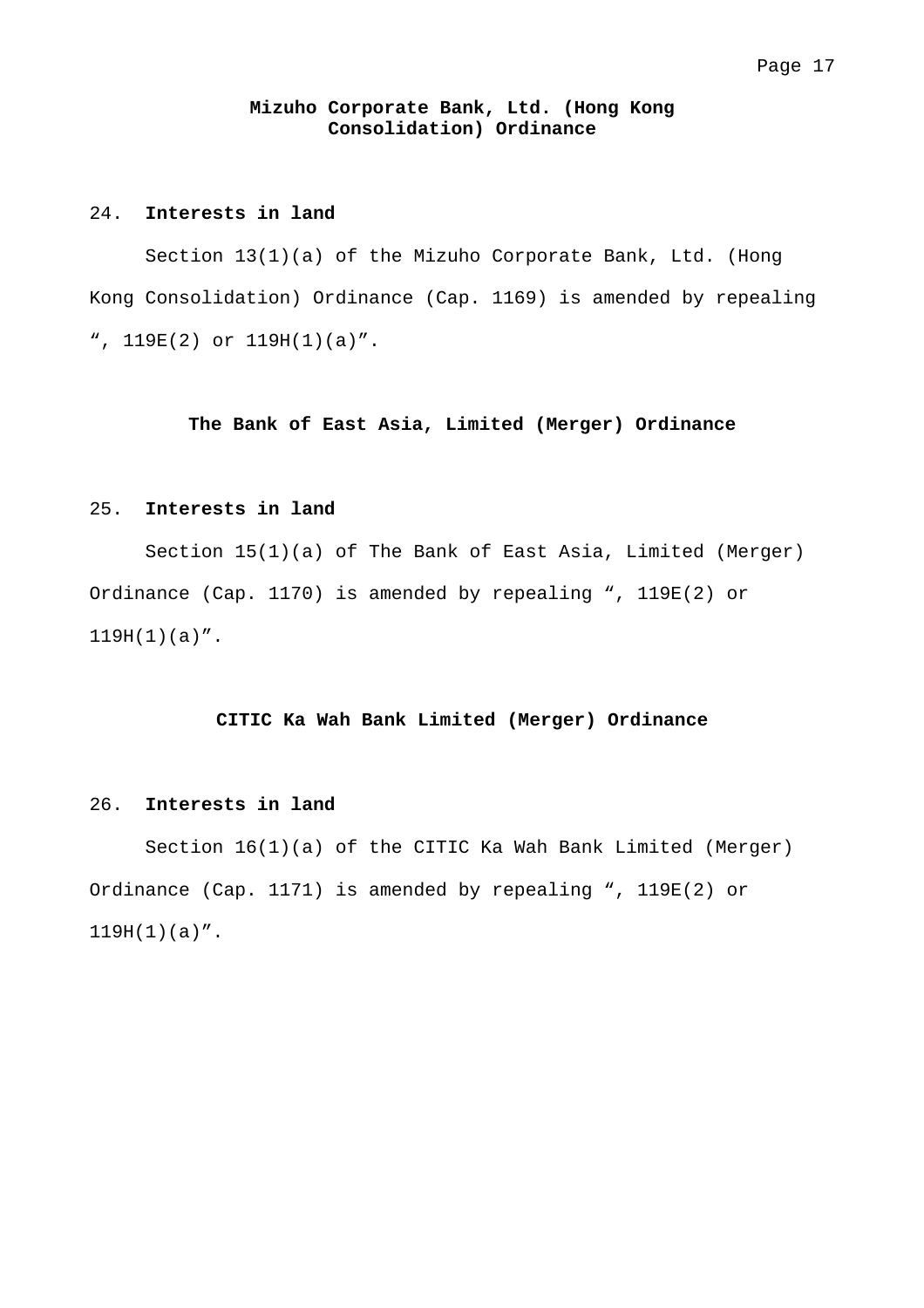## Mizuho Corporate Bank, Ltd. (Hong Kong Consolidation) Ordinance

24. **Interests in land**

Section 13(1)(a) of the Mizuho Corporate Bank, Ltd. (Hong Kong Consolidation) Ordinance (Cap. 1169) is amended by repealing “, 119E(2) or 119H(1)(a)”.

## The Bank of East Asia, Limited (Merger) Ordinance

25. **Interests in land**

Section 15(1)(a) of The Bank of East Asia, Limited (Merger) Ordinance (Cap. 1170) is amended by repealing “, 119E(2) or 119H(1)(a)”.

## CITIC Ka Wah Bank Limited (Merger) Ordinance

26. **Interests in land**

Section 16(1)(a) of the CITIC Ka Wah Bank Limited (Merger) Ordinance (Cap. 1171) is amended by repealing “, 119E(2) or 119H(1)(a)”.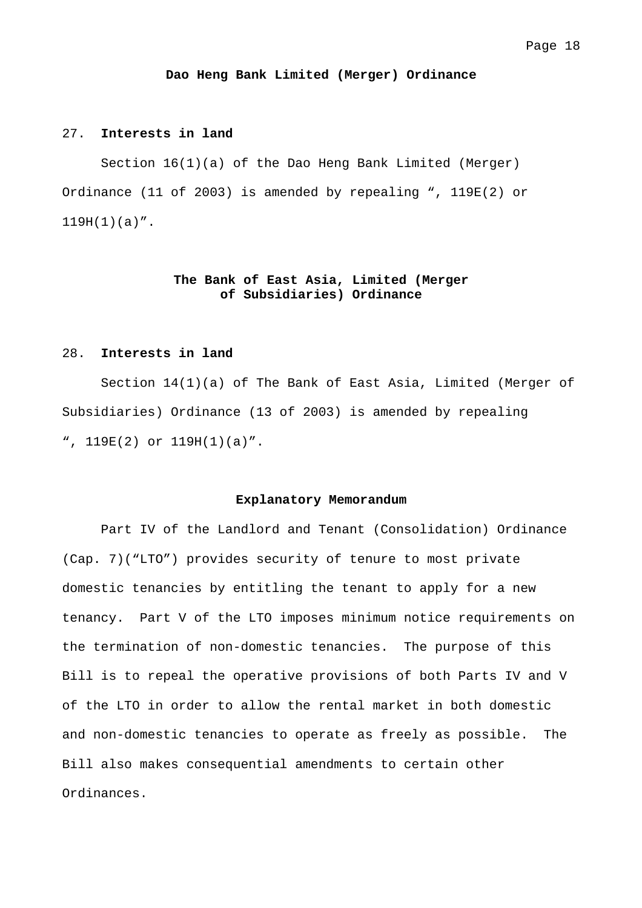## Dao Heng Bank Limited (Merger) Ordinance

27. **Interests in land**

Section 16(1)(a) of the Dao Heng Bank Limited (Merger) Ordinance (11 of 2003) is amended by repealing ", 119E(2) or 119H(1)(a)".

## The Bank of East Asia, Limited (Merger of Subsidiaries) Ordinance

28. **Interests in land**

Section 14(1)(a) of The Bank of East Asia, Limited (Merger of Subsidiaries) Ordinance (13 of 2003) is amended by repealing ", 119E(2) or 119H(1)(a)".

## Explanatory Memorandum

Part IV of the Landlord and Tenant (Consolidation) Ordinance (Cap. 7)("LTO") provides security of tenure to most private domestic tenancies by entitling the tenant to apply for a new tenancy. Part V of the LTO imposes minimum notice requirements on the termination of non-domestic tenancies. The purpose of this Bill is to repeal the operative provisions of both Parts IV and V of the LTO in order to allow the rental market in both domestic and non-domestic tenancies to operate as freely as possible. The Bill also makes consequential amendments to certain other Ordinances.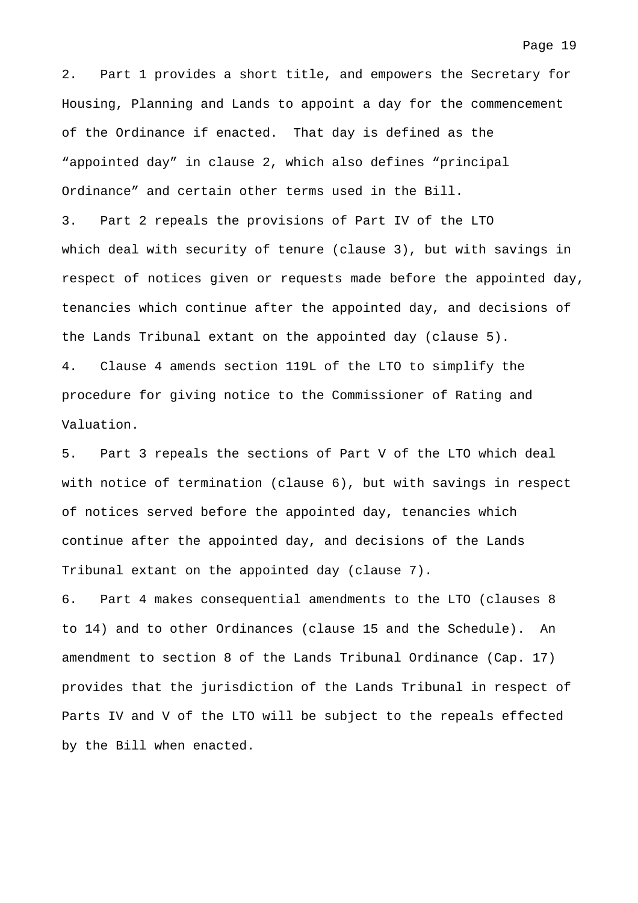2. Part 1 provides a short title, and empowers the Secretary for Housing, Planning and Lands to appoint a day for the commencement of the Ordinance if enacted. That day is defined as the "appointed day" in clause 2, which also defines "principal Ordinance" and certain other terms used in the Bill.

3. Part 2 repeals the provisions of Part IV of the LTO which deal with security of tenure (clause 3), but with savings in respect of notices given or requests made before the appointed day, tenancies which continue after the appointed day, and decisions of the Lands Tribunal extant on the appointed day (clause 5).

4. Clause 4 amends section 119L of the LTO to simplify the procedure for giving notice to the Commissioner of Rating and Valuation.

5. Part 3 repeals the sections of Part V of the LTO which deal with notice of termination (clause 6), but with savings in respect of notices served before the appointed day, tenancies which continue after the appointed day, and decisions of the Lands Tribunal extant on the appointed day (clause 7).

6. Part 4 makes consequential amendments to the LTO (clauses 8 to 14) and to other Ordinances (clause 15 and the Schedule). An amendment to section 8 of the Lands Tribunal Ordinance (Cap. 17) provides that the jurisdiction of the Lands Tribunal in respect of Parts IV and V of the LTO will be subject to the repeals effected by the Bill when enacted.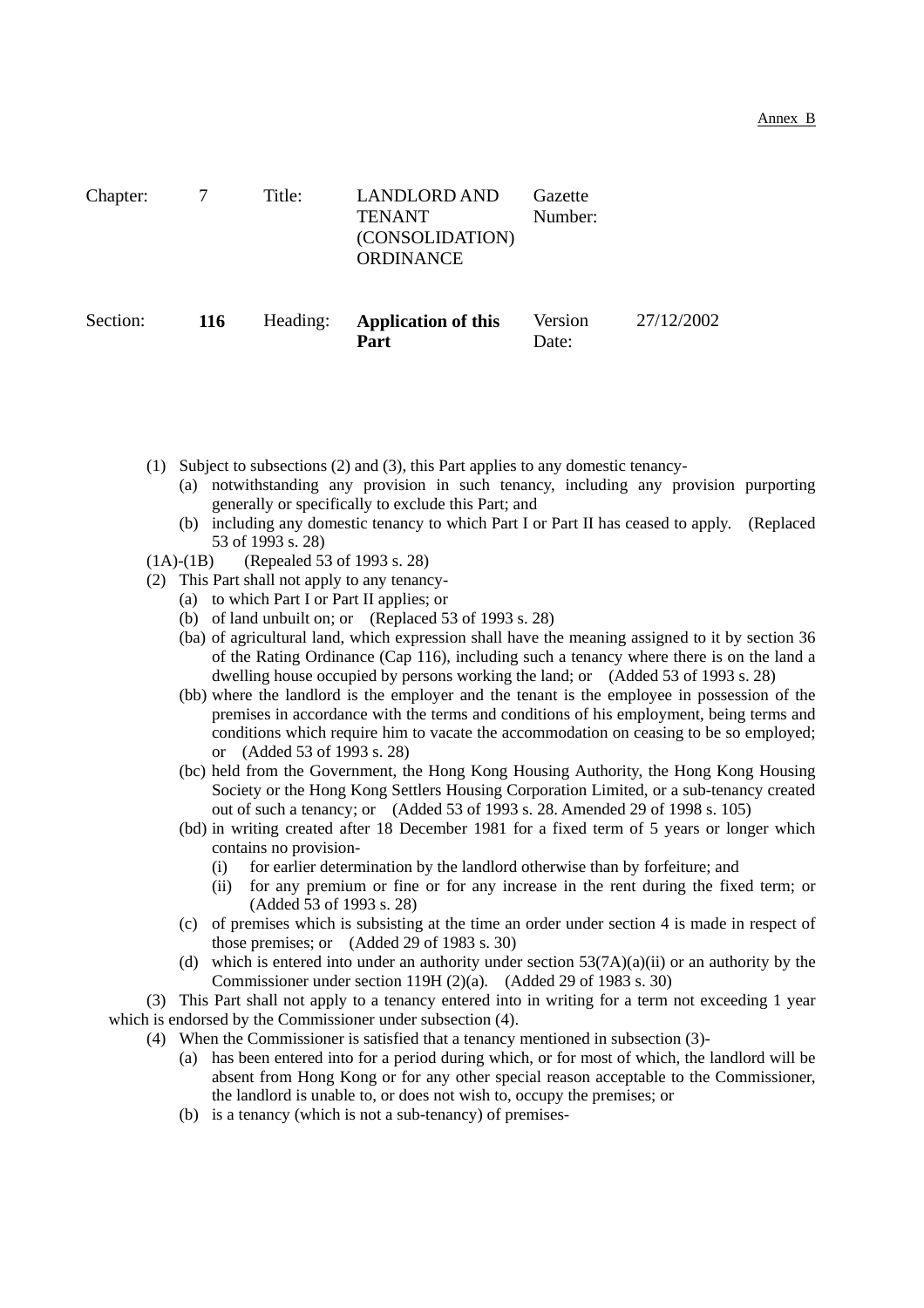Annex B

| Chapter: | 7 | Title: | LANDLORD AND TENANT (CONSOLIDATION) ORDINANCE | Gazette Number: | |
|---|---|---|---|---|---|
| Section: | **116** | Heading: | **Application of this Part** | Version Date: | 27/12/2002 |

(1) Subject to subsections (2) and (3), this Part applies to any domestic tenancy-

(a) notwithstanding any provision in such tenancy, including any provision purporting generally or specifically to exclude this Part; and

(b) including any domestic tenancy to which Part I or Part II has ceased to apply. (Replaced 53 of 1993 s. 28)

(1A)-(1B) (Repealed 53 of 1993 s. 28)

(2) This Part shall not apply to any tenancy-

(a) to which Part I or Part II applies; or

(b) of land unbuilt on; or (Replaced 53 of 1993 s. 28)

(ba) of agricultural land, which expression shall have the meaning assigned to it by section 36 of the Rating Ordinance (Cap 116), including such a tenancy where there is on the land a dwelling house occupied by persons working the land; or (Added 53 of 1993 s. 28)

(bb) where the landlord is the employer and the tenant is the employee in possession of the premises in accordance with the terms and conditions of his employment, being terms and conditions which require him to vacate the accommodation on ceasing to be so employed; or (Added 53 of 1993 s. 28)

(bc) held from the Government, the Hong Kong Housing Authority, the Hong Kong Housing Society or the Hong Kong Settlers Housing Corporation Limited, or a sub-tenancy created out of such a tenancy; or (Added 53 of 1993 s. 28. Amended 29 of 1998 s. 105)

(bd) in writing created after 18 December 1981 for a fixed term of 5 years or longer which contains no provision-

(i) for earlier determination by the landlord otherwise than by forfeiture; and

(ii) for any premium or fine or for any increase in the rent during the fixed term; or (Added 53 of 1993 s. 28)

(c) of premises which is subsisting at the time an order under section 4 is made in respect of those premises; or (Added 29 of 1983 s. 30)

(d) which is entered into under an authority under section 53(7A)(a)(ii) or an authority by the Commissioner under section 119H (2)(a). (Added 29 of 1983 s. 30)

(3) This Part shall not apply to a tenancy entered into in writing for a term not exceeding 1 year which is endorsed by the Commissioner under subsection (4).

(4) When the Commissioner is satisfied that a tenancy mentioned in subsection (3)-

(a) has been entered into for a period during which, or for most of which, the landlord will be absent from Hong Kong or for any other special reason acceptable to the Commissioner, the landlord is unable to, or does not wish to, occupy the premises; or

(b) is a tenancy (which is not a sub-tenancy) of premises-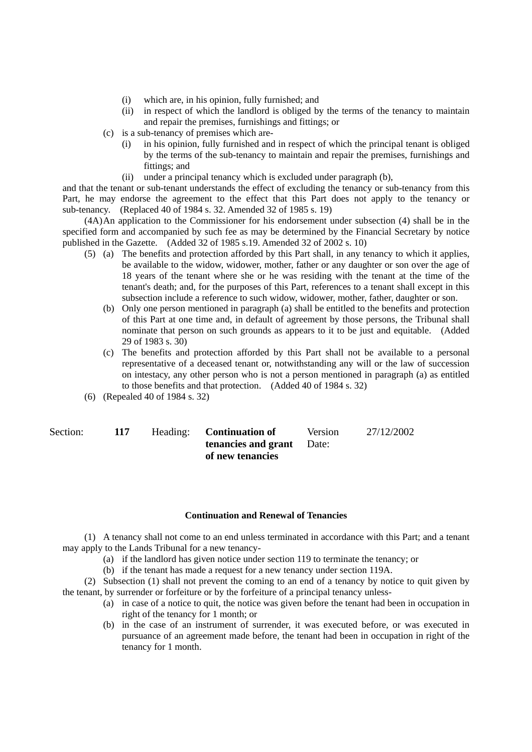(i) which are, in his opinion, fully furnished; and

(ii) in respect of which the landlord is obliged by the terms of the tenancy to maintain and repair the premises, furnishings and fittings; or

(c) is a sub-tenancy of premises which are-

(i) in his opinion, fully furnished and in respect of which the principal tenant is obliged by the terms of the sub-tenancy to maintain and repair the premises, furnishings and fittings; and

(ii) under a principal tenancy which is excluded under paragraph (b),

and that the tenant or sub-tenant understands the effect of excluding the tenancy or sub-tenancy from this Part, he may endorse the agreement to the effect that this Part does not apply to the tenancy or sub-tenancy. (Replaced 40 of 1984 s. 32. Amended 32 of 1985 s. 19)

(4A) An application to the Commissioner for his endorsement under subsection (4) shall be in the specified form and accompanied by such fee as may be determined by the Financial Secretary by notice published in the Gazette. (Added 32 of 1985 s.19. Amended 32 of 2002 s. 10)

(5) (a) The benefits and protection afforded by this Part shall, in any tenancy to which it applies, be available to the widow, widower, mother, father or any daughter or son over the age of 18 years of the tenant where she or he was residing with the tenant at the time of the tenant's death; and, for the purposes of this Part, references to a tenant shall except in this subsection include a reference to such widow, widower, mother, father, daughter or son.

(b) Only one person mentioned in paragraph (a) shall be entitled to the benefits and protection of this Part at one time and, in default of agreement by those persons, the Tribunal shall nominate that person on such grounds as appears to it to be just and equitable. (Added 29 of 1983 s. 30)

(c) The benefits and protection afforded by this Part shall not be available to a personal representative of a deceased tenant or, notwithstanding any will or the law of succession on intestacy, any other person who is not a person mentioned in paragraph (a) as entitled to those benefits and that protection. (Added 40 of 1984 s. 32)

(6) (Repealed 40 of 1984 s. 32)

| Section: | 117 | Heading: | **Continuation of tenancies and grant of new tenancies** | Version Date: | 27/12/2002 |
|---|---|---|---|---|---|

**Continuation and Renewal of Tenancies**

(1) A tenancy shall not come to an end unless terminated in accordance with this Part; and a tenant may apply to the Lands Tribunal for a new tenancy-

(a) if the landlord has given notice under section 119 to terminate the tenancy; or

(b) if the tenant has made a request for a new tenancy under section 119A.

(2) Subsection (1) shall not prevent the coming to an end of a tenancy by notice to quit given by the tenant, by surrender or forfeiture or by the forfeiture of a principal tenancy unless-

(a) in case of a notice to quit, the notice was given before the tenant had been in occupation in right of the tenancy for 1 month; or

(b) in the case of an instrument of surrender, it was executed before, or was executed in pursuance of an agreement made before, the tenant had been in occupation in right of the tenancy for 1 month.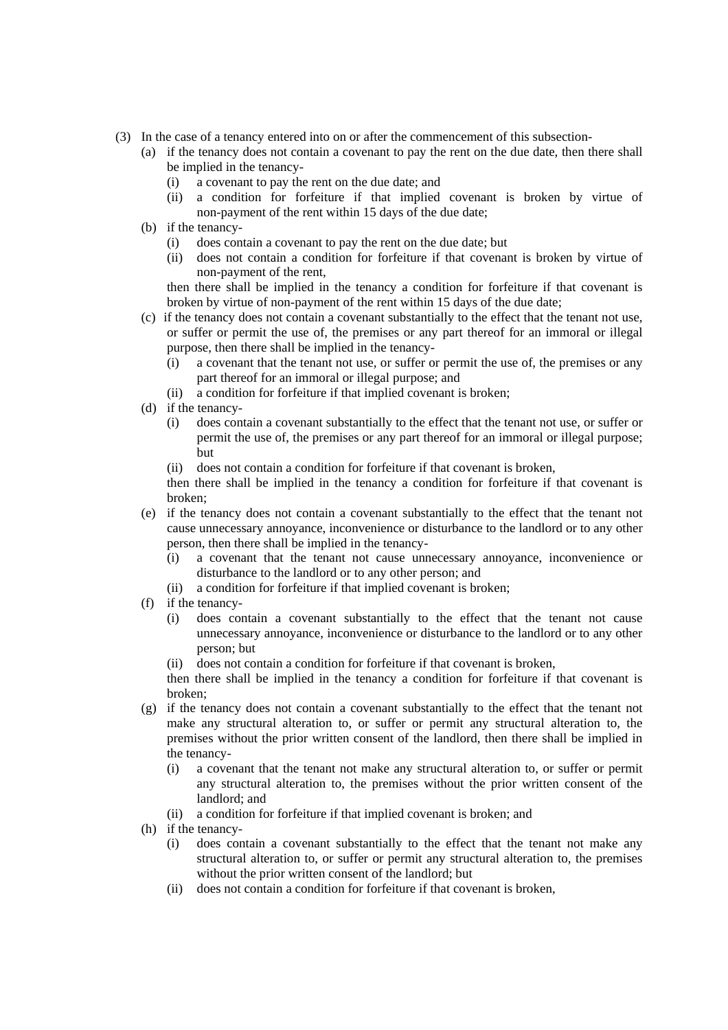(3) In the case of a tenancy entered into on or after the commencement of this subsection-

- (a) if the tenancy does not contain a covenant to pay the rent on the due date, then there shall be implied in the tenancy-
  - (i) a covenant to pay the rent on the due date; and
  - (ii) a condition for forfeiture if that implied covenant is broken by virtue of non-payment of the rent within 15 days of the due date;
- (b) if the tenancy-
  - (i) does contain a covenant to pay the rent on the due date; but
  - (ii) does not contain a condition for forfeiture if that covenant is broken by virtue of non-payment of the rent,

  then there shall be implied in the tenancy a condition for forfeiture if that covenant is broken by virtue of non-payment of the rent within 15 days of the due date;
- (c) if the tenancy does not contain a covenant substantially to the effect that the tenant not use, or suffer or permit the use of, the premises or any part thereof for an immoral or illegal purpose, then there shall be implied in the tenancy-
  - (i) a covenant that the tenant not use, or suffer or permit the use of, the premises or any part thereof for an immoral or illegal purpose; and
  - (ii) a condition for forfeiture if that implied covenant is broken;
- (d) if the tenancy-
  - (i) does contain a covenant substantially to the effect that the tenant not use, or suffer or permit the use of, the premises or any part thereof for an immoral or illegal purpose; but
  - (ii) does not contain a condition for forfeiture if that covenant is broken,

  then there shall be implied in the tenancy a condition for forfeiture if that covenant is broken;
- (e) if the tenancy does not contain a covenant substantially to the effect that the tenant not cause unnecessary annoyance, inconvenience or disturbance to the landlord or to any other person, then there shall be implied in the tenancy-
  - (i) a covenant that the tenant not cause unnecessary annoyance, inconvenience or disturbance to the landlord or to any other person; and
  - (ii) a condition for forfeiture if that implied covenant is broken;
- (f) if the tenancy-
  - (i) does contain a covenant substantially to the effect that the tenant not cause unnecessary annoyance, inconvenience or disturbance to the landlord or to any other person; but
  - (ii) does not contain a condition for forfeiture if that covenant is broken,

  then there shall be implied in the tenancy a condition for forfeiture if that covenant is broken;
- (g) if the tenancy does not contain a covenant substantially to the effect that the tenant not make any structural alteration to, or suffer or permit any structural alteration to, the premises without the prior written consent of the landlord, then there shall be implied in the tenancy-
  - (i) a covenant that the tenant not make any structural alteration to, or suffer or permit any structural alteration to, the premises without the prior written consent of the landlord; and
  - (ii) a condition for forfeiture if that implied covenant is broken; and
- (h) if the tenancy-
  - (i) does contain a covenant substantially to the effect that the tenant not make any structural alteration to, or suffer or permit any structural alteration to, the premises without the prior written consent of the landlord; but
  - (ii) does not contain a condition for forfeiture if that covenant is broken,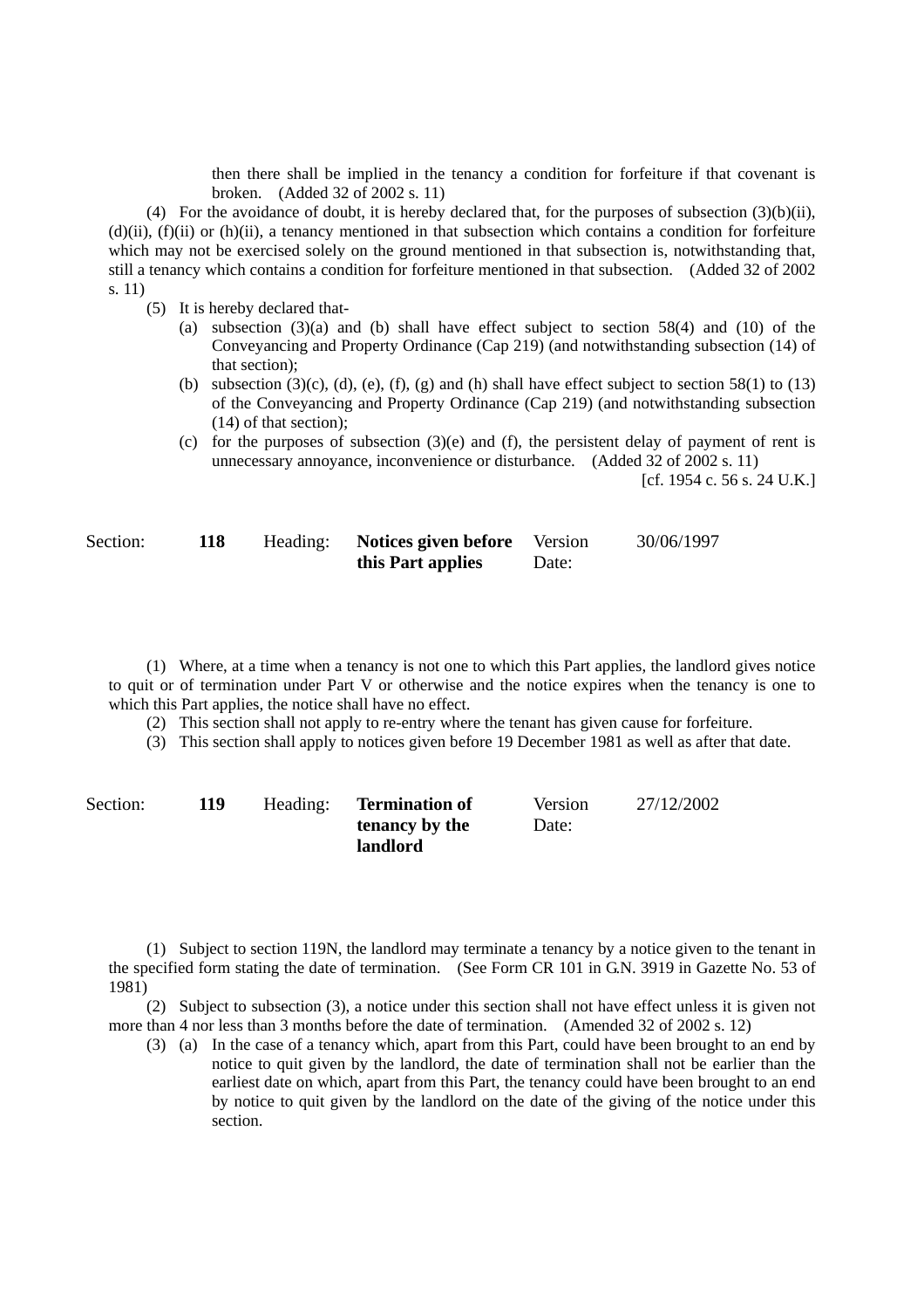then there shall be implied in the tenancy a condition for forfeiture if that covenant is broken. (Added 32 of 2002 s. 11)

(4) For the avoidance of doubt, it is hereby declared that, for the purposes of subsection (3)(b)(ii), (d)(ii), (f)(ii) or (h)(ii), a tenancy mentioned in that subsection which contains a condition for forfeiture which may not be exercised solely on the ground mentioned in that subsection is, notwithstanding that, still a tenancy which contains a condition for forfeiture mentioned in that subsection. (Added 32 of 2002 s. 11)

(5) It is hereby declared that-

(a) subsection (3)(a) and (b) shall have effect subject to section 58(4) and (10) of the Conveyancing and Property Ordinance (Cap 219) (and notwithstanding subsection (14) of that section);

(b) subsection (3)(c), (d), (e), (f), (g) and (h) shall have effect subject to section 58(1) to (13) of the Conveyancing and Property Ordinance (Cap 219) (and notwithstanding subsection (14) of that section);

(c) for the purposes of subsection (3)(e) and (f), the persistent delay of payment of rent is unnecessary annoyance, inconvenience or disturbance. (Added 32 of 2002 s. 11)

[cf. 1954 c. 56 s. 24 U.K.]

| Section: | 118 | Heading: | **Notices given before this Part applies** | Version Date: | 30/06/1997 |
|---|---|---|---|---|---|

(1) Where, at a time when a tenancy is not one to which this Part applies, the landlord gives notice to quit or of termination under Part V or otherwise and the notice expires when the tenancy is one to which this Part applies, the notice shall have no effect.

(2) This section shall not apply to re-entry where the tenant has given cause for forfeiture.

(3) This section shall apply to notices given before 19 December 1981 as well as after that date.

| Section: | 119 | Heading: | **Termination of tenancy by the landlord** | Version Date: | 27/12/2002 |
|---|---|---|---|---|---|

(1) Subject to section 119N, the landlord may terminate a tenancy by a notice given to the tenant in the specified form stating the date of termination. (See Form CR 101 in G.N. 3919 in Gazette No. 53 of 1981)

(2) Subject to subsection (3), a notice under this section shall not have effect unless it is given not more than 4 nor less than 3 months before the date of termination. (Amended 32 of 2002 s. 12)

(3) (a) In the case of a tenancy which, apart from this Part, could have been brought to an end by notice to quit given by the landlord, the date of termination shall not be earlier than the earliest date on which, apart from this Part, the tenancy could have been brought to an end by notice to quit given by the landlord on the date of the giving of the notice under this section.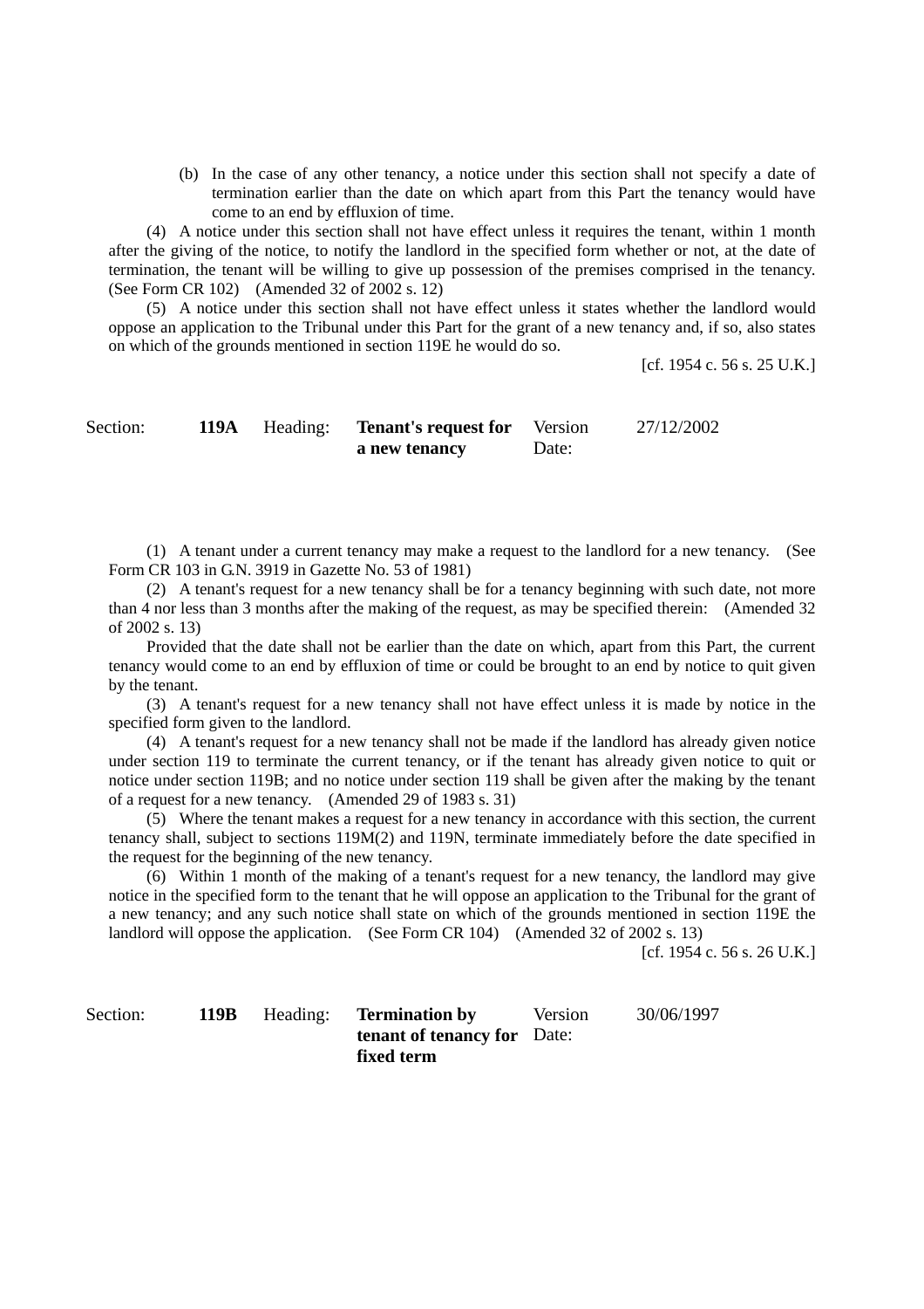(b) In the case of any other tenancy, a notice under this section shall not specify a date of termination earlier than the date on which apart from this Part the tenancy would have come to an end by effluxion of time.

(4) A notice under this section shall not have effect unless it requires the tenant, within 1 month after the giving of the notice, to notify the landlord in the specified form whether or not, at the date of termination, the tenant will be willing to give up possession of the premises comprised in the tenancy. (See Form CR 102) (Amended 32 of 2002 s. 12)

(5) A notice under this section shall not have effect unless it states whether the landlord would oppose an application to the Tribunal under this Part for the grant of a new tenancy and, if so, also states on which of the grounds mentioned in section 119E he would do so.

[cf. 1954 c. 56 s. 25 U.K.]

| Section: | 119A | Heading: | **Tenant's request for a new tenancy** | Version Date: | 27/12/2002 |
|---|---|---|---|---|---|

(1) A tenant under a current tenancy may make a request to the landlord for a new tenancy. (See Form CR 103 in G.N. 3919 in Gazette No. 53 of 1981)

(2) A tenant's request for a new tenancy shall be for a tenancy beginning with such date, not more than 4 nor less than 3 months after the making of the request, as may be specified therein: (Amended 32 of 2002 s. 13)

Provided that the date shall not be earlier than the date on which, apart from this Part, the current tenancy would come to an end by effluxion of time or could be brought to an end by notice to quit given by the tenant.

(3) A tenant's request for a new tenancy shall not have effect unless it is made by notice in the specified form given to the landlord.

(4) A tenant's request for a new tenancy shall not be made if the landlord has already given notice under section 119 to terminate the current tenancy, or if the tenant has already given notice to quit or notice under section 119B; and no notice under section 119 shall be given after the making by the tenant of a request for a new tenancy. (Amended 29 of 1983 s. 31)

(5) Where the tenant makes a request for a new tenancy in accordance with this section, the current tenancy shall, subject to sections 119M(2) and 119N, terminate immediately before the date specified in the request for the beginning of the new tenancy.

(6) Within 1 month of the making of a tenant's request for a new tenancy, the landlord may give notice in the specified form to the tenant that he will oppose an application to the Tribunal for the grant of a new tenancy; and any such notice shall state on which of the grounds mentioned in section 119E the landlord will oppose the application. (See Form CR 104) (Amended 32 of 2002 s. 13)

[cf. 1954 c. 56 s. 26 U.K.]

| Section: | 119B | Heading: | **Termination by tenant of tenancy for fixed term** | Version Date: | 30/06/1997 |
|---|---|---|---|---|---|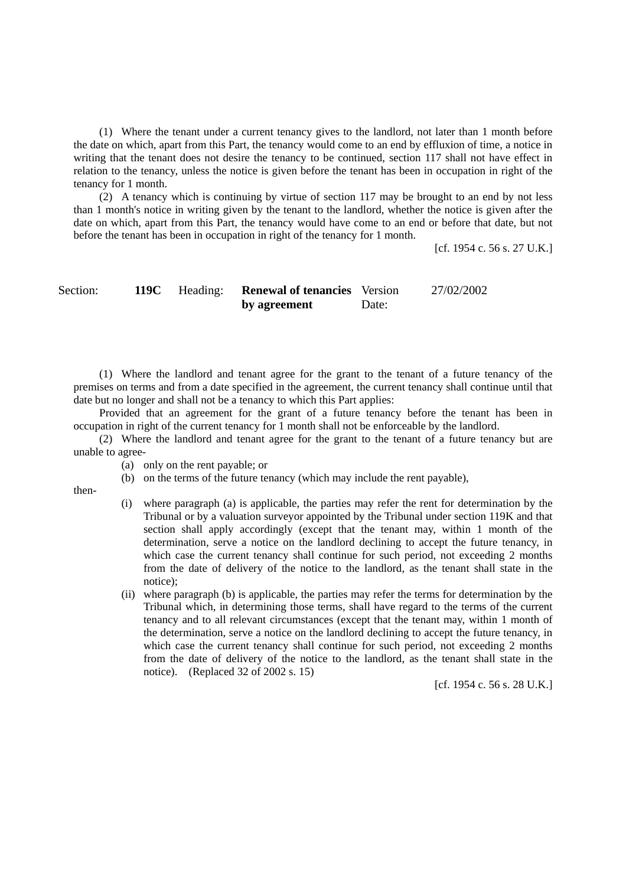(1) Where the tenant under a current tenancy gives to the landlord, not later than 1 month before the date on which, apart from this Part, the tenancy would come to an end by effluxion of time, a notice in writing that the tenant does not desire the tenancy to be continued, section 117 shall not have effect in relation to the tenancy, unless the notice is given before the tenant has been in occupation in right of the tenancy for 1 month.

(2) A tenancy which is continuing by virtue of section 117 may be brought to an end by not less than 1 month's notice in writing given by the tenant to the landlord, whether the notice is given after the date on which, apart from this Part, the tenancy would have come to an end or before that date, but not before the tenant has been in occupation in right of the tenancy for 1 month.

[cf. 1954 c. 56 s. 27 U.K.]

| Section: | **119C** | Heading: | **Renewal of tenancies by agreement** | Version Date: | 27/02/2002 |
|---|---|---|---|---|---|

(1) Where the landlord and tenant agree for the grant to the tenant of a future tenancy of the premises on terms and from a date specified in the agreement, the current tenancy shall continue until that date but no longer and shall not be a tenancy to which this Part applies:

Provided that an agreement for the grant of a future tenancy before the tenant has been in occupation in right of the current tenancy for 1 month shall not be enforceable by the landlord.

(2) Where the landlord and tenant agree for the grant to the tenant of a future tenancy but are unable to agree-

(a) only on the rent payable; or
(b) on the terms of the future tenancy (which may include the rent payable),

then-

(i) where paragraph (a) is applicable, the parties may refer the rent for determination by the Tribunal or by a valuation surveyor appointed by the Tribunal under section 119K and that section shall apply accordingly (except that the tenant may, within 1 month of the determination, serve a notice on the landlord declining to accept the future tenancy, in which case the current tenancy shall continue for such period, not exceeding 2 months from the date of delivery of the notice to the landlord, as the tenant shall state in the notice);

(ii) where paragraph (b) is applicable, the parties may refer the terms for determination by the Tribunal which, in determining those terms, shall have regard to the terms of the current tenancy and to all relevant circumstances (except that the tenant may, within 1 month of the determination, serve a notice on the landlord declining to accept the future tenancy, in which case the current tenancy shall continue for such period, not exceeding 2 months from the date of delivery of the notice to the landlord, as the tenant shall state in the notice). (Replaced 32 of 2002 s. 15)

[cf. 1954 c. 56 s. 28 U.K.]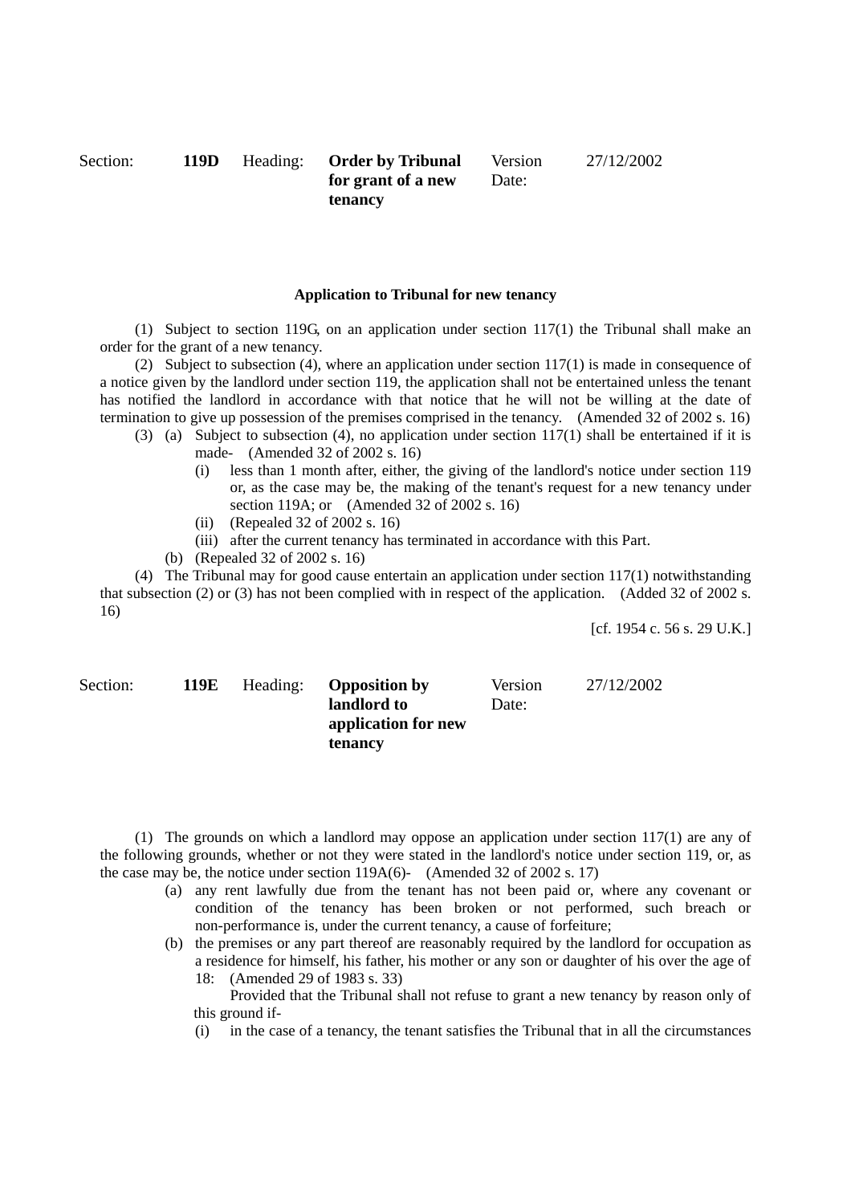| Section: | **119D** | Heading: | **Order by Tribunal for grant of a new tenancy** | Version Date: | 27/12/2002 |
|---|---|---|---|---|---|

**Application to Tribunal for new tenancy**

(1) Subject to section 119G, on an application under section 117(1) the Tribunal shall make an order for the grant of a new tenancy.

(2) Subject to subsection (4), where an application under section 117(1) is made in consequence of a notice given by the landlord under section 119, the application shall not be entertained unless the tenant has notified the landlord in accordance with that notice that he will not be willing at the date of termination to give up possession of the premises comprised in the tenancy. (Amended 32 of 2002 s. 16)

(3) (a) Subject to subsection (4), no application under section 117(1) shall be entertained if it is made- (Amended 32 of 2002 s. 16)

(i) less than 1 month after, either, the giving of the landlord's notice under section 119 or, as the case may be, the making of the tenant's request for a new tenancy under section 119A; or (Amended 32 of 2002 s. 16)

(ii) (Repealed 32 of 2002 s. 16)

(iii) after the current tenancy has terminated in accordance with this Part.

(b) (Repealed 32 of 2002 s. 16)

(4) The Tribunal may for good cause entertain an application under section 117(1) notwithstanding that subsection (2) or (3) has not been complied with in respect of the application. (Added 32 of 2002 s. 16)

[cf. 1954 c. 56 s. 29 U.K.]

| Section: | **119E** | Heading: | **Opposition by landlord to application for new tenancy** | Version Date: | 27/12/2002 |
|---|---|---|---|---|---|

(1) The grounds on which a landlord may oppose an application under section 117(1) are any of the following grounds, whether or not they were stated in the landlord's notice under section 119, or, as the case may be, the notice under section 119A(6)- (Amended 32 of 2002 s. 17)

(a) any rent lawfully due from the tenant has not been paid or, where any covenant or condition of the tenancy has been broken or not performed, such breach or non-performance is, under the current tenancy, a cause of forfeiture;

(b) the premises or any part thereof are reasonably required by the landlord for occupation as a residence for himself, his father, his mother or any son or daughter of his over the age of 18: (Amended 29 of 1983 s. 33)

Provided that the Tribunal shall not refuse to grant a new tenancy by reason only of this ground if-

(i) in the case of a tenancy, the tenant satisfies the Tribunal that in all the circumstances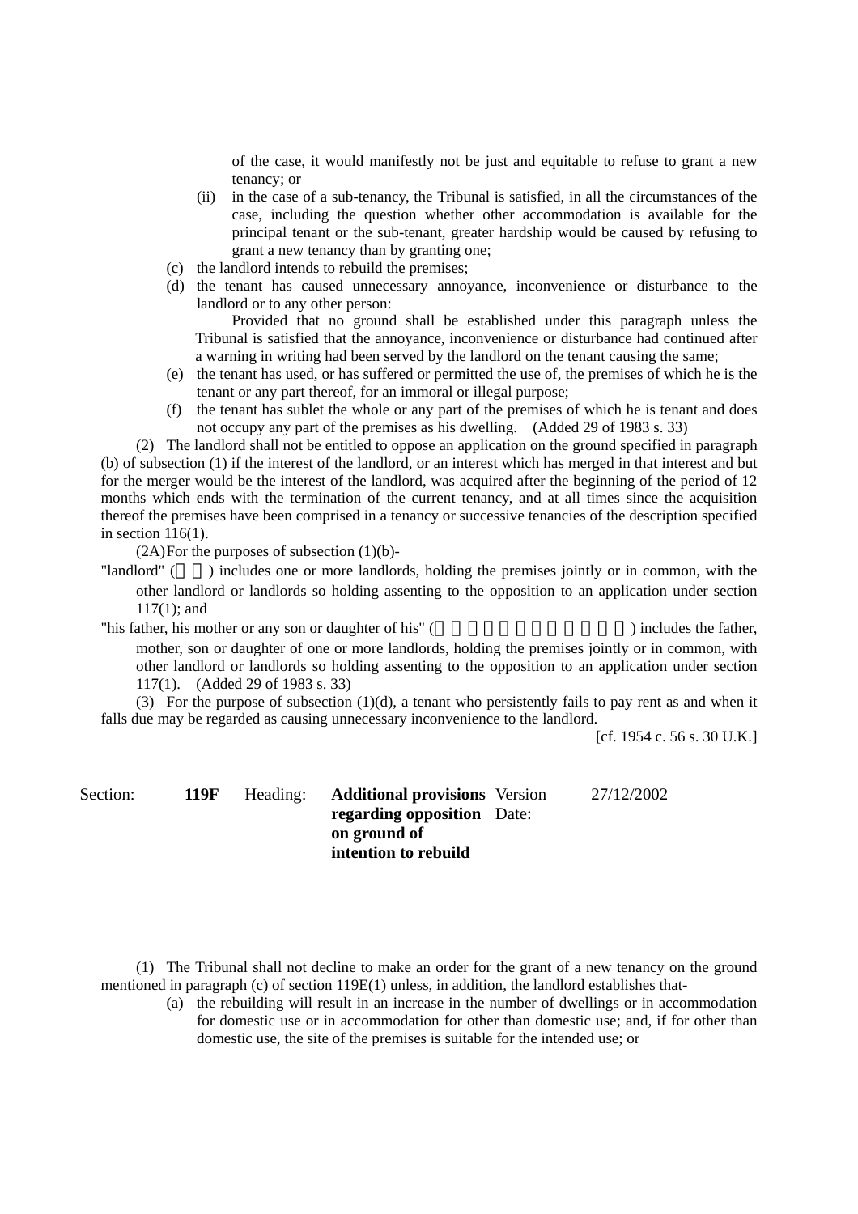of the case, it would manifestly not be just and equitable to refuse to grant a new tenancy; or

(ii) in the case of a sub-tenancy, the Tribunal is satisfied, in all the circumstances of the case, including the question whether other accommodation is available for the principal tenant or the sub-tenant, greater hardship would be caused by refusing to grant a new tenancy than by granting one;

(c) the landlord intends to rebuild the premises;

(d) the tenant has caused unnecessary annoyance, inconvenience or disturbance to the landlord or to any other person:

Provided that no ground shall be established under this paragraph unless the Tribunal is satisfied that the annoyance, inconvenience or disturbance had continued after a warning in writing had been served by the landlord on the tenant causing the same;

(e) the tenant has used, or has suffered or permitted the use of, the premises of which he is the tenant or any part thereof, for an immoral or illegal purpose;

(f) the tenant has sublet the whole or any part of the premises of which he is tenant and does not occupy any part of the premises as his dwelling. (Added 29 of 1983 s. 33)

(2) The landlord shall not be entitled to oppose an application on the ground specified in paragraph (b) of subsection (1) if the interest of the landlord, or an interest which has merged in that interest and but for the merger would be the interest of the landlord, was acquired after the beginning of the period of 12 months which ends with the termination of the current tenancy, and at all times since the acquisition thereof the premises have been comprised in a tenancy or successive tenancies of the description specified in section 116(1).

(2A) For the purposes of subsection (1)(b)-

"landlord" (業主) includes one or more landlords, holding the premises jointly or in common, with the other landlord or landlords so holding assenting to the opposition to an application under section 117(1); and

"his father, his mother or any son or daughter of his" (其父親、母親或任何兒子或女兒) includes the father, mother, son or daughter of one or more landlords, holding the premises jointly or in common, with other landlord or landlords so holding assenting to the opposition to an application under section 117(1). (Added 29 of 1983 s. 33)

(3) For the purpose of subsection (1)(d), a tenant who persistently fails to pay rent as and when it falls due may be regarded as causing unnecessary inconvenience to the landlord.

[cf. 1954 c. 56 s. 30 U.K.]

| Section: | **119F** | Heading: | **Additional provisions regarding opposition on ground of intention to rebuild** | Version Date: | 27/12/2002 |
|---|---|---|---|---|---|

(1) The Tribunal shall not decline to make an order for the grant of a new tenancy on the ground mentioned in paragraph (c) of section 119E(1) unless, in addition, the landlord establishes that-

(a) the rebuilding will result in an increase in the number of dwellings or in accommodation for domestic use or in accommodation for other than domestic use; and, if for other than domestic use, the site of the premises is suitable for the intended use; or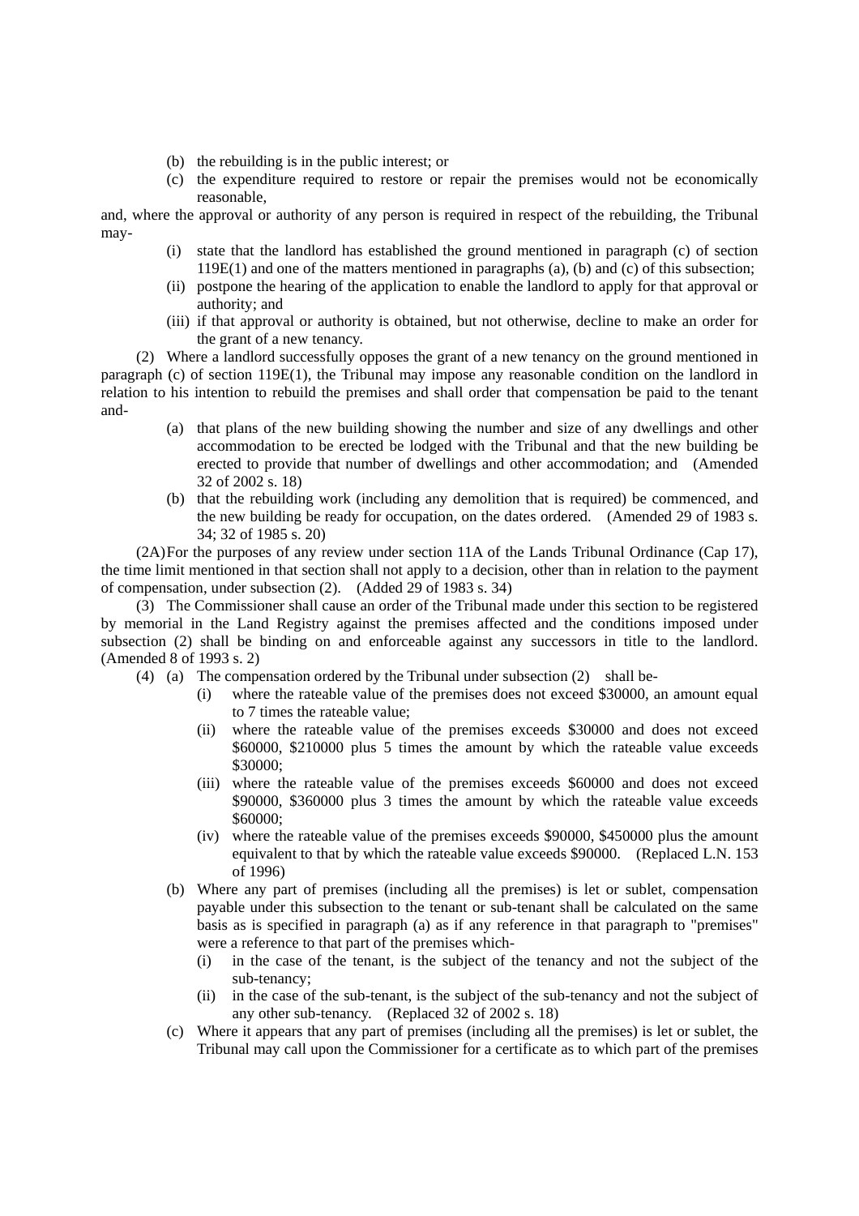(b) the rebuilding is in the public interest; or

(c) the expenditure required to restore or repair the premises would not be economically reasonable,

and, where the approval or authority of any person is required in respect of the rebuilding, the Tribunal may-

(i) state that the landlord has established the ground mentioned in paragraph (c) of section 119E(1) and one of the matters mentioned in paragraphs (a), (b) and (c) of this subsection;

(ii) postpone the hearing of the application to enable the landlord to apply for that approval or authority; and

(iii) if that approval or authority is obtained, but not otherwise, decline to make an order for the grant of a new tenancy.

(2) Where a landlord successfully opposes the grant of a new tenancy on the ground mentioned in paragraph (c) of section 119E(1), the Tribunal may impose any reasonable condition on the landlord in relation to his intention to rebuild the premises and shall order that compensation be paid to the tenant and-

(a) that plans of the new building showing the number and size of any dwellings and other accommodation to be erected be lodged with the Tribunal and that the new building be erected to provide that number of dwellings and other accommodation; and (Amended 32 of 2002 s. 18)

(b) that the rebuilding work (including any demolition that is required) be commenced, and the new building be ready for occupation, on the dates ordered. (Amended 29 of 1983 s. 34; 32 of 1985 s. 20)

(2A) For the purposes of any review under section 11A of the Lands Tribunal Ordinance (Cap 17), the time limit mentioned in that section shall not apply to a decision, other than in relation to the payment of compensation, under subsection (2). (Added 29 of 1983 s. 34)

(3) The Commissioner shall cause an order of the Tribunal made under this section to be registered by memorial in the Land Registry against the premises affected and the conditions imposed under subsection (2) shall be binding on and enforceable against any successors in title to the landlord. (Amended 8 of 1993 s. 2)

(4) (a) The compensation ordered by the Tribunal under subsection (2) shall be-

(i) where the rateable value of the premises does not exceed $30000, an amount equal to 7 times the rateable value;

(ii) where the rateable value of the premises exceeds $30000 and does not exceed $60000, $210000 plus 5 times the amount by which the rateable value exceeds $30000;

(iii) where the rateable value of the premises exceeds $60000 and does not exceed $90000, $360000 plus 3 times the amount by which the rateable value exceeds $60000;

(iv) where the rateable value of the premises exceeds $90000, $450000 plus the amount equivalent to that by which the rateable value exceeds $90000. (Replaced L.N. 153 of 1996)

(b) Where any part of premises (including all the premises) is let or sublet, compensation payable under this subsection to the tenant or sub-tenant shall be calculated on the same basis as is specified in paragraph (a) as if any reference in that paragraph to "premises" were a reference to that part of the premises which-

(i) in the case of the tenant, is the subject of the tenancy and not the subject of the sub-tenancy;

(ii) in the case of the sub-tenant, is the subject of the sub-tenancy and not the subject of any other sub-tenancy. (Replaced 32 of 2002 s. 18)

(c) Where it appears that any part of premises (including all the premises) is let or sublet, the Tribunal may call upon the Commissioner for a certificate as to which part of the premises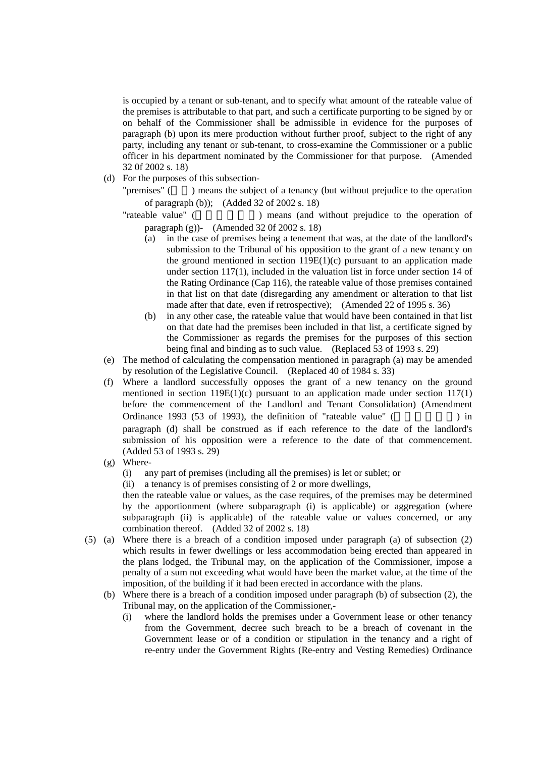is occupied by a tenant or sub-tenant, and to specify what amount of the rateable value of the premises is attributable to that part, and such a certificate purporting to be signed by or on behalf of the Commissioner shall be admissible in evidence for the purposes of paragraph (b) upon its mere production without further proof, subject to the right of any party, including any tenant or sub-tenant, to cross-examine the Commissioner or a public officer in his department nominated by the Commissioner for that purpose. (Amended 32 0f 2002 s. 18)

(d) For the purposes of this subsection-

"premises" (　　) means the subject of a tenancy (but without prejudice to the operation of paragraph (b)); (Added 32 of 2002 s. 18)

"rateable value" (　　　　　) means (and without prejudice to the operation of paragraph (g))- (Amended 32 0f 2002 s. 18)

(a) in the case of premises being a tenement that was, at the date of the landlord's submission to the Tribunal of his opposition to the grant of a new tenancy on the ground mentioned in section 119E(1)(c) pursuant to an application made under section 117(1), included in the valuation list in force under section 14 of the Rating Ordinance (Cap 116), the rateable value of those premises contained in that list on that date (disregarding any amendment or alteration to that list made after that date, even if retrospective); (Amended 22 of 1995 s. 36)

(b) in any other case, the rateable value that would have been contained in that list on that date had the premises been included in that list, a certificate signed by the Commissioner as regards the premises for the purposes of this section being final and binding as to such value. (Replaced 53 of 1993 s. 29)

(e) The method of calculating the compensation mentioned in paragraph (a) may be amended by resolution of the Legislative Council. (Replaced 40 of 1984 s. 33)

(f) Where a landlord successfully opposes the grant of a new tenancy on the ground mentioned in section 119E(1)(c) pursuant to an application made under section 117(1) before the commencement of the Landlord and Tenant Consolidation) (Amendment Ordinance 1993 (53 of 1993), the definition of "rateable value" (　　　　　) in paragraph (d) shall be construed as if each reference to the date of the landlord's submission of his opposition were a reference to the date of that commencement. (Added 53 of 1993 s. 29)

(g) Where-

(i) any part of premises (including all the premises) is let or sublet; or

(ii) a tenancy is of premises consisting of 2 or more dwellings,

then the rateable value or values, as the case requires, of the premises may be determined by the apportionment (where subparagraph (i) is applicable) or aggregation (where subparagraph (ii) is applicable) of the rateable value or values concerned, or any combination thereof. (Added 32 of 2002 s. 18)

(5) (a) Where there is a breach of a condition imposed under paragraph (a) of subsection (2) which results in fewer dwellings or less accommodation being erected than appeared in the plans lodged, the Tribunal may, on the application of the Commissioner, impose a penalty of a sum not exceeding what would have been the market value, at the time of the imposition, of the building if it had been erected in accordance with the plans.

(b) Where there is a breach of a condition imposed under paragraph (b) of subsection (2), the Tribunal may, on the application of the Commissioner,-

(i) where the landlord holds the premises under a Government lease or other tenancy from the Government, decree such breach to be a breach of covenant in the Government lease or of a condition or stipulation in the tenancy and a right of re-entry under the Government Rights (Re-entry and Vesting Remedies) Ordinance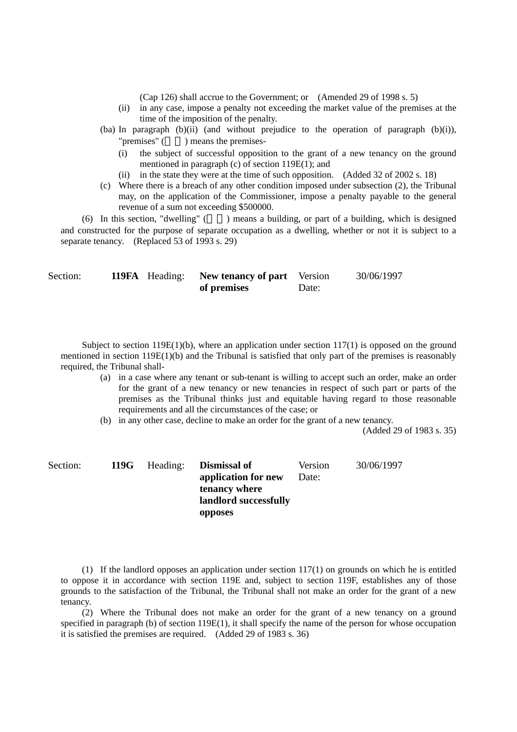(Cap 126) shall accrue to the Government; or (Amended 29 of 1998 s. 5)

(ii) in any case, impose a penalty not exceeding the market value of the premises at the time of the imposition of the penalty.

(ba) In paragraph (b)(ii) (and without prejudice to the operation of paragraph (b)(i)), "premises" (　　) means the premises-

(i) the subject of successful opposition to the grant of a new tenancy on the ground mentioned in paragraph (c) of section 119E(1); and

(ii) in the state they were at the time of such opposition. (Added 32 of 2002 s. 18)

(c) Where there is a breach of any other condition imposed under subsection (2), the Tribunal may, on the application of the Commissioner, impose a penalty payable to the general revenue of a sum not exceeding $500000.

(6) In this section, "dwelling" (　　) means a building, or part of a building, which is designed and constructed for the purpose of separate occupation as a dwelling, whether or not it is subject to a separate tenancy. (Replaced 53 of 1993 s. 29)

| Section: | **119FA** | Heading: | **New tenancy of part of premises** | Version Date: | 30/06/1997 |
|---|---|---|---|---|---|

Subject to section 119E(1)(b), where an application under section 117(1) is opposed on the ground mentioned in section 119E(1)(b) and the Tribunal is satisfied that only part of the premises is reasonably required, the Tribunal shall-

(a) in a case where any tenant or sub-tenant is willing to accept such an order, make an order for the grant of a new tenancy or new tenancies in respect of such part or parts of the premises as the Tribunal thinks just and equitable having regard to those reasonable requirements and all the circumstances of the case; or

(b) in any other case, decline to make an order for the grant of a new tenancy.

(Added 29 of 1983 s. 35)

| Section: | **119G** | Heading: | **Dismissal of application for new tenancy where landlord successfully opposes** | Version Date: | 30/06/1997 |
|---|---|---|---|---|---|

(1) If the landlord opposes an application under section 117(1) on grounds on which he is entitled to oppose it in accordance with section 119E and, subject to section 119F, establishes any of those grounds to the satisfaction of the Tribunal, the Tribunal shall not make an order for the grant of a new tenancy.

(2) Where the Tribunal does not make an order for the grant of a new tenancy on a ground specified in paragraph (b) of section 119E(1), it shall specify the name of the person for whose occupation it is satisfied the premises are required. (Added 29 of 1983 s. 36)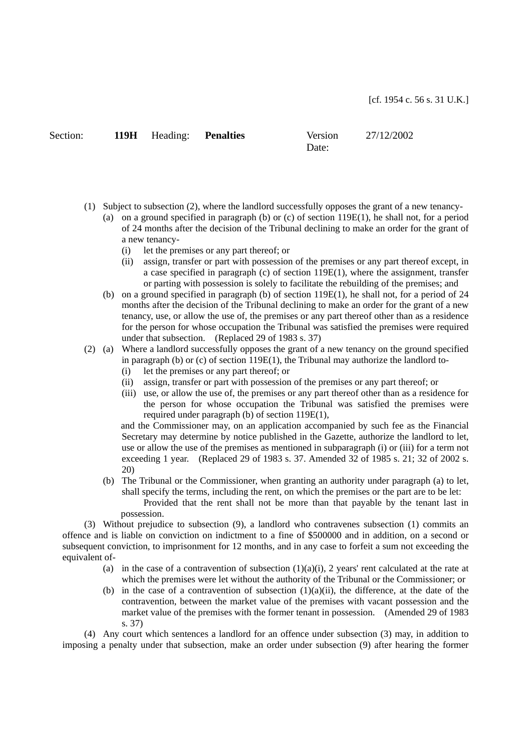[cf. 1954 c. 56 s. 31 U.K.]

Section: **119H** Heading: **Penalties** Version Date: 27/12/2002

(1) Subject to subsection (2), where the landlord successfully opposes the grant of a new tenancy-

- (a) on a ground specified in paragraph (b) or (c) of section 119E(1), he shall not, for a period of 24 months after the decision of the Tribunal declining to make an order for the grant of a new tenancy-
  - (i) let the premises or any part thereof; or
  - (ii) assign, transfer or part with possession of the premises or any part thereof except, in a case specified in paragraph (c) of section 119E(1), where the assignment, transfer or parting with possession is solely to facilitate the rebuilding of the premises; and
- (b) on a ground specified in paragraph (b) of section 119E(1), he shall not, for a period of 24 months after the decision of the Tribunal declining to make an order for the grant of a new tenancy, use, or allow the use of, the premises or any part thereof other than as a residence for the person for whose occupation the Tribunal was satisfied the premises were required under that subsection. (Replaced 29 of 1983 s. 37)

(2) (a) Where a landlord successfully opposes the grant of a new tenancy on the ground specified in paragraph (b) or (c) of section 119E(1), the Tribunal may authorize the landlord to-

- (i) let the premises or any part thereof; or
- (ii) assign, transfer or part with possession of the premises or any part thereof; or
- (iii) use, or allow the use of, the premises or any part thereof other than as a residence for the person for whose occupation the Tribunal was satisfied the premises were required under paragraph (b) of section 119E(1),

and the Commissioner may, on an application accompanied by such fee as the Financial Secretary may determine by notice published in the Gazette, authorize the landlord to let, use or allow the use of the premises as mentioned in subparagraph (i) or (iii) for a term not exceeding 1 year. (Replaced 29 of 1983 s. 37. Amended 32 of 1985 s. 21; 32 of 2002 s. 20)

(b) The Tribunal or the Commissioner, when granting an authority under paragraph (a) to let, shall specify the terms, including the rent, on which the premises or the part are to be let:

Provided that the rent shall not be more than that payable by the tenant last in possession.

(3) Without prejudice to subsection (9), a landlord who contravenes subsection (1) commits an offence and is liable on conviction on indictment to a fine of $500000 and in addition, on a second or subsequent conviction, to imprisonment for 12 months, and in any case to forfeit a sum not exceeding the equivalent of-

- (a) in the case of a contravention of subsection (1)(a)(i), 2 years' rent calculated at the rate at which the premises were let without the authority of the Tribunal or the Commissioner; or
- (b) in the case of a contravention of subsection (1)(a)(ii), the difference, at the date of the contravention, between the market value of the premises with vacant possession and the market value of the premises with the former tenant in possession. (Amended 29 of 1983 s. 37)

(4) Any court which sentences a landlord for an offence under subsection (3) may, in addition to imposing a penalty under that subsection, make an order under subsection (9) after hearing the former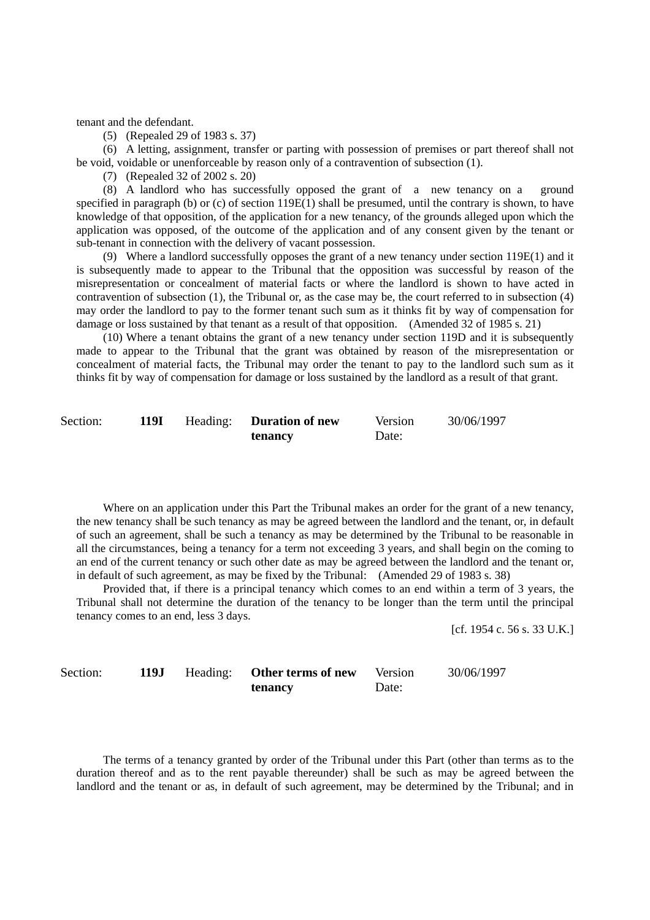tenant and the defendant.

(5) (Repealed 29 of 1983 s. 37)

(6) A letting, assignment, transfer or parting with possession of premises or part thereof shall not be void, voidable or unenforceable by reason only of a contravention of subsection (1).

(7) (Repealed 32 of 2002 s. 20)

(8) A landlord who has successfully opposed the grant of a new tenancy on a ground specified in paragraph (b) or (c) of section 119E(1) shall be presumed, until the contrary is shown, to have knowledge of that opposition, of the application for a new tenancy, of the grounds alleged upon which the application was opposed, of the outcome of the application and of any consent given by the tenant or sub-tenant in connection with the delivery of vacant possession.

(9) Where a landlord successfully opposes the grant of a new tenancy under section 119E(1) and it is subsequently made to appear to the Tribunal that the opposition was successful by reason of the misrepresentation or concealment of material facts or where the landlord is shown to have acted in contravention of subsection (1), the Tribunal or, as the case may be, the court referred to in subsection (4) may order the landlord to pay to the former tenant such sum as it thinks fit by way of compensation for damage or loss sustained by that tenant as a result of that opposition. (Amended 32 of 1985 s. 21)

(10) Where a tenant obtains the grant of a new tenancy under section 119D and it is subsequently made to appear to the Tribunal that the grant was obtained by reason of the misrepresentation or concealment of material facts, the Tribunal may order the tenant to pay to the landlord such sum as it thinks fit by way of compensation for damage or loss sustained by the landlord as a result of that grant.

| Section: | **119I** | Heading: | **Duration of new tenancy** | Version Date: | 30/06/1997 |
|---|---|---|---|---|---|

Where on an application under this Part the Tribunal makes an order for the grant of a new tenancy, the new tenancy shall be such tenancy as may be agreed between the landlord and the tenant, or, in default of such an agreement, shall be such a tenancy as may be determined by the Tribunal to be reasonable in all the circumstances, being a tenancy for a term not exceeding 3 years, and shall begin on the coming to an end of the current tenancy or such other date as may be agreed between the landlord and the tenant or, in default of such agreement, as may be fixed by the Tribunal: (Amended 29 of 1983 s. 38)

Provided that, if there is a principal tenancy which comes to an end within a term of 3 years, the Tribunal shall not determine the duration of the tenancy to be longer than the term until the principal tenancy comes to an end, less 3 days.

[cf. 1954 c. 56 s. 33 U.K.]

| Section: | **119J** | Heading: | **Other terms of new tenancy** | Version Date: | 30/06/1997 |
|---|---|---|---|---|---|

The terms of a tenancy granted by order of the Tribunal under this Part (other than terms as to the duration thereof and as to the rent payable thereunder) shall be such as may be agreed between the landlord and the tenant or as, in default of such agreement, may be determined by the Tribunal; and in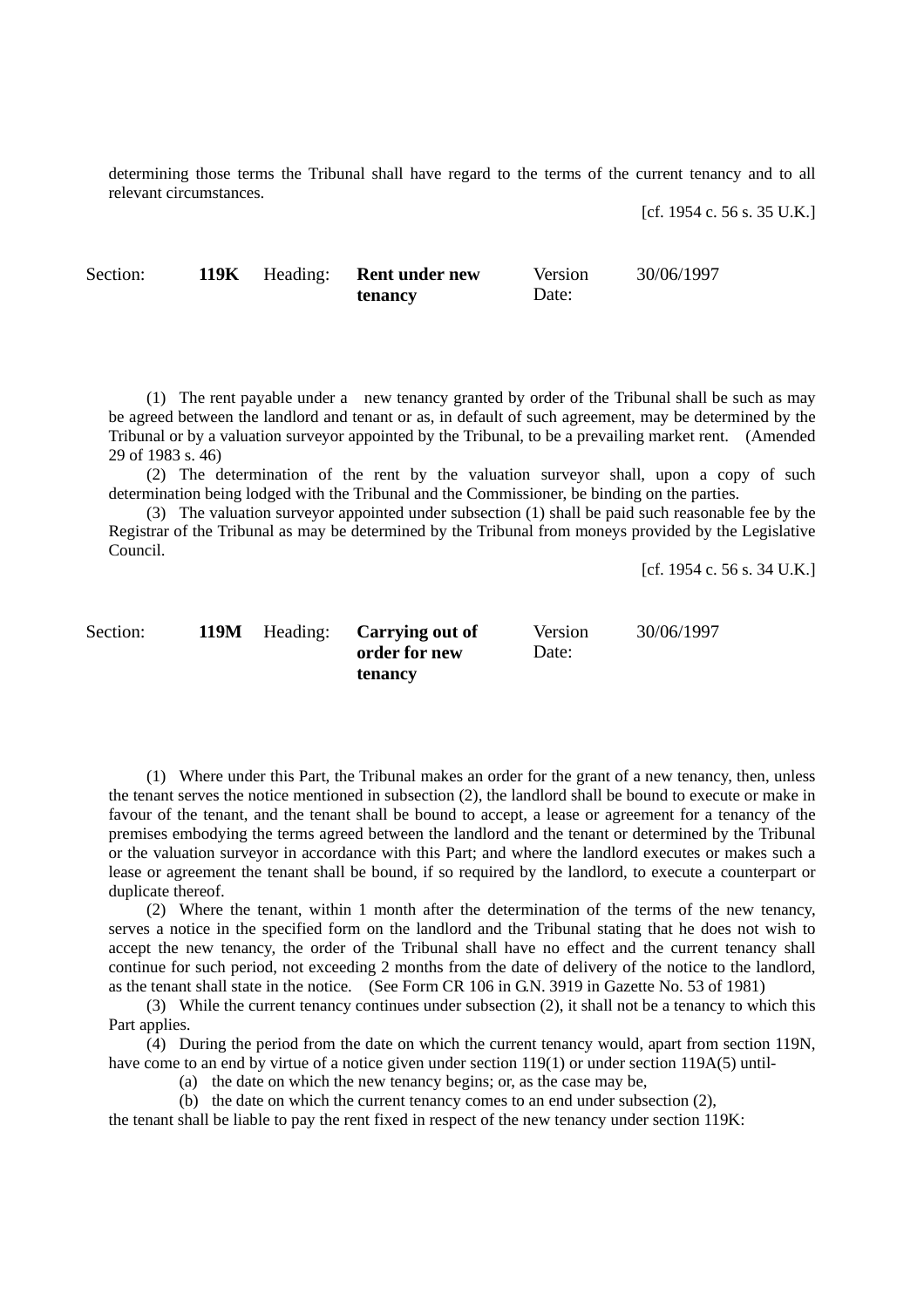determining those terms the Tribunal shall have regard to the terms of the current tenancy and to all relevant circumstances.

[cf. 1954 c. 56 s. 35 U.K.]

| Section: | 119K | Heading: | **Rent under new tenancy** | Version Date: | 30/06/1997 |
|---|---|---|---|---|---|

(1) The rent payable under a new tenancy granted by order of the Tribunal shall be such as may be agreed between the landlord and tenant or as, in default of such agreement, may be determined by the Tribunal or by a valuation surveyor appointed by the Tribunal, to be a prevailing market rent. (Amended 29 of 1983 s. 46)

(2) The determination of the rent by the valuation surveyor shall, upon a copy of such determination being lodged with the Tribunal and the Commissioner, be binding on the parties.

(3) The valuation surveyor appointed under subsection (1) shall be paid such reasonable fee by the Registrar of the Tribunal as may be determined by the Tribunal from moneys provided by the Legislative Council.

[cf. 1954 c. 56 s. 34 U.K.]

| Section: | 119M | Heading: | **Carrying out of order for new tenancy** | Version Date: | 30/06/1997 |
|---|---|---|---|---|---|

(1) Where under this Part, the Tribunal makes an order for the grant of a new tenancy, then, unless the tenant serves the notice mentioned in subsection (2), the landlord shall be bound to execute or make in favour of the tenant, and the tenant shall be bound to accept, a lease or agreement for a tenancy of the premises embodying the terms agreed between the landlord and the tenant or determined by the Tribunal or the valuation surveyor in accordance with this Part; and where the landlord executes or makes such a lease or agreement the tenant shall be bound, if so required by the landlord, to execute a counterpart or duplicate thereof.

(2) Where the tenant, within 1 month after the determination of the terms of the new tenancy, serves a notice in the specified form on the landlord and the Tribunal stating that he does not wish to accept the new tenancy, the order of the Tribunal shall have no effect and the current tenancy shall continue for such period, not exceeding 2 months from the date of delivery of the notice to the landlord, as the tenant shall state in the notice. (See Form CR 106 in G.N. 3919 in Gazette No. 53 of 1981)

(3) While the current tenancy continues under subsection (2), it shall not be a tenancy to which this Part applies.

(4) During the period from the date on which the current tenancy would, apart from section 119N, have come to an end by virtue of a notice given under section 119(1) or under section 119A(5) until-

(a) the date on which the new tenancy begins; or, as the case may be,

(b) the date on which the current tenancy comes to an end under subsection (2),

the tenant shall be liable to pay the rent fixed in respect of the new tenancy under section 119K: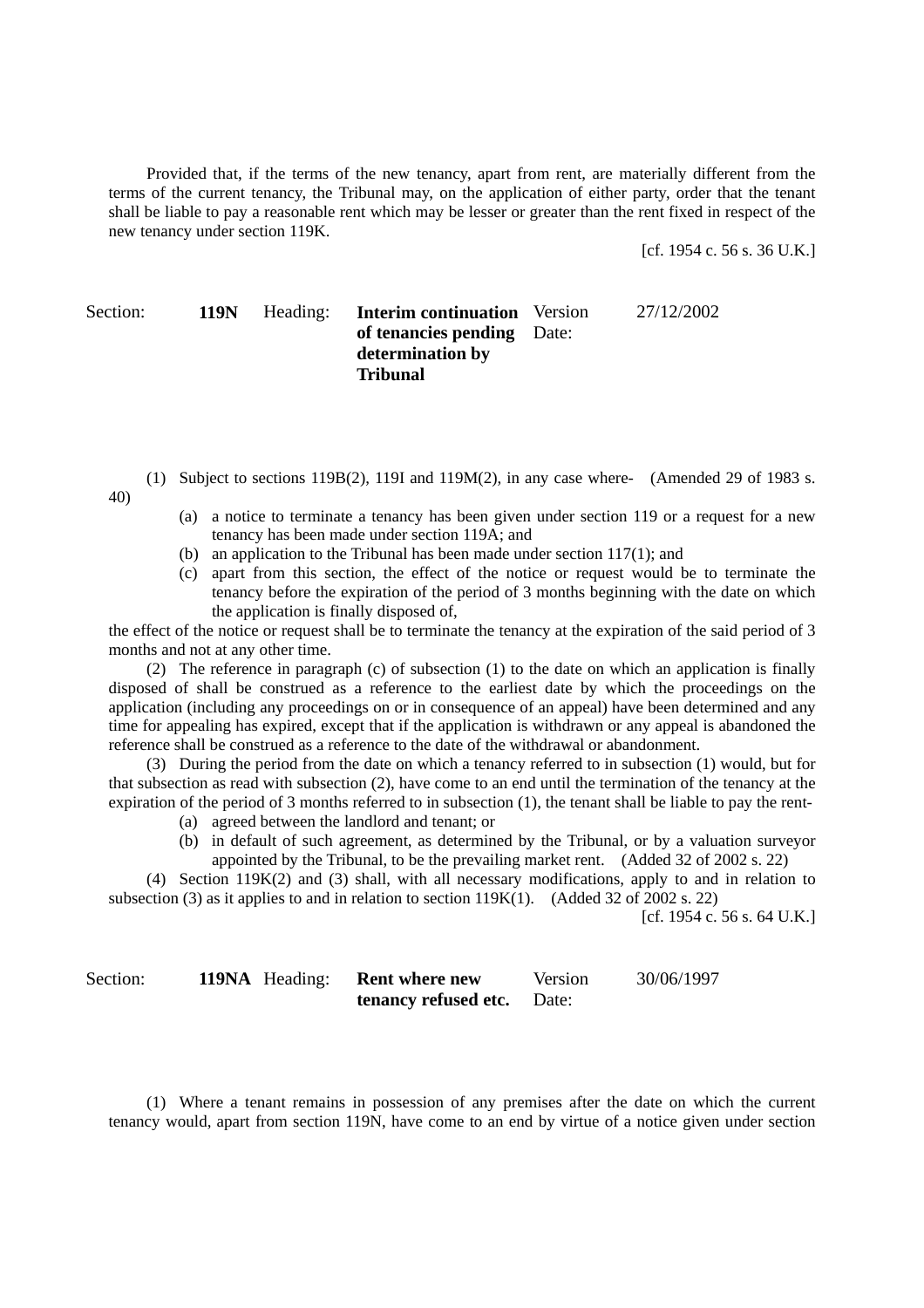Provided that, if the terms of the new tenancy, apart from rent, are materially different from the terms of the current tenancy, the Tribunal may, on the application of either party, order that the tenant shall be liable to pay a reasonable rent which may be lesser or greater than the rent fixed in respect of the new tenancy under section 119K.

[cf. 1954 c. 56 s. 36 U.K.]

| Section: | 119N | Heading: | **Interim continuation of tenancies pending determination by Tribunal** | Version Date: | 27/12/2002 |
|---|---|---|---|---|---|

(1) Subject to sections 119B(2), 119I and 119M(2), in any case where- (Amended 29 of 1983 s. 40)

(a) a notice to terminate a tenancy has been given under section 119 or a request for a new tenancy has been made under section 119A; and

(b) an application to the Tribunal has been made under section 117(1); and

(c) apart from this section, the effect of the notice or request would be to terminate the tenancy before the expiration of the period of 3 months beginning with the date on which the application is finally disposed of,

the effect of the notice or request shall be to terminate the tenancy at the expiration of the said period of 3 months and not at any other time.

(2) The reference in paragraph (c) of subsection (1) to the date on which an application is finally disposed of shall be construed as a reference to the earliest date by which the proceedings on the application (including any proceedings on or in consequence of an appeal) have been determined and any time for appealing has expired, except that if the application is withdrawn or any appeal is abandoned the reference shall be construed as a reference to the date of the withdrawal or abandonment.

(3) During the period from the date on which a tenancy referred to in subsection (1) would, but for that subsection as read with subsection (2), have come to an end until the termination of the tenancy at the expiration of the period of 3 months referred to in subsection (1), the tenant shall be liable to pay the rent-

(a) agreed between the landlord and tenant; or

(b) in default of such agreement, as determined by the Tribunal, or by a valuation surveyor appointed by the Tribunal, to be the prevailing market rent. (Added 32 of 2002 s. 22)

(4) Section 119K(2) and (3) shall, with all necessary modifications, apply to and in relation to subsection (3) as it applies to and in relation to section 119K(1). (Added 32 of 2002 s. 22)

[cf. 1954 c. 56 s. 64 U.K.]

| Section: | 119NA | Heading: | **Rent where new tenancy refused etc.** | Version Date: | 30/06/1997 |
|---|---|---|---|---|---|

(1) Where a tenant remains in possession of any premises after the date on which the current tenancy would, apart from section 119N, have come to an end by virtue of a notice given under section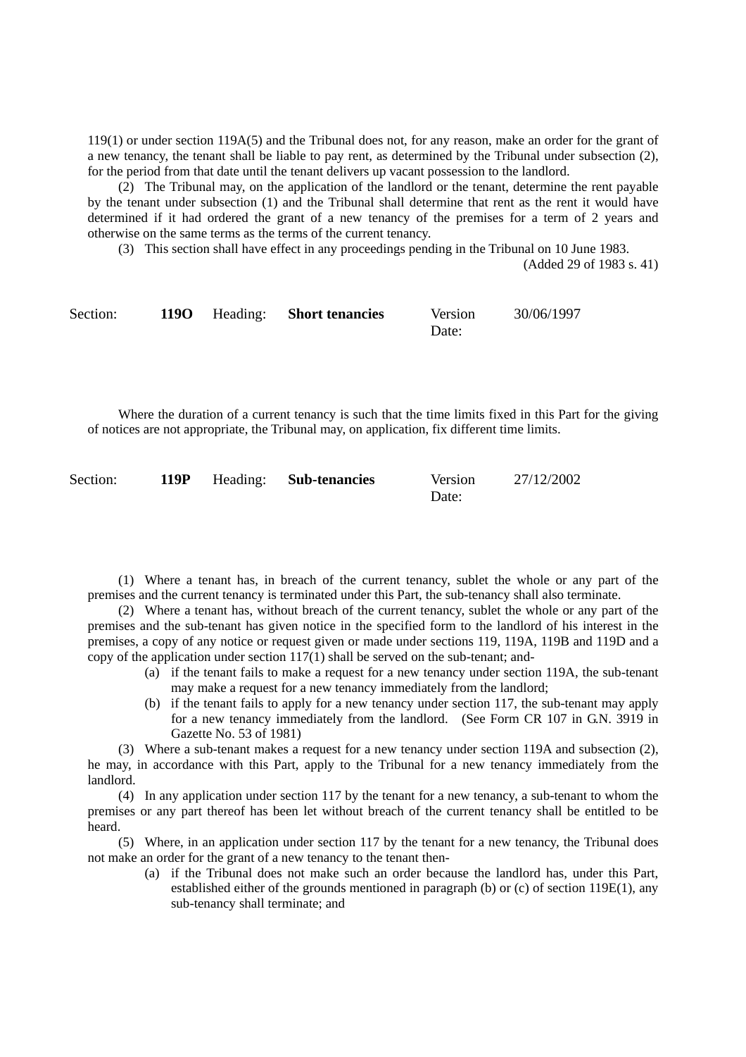119(1) or under section 119A(5) and the Tribunal does not, for any reason, make an order for the grant of a new tenancy, the tenant shall be liable to pay rent, as determined by the Tribunal under subsection (2), for the period from that date until the tenant delivers up vacant possession to the landlord.

(2) The Tribunal may, on the application of the landlord or the tenant, determine the rent payable by the tenant under subsection (1) and the Tribunal shall determine that rent as the rent it would have determined if it had ordered the grant of a new tenancy of the premises for a term of 2 years and otherwise on the same terms as the terms of the current tenancy.

(3) This section shall have effect in any proceedings pending in the Tribunal on 10 June 1983.

(Added 29 of 1983 s. 41)

Section: **119O** Heading: **Short tenancies** Version Date: 30/06/1997

Where the duration of a current tenancy is such that the time limits fixed in this Part for the giving of notices are not appropriate, the Tribunal may, on application, fix different time limits.

Section: **119P** Heading: **Sub-tenancies** Version Date: 27/12/2002

(1) Where a tenant has, in breach of the current tenancy, sublet the whole or any part of the premises and the current tenancy is terminated under this Part, the sub-tenancy shall also terminate.

(2) Where a tenant has, without breach of the current tenancy, sublet the whole or any part of the premises and the sub-tenant has given notice in the specified form to the landlord of his interest in the premises, a copy of any notice or request given or made under sections 119, 119A, 119B and 119D and a copy of the application under section 117(1) shall be served on the sub-tenant; and-

- (a) if the tenant fails to make a request for a new tenancy under section 119A, the sub-tenant may make a request for a new tenancy immediately from the landlord;
- (b) if the tenant fails to apply for a new tenancy under section 117, the sub-tenant may apply for a new tenancy immediately from the landlord. (See Form CR 107 in G.N. 3919 in Gazette No. 53 of 1981)

(3) Where a sub-tenant makes a request for a new tenancy under section 119A and subsection (2), he may, in accordance with this Part, apply to the Tribunal for a new tenancy immediately from the landlord.

(4) In any application under section 117 by the tenant for a new tenancy, a sub-tenant to whom the premises or any part thereof has been let without breach of the current tenancy shall be entitled to be heard.

(5) Where, in an application under section 117 by the tenant for a new tenancy, the Tribunal does not make an order for the grant of a new tenancy to the tenant then-

- (a) if the Tribunal does not make such an order because the landlord has, under this Part, established either of the grounds mentioned in paragraph (b) or (c) of section 119E(1), any sub-tenancy shall terminate; and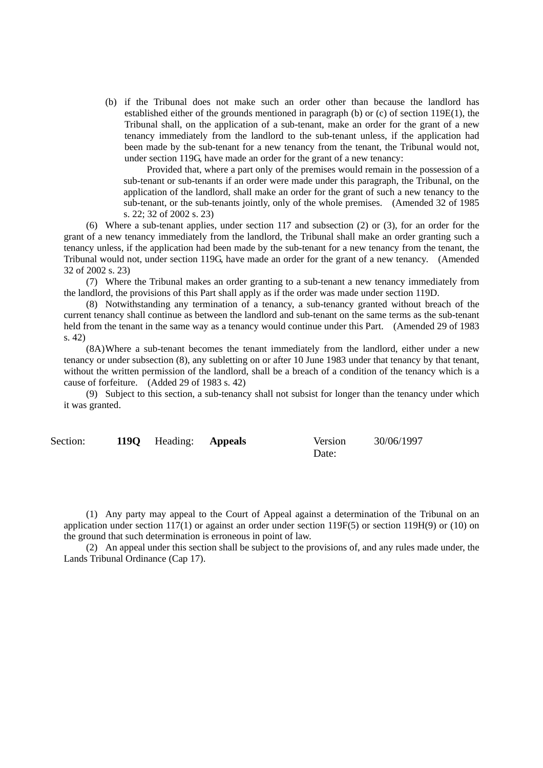(b) if the Tribunal does not make such an order other than because the landlord has established either of the grounds mentioned in paragraph (b) or (c) of section 119E(1), the Tribunal shall, on the application of a sub-tenant, make an order for the grant of a new tenancy immediately from the landlord to the sub-tenant unless, if the application had been made by the sub-tenant for a new tenancy from the tenant, the Tribunal would not, under section 119G, have made an order for the grant of a new tenancy:

Provided that, where a part only of the premises would remain in the possession of a sub-tenant or sub-tenants if an order were made under this paragraph, the Tribunal, on the application of the landlord, shall make an order for the grant of such a new tenancy to the sub-tenant, or the sub-tenants jointly, only of the whole premises. (Amended 32 of 1985 s. 22; 32 of 2002 s. 23)

(6) Where a sub-tenant applies, under section 117 and subsection (2) or (3), for an order for the grant of a new tenancy immediately from the landlord, the Tribunal shall make an order granting such a tenancy unless, if the application had been made by the sub-tenant for a new tenancy from the tenant, the Tribunal would not, under section 119G, have made an order for the grant of a new tenancy. (Amended 32 of 2002 s. 23)

(7) Where the Tribunal makes an order granting to a sub-tenant a new tenancy immediately from the landlord, the provisions of this Part shall apply as if the order was made under section 119D.

(8) Notwithstanding any termination of a tenancy, a sub-tenancy granted without breach of the current tenancy shall continue as between the landlord and sub-tenant on the same terms as the sub-tenant held from the tenant in the same way as a tenancy would continue under this Part. (Amended 29 of 1983 s. 42)

(8A) Where a sub-tenant becomes the tenant immediately from the landlord, either under a new tenancy or under subsection (8), any subletting on or after 10 June 1983 under that tenancy by that tenant, without the written permission of the landlord, shall be a breach of a condition of the tenancy which is a cause of forfeiture. (Added 29 of 1983 s. 42)

(9) Subject to this section, a sub-tenancy shall not subsist for longer than the tenancy under which it was granted.

| Section: | **119Q** | Heading: | **Appeals** | Version Date: | 30/06/1997 |
|---|---|---|---|---|---|

(1) Any party may appeal to the Court of Appeal against a determination of the Tribunal on an application under section 117(1) or against an order under section 119F(5) or section 119H(9) or (10) on the ground that such determination is erroneous in point of law.

(2) An appeal under this section shall be subject to the provisions of, and any rules made under, the Lands Tribunal Ordinance (Cap 17).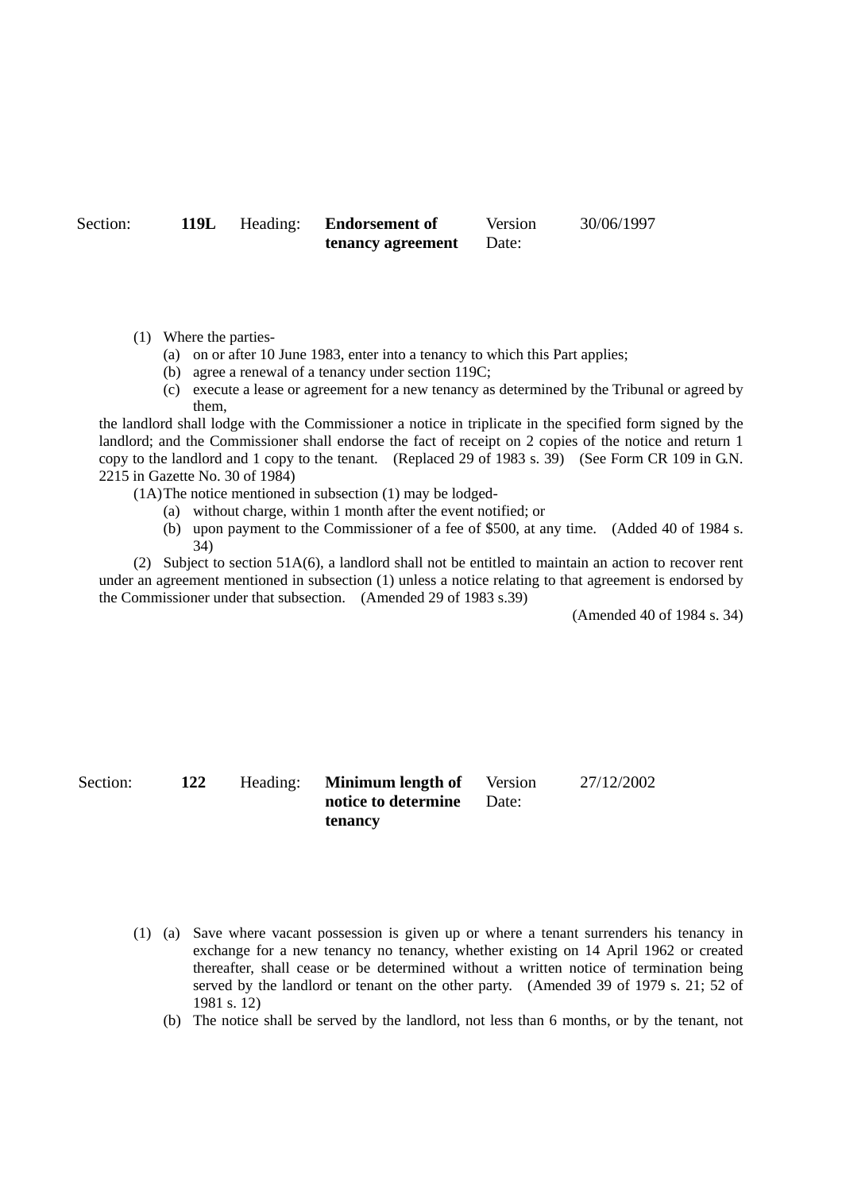Section: **119L** Heading: **Endorsement of tenancy agreement** Version Date: 30/06/1997

(1) Where the parties-

(a) on or after 10 June 1983, enter into a tenancy to which this Part applies;

(b) agree a renewal of a tenancy under section 119C;

(c) execute a lease or agreement for a new tenancy as determined by the Tribunal or agreed by them,

the landlord shall lodge with the Commissioner a notice in triplicate in the specified form signed by the landlord; and the Commissioner shall endorse the fact of receipt on 2 copies of the notice and return 1 copy to the landlord and 1 copy to the tenant. (Replaced 29 of 1983 s. 39) (See Form CR 109 in G.N. 2215 in Gazette No. 30 of 1984)

(1A) The notice mentioned in subsection (1) may be lodged-

(a) without charge, within 1 month after the event notified; or

(b) upon payment to the Commissioner of a fee of $500, at any time. (Added 40 of 1984 s. 34)

(2) Subject to section 51A(6), a landlord shall not be entitled to maintain an action to recover rent under an agreement mentioned in subsection (1) unless a notice relating to that agreement is endorsed by the Commissioner under that subsection. (Amended 29 of 1983 s.39)

(Amended 40 of 1984 s. 34)

Section: **122** Heading: **Minimum length of notice to determine tenancy** Version Date: 27/12/2002

(1) (a) Save where vacant possession is given up or where a tenant surrenders his tenancy in exchange for a new tenancy no tenancy, whether existing on 14 April 1962 or created thereafter, shall cease or be determined without a written notice of termination being served by the landlord or tenant on the other party. (Amended 39 of 1979 s. 21; 52 of 1981 s. 12)

(b) The notice shall be served by the landlord, not less than 6 months, or by the tenant, not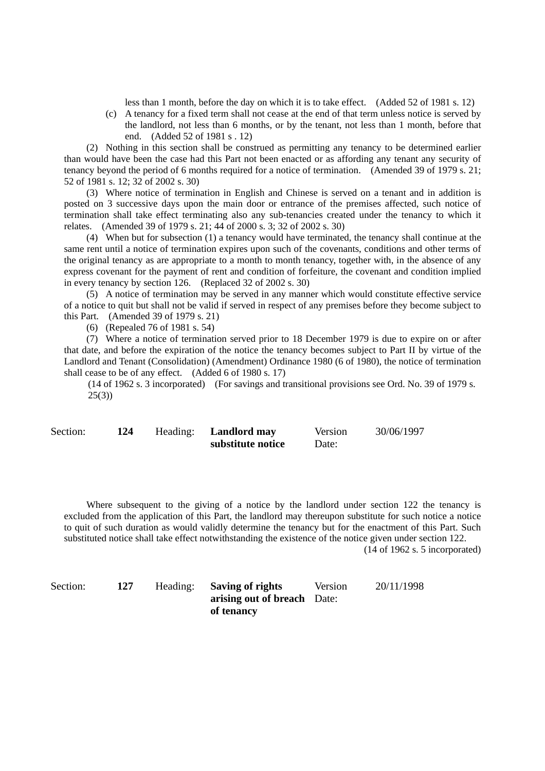less than 1 month, before the day on which it is to take effect. (Added 52 of 1981 s. 12)

(c) A tenancy for a fixed term shall not cease at the end of that term unless notice is served by the landlord, not less than 6 months, or by the tenant, not less than 1 month, before that end. (Added 52 of 1981 s . 12)

(2) Nothing in this section shall be construed as permitting any tenancy to be determined earlier than would have been the case had this Part not been enacted or as affording any tenant any security of tenancy beyond the period of 6 months required for a notice of termination. (Amended 39 of 1979 s. 21; 52 of 1981 s. 12; 32 of 2002 s. 30)

(3) Where notice of termination in English and Chinese is served on a tenant and in addition is posted on 3 successive days upon the main door or entrance of the premises affected, such notice of termination shall take effect terminating also any sub-tenancies created under the tenancy to which it relates. (Amended 39 of 1979 s. 21; 44 of 2000 s. 3; 32 of 2002 s. 30)

(4) When but for subsection (1) a tenancy would have terminated, the tenancy shall continue at the same rent until a notice of termination expires upon such of the covenants, conditions and other terms of the original tenancy as are appropriate to a month to month tenancy, together with, in the absence of any express covenant for the payment of rent and condition of forfeiture, the covenant and condition implied in every tenancy by section 126. (Replaced 32 of 2002 s. 30)

(5) A notice of termination may be served in any manner which would constitute effective service of a notice to quit but shall not be valid if served in respect of any premises before they become subject to this Part. (Amended 39 of 1979 s. 21)

(6) (Repealed 76 of 1981 s. 54)

(7) Where a notice of termination served prior to 18 December 1979 is due to expire on or after that date, and before the expiration of the notice the tenancy becomes subject to Part II by virtue of the Landlord and Tenant (Consolidation) (Amendment) Ordinance 1980 (6 of 1980), the notice of termination shall cease to be of any effect. (Added 6 of 1980 s. 17)

(14 of 1962 s. 3 incorporated) (For savings and transitional provisions see Ord. No. 39 of 1979 s. 25(3))

| Section: | 124 | Heading: | **Landlord may substitute notice** | Version Date: | 30/06/1997 |
|---|---|---|---|---|---|

Where subsequent to the giving of a notice by the landlord under section 122 the tenancy is excluded from the application of this Part, the landlord may thereupon substitute for such notice a notice to quit of such duration as would validly determine the tenancy but for the enactment of this Part. Such substituted notice shall take effect notwithstanding the existence of the notice given under section 122.

(14 of 1962 s. 5 incorporated)

| Section: | 127 | Heading: | **Saving of rights arising out of breach of tenancy** | Version Date: | 20/11/1998 |
|---|---|---|---|---|---|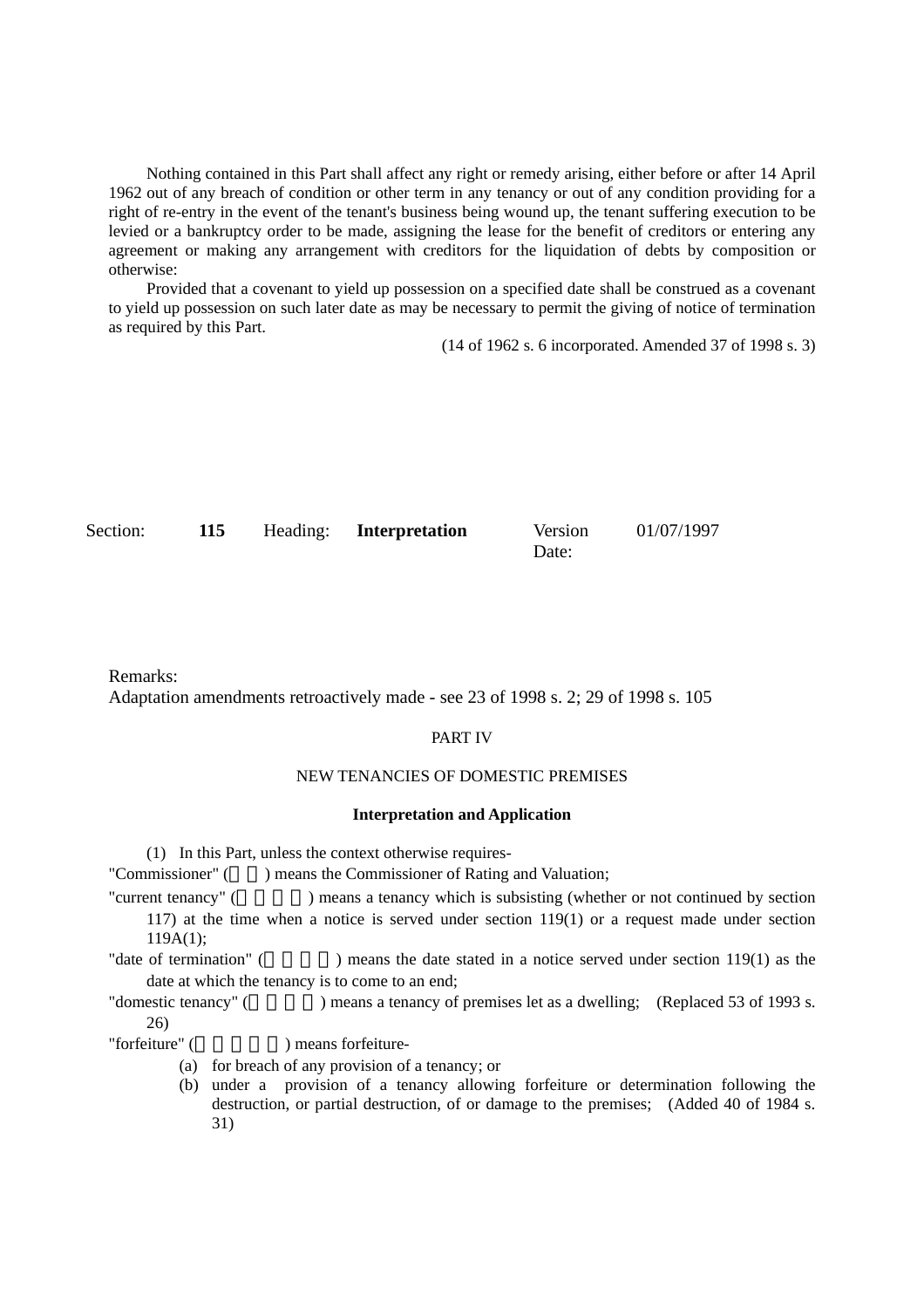Nothing contained in this Part shall affect any right or remedy arising, either before or after 14 April 1962 out of any breach of condition or other term in any tenancy or out of any condition providing for a right of re-entry in the event of the tenant's business being wound up, the tenant suffering execution to be levied or a bankruptcy order to be made, assigning the lease for the benefit of creditors or entering any agreement or making any arrangement with creditors for the liquidation of debts by composition or otherwise:

Provided that a covenant to yield up possession on a specified date shall be construed as a covenant to yield up possession on such later date as may be necessary to permit the giving of notice of termination as required by this Part.

(14 of 1962 s. 6 incorporated. Amended 37 of 1998 s. 3)

| Section: | **115** | Heading: | **Interpretation** | Version Date: | 01/07/1997 |
|---|---|---|---|---|---|

Remarks:
Adaptation amendments retroactively made - see 23 of 1998 s. 2; 29 of 1998 s. 105

PART IV

NEW TENANCIES OF DOMESTIC PREMISES

**Interpretation and Application**

(1) In this Part, unless the context otherwise requires-

"Commissioner" ( ) means the Commissioner of Rating and Valuation;

"current tenancy" ( ) means a tenancy which is subsisting (whether or not continued by section 117) at the time when a notice is served under section 119(1) or a request made under section 119A(1);

"date of termination" ( ) means the date stated in a notice served under section 119(1) as the date at which the tenancy is to come to an end;

"domestic tenancy" ( ) means a tenancy of premises let as a dwelling; (Replaced 53 of 1993 s. 26)

"forfeiture" ( ) means forfeiture-

(a) for breach of any provision of a tenancy; or
(b) under a provision of a tenancy allowing forfeiture or determination following the destruction, or partial destruction, of or damage to the premises; (Added 40 of 1984 s. 31)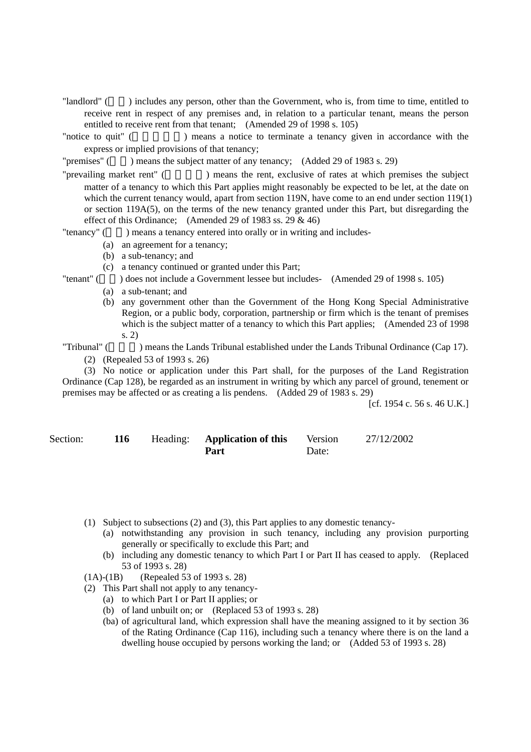"landlord" (業主) includes any person, other than the Government, who is, from time to time, entitled to receive rent in respect of any premises and, in relation to a particular tenant, means the person entitled to receive rent from that tenant; (Amended 29 of 1998 s. 105)

"notice to quit" (遷出通知書) means a notice to terminate a tenancy given in accordance with the express or implied provisions of that tenancy;

"premises" (處所) means the subject matter of any tenancy; (Added 29 of 1983 s. 29)

"prevailing market rent" (現行市值租金) means the rent, exclusive of rates at which premises the subject matter of a tenancy to which this Part applies might reasonably be expected to be let, at the date on which the current tenancy would, apart from section 119N, have come to an end under section 119(1) or section 119A(5), on the terms of the new tenancy granted under this Part, but disregarding the effect of this Ordinance; (Amended 29 of 1983 ss. 29 & 46)

"tenancy" (租賃) means a tenancy entered into orally or in writing and includes-

- (a) an agreement for a tenancy;
- (b) a sub-tenancy; and
- (c) a tenancy continued or granted under this Part;

"tenant" (租客) does not include a Government lessee but includes- (Amended 29 of 1998 s. 105)

- (a) a sub-tenant; and
- (b) any government other than the Government of the Hong Kong Special Administrative Region, or a public body, corporation, partnership or firm which is the tenant of premises which is the subject matter of a tenancy to which this Part applies; (Amended 23 of 1998 s. 2)

"Tribunal" (審裁處) means the Lands Tribunal established under the Lands Tribunal Ordinance (Cap 17).

(2) (Repealed 53 of 1993 s. 26)

(3) No notice or application under this Part shall, for the purposes of the Land Registration Ordinance (Cap 128), be regarded as an instrument in writing by which any parcel of ground, tenement or premises may be affected or as creating a lis pendens. (Added 29 of 1983 s. 29)

[cf. 1954 c. 56 s. 46 U.K.]

| Section: | **116** | Heading: | **Application of this Part** | Version Date: | 27/12/2002 |
|---|---|---|---|---|---|

(1) Subject to subsections (2) and (3), this Part applies to any domestic tenancy-

- (a) notwithstanding any provision in such tenancy, including any provision purporting generally or specifically to exclude this Part; and
- (b) including any domestic tenancy to which Part I or Part II has ceased to apply. (Replaced 53 of 1993 s. 28)

(1A)-(1B) (Repealed 53 of 1993 s. 28)

(2) This Part shall not apply to any tenancy-

- (a) to which Part I or Part II applies; or
- (b) of land unbuilt on; or (Replaced 53 of 1993 s. 28)
- (ba) of agricultural land, which expression shall have the meaning assigned to it by section 36 of the Rating Ordinance (Cap 116), including such a tenancy where there is on the land a dwelling house occupied by persons working the land; or (Added 53 of 1993 s. 28)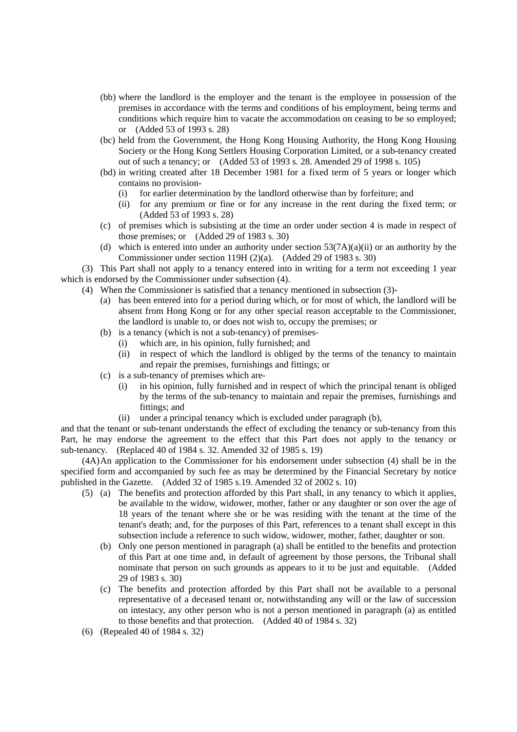(bb) where the landlord is the employer and the tenant is the employee in possession of the premises in accordance with the terms and conditions of his employment, being terms and conditions which require him to vacate the accommodation on ceasing to be so employed; or (Added 53 of 1993 s. 28)

(bc) held from the Government, the Hong Kong Housing Authority, the Hong Kong Housing Society or the Hong Kong Settlers Housing Corporation Limited, or a sub-tenancy created out of such a tenancy; or (Added 53 of 1993 s. 28. Amended 29 of 1998 s. 105)

(bd) in writing created after 18 December 1981 for a fixed term of 5 years or longer which contains no provision-

 (i) for earlier determination by the landlord otherwise than by forfeiture; and

 (ii) for any premium or fine or for any increase in the rent during the fixed term; or (Added 53 of 1993 s. 28)

(c) of premises which is subsisting at the time an order under section 4 is made in respect of those premises; or (Added 29 of 1983 s. 30)

(d) which is entered into under an authority under section 53(7A)(a)(ii) or an authority by the Commissioner under section 119H (2)(a). (Added 29 of 1983 s. 30)

(3) This Part shall not apply to a tenancy entered into in writing for a term not exceeding 1 year which is endorsed by the Commissioner under subsection (4).

(4) When the Commissioner is satisfied that a tenancy mentioned in subsection (3)-

 (a) has been entered into for a period during which, or for most of which, the landlord will be absent from Hong Kong or for any other special reason acceptable to the Commissioner, the landlord is unable to, or does not wish to, occupy the premises; or

 (b) is a tenancy (which is not a sub-tenancy) of premises-

  (i) which are, in his opinion, fully furnished; and

  (ii) in respect of which the landlord is obliged by the terms of the tenancy to maintain and repair the premises, furnishings and fittings; or

 (c) is a sub-tenancy of premises which are-

  (i) in his opinion, fully furnished and in respect of which the principal tenant is obliged by the terms of the sub-tenancy to maintain and repair the premises, furnishings and fittings; and

  (ii) under a principal tenancy which is excluded under paragraph (b),

and that the tenant or sub-tenant understands the effect of excluding the tenancy or sub-tenancy from this Part, he may endorse the agreement to the effect that this Part does not apply to the tenancy or sub-tenancy. (Replaced 40 of 1984 s. 32. Amended 32 of 1985 s. 19)

(4A) An application to the Commissioner for his endorsement under subsection (4) shall be in the specified form and accompanied by such fee as may be determined by the Financial Secretary by notice published in the Gazette. (Added 32 of 1985 s.19. Amended 32 of 2002 s. 10)

(5) (a) The benefits and protection afforded by this Part shall, in any tenancy to which it applies, be available to the widow, widower, mother, father or any daughter or son over the age of 18 years of the tenant where she or he was residing with the tenant at the time of the tenant's death; and, for the purposes of this Part, references to a tenant shall except in this subsection include a reference to such widow, widower, mother, father, daughter or son.

 (b) Only one person mentioned in paragraph (a) shall be entitled to the benefits and protection of this Part at one time and, in default of agreement by those persons, the Tribunal shall nominate that person on such grounds as appears to it to be just and equitable. (Added 29 of 1983 s. 30)

 (c) The benefits and protection afforded by this Part shall not be available to a personal representative of a deceased tenant or, notwithstanding any will or the law of succession on intestacy, any other person who is not a person mentioned in paragraph (a) as entitled to those benefits and that protection. (Added 40 of 1984 s. 32)

(6) (Repealed 40 of 1984 s. 32)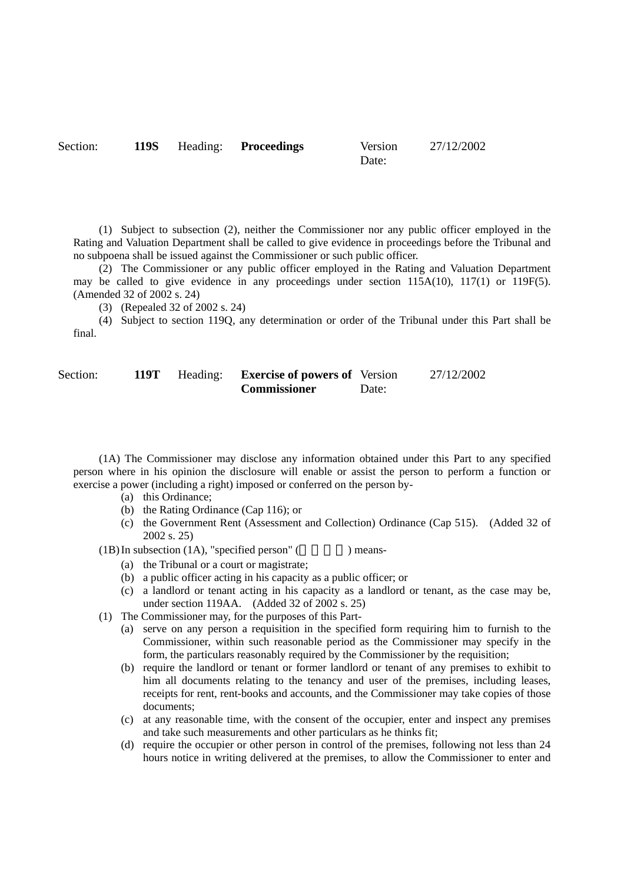Section: **119S** Heading: **Proceedings** Version Date: 27/12/2002

(1) Subject to subsection (2), neither the Commissioner nor any public officer employed in the Rating and Valuation Department shall be called to give evidence in proceedings before the Tribunal and no subpoena shall be issued against the Commissioner or such public officer.

(2) The Commissioner or any public officer employed in the Rating and Valuation Department may be called to give evidence in any proceedings under section 115A(10), 117(1) or 119F(5). (Amended 32 of 2002 s. 24)

(3) (Repealed 32 of 2002 s. 24)

(4) Subject to section 119Q, any determination or order of the Tribunal under this Part shall be final.

Section: **119T** Heading: **Exercise of powers of Commissioner** Version Date: 27/12/2002

(1A) The Commissioner may disclose any information obtained under this Part to any specified person where in his opinion the disclosure will enable or assist the person to perform a function or exercise a power (including a right) imposed or conferred on the person by-

- (a) this Ordinance;
- (b) the Rating Ordinance (Cap 116); or
- (c) the Government Rent (Assessment and Collection) Ordinance (Cap 515). (Added 32 of 2002 s. 25)

(1B) In subsection (1A), "specified person" (指明人士) means-

- (a) the Tribunal or a court or magistrate;
- (b) a public officer acting in his capacity as a public officer; or
- (c) a landlord or tenant acting in his capacity as a landlord or tenant, as the case may be, under section 119AA. (Added 32 of 2002 s. 25)

(1) The Commissioner may, for the purposes of this Part-

- (a) serve on any person a requisition in the specified form requiring him to furnish to the Commissioner, within such reasonable period as the Commissioner may specify in the form, the particulars reasonably required by the Commissioner by the requisition;
- (b) require the landlord or tenant or former landlord or tenant of any premises to exhibit to him all documents relating to the tenancy and user of the premises, including leases, receipts for rent, rent-books and accounts, and the Commissioner may take copies of those documents;
- (c) at any reasonable time, with the consent of the occupier, enter and inspect any premises and take such measurements and other particulars as he thinks fit;
- (d) require the occupier or other person in control of the premises, following not less than 24 hours notice in writing delivered at the premises, to allow the Commissioner to enter and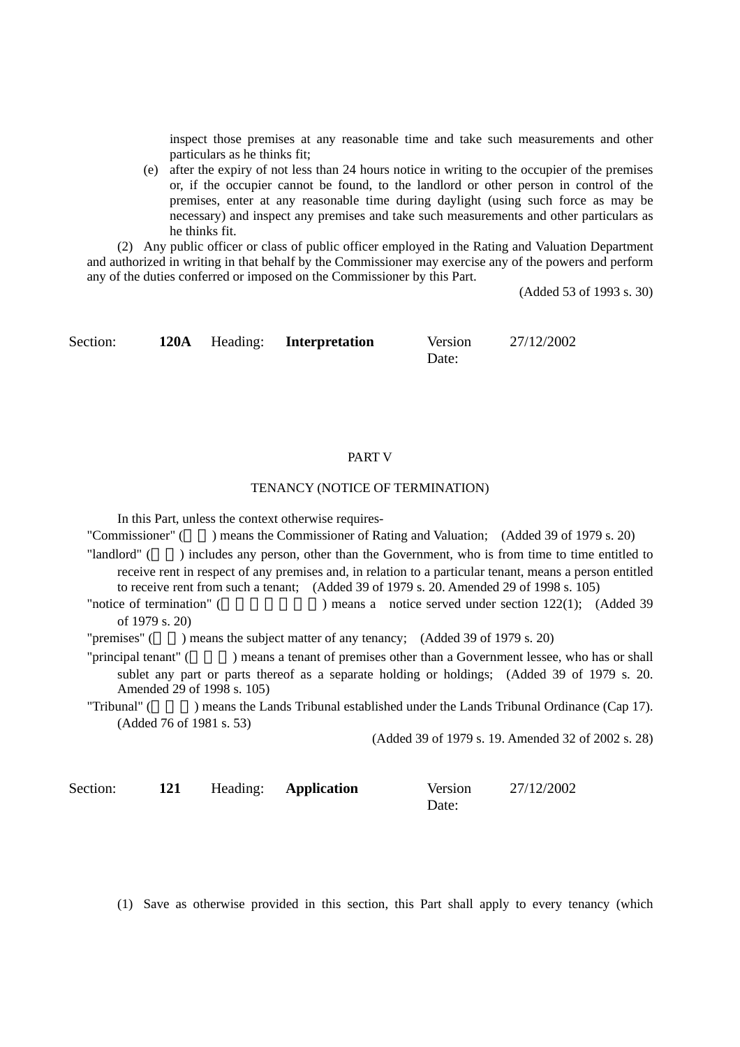inspect those premises at any reasonable time and take such measurements and other particulars as he thinks fit;

(e) after the expiry of not less than 24 hours notice in writing to the occupier of the premises or, if the occupier cannot be found, to the landlord or other person in control of the premises, enter at any reasonable time during daylight (using such force as may be necessary) and inspect any premises and take such measurements and other particulars as he thinks fit.

(2) Any public officer or class of public officer employed in the Rating and Valuation Department and authorized in writing in that behalf by the Commissioner may exercise any of the powers and perform any of the duties conferred or imposed on the Commissioner by this Part.

(Added 53 of 1993 s. 30)

| Section: | 120A | Heading: | **Interpretation** | Version Date: | 27/12/2002 |
|---|---|---|---|---|---|

PART V

TENANCY (NOTICE OF TERMINATION)

In this Part, unless the context otherwise requires-

"Commissioner" (　　) means the Commissioner of Rating and Valuation; (Added 39 of 1979 s. 20)

"landlord" (　　) includes any person, other than the Government, who is from time to time entitled to receive rent in respect of any premises and, in relation to a particular tenant, means a person entitled to receive rent from such a tenant; (Added 39 of 1979 s. 20. Amended 29 of 1998 s. 105)

"notice of termination" (　　　　　　　) means a notice served under section 122(1); (Added 39 of 1979 s. 20)

"premises" (　　) means the subject matter of any tenancy; (Added 39 of 1979 s. 20)

"principal tenant" (　　　) means a tenant of premises other than a Government lessee, who has or shall sublet any part or parts thereof as a separate holding or holdings; (Added 39 of 1979 s. 20. Amended 29 of 1998 s. 105)

"Tribunal" (　　　) means the Lands Tribunal established under the Lands Tribunal Ordinance (Cap 17). (Added 76 of 1981 s. 53)

(Added 39 of 1979 s. 19. Amended 32 of 2002 s. 28)

| Section: | 121 | Heading: | **Application** | Version Date: | 27/12/2002 |
|---|---|---|---|---|---|

(1) Save as otherwise provided in this section, this Part shall apply to every tenancy (which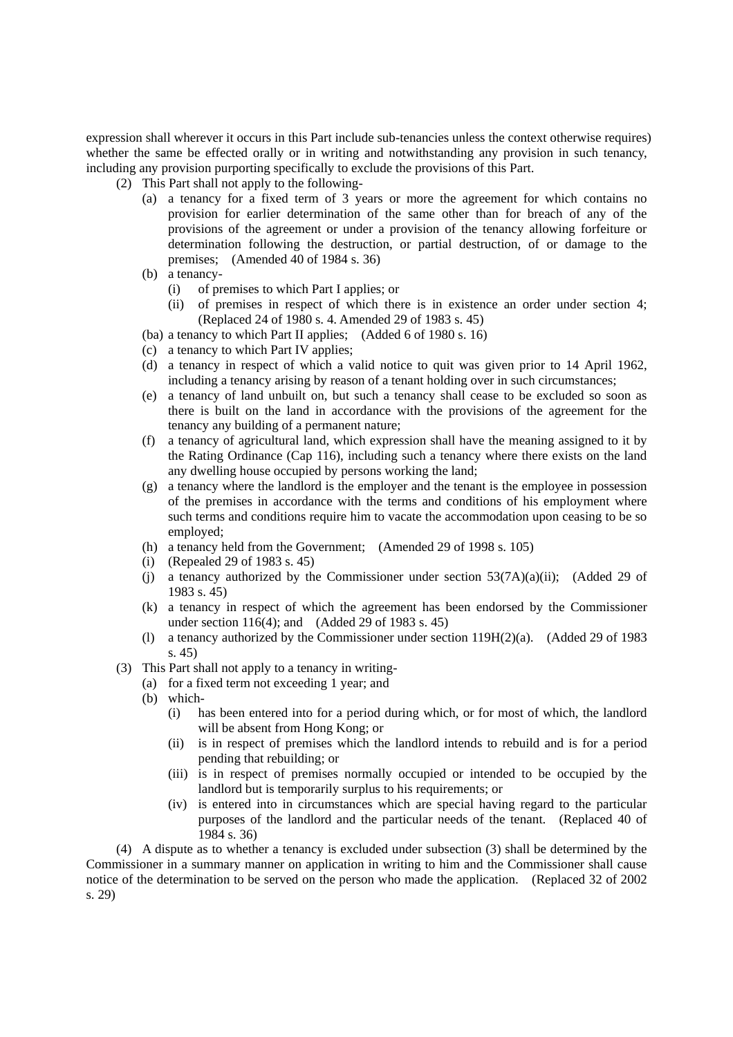expression shall wherever it occurs in this Part include sub-tenancies unless the context otherwise requires) whether the same be effected orally or in writing and notwithstanding any provision in such tenancy, including any provision purporting specifically to exclude the provisions of this Part.

(2) This Part shall not apply to the following-

- (a) a tenancy for a fixed term of 3 years or more the agreement for which contains no provision for earlier determination of the same other than for breach of any of the provisions of the agreement or under a provision of the tenancy allowing forfeiture or determination following the destruction, or partial destruction, of or damage to the premises; (Amended 40 of 1984 s. 36)
- (b) a tenancy-
  - (i) of premises to which Part I applies; or
  - (ii) of premises in respect of which there is in existence an order under section 4; (Replaced 24 of 1980 s. 4. Amended 29 of 1983 s. 45)
- (ba) a tenancy to which Part II applies; (Added 6 of 1980 s. 16)
- (c) a tenancy to which Part IV applies;
- (d) a tenancy in respect of which a valid notice to quit was given prior to 14 April 1962, including a tenancy arising by reason of a tenant holding over in such circumstances;
- (e) a tenancy of land unbuilt on, but such a tenancy shall cease to be excluded so soon as there is built on the land in accordance with the provisions of the agreement for the tenancy any building of a permanent nature;
- (f) a tenancy of agricultural land, which expression shall have the meaning assigned to it by the Rating Ordinance (Cap 116), including such a tenancy where there exists on the land any dwelling house occupied by persons working the land;
- (g) a tenancy where the landlord is the employer and the tenant is the employee in possession of the premises in accordance with the terms and conditions of his employment where such terms and conditions require him to vacate the accommodation upon ceasing to be so employed;
- (h) a tenancy held from the Government; (Amended 29 of 1998 s. 105)
- (i) (Repealed 29 of 1983 s. 45)
- (j) a tenancy authorized by the Commissioner under section 53(7A)(a)(ii); (Added 29 of 1983 s. 45)
- (k) a tenancy in respect of which the agreement has been endorsed by the Commissioner under section 116(4); and (Added 29 of 1983 s. 45)
- (l) a tenancy authorized by the Commissioner under section 119H(2)(a). (Added 29 of 1983 s. 45)

(3) This Part shall not apply to a tenancy in writing-

- (a) for a fixed term not exceeding 1 year; and
- (b) which-
  - (i) has been entered into for a period during which, or for most of which, the landlord will be absent from Hong Kong; or
  - (ii) is in respect of premises which the landlord intends to rebuild and is for a period pending that rebuilding; or
  - (iii) is in respect of premises normally occupied or intended to be occupied by the landlord but is temporarily surplus to his requirements; or
  - (iv) is entered into in circumstances which are special having regard to the particular purposes of the landlord and the particular needs of the tenant. (Replaced 40 of 1984 s. 36)

(4) A dispute as to whether a tenancy is excluded under subsection (3) shall be determined by the Commissioner in a summary manner on application in writing to him and the Commissioner shall cause notice of the determination to be served on the person who made the application. (Replaced 32 of 2002 s. 29)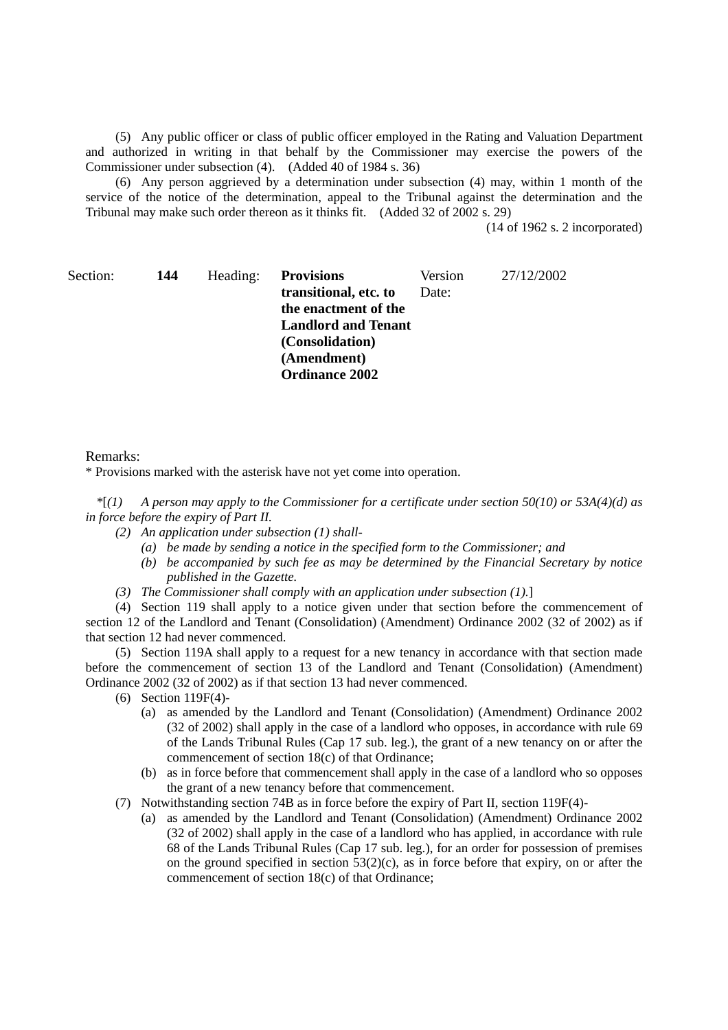(5) Any public officer or class of public officer employed in the Rating and Valuation Department and authorized in writing in that behalf by the Commissioner may exercise the powers of the Commissioner under subsection (4). (Added 40 of 1984 s. 36)

(6) Any person aggrieved by a determination under subsection (4) may, within 1 month of the service of the notice of the determination, appeal to the Tribunal against the determination and the Tribunal may make such order thereon as it thinks fit. (Added 32 of 2002 s. 29)

(14 of 1962 s. 2 incorporated)

| Section: | 144 | Heading: | Provisions transitional, etc. to the enactment of the Landlord and Tenant (Consolidation) (Amendment) Ordinance 2002 | Version Date: | 27/12/2002 |
|---|---|---|---|---|---|

Remarks:

\* Provisions marked with the asterisk have not yet come into operation.

*[(1) A person may apply to the Commissioner for a certificate under section 50(10) or 53A(4)(d) as in force before the expiry of Part II.

*(2) An application under subsection (1) shall-*

*(a) be made by sending a notice in the specified form to the Commissioner; and*

*(b) be accompanied by such fee as may be determined by the Financial Secretary by notice published in the Gazette.*

*(3) The Commissioner shall comply with an application under subsection (1).*]

(4) Section 119 shall apply to a notice given under that section before the commencement of section 12 of the Landlord and Tenant (Consolidation) (Amendment) Ordinance 2002 (32 of 2002) as if that section 12 had never commenced.

(5) Section 119A shall apply to a request for a new tenancy in accordance with that section made before the commencement of section 13 of the Landlord and Tenant (Consolidation) (Amendment) Ordinance 2002 (32 of 2002) as if that section 13 had never commenced.

(6) Section 119F(4)-

(a) as amended by the Landlord and Tenant (Consolidation) (Amendment) Ordinance 2002 (32 of 2002) shall apply in the case of a landlord who opposes, in accordance with rule 69 of the Lands Tribunal Rules (Cap 17 sub. leg.), the grant of a new tenancy on or after the commencement of section 18(c) of that Ordinance;

(b) as in force before that commencement shall apply in the case of a landlord who so opposes the grant of a new tenancy before that commencement.

(7) Notwithstanding section 74B as in force before the expiry of Part II, section 119F(4)-

(a) as amended by the Landlord and Tenant (Consolidation) (Amendment) Ordinance 2002 (32 of 2002) shall apply in the case of a landlord who has applied, in accordance with rule 68 of the Lands Tribunal Rules (Cap 17 sub. leg.), for an order for possession of premises on the ground specified in section 53(2)(c), as in force before that expiry, on or after the commencement of section 18(c) of that Ordinance;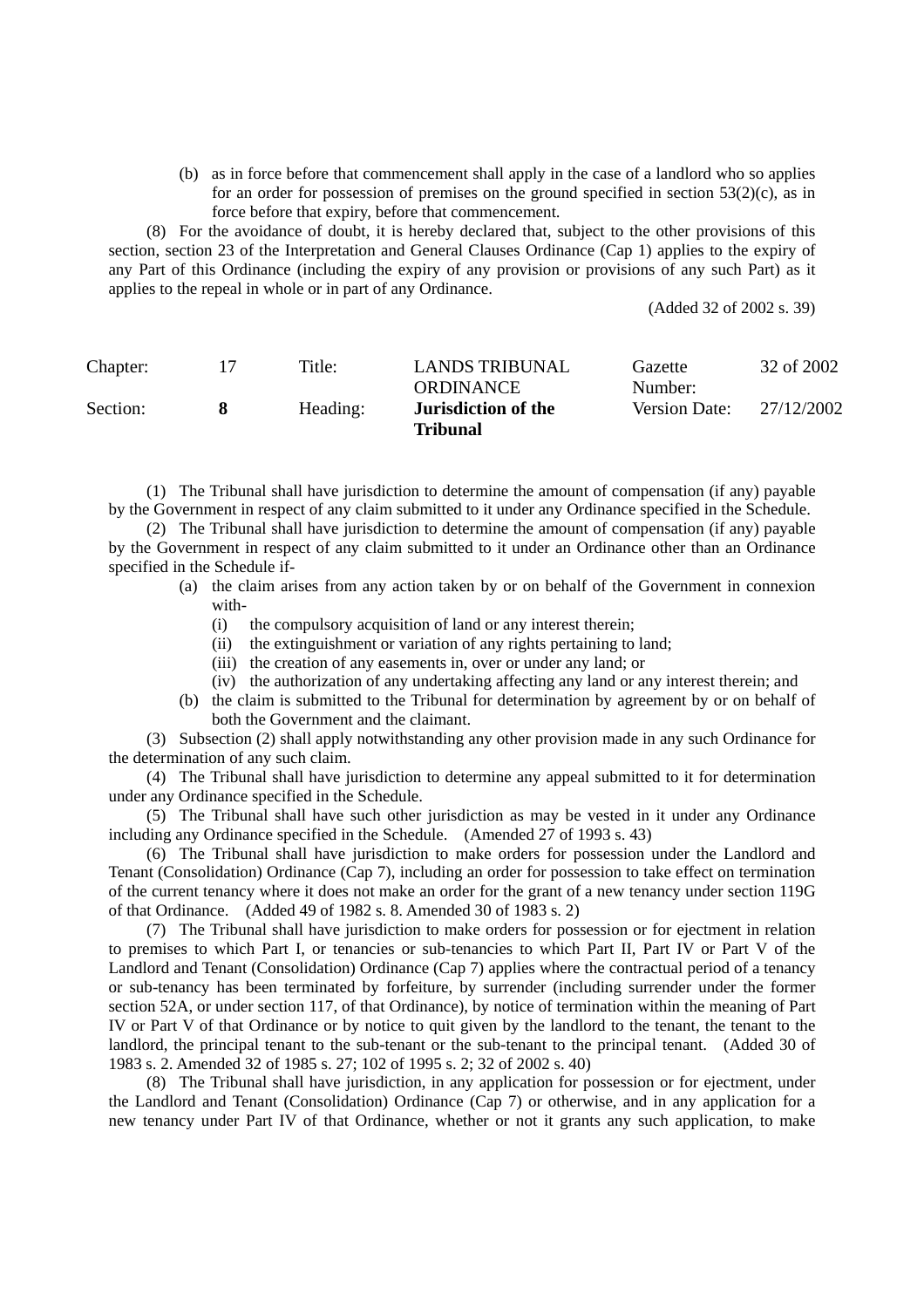(b) as in force before that commencement shall apply in the case of a landlord who so applies for an order for possession of premises on the ground specified in section 53(2)(c), as in force before that expiry, before that commencement.

(8) For the avoidance of doubt, it is hereby declared that, subject to the other provisions of this section, section 23 of the Interpretation and General Clauses Ordinance (Cap 1) applies to the expiry of any Part of this Ordinance (including the expiry of any provision or provisions of any such Part) as it applies to the repeal in whole or in part of any Ordinance.

(Added 32 of 2002 s. 39)

| Chapter: | 17 | Title: | LANDS TRIBUNAL ORDINANCE | Gazette Number: | 32 of 2002 |
|---|---|---|---|---|---|
| Section: | **8** | Heading: | **Jurisdiction of the Tribunal** | Version Date: | 27/12/2002 |

(1) The Tribunal shall have jurisdiction to determine the amount of compensation (if any) payable by the Government in respect of any claim submitted to it under any Ordinance specified in the Schedule.

(2) The Tribunal shall have jurisdiction to determine the amount of compensation (if any) payable by the Government in respect of any claim submitted to it under an Ordinance other than an Ordinance specified in the Schedule if-

(a) the claim arises from any action taken by or on behalf of the Government in connexion with-
   - (i) the compulsory acquisition of land or any interest therein;
   - (ii) the extinguishment or variation of any rights pertaining to land;
   - (iii) the creation of any easements in, over or under any land; or
   - (iv) the authorization of any undertaking affecting any land or any interest therein; and

(b) the claim is submitted to the Tribunal for determination by agreement by or on behalf of both the Government and the claimant.

(3) Subsection (2) shall apply notwithstanding any other provision made in any such Ordinance for the determination of any such claim.

(4) The Tribunal shall have jurisdiction to determine any appeal submitted to it for determination under any Ordinance specified in the Schedule.

(5) The Tribunal shall have such other jurisdiction as may be vested in it under any Ordinance including any Ordinance specified in the Schedule. (Amended 27 of 1993 s. 43)

(6) The Tribunal shall have jurisdiction to make orders for possession under the Landlord and Tenant (Consolidation) Ordinance (Cap 7), including an order for possession to take effect on termination of the current tenancy where it does not make an order for the grant of a new tenancy under section 119G of that Ordinance. (Added 49 of 1982 s. 8. Amended 30 of 1983 s. 2)

(7) The Tribunal shall have jurisdiction to make orders for possession or for ejectment in relation to premises to which Part I, or tenancies or sub-tenancies to which Part II, Part IV or Part V of the Landlord and Tenant (Consolidation) Ordinance (Cap 7) applies where the contractual period of a tenancy or sub-tenancy has been terminated by forfeiture, by surrender (including surrender under the former section 52A, or under section 117, of that Ordinance), by notice of termination within the meaning of Part IV or Part V of that Ordinance or by notice to quit given by the landlord to the tenant, the tenant to the landlord, the principal tenant to the sub-tenant or the sub-tenant to the principal tenant. (Added 30 of 1983 s. 2. Amended 32 of 1985 s. 27; 102 of 1995 s. 2; 32 of 2002 s. 40)

(8) The Tribunal shall have jurisdiction, in any application for possession or for ejectment, under the Landlord and Tenant (Consolidation) Ordinance (Cap 7) or otherwise, and in any application for a new tenancy under Part IV of that Ordinance, whether or not it grants any such application, to make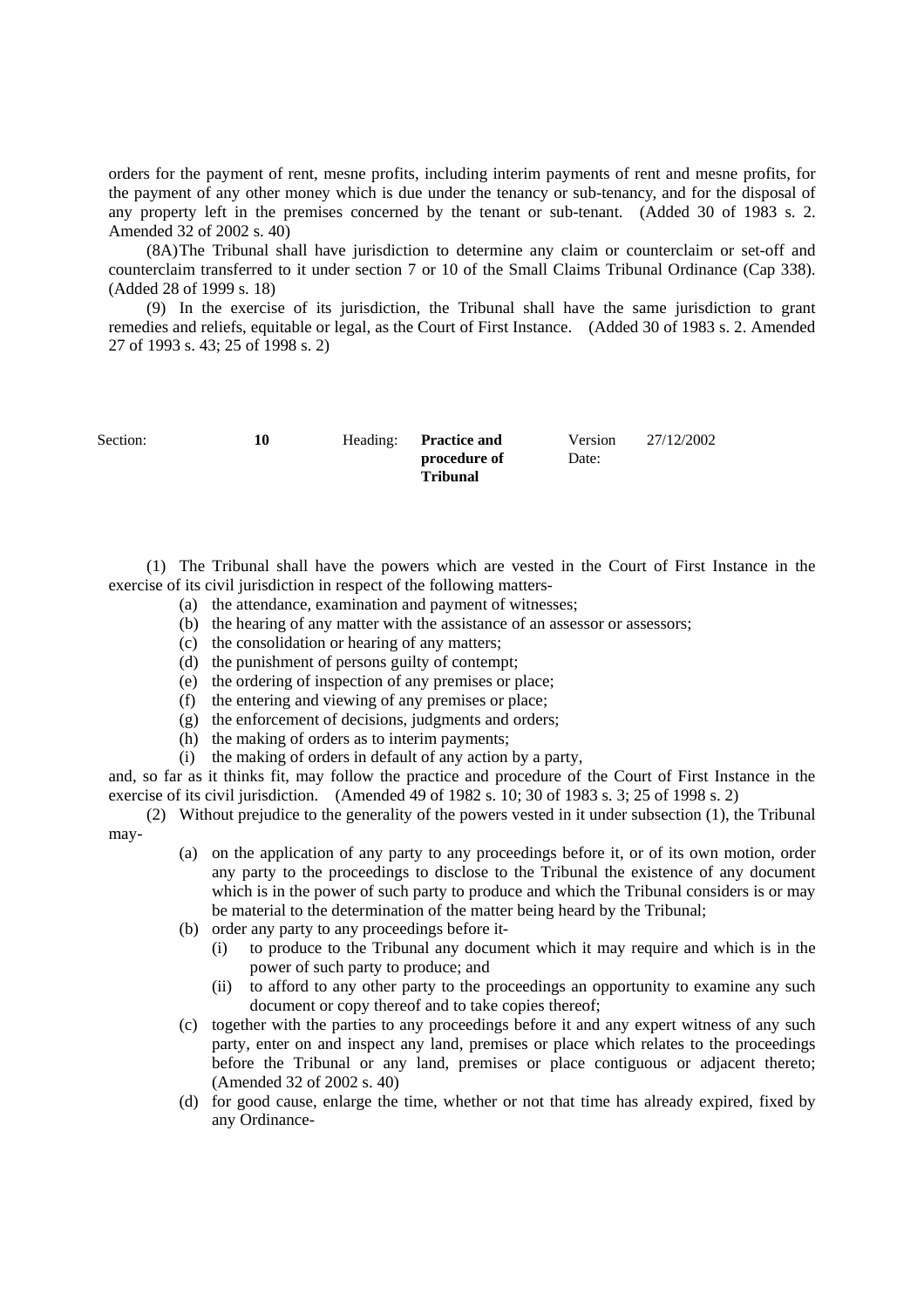orders for the payment of rent, mesne profits, including interim payments of rent and mesne profits, for the payment of any other money which is due under the tenancy or sub-tenancy, and for the disposal of any property left in the premises concerned by the tenant or sub-tenant. (Added 30 of 1983 s. 2. Amended 32 of 2002 s. 40)

(8A) The Tribunal shall have jurisdiction to determine any claim or counterclaim or set-off and counterclaim transferred to it under section 7 or 10 of the Small Claims Tribunal Ordinance (Cap 338). (Added 28 of 1999 s. 18)

(9) In the exercise of its jurisdiction, the Tribunal shall have the same jurisdiction to grant remedies and reliefs, equitable or legal, as the Court of First Instance. (Added 30 of 1983 s. 2. Amended 27 of 1993 s. 43; 25 of 1998 s. 2)

| Section: | **10** | Heading: | **Practice and procedure of Tribunal** | Version Date: | 27/12/2002 |
|---|---|---|---|---|---|

(1) The Tribunal shall have the powers which are vested in the Court of First Instance in the exercise of its civil jurisdiction in respect of the following matters-

(a) the attendance, examination and payment of witnesses;
(b) the hearing of any matter with the assistance of an assessor or assessors;
(c) the consolidation or hearing of any matters;
(d) the punishment of persons guilty of contempt;
(e) the ordering of inspection of any premises or place;
(f) the entering and viewing of any premises or place;
(g) the enforcement of decisions, judgments and orders;
(h) the making of orders as to interim payments;
(i) the making of orders in default of any action by a party,

and, so far as it thinks fit, may follow the practice and procedure of the Court of First Instance in the exercise of its civil jurisdiction. (Amended 49 of 1982 s. 10; 30 of 1983 s. 3; 25 of 1998 s. 2)

(2) Without prejudice to the generality of the powers vested in it under subsection (1), the Tribunal may-

(a) on the application of any party to any proceedings before it, or of its own motion, order any party to the proceedings to disclose to the Tribunal the existence of any document which is in the power of such party to produce and which the Tribunal considers is or may be material to the determination of the matter being heard by the Tribunal;
(b) order any party to any proceedings before it-
  (i) to produce to the Tribunal any document which it may require and which is in the power of such party to produce; and
  (ii) to afford to any other party to the proceedings an opportunity to examine any such document or copy thereof and to take copies thereof;
(c) together with the parties to any proceedings before it and any expert witness of any such party, enter on and inspect any land, premises or place which relates to the proceedings before the Tribunal or any land, premises or place contiguous or adjacent thereto; (Amended 32 of 2002 s. 40)
(d) for good cause, enlarge the time, whether or not that time has already expired, fixed by any Ordinance-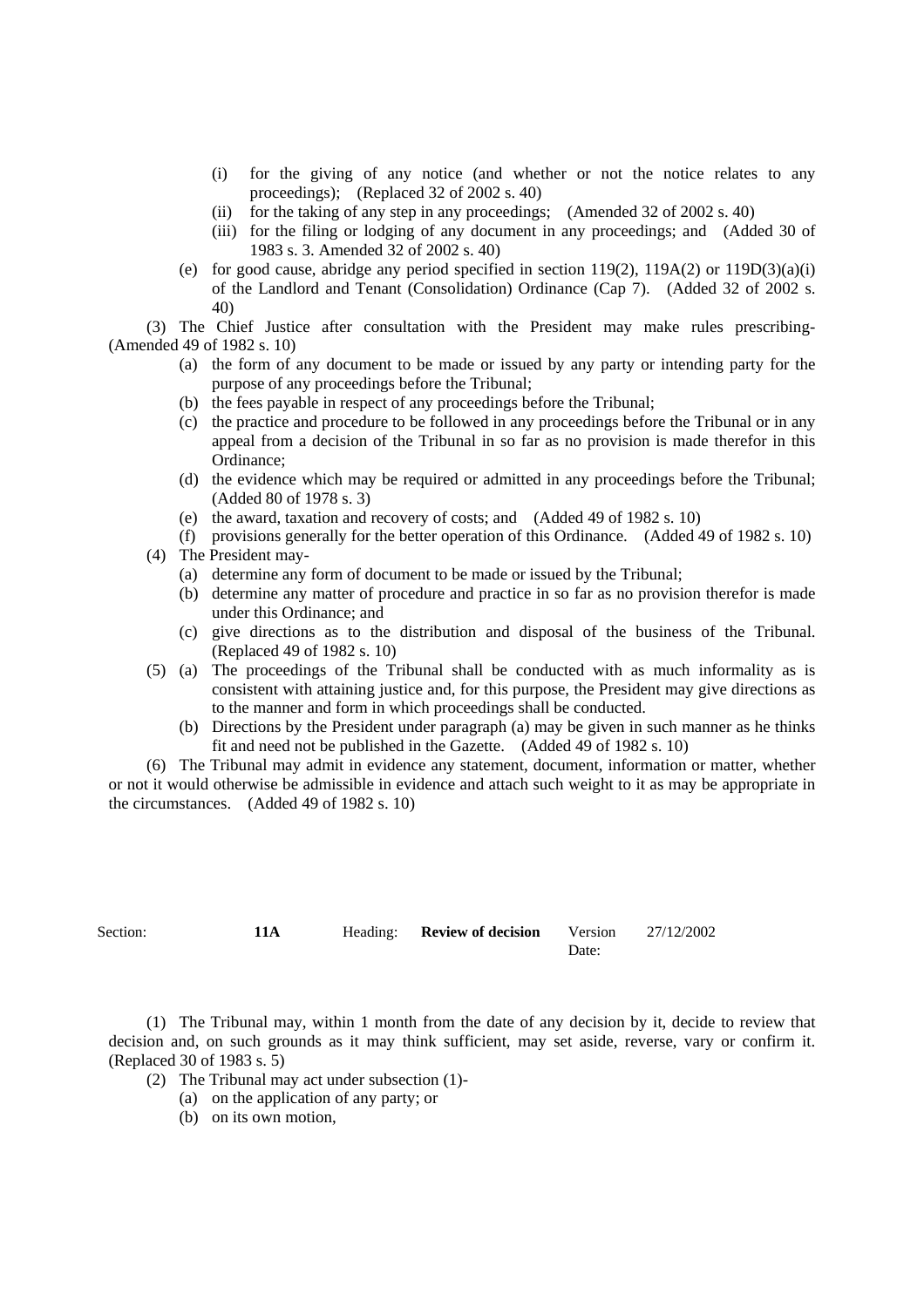(i) for the giving of any notice (and whether or not the notice relates to any proceedings); (Replaced 32 of 2002 s. 40)

(ii) for the taking of any step in any proceedings; (Amended 32 of 2002 s. 40)

(iii) for the filing or lodging of any document in any proceedings; and (Added 30 of 1983 s. 3. Amended 32 of 2002 s. 40)

(e) for good cause, abridge any period specified in section 119(2), 119A(2) or 119D(3)(a)(i) of the Landlord and Tenant (Consolidation) Ordinance (Cap 7). (Added 32 of 2002 s. 40)

(3) The Chief Justice after consultation with the President may make rules prescribing- (Amended 49 of 1982 s. 10)

(a) the form of any document to be made or issued by any party or intending party for the purpose of any proceedings before the Tribunal;

(b) the fees payable in respect of any proceedings before the Tribunal;

(c) the practice and procedure to be followed in any proceedings before the Tribunal or in any appeal from a decision of the Tribunal in so far as no provision is made therefor in this Ordinance;

(d) the evidence which may be required or admitted in any proceedings before the Tribunal; (Added 80 of 1978 s. 3)

(e) the award, taxation and recovery of costs; and (Added 49 of 1982 s. 10)

(f) provisions generally for the better operation of this Ordinance. (Added 49 of 1982 s. 10)

(4) The President may-

(a) determine any form of document to be made or issued by the Tribunal;

(b) determine any matter of procedure and practice in so far as no provision therefor is made under this Ordinance; and

(c) give directions as to the distribution and disposal of the business of the Tribunal. (Replaced 49 of 1982 s. 10)

(5) (a) The proceedings of the Tribunal shall be conducted with as much informality as is consistent with attaining justice and, for this purpose, the President may give directions as to the manner and form in which proceedings shall be conducted.

(b) Directions by the President under paragraph (a) may be given in such manner as he thinks fit and need not be published in the Gazette. (Added 49 of 1982 s. 10)

(6) The Tribunal may admit in evidence any statement, document, information or matter, whether or not it would otherwise be admissible in evidence and attach such weight to it as may be appropriate in the circumstances. (Added 49 of 1982 s. 10)

| Section: | 11A | Heading: | **Review of decision** | Version Date: | 27/12/2002 |
|---|---|---|---|---|---|

(1) The Tribunal may, within 1 month from the date of any decision by it, decide to review that decision and, on such grounds as it may think sufficient, may set aside, reverse, vary or confirm it. (Replaced 30 of 1983 s. 5)

(2) The Tribunal may act under subsection (1)-

(a) on the application of any party; or

(b) on its own motion,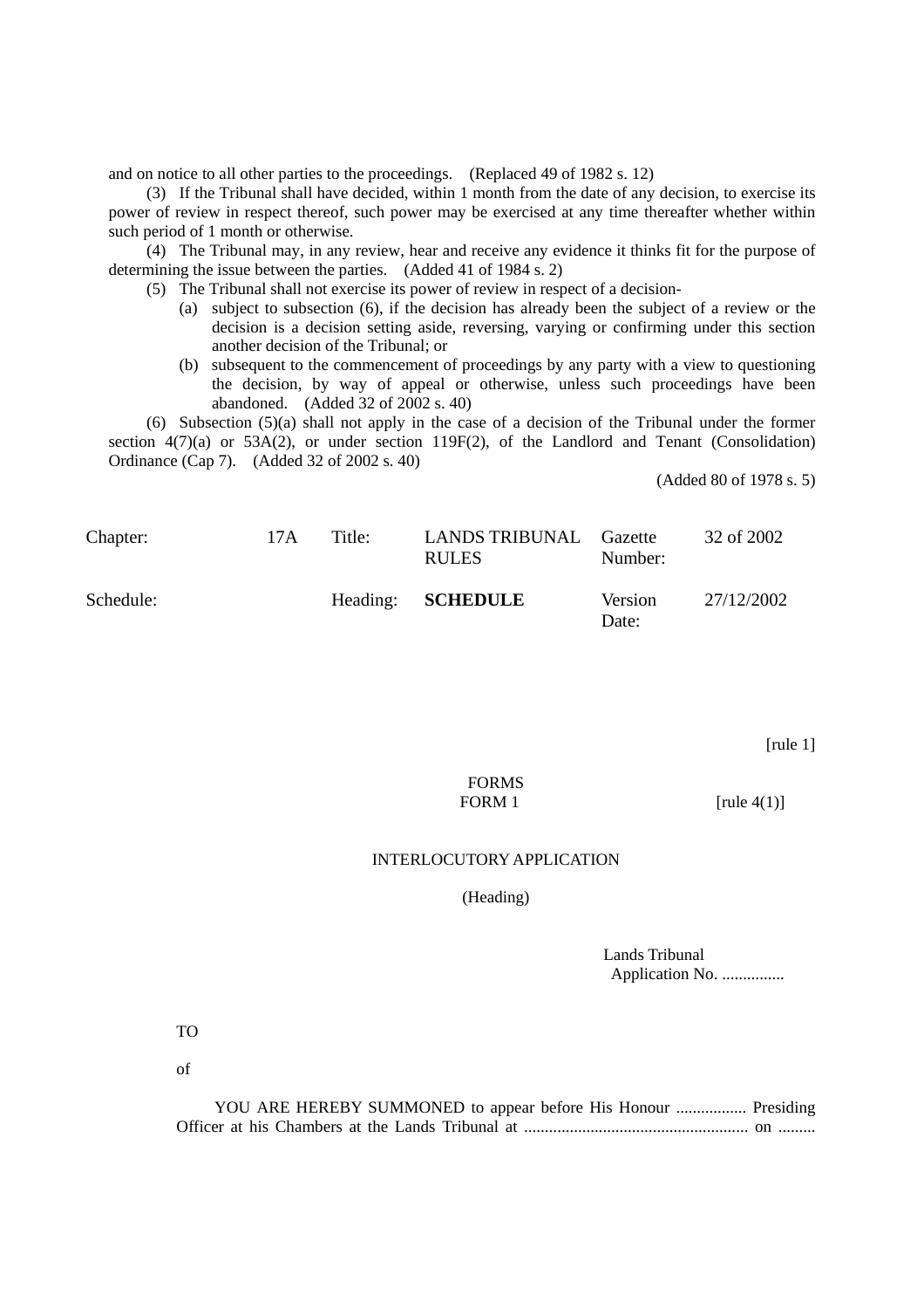and on notice to all other parties to the proceedings. (Replaced 49 of 1982 s. 12)

(3) If the Tribunal shall have decided, within 1 month from the date of any decision, to exercise its power of review in respect thereof, such power may be exercised at any time thereafter whether within such period of 1 month or otherwise.

(4) The Tribunal may, in any review, hear and receive any evidence it thinks fit for the purpose of determining the issue between the parties. (Added 41 of 1984 s. 2)

(5) The Tribunal shall not exercise its power of review in respect of a decision-

- (a) subject to subsection (6), if the decision has already been the subject of a review or the decision is a decision setting aside, reversing, varying or confirming under this section another decision of the Tribunal; or
- (b) subsequent to the commencement of proceedings by any party with a view to questioning the decision, by way of appeal or otherwise, unless such proceedings have been abandoned. (Added 32 of 2002 s. 40)

(6) Subsection (5)(a) shall not apply in the case of a decision of the Tribunal under the former section 4(7)(a) or 53A(2), or under section 119F(2), of the Landlord and Tenant (Consolidation) Ordinance (Cap 7). (Added 32 of 2002 s. 40)

(Added 80 of 1978 s. 5)

| Chapter: | 17A | Title: | LANDS TRIBUNAL RULES | Gazette Number: | 32 of 2002 |
|---|---|---|---|---|---|
| Schedule: | | Heading: | **SCHEDULE** | Version Date: | 27/12/2002 |

[rule 1]

FORMS

FORM 1 [rule 4(1)]

INTERLOCUTORY APPLICATION

(Heading)

Lands Tribunal
Application No. ...............

TO

of

YOU ARE HEREBY SUMMONED to appear before His Honour ................. Presiding Officer at his Chambers at the Lands Tribunal at ...................................................... on .........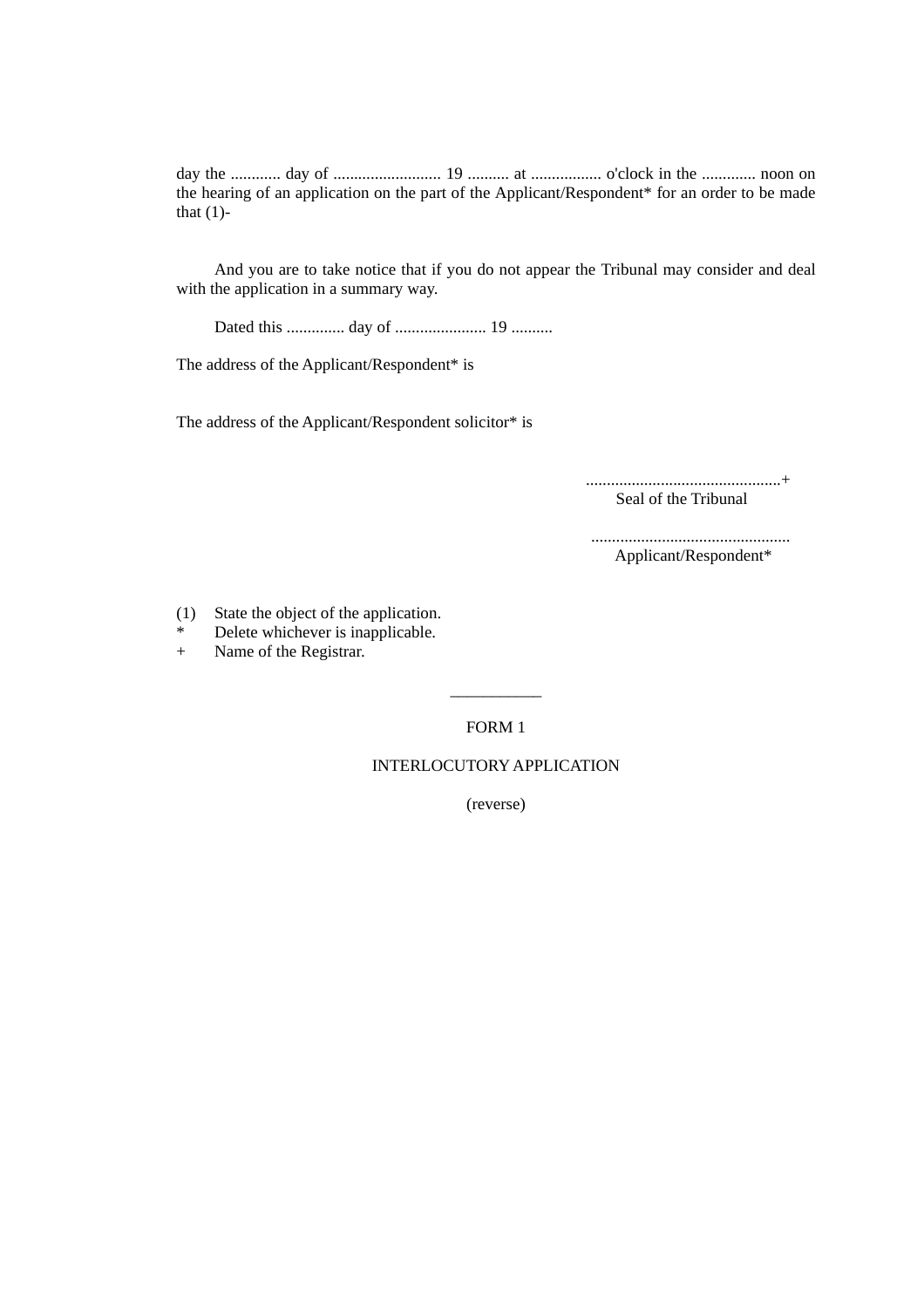day the ............ day of .......................... 19 .......... at ................. o'clock in the ............. noon on the hearing of an application on the part of the Applicant/Respondent* for an order to be made that (1)-

And you are to take notice that if you do not appear the Tribunal may consider and deal with the application in a summary way.

Dated this .............. day of ...................... 19 ..........

The address of the Applicant/Respondent* is

The address of the Applicant/Respondent solicitor* is

...............................................+
Seal of the Tribunal

................................................
Applicant/Respondent*

(1) State the object of the application.
\* Delete whichever is inapplicable.
\+ Name of the Registrar.

---

FORM 1

INTERLOCUTORY APPLICATION

(reverse)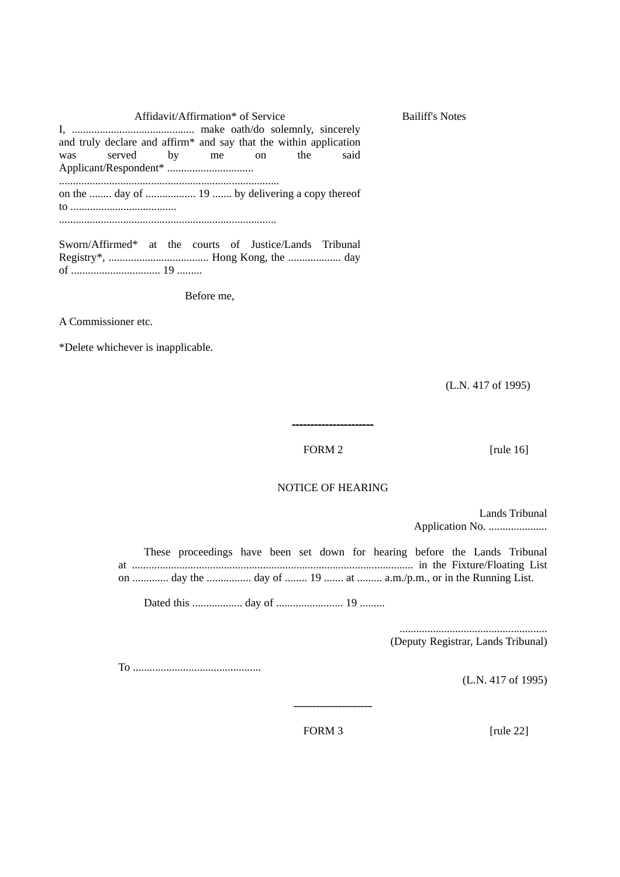Affidavit/Affirmation* of Service

Bailiff's Notes

I, ........................................... make oath/do solemnly, sincerely and truly declare and affirm* and say that the within application was served by me on the said Applicant/Respondent* ...............................
..............................................................................
on the ........ day of .................. 19 ....... by delivering a copy thereof to ......................................
.............................................................................

Sworn/Affirmed* at the courts of Justice/Lands Tribunal Registry*, .................................... Hong Kong, the ................... day of ................................ 19 .........

Before me,

A Commissioner etc.

*Delete whichever is inapplicable.

(L.N. 417 of 1995)

---

FORM 2 [rule 16]

NOTICE OF HEARING

Lands Tribunal
Application No. .....................

These proceedings have been set down for hearing before the Lands Tribunal at .................................................................................................... in the Fixture/Floating List on ............. day the ................ day of ........ 19 ....... at ......... a.m./p.m., or in the Running List.

Dated this .................. day of ........................ 19 .........

.....................................................
(Deputy Registrar, Lands Tribunal)

To ..............................................

(L.N. 417 of 1995)

---

FORM 3 [rule 22]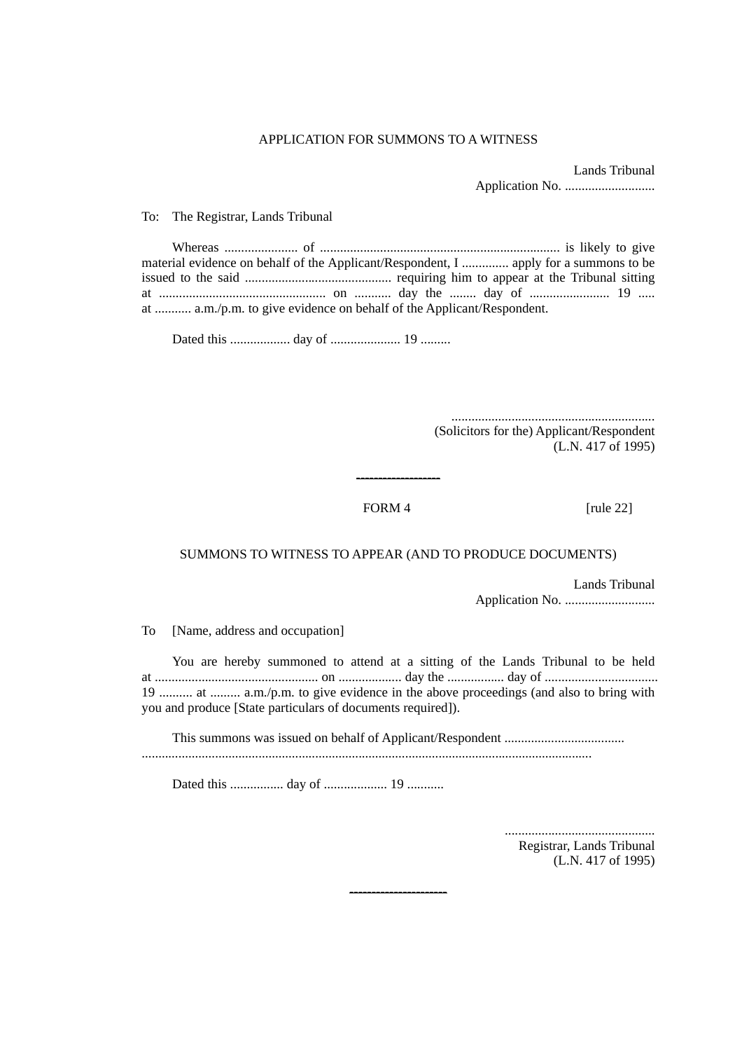APPLICATION FOR SUMMONS TO A WITNESS

Lands Tribunal
Application No. ...........................

To: The Registrar, Lands Tribunal

Whereas ...................... of ........................................................................ is likely to give material evidence on behalf of the Applicant/Respondent, I .............. apply for a summons to be issued to the said ............................................ requiring him to appear at the Tribunal sitting at .................................................. on ........... day the ........ day of ........................ 19 ..... at ........... a.m./p.m. to give evidence on behalf of the Applicant/Respondent.

Dated this .................. day of ..................... 19 .........

.............................................................
(Solicitors for the) Applicant/Respondent
(L.N. 417 of 1995)

---

FORM 4 [rule 22]

SUMMONS TO WITNESS TO APPEAR (AND TO PRODUCE DOCUMENTS)

Lands Tribunal
Application No. ...........................

To [Name, address and occupation]

You are hereby summoned to attend at a sitting of the Lands Tribunal to be held at ................................................. on ................... day the ................. day of ................................. 19 .......... at ......... a.m./p.m. to give evidence in the above proceedings (and also to bring with you and produce [State particulars of documents required]).

This summons was issued on behalf of Applicant/Respondent ....................................
.....................................................................................................................................

Dated this ................ day of ................... 19 ...........

.............................................
Registrar, Lands Tribunal
(L.N. 417 of 1995)

---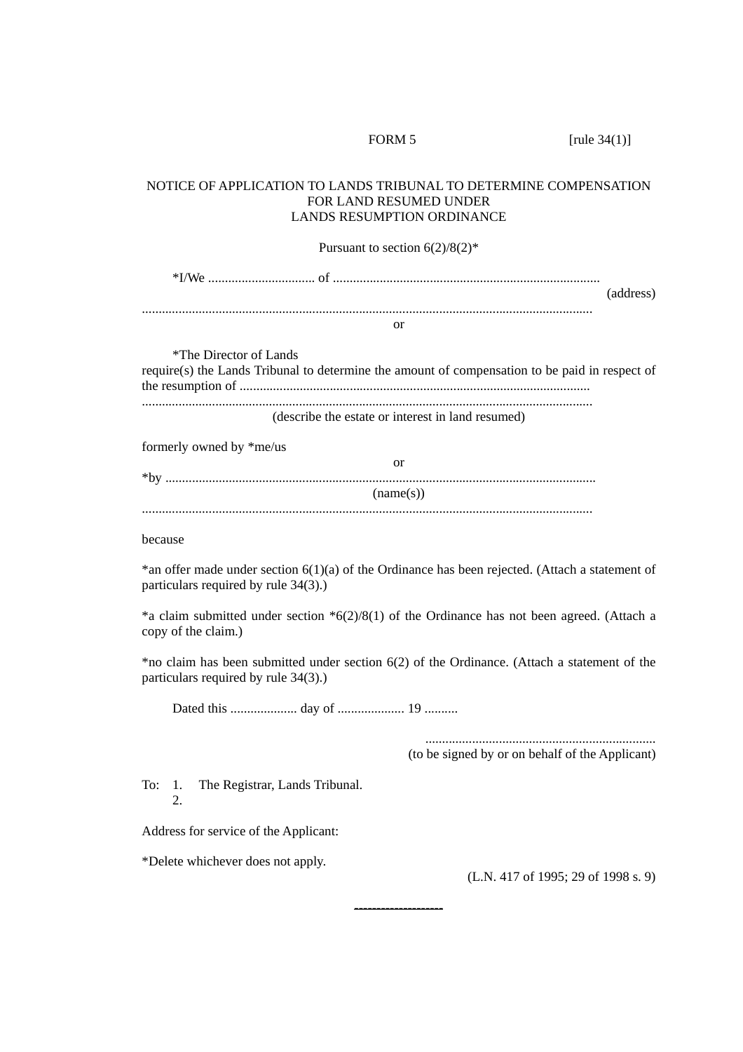FORM 5 [rule 34(1)]

NOTICE OF APPLICATION TO LANDS TRIBUNAL TO DETERMINE COMPENSATION FOR LAND RESUMED UNDER
LANDS RESUMPTION ORDINANCE

Pursuant to section 6(2)/8(2)*

*I/We ................................ of ...............................................................................
(address)
.....................................................................................................................................

or

*The Director of Lands
require(s) the Lands Tribunal to determine the amount of compensation to be paid in respect of the resumption of ........................................................................................................
.....................................................................................................................................
(describe the estate or interest in land resumed)

formerly owned by *me/us

or

*by ...............................................................................................................................
(name(s))
.....................................................................................................................................

because

*an offer made under section 6(1)(a) of the Ordinance has been rejected. (Attach a statement of particulars required by rule 34(3).)

*a claim submitted under section *6(2)/8(1) of the Ordinance has not been agreed. (Attach a copy of the claim.)

*no claim has been submitted under section 6(2) of the Ordinance. (Attach a statement of the particulars required by rule 34(3).)

Dated this .................... day of .................... 19 ..........

....................................................................
(to be signed by or on behalf of the Applicant)

To: 1. The Registrar, Lands Tribunal.
2.

Address for service of the Applicant:

*Delete whichever does not apply.

(L.N. 417 of 1995; 29 of 1998 s. 9)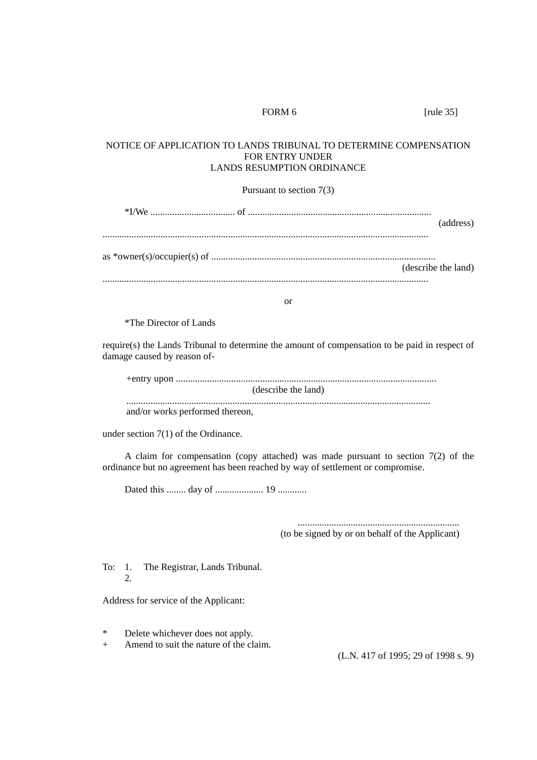FORM 6 [rule 35]

NOTICE OF APPLICATION TO LANDS TRIBUNAL TO DETERMINE COMPENSATION FOR ENTRY UNDER LANDS RESUMPTION ORDINANCE

Pursuant to section 7(3)

*I/We .................................. of ..........................................................................
(address)
....................................................................................................................................

as *owner(s)/occupier(s) of ...........................................................................................
(describe the land)
....................................................................................................................................

or

*The Director of Lands

require(s) the Lands Tribunal to determine the amount of compensation to be paid in respect of damage caused by reason of-

+entry upon ..........................................................................................................
(describe the land)
............................................................................................................................
and/or works performed thereon,

under section 7(1) of the Ordinance.

A claim for compensation (copy attached) was made pursuant to section 7(2) of the ordinance but no agreement has been reached by way of settlement or compromise.

Dated this ........ day of .................... 19 ............

..................................................................
(to be signed by or on behalf of the Applicant)

To: 1. The Registrar, Lands Tribunal.
2.

Address for service of the Applicant:

* Delete whichever does not apply.
+ Amend to suit the nature of the claim.

(L.N. 417 of 1995; 29 of 1998 s. 9)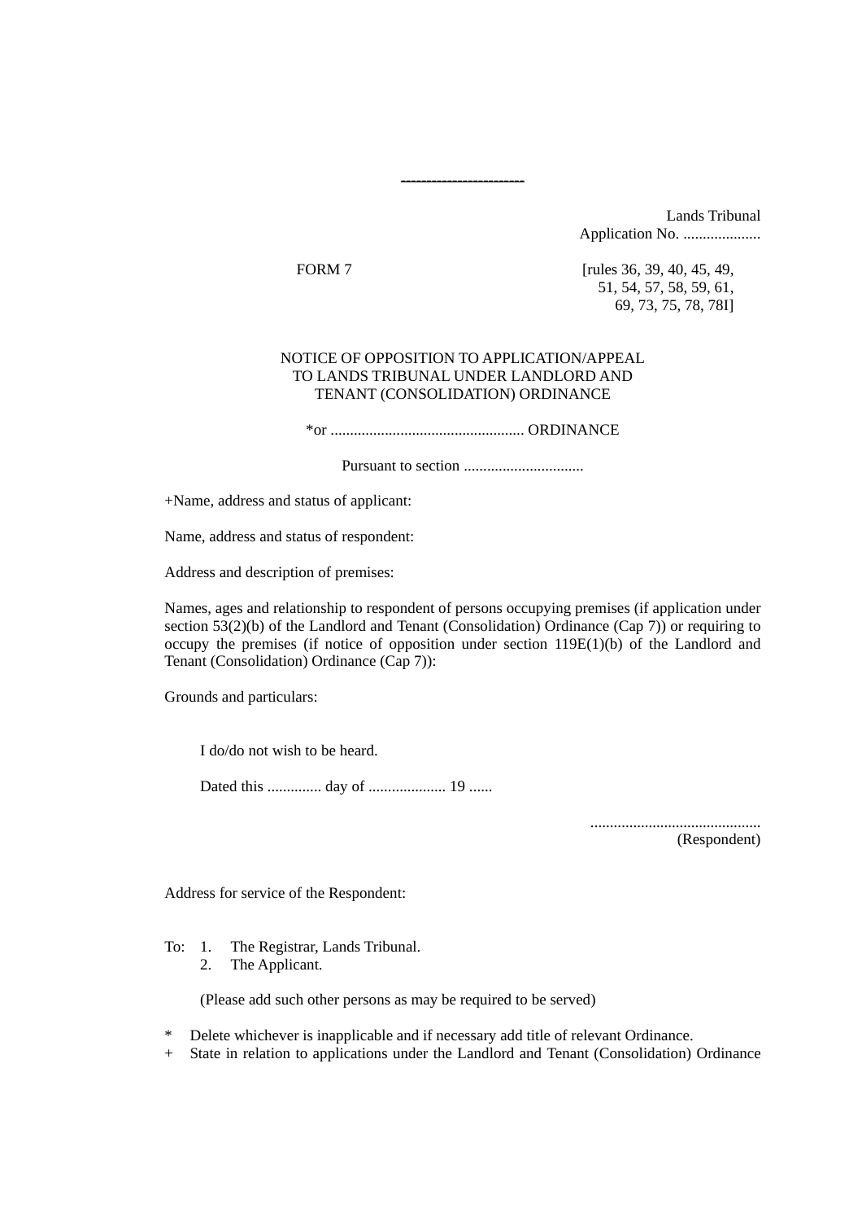------------------------

Lands Tribunal
Application No. ....................

FORM 7 [rules 36, 39, 40, 45, 49, 51, 54, 57, 58, 59, 61, 69, 73, 75, 78, 78I]

NOTICE OF OPPOSITION TO APPLICATION/APPEAL TO LANDS TRIBUNAL UNDER LANDLORD AND TENANT (CONSOLIDATION) ORDINANCE

*or .................................................. ORDINANCE

Pursuant to section ...............................

+Name, address and status of applicant:

Name, address and status of respondent:

Address and description of premises:

Names, ages and relationship to respondent of persons occupying premises (if application under section 53(2)(b) of the Landlord and Tenant (Consolidation) Ordinance (Cap 7)) or requiring to occupy the premises (if notice of opposition under section 119E(1)(b) of the Landlord and Tenant (Consolidation) Ordinance (Cap 7)):

Grounds and particulars:

I do/do not wish to be heard.

Dated this .............. day of .................... 19 ......

............................................
(Respondent)

Address for service of the Respondent:

To: 1. The Registrar, Lands Tribunal.
2. The Applicant.

(Please add such other persons as may be required to be served)

\* Delete whichever is inapplicable and if necessary add title of relevant Ordinance.

\+ State in relation to applications under the Landlord and Tenant (Consolidation) Ordinance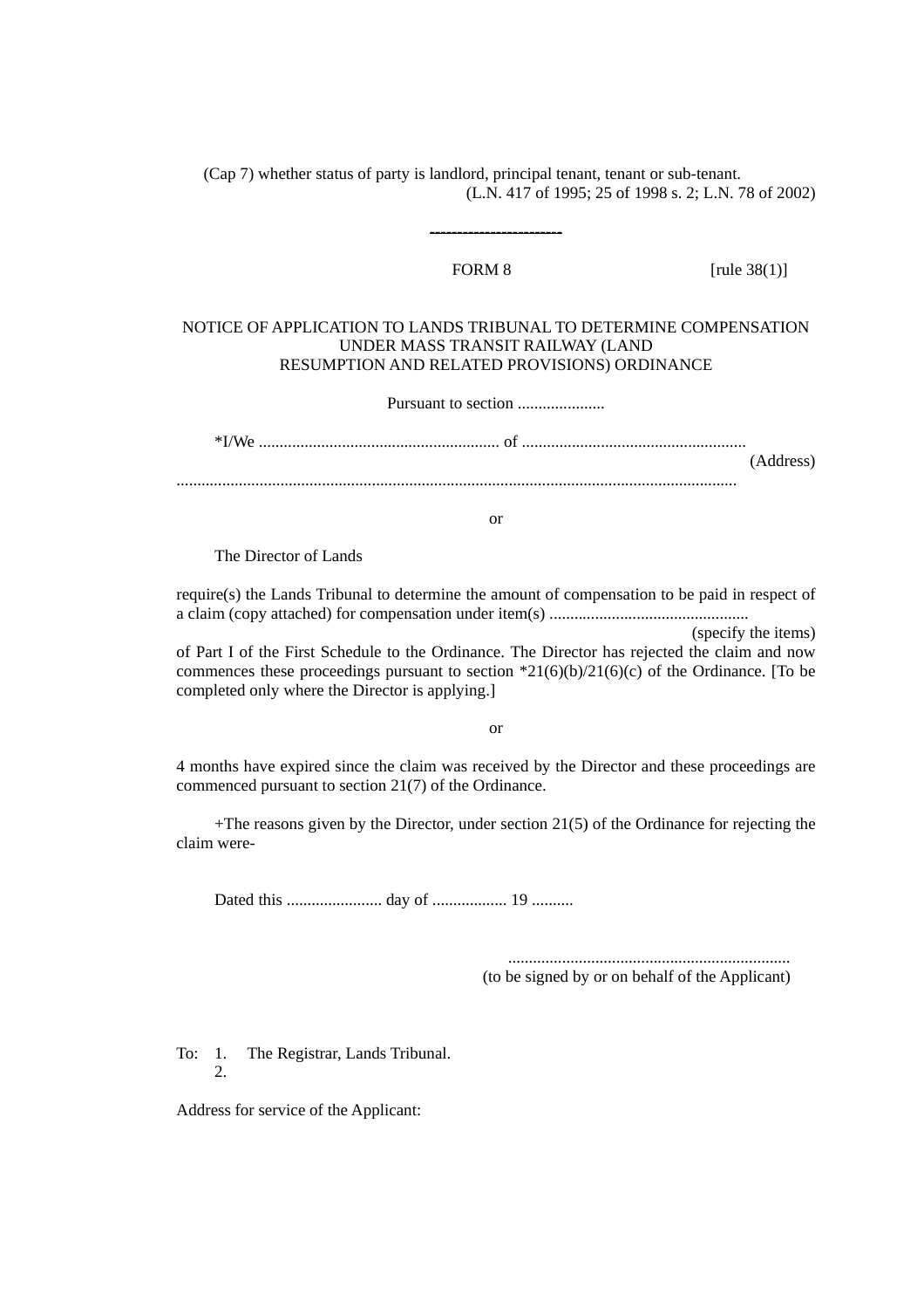(Cap 7) whether status of party is landlord, principal tenant, tenant or sub-tenant.
(L.N. 417 of 1995; 25 of 1998 s. 2; L.N. 78 of 2002)

---

FORM 8 [rule 38(1)]

NOTICE OF APPLICATION TO LANDS TRIBUNAL TO DETERMINE COMPENSATION UNDER MASS TRANSIT RAILWAY (LAND RESUMPTION AND RELATED PROVISIONS) ORDINANCE

Pursuant to section .....................

*I/We .......................................................... of .....................................................
(Address)
.....................................................................................................................................

or

The Director of Lands

require(s) the Lands Tribunal to determine the amount of compensation to be paid in respect of a claim (copy attached) for compensation under item(s) ................................................
(specify the items)
of Part I of the First Schedule to the Ordinance. The Director has rejected the claim and now commences these proceedings pursuant to section *21(6)(b)/21(6)(c) of the Ordinance. [To be completed only where the Director is applying.]

or

4 months have expired since the claim was received by the Director and these proceedings are commenced pursuant to section 21(7) of the Ordinance.

+The reasons given by the Director, under section 21(5) of the Ordinance for rejecting the claim were-

Dated this ....................... day of .................. 19 ..........

...................................................................
(to be signed by or on behalf of the Applicant)

To: 1. The Registrar, Lands Tribunal.
2.

Address for service of the Applicant: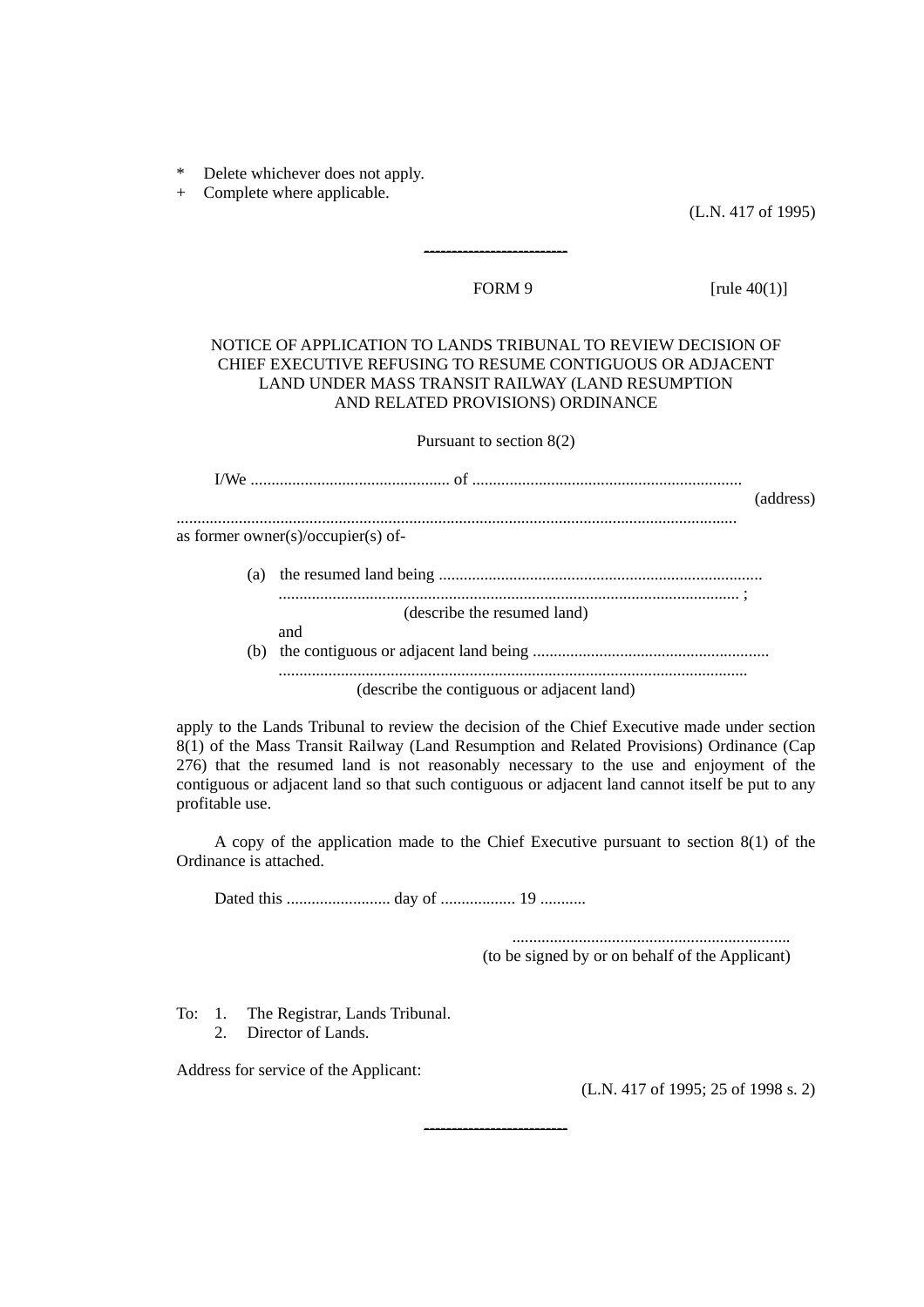\* Delete whichever does not apply.
\+ Complete where applicable.

(L.N. 417 of 1995)

---

FORM 9 [rule 40(1)]

NOTICE OF APPLICATION TO LANDS TRIBUNAL TO REVIEW DECISION OF CHIEF EXECUTIVE REFUSING TO RESUME CONTIGUOUS OR ADJACENT LAND UNDER MASS TRANSIT RAILWAY (LAND RESUMPTION AND RELATED PROVISIONS) ORDINANCE

Pursuant to section 8(2)

I/We ................................................ of ................................................................ (address)
......................................................................................................................................
as former owner(s)/occupier(s) of-

(a) the resumed land being .............................................................................
.............................................................................................................. ;
(describe the resumed land)
and
(b) the contiguous or adjacent land being .........................................................
................................................................................................................
(describe the contiguous or adjacent land)

apply to the Lands Tribunal to review the decision of the Chief Executive made under section 8(1) of the Mass Transit Railway (Land Resumption and Related Provisions) Ordinance (Cap 276) that the resumed land is not reasonably necessary to the use and enjoyment of the contiguous or adjacent land so that such contiguous or adjacent land cannot itself be put to any profitable use.

A copy of the application made to the Chief Executive pursuant to section 8(1) of the Ordinance is attached.

Dated this ......................... day of .................. 19 ...........

..................................................................
(to be signed by or on behalf of the Applicant)

To: 1. The Registrar, Lands Tribunal.
2. Director of Lands.

Address for service of the Applicant:

(L.N. 417 of 1995; 25 of 1998 s. 2)

---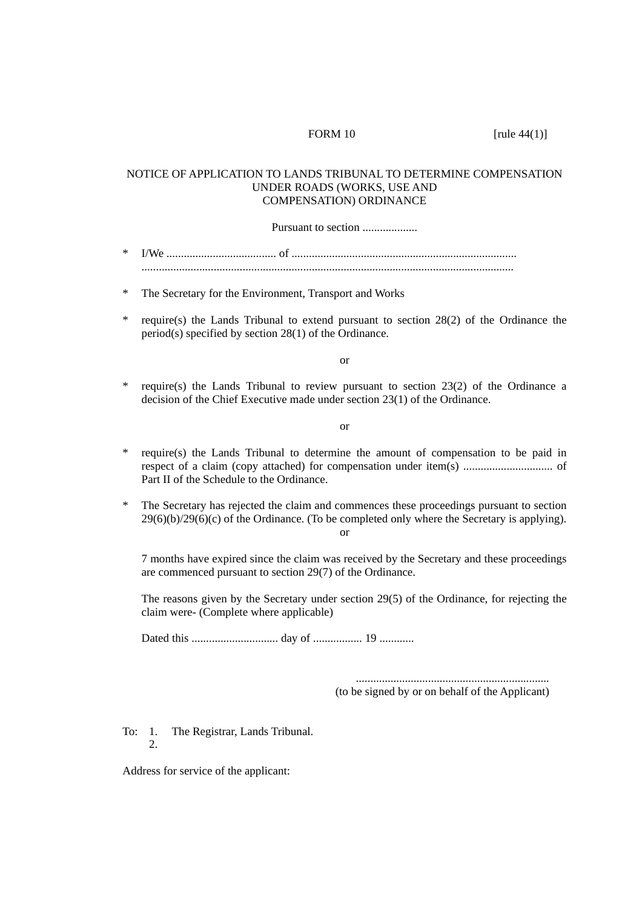FORM 10 [rule 44(1)]

NOTICE OF APPLICATION TO LANDS TRIBUNAL TO DETERMINE COMPENSATION UNDER ROADS (WORKS, USE AND COMPENSATION) ORDINANCE

Pursuant to section ...................

\* I/We ...................................... of .............................................................................. ...............................................................................................................................

\* The Secretary for the Environment, Transport and Works

\* require(s) the Lands Tribunal to extend pursuant to section 28(2) of the Ordinance the period(s) specified by section 28(1) of the Ordinance.

or

\* require(s) the Lands Tribunal to review pursuant to section 23(2) of the Ordinance a decision of the Chief Executive made under section 23(1) of the Ordinance.

or

\* require(s) the Lands Tribunal to determine the amount of compensation to be paid in respect of a claim (copy attached) for compensation under item(s) ............................... of Part II of the Schedule to the Ordinance.

\* The Secretary has rejected the claim and commences these proceedings pursuant to section 29(6)(b)/29(6)(c) of the Ordinance. (To be completed only where the Secretary is applying).

or

7 months have expired since the claim was received by the Secretary and these proceedings are commenced pursuant to section 29(7) of the Ordinance.

The reasons given by the Secretary under section 29(5) of the Ordinance, for rejecting the claim were- (Complete where applicable)

Dated this .............................. day of ................. 19 ............

..................................................................
(to be signed by or on behalf of the Applicant)

To: 1. The Registrar, Lands Tribunal.
2.

Address for service of the applicant: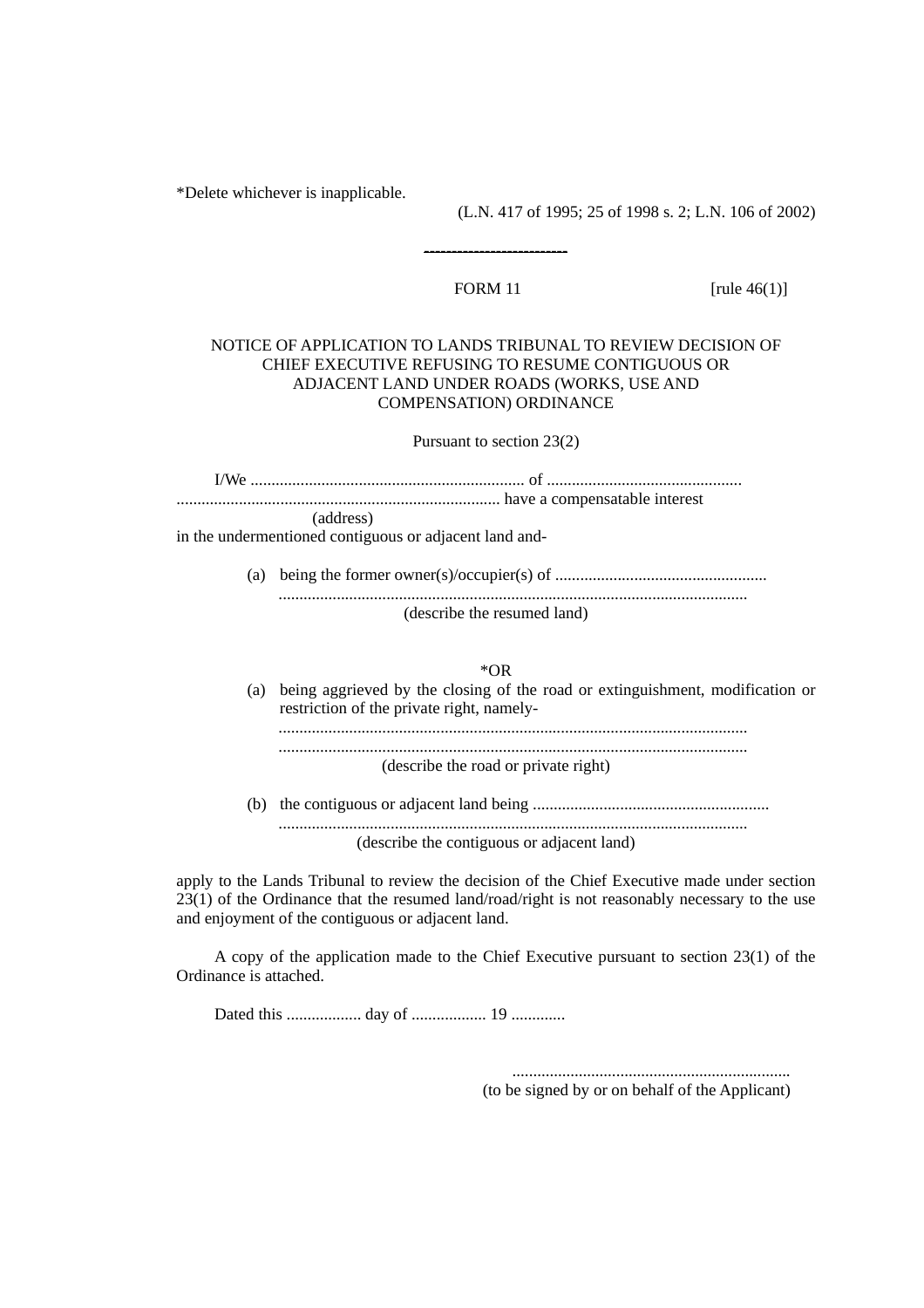*Delete whichever is inapplicable.

(L.N. 417 of 1995; 25 of 1998 s. 2; L.N. 106 of 2002)

---

FORM 11 [rule 46(1)]

NOTICE OF APPLICATION TO LANDS TRIBUNAL TO REVIEW DECISION OF CHIEF EXECUTIVE REFUSING TO RESUME CONTIGUOUS OR ADJACENT LAND UNDER ROADS (WORKS, USE AND COMPENSATION) ORDINANCE

Pursuant to section 23(2)

I/We .................................................................. of ..............................................
............................................................................. have a compensatable interest
(address)
in the undermentioned contiguous or adjacent land and-

(a) being the former owner(s)/occupier(s) of ..................................................
................................................................................................................
(describe the resumed land)

*OR

(a) being aggrieved by the closing of the road or extinguishment, modification or restriction of the private right, namely-
................................................................................................................
................................................................................................................
(describe the road or private right)

(b) the contiguous or adjacent land being ........................................................
................................................................................................................
(describe the contiguous or adjacent land)

apply to the Lands Tribunal to review the decision of the Chief Executive made under section 23(1) of the Ordinance that the resumed land/road/right is not reasonably necessary to the use and enjoyment of the contiguous or adjacent land.

A copy of the application made to the Chief Executive pursuant to section 23(1) of the Ordinance is attached.

Dated this .................. day of .................. 19 .............

...................................................................
(to be signed by or on behalf of the Applicant)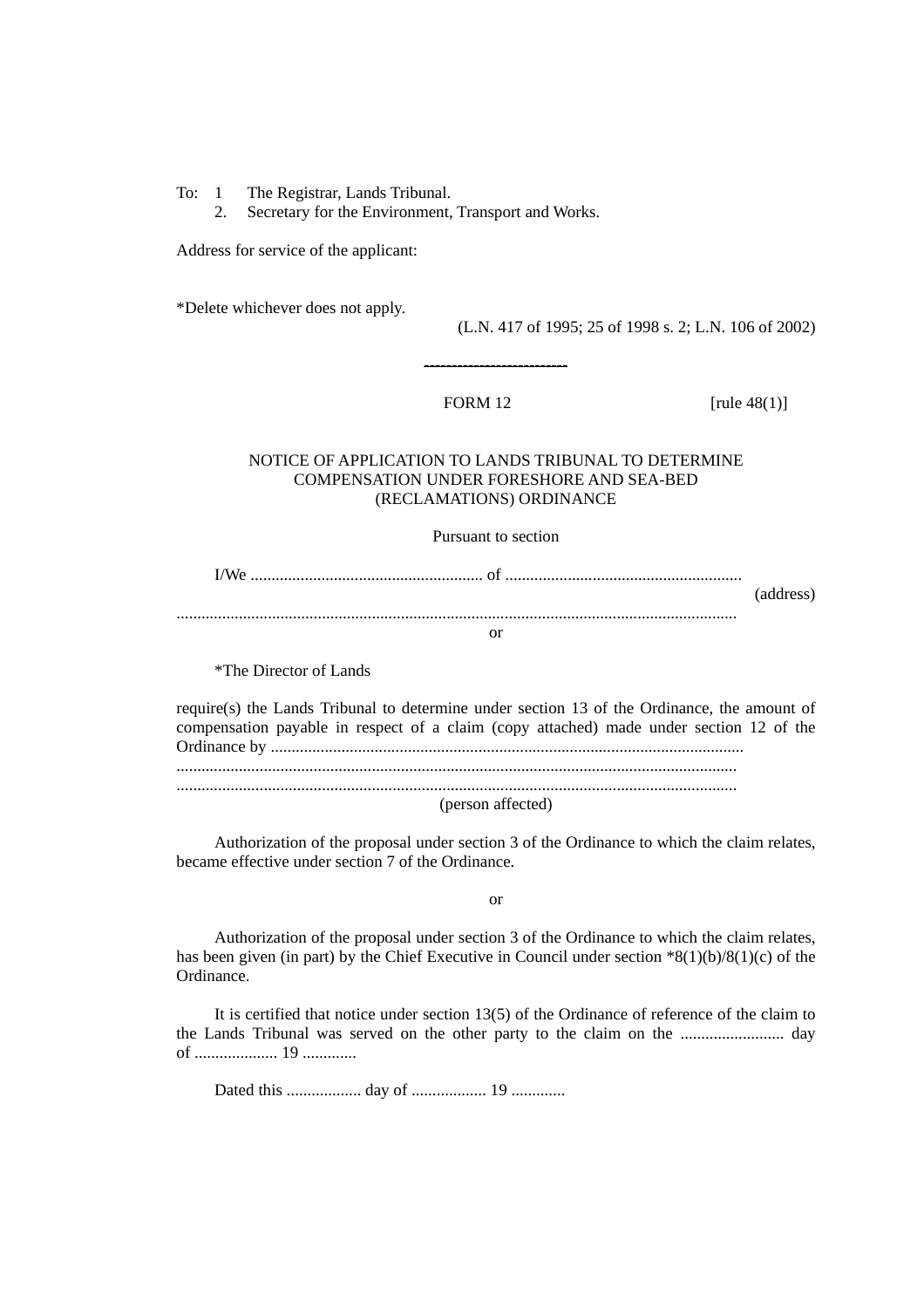To: 1 The Registrar, Lands Tribunal.
2. Secretary for the Environment, Transport and Works.

Address for service of the applicant:

*Delete whichever does not apply.

(L.N. 417 of 1995; 25 of 1998 s. 2; L.N. 106 of 2002)

---

FORM 12 [rule 48(1)]

NOTICE OF APPLICATION TO LANDS TRIBUNAL TO DETERMINE COMPENSATION UNDER FORESHORE AND SEA-BED (RECLAMATIONS) ORDINANCE

Pursuant to section

I/We ........................................................ of ........................................................ (address)
.....................................................................................................................................

or

*The Director of Lands

require(s) the Lands Tribunal to determine under section 13 of the Ordinance, the amount of compensation payable in respect of a claim (copy attached) made under section 12 of the Ordinance by .................................................................................................................
.....................................................................................................................................
.....................................................................................................................................
(person affected)

Authorization of the proposal under section 3 of the Ordinance to which the claim relates, became effective under section 7 of the Ordinance.

or

Authorization of the proposal under section 3 of the Ordinance to which the claim relates, has been given (in part) by the Chief Executive in Council under section *8(1)(b)/8(1)(c) of the Ordinance.

It is certified that notice under section 13(5) of the Ordinance of reference of the claim to the Lands Tribunal was served on the other party to the claim on the ......................... day of .................... 19 .............

Dated this .................. day of .................. 19 .............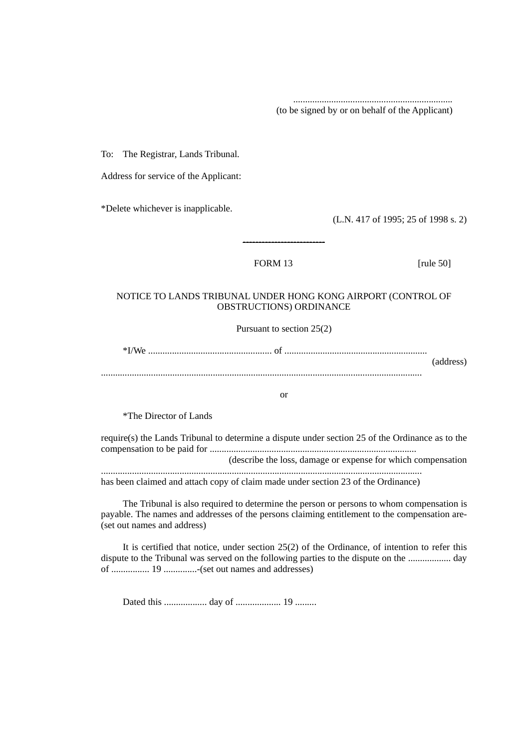..................................................................
(to be signed by or on behalf of the Applicant)

To: The Registrar, Lands Tribunal.

Address for service of the Applicant:

*Delete whichever is inapplicable.

(L.N. 417 of 1995; 25 of 1998 s. 2)

---

FORM 13 [rule 50]

NOTICE TO LANDS TRIBUNAL UNDER HONG KONG AIRPORT (CONTROL OF OBSTRUCTIONS) ORDINANCE

Pursuant to section 25(2)

*I/We .................................................... of ............................................................ (address) ......................................................................................................................................

or

*The Director of Lands

require(s) the Lands Tribunal to determine a dispute under section 25 of the Ordinance as to the compensation to be paid for ....................................................................................... (describe the loss, damage or expense for which compensation ...................................................................................................................................... has been claimed and attach copy of claim made under section 23 of the Ordinance)

The Tribunal is also required to determine the person or persons to whom compensation is payable. The names and addresses of the persons claiming entitlement to the compensation are-(set out names and address)

It is certified that notice, under section 25(2) of the Ordinance, of intention to refer this dispute to the Tribunal was served on the following parties to the dispute on the .................. day of ................ 19 ..............-(set out names and addresses)

Dated this .................. day of ................... 19 .........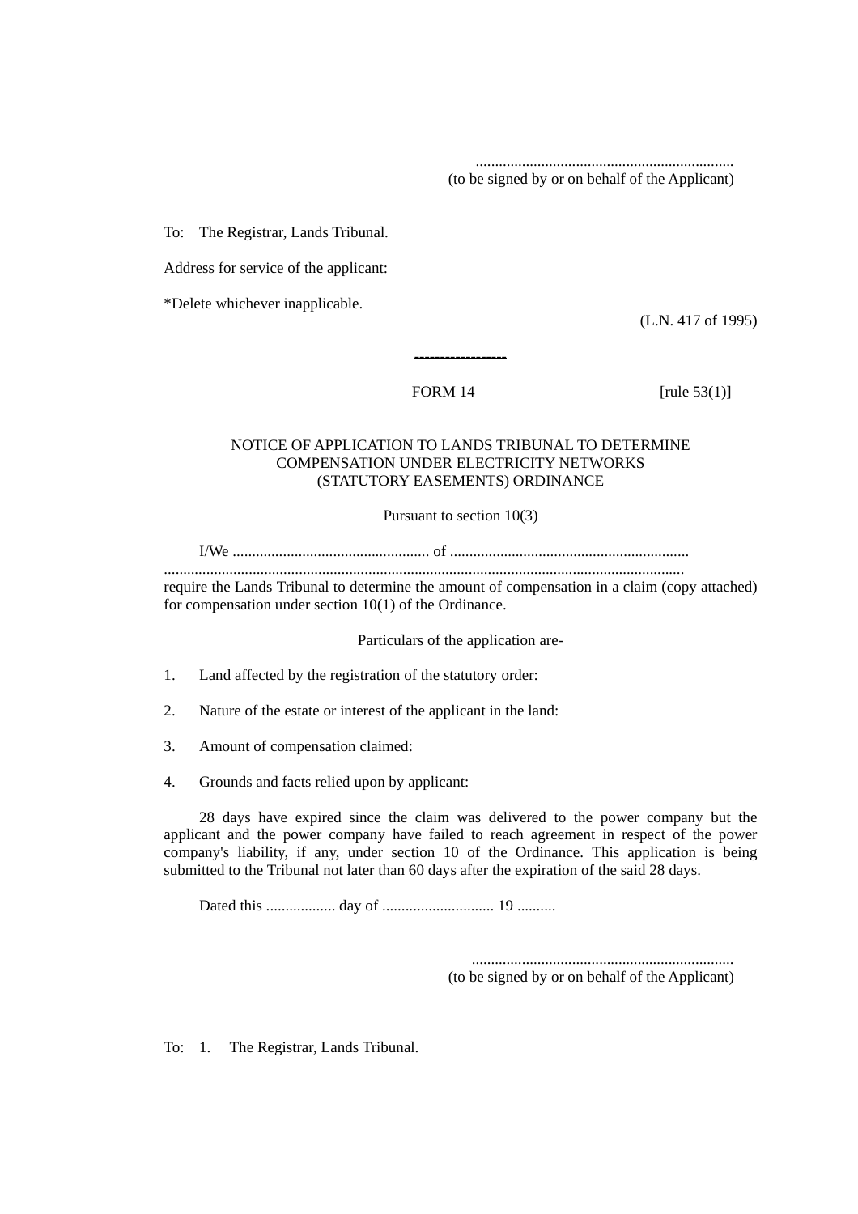..................................................................
(to be signed by or on behalf of the Applicant)

To: The Registrar, Lands Tribunal.

Address for service of the applicant:

*Delete whichever inapplicable.

(L.N. 417 of 1995)

---

FORM 14 [rule 53(1)]

NOTICE OF APPLICATION TO LANDS TRIBUNAL TO DETERMINE COMPENSATION UNDER ELECTRICITY NETWORKS (STATUTORY EASEMENTS) ORDINANCE

Pursuant to section 10(3)

I/We ................................................... of .............................................................
...................................................................................................................................... require the Lands Tribunal to determine the amount of compensation in a claim (copy attached) for compensation under section 10(1) of the Ordinance.

Particulars of the application are-

1. Land affected by the registration of the statutory order:
2. Nature of the estate or interest of the applicant in the land:
3. Amount of compensation claimed:
4. Grounds and facts relied upon by applicant:

28 days have expired since the claim was delivered to the power company but the applicant and the power company have failed to reach agreement in respect of the power company's liability, if any, under section 10 of the Ordinance. This application is being submitted to the Tribunal not later than 60 days after the expiration of the said 28 days.

Dated this .................. day of ............................ 19 ..........

...................................................................
(to be signed by or on behalf of the Applicant)

To: 1. The Registrar, Lands Tribunal.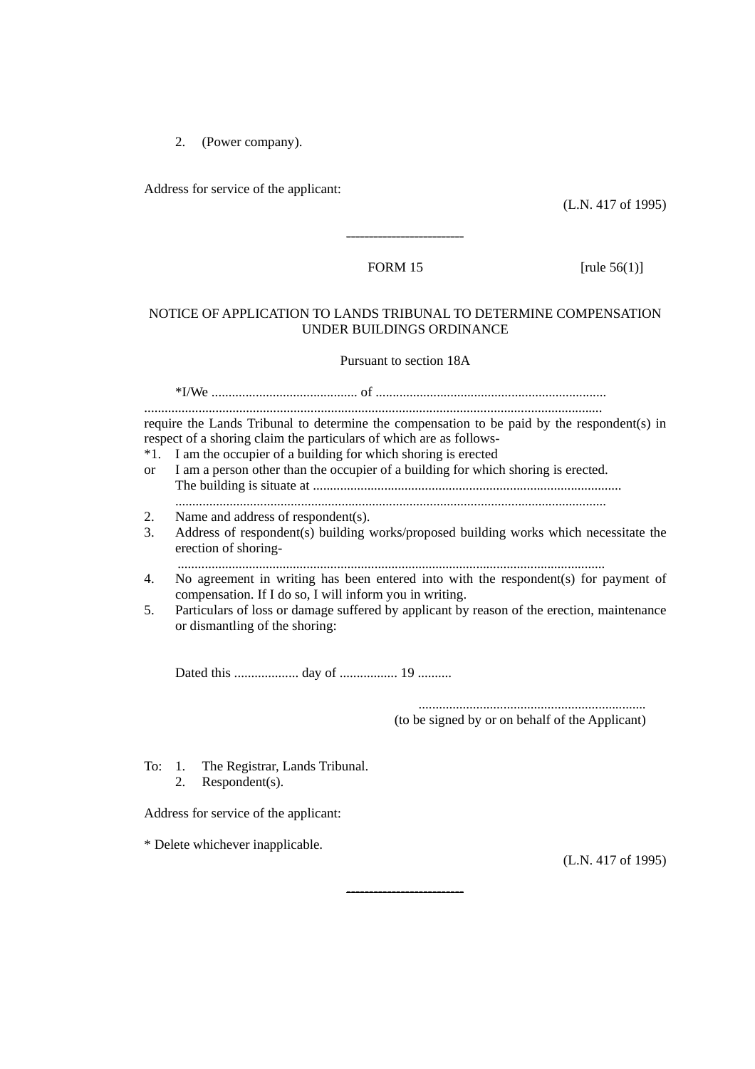2. (Power company).

Address for service of the applicant:

(L.N. 417 of 1995)

---

FORM 15 [rule 56(1)]

NOTICE OF APPLICATION TO LANDS TRIBUNAL TO DETERMINE COMPENSATION UNDER BUILDINGS ORDINANCE

Pursuant to section 18A

*I/We ........................................... of ...................................................................
.....................................................................................................................................
require the Lands Tribunal to determine the compensation to be paid by the respondent(s) in respect of a shoring claim the particulars of which are as follows-

*1. I am the occupier of a building for which shoring is erected

or I am a person other than the occupier of a building for which shoring is erected.
The building is situate at ..........................................................................................
..............................................................................................................................

2. Name and address of respondent(s).
3. Address of respondent(s) building works/proposed building works which necessitate the erection of shoring-
..............................................................................................................................
4. No agreement in writing has been entered into with the respondent(s) for payment of compensation. If I do so, I will inform you in writing.
5. Particulars of loss or damage suffered by applicant by reason of the erection, maintenance or dismantling of the shoring:

Dated this ................... day of ................. 19 ..........

..................................................................
(to be signed by or on behalf of the Applicant)

To: 1. The Registrar, Lands Tribunal.
2. Respondent(s).

Address for service of the applicant:

* Delete whichever inapplicable.

(L.N. 417 of 1995)

---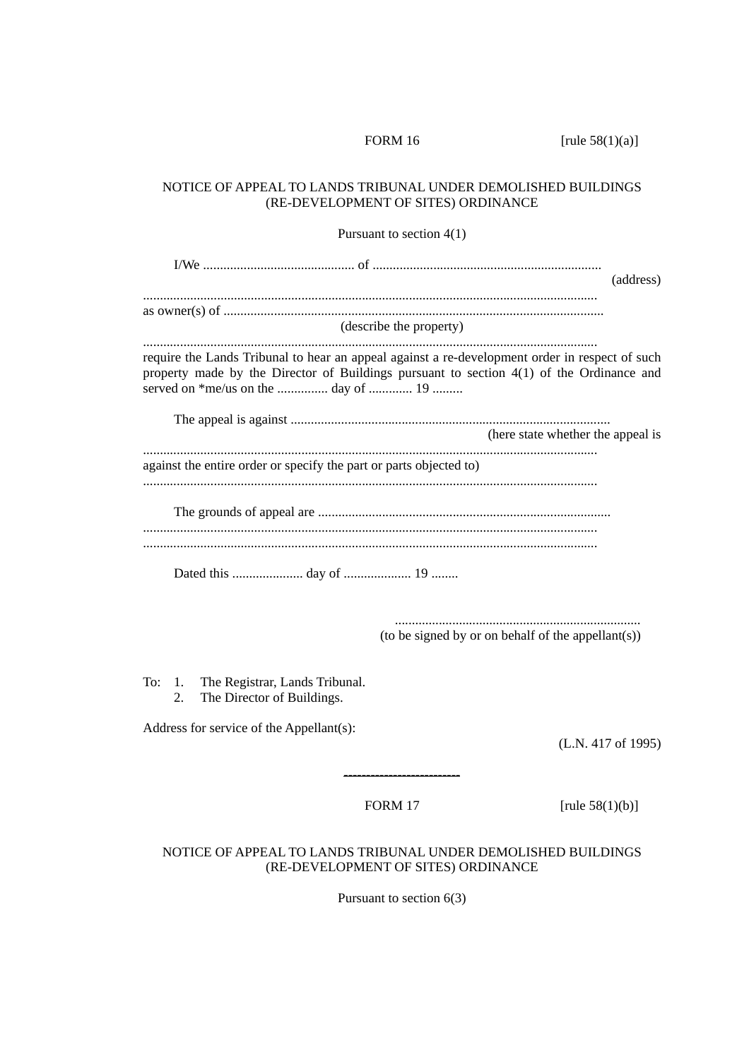FORM 16 [rule 58(1)(a)]

NOTICE OF APPEAL TO LANDS TRIBUNAL UNDER DEMOLISHED BUILDINGS (RE-DEVELOPMENT OF SITES) ORDINANCE

Pursuant to section 4(1)

I/We ............................................ of ...................................................................
(address)
.....................................................................................................................................
as owner(s) of ...............................................................................................................
(describe the property)
.....................................................................................................................................
require the Lands Tribunal to hear an appeal against a re-development order in respect of such property made by the Director of Buildings pursuant to section 4(1) of the Ordinance and served on *me/us on the ............... day of ............ 19 .........

The appeal is against .............................................................................................
(here state whether the appeal is
.....................................................................................................................................
against the entire order or specify the part or parts objected to)
.....................................................................................................................................

The grounds of appeal are .....................................................................................
.....................................................................................................................................
.....................................................................................................................................

Dated this .................... day of ................... 19 ........

........................................................................
(to be signed by or on behalf of the appellant(s))

To: 1. The Registrar, Lands Tribunal.
2. The Director of Buildings.

Address for service of the Appellant(s):

(L.N. 417 of 1995)

---

FORM 17 [rule 58(1)(b)]

NOTICE OF APPEAL TO LANDS TRIBUNAL UNDER DEMOLISHED BUILDINGS (RE-DEVELOPMENT OF SITES) ORDINANCE

Pursuant to section 6(3)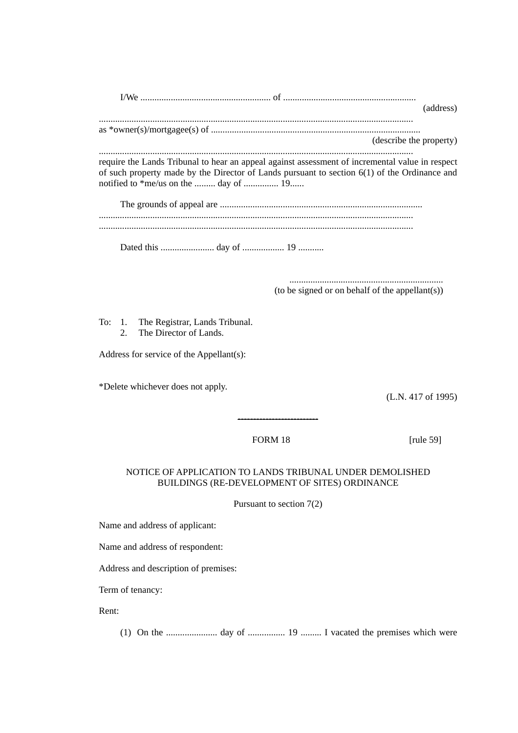I/We ........................................................ of .........................................................
(address)

......................................................................................................................................
as *owner(s)/mortgagee(s) of .........................................................................................
(describe the property)

......................................................................................................................................
require the Lands Tribunal to hear an appeal against assessment of incremental value in respect of such property made by the Director of Lands pursuant to section 6(1) of the Ordinance and notified to *me/us on the ......... day of ............... 19......

The grounds of appeal are .......................................................................................
......................................................................................................................................
......................................................................................................................................

Dated this ....................... day of .................. 19 ...........

..................................................................
(to be signed or on behalf of the appellant(s))

To: 1. The Registrar, Lands Tribunal.
2. The Director of Lands.

Address for service of the Appellant(s):

*Delete whichever does not apply.

(L.N. 417 of 1995)

---

FORM 18 [rule 59]

NOTICE OF APPLICATION TO LANDS TRIBUNAL UNDER DEMOLISHED BUILDINGS (RE-DEVELOPMENT OF SITES) ORDINANCE

Pursuant to section 7(2)

Name and address of applicant:

Name and address of respondent:

Address and description of premises:

Term of tenancy:

Rent:

(1) On the ...................... day of ................ 19 ......... I vacated the premises which were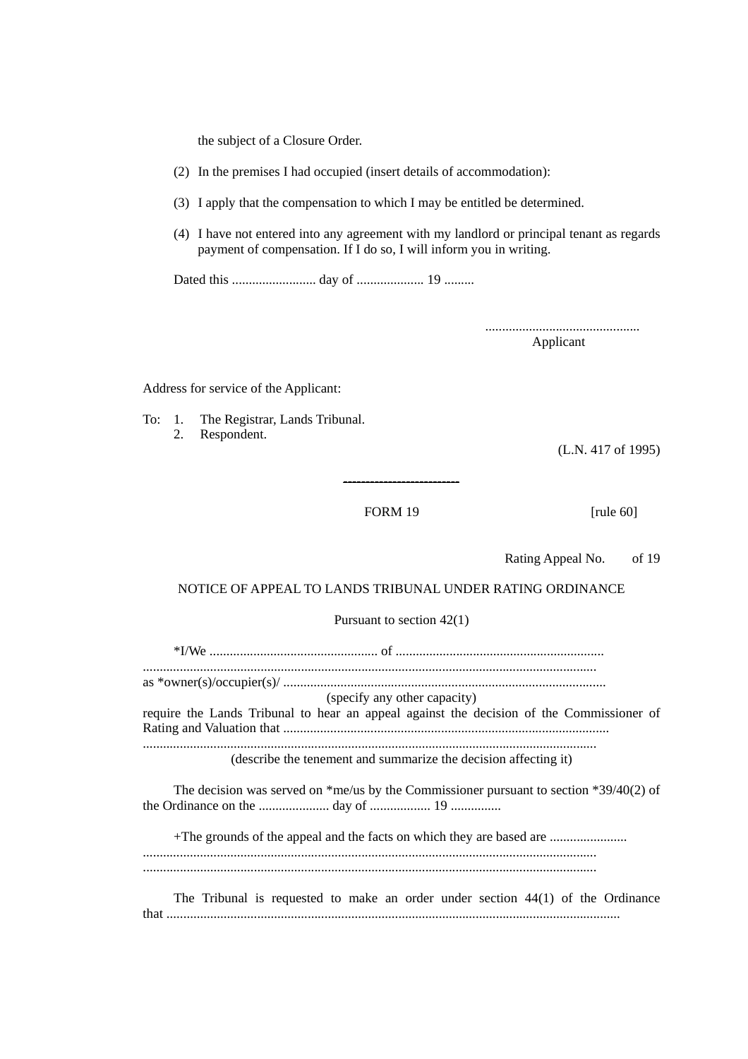the subject of a Closure Order.

(2) In the premises I had occupied (insert details of accommodation):

(3) I apply that the compensation to which I may be entitled be determined.

(4) I have not entered into any agreement with my landlord or principal tenant as regards payment of compensation. If I do so, I will inform you in writing.

Dated this ......................... day of .................... 19 .........

.............................................
Applicant

Address for service of the Applicant:

To: 1. The Registrar, Lands Tribunal.
2. Respondent.

(L.N. 417 of 1995)

---

FORM 19 [rule 60]

Rating Appeal No. of 19

NOTICE OF APPEAL TO LANDS TRIBUNAL UNDER RATING ORDINANCE

Pursuant to section 42(1)

*I/We .................................................. of .............................................................
.....................................................................................................................................
as *owner(s)/occupier(s)/ ...............................................................................................
(specify any other capacity)
require the Lands Tribunal to hear an appeal against the decision of the Commissioner of Rating and Valuation that ...............................................................................................
.....................................................................................................................................
(describe the tenement and summarize the decision affecting it)

The decision was served on *me/us by the Commissioner pursuant to section *39/40(2) of the Ordinance on the ..................... day of .................. 19 ...............

+The grounds of the appeal and the facts on which they are based are .......................
.....................................................................................................................................
.....................................................................................................................................

The Tribunal is requested to make an order under section 44(1) of the Ordinance that .....................................................................................................................................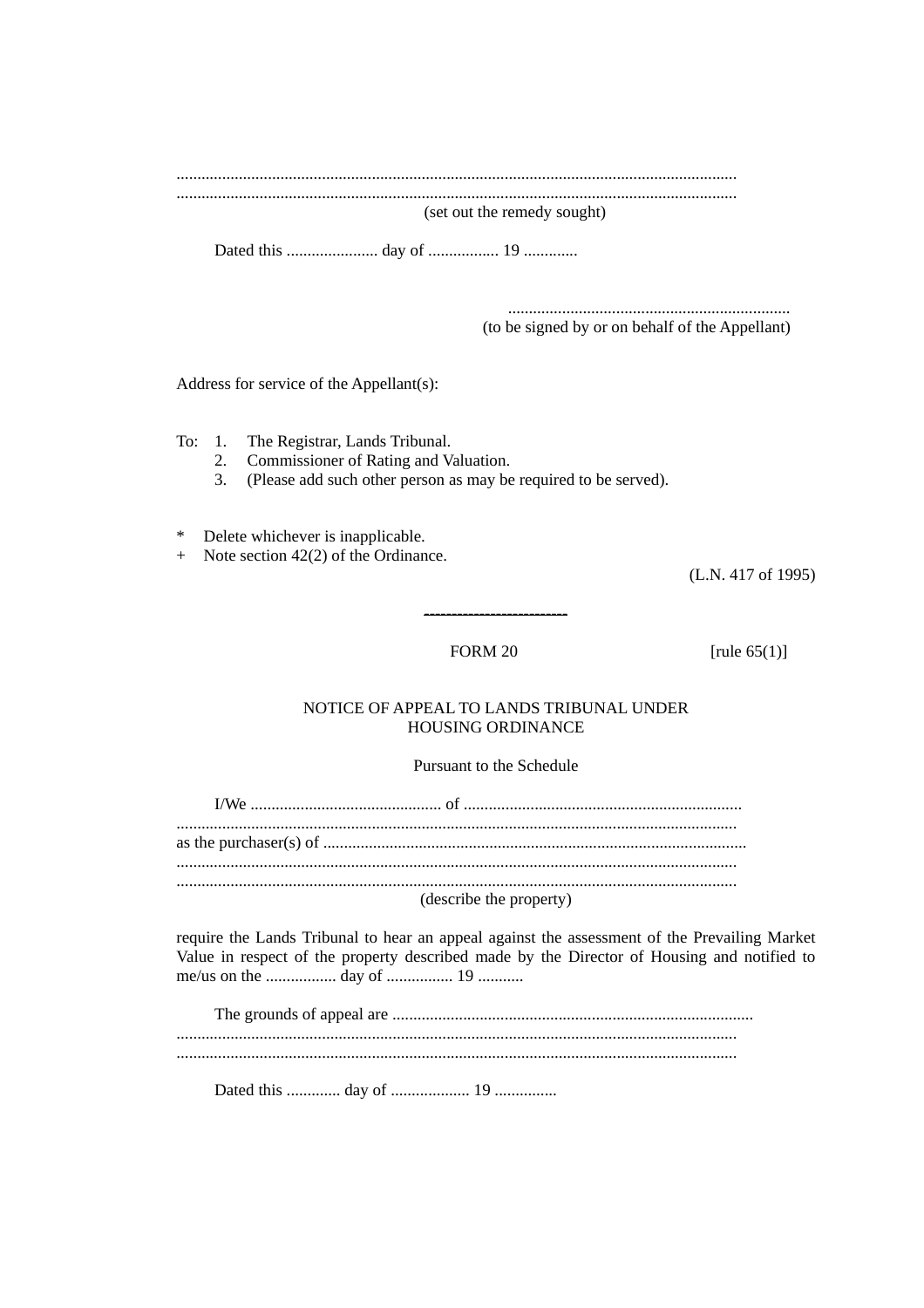.....................................................................................................................................
.....................................................................................................................................
(set out the remedy sought)

Dated this ...................... day of ................. 19 .............

....................................................................
(to be signed by or on behalf of the Appellant)

Address for service of the Appellant(s):

To: 1. The Registrar, Lands Tribunal.
2. Commissioner of Rating and Valuation.
3. (Please add such other person as may be required to be served).

* Delete whichever is inapplicable.
+ Note section 42(2) of the Ordinance.

(L.N. 417 of 1995)

---

FORM 20 [rule 65(1)]

NOTICE OF APPEAL TO LANDS TRIBUNAL UNDER HOUSING ORDINANCE

Pursuant to the Schedule

I/We .............................................. of ..................................................................
.....................................................................................................................................
as the purchaser(s) of .....................................................................................................
.....................................................................................................................................
.....................................................................................................................................
(describe the property)

require the Lands Tribunal to hear an appeal against the assessment of the Prevailing Market Value in respect of the property described made by the Director of Housing and notified to me/us on the ................. day of ................ 19 ...........

The grounds of appeal are ......................................................................................
.....................................................................................................................................
.....................................................................................................................................

Dated this ............. day of ................... 19 ...............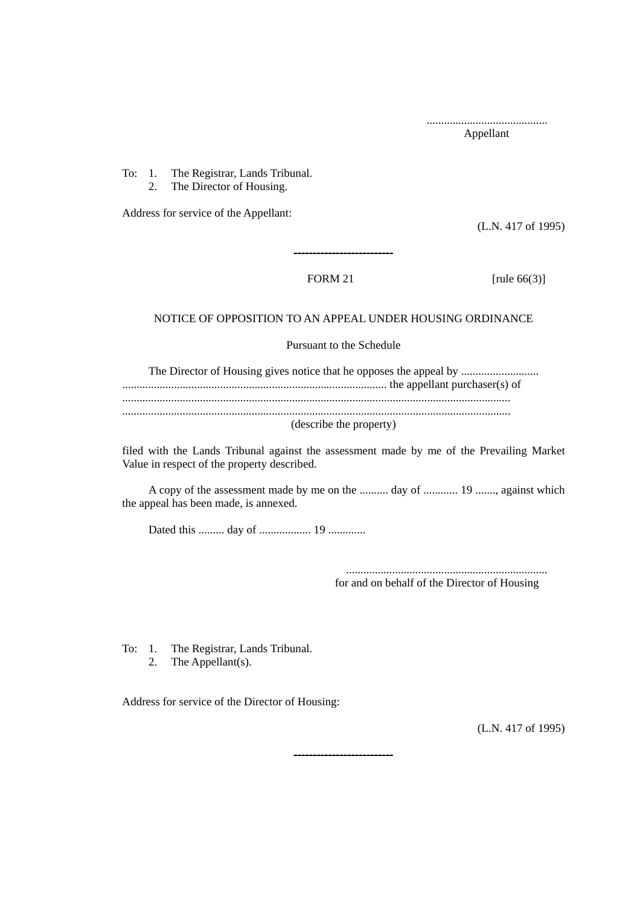..........................................
Appellant

To: 1. The Registrar, Lands Tribunal.
 2. The Director of Housing.

Address for service of the Appellant:

(L.N. 417 of 1995)

---

FORM 21 [rule 66(3)]

NOTICE OF OPPOSITION TO AN APPEAL UNDER HOUSING ORDINANCE

Pursuant to the Schedule

The Director of Housing gives notice that he opposes the appeal by ...........................
........................................................................................... the appellant purchaser(s) of
.....................................................................................................................................
.....................................................................................................................................
(describe the property)

filed with the Lands Tribunal against the assessment made by me of the Prevailing Market Value in respect of the property described.

A copy of the assessment made by me on the .......... day of ............ 19 ......., against which the appeal has been made, is annexed.

Dated this ......... day of .................. 19 .............

.....................................................................
for and on behalf of the Director of Housing

To: 1. The Registrar, Lands Tribunal.
 2. The Appellant(s).

Address for service of the Director of Housing:

(L.N. 417 of 1995)

---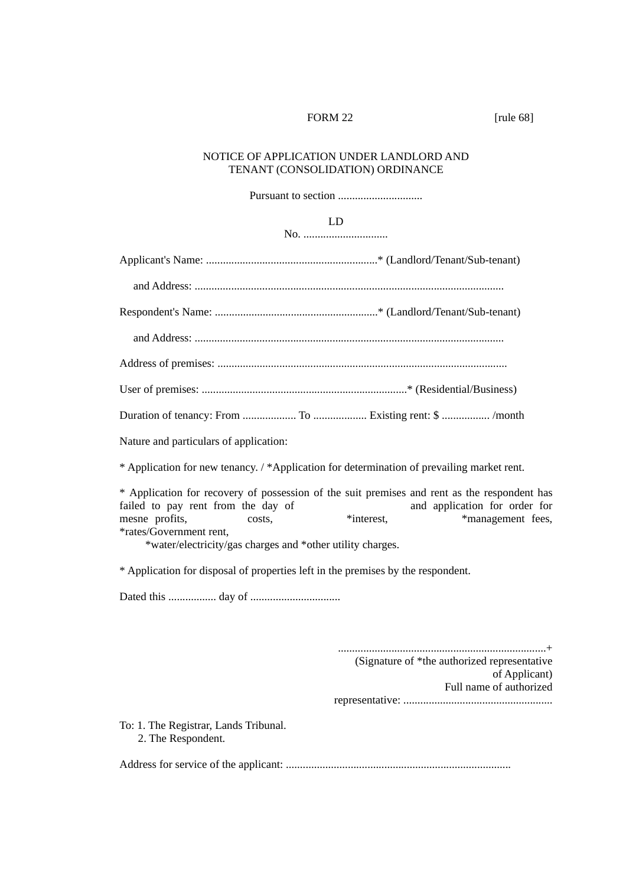FORM 22 [rule 68]

NOTICE OF APPLICATION UNDER LANDLORD AND TENANT (CONSOLIDATION) ORDINANCE

Pursuant to section ..............................

LD
No. ..............................

Applicant's Name: ............................................................* (Landlord/Tenant/Sub-tenant)

and Address: ............................................................................................................

Respondent's Name: ..........................................................* (Landlord/Tenant/Sub-tenant)

and Address: ............................................................................................................

Address of premises: .....................................................................................................

User of premises: ........................................................................* (Residential/Business)

Duration of tenancy: From ................... To ................... Existing rent: $ ................. /month

Nature and particulars of application:

* Application for new tenancy. / *Application for determination of prevailing market rent.

* Application for recovery of possession of the suit premises and rent as the respondent has failed to pay rent from the day of and application for order for mesne profits, costs, *interest, *management fees, *rates/Government rent, *water/electricity/gas charges and *other utility charges.

* Application for disposal of properties left in the premises by the respondent.

Dated this ................. day of ................................

..........................................................................+
(Signature of *the authorized representative of Applicant)
Full name of authorized representative: .....................................................

To: 1. The Registrar, Lands Tribunal.
2. The Respondent.

Address for service of the applicant: ................................................................................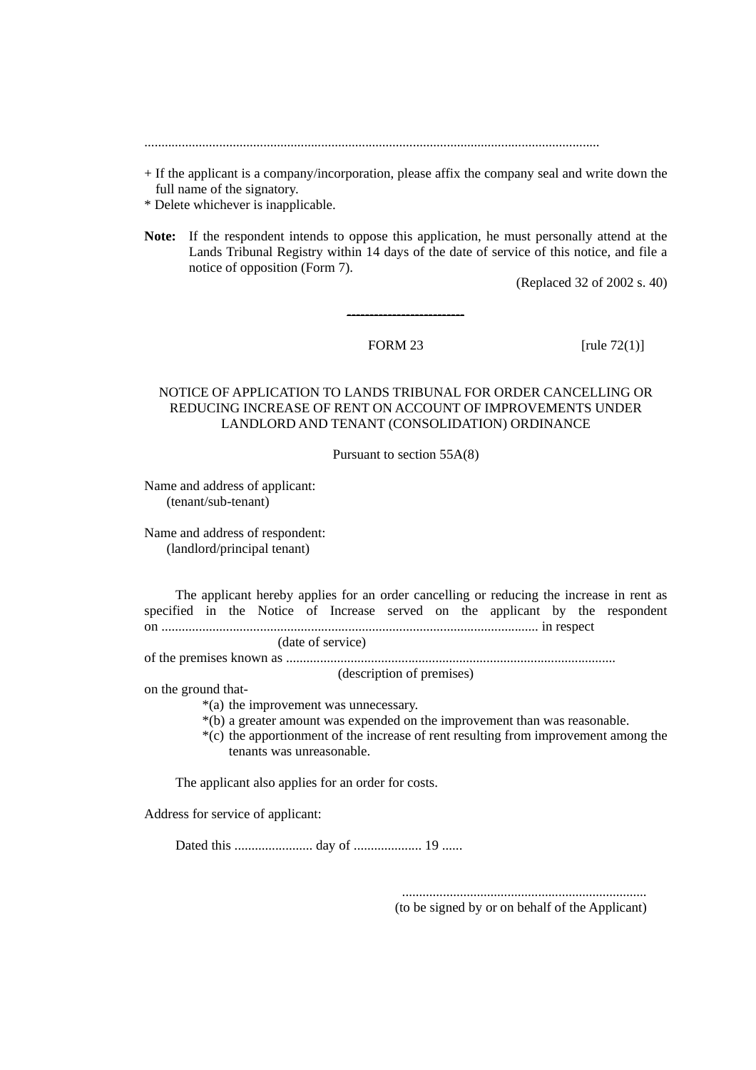.....................................................................................................................................

+ If the applicant is a company/incorporation, please affix the company seal and write down the full name of the signatory.

* Delete whichever is inapplicable.

**Note:** If the respondent intends to oppose this application, he must personally attend at the Lands Tribunal Registry within 14 days of the date of service of this notice, and file a notice of opposition (Form 7).

(Replaced 32 of 2002 s. 40)

---

FORM 23 [rule 72(1)]

NOTICE OF APPLICATION TO LANDS TRIBUNAL FOR ORDER CANCELLING OR REDUCING INCREASE OF RENT ON ACCOUNT OF IMPROVEMENTS UNDER LANDLORD AND TENANT (CONSOLIDATION) ORDINANCE

Pursuant to section 55A(8)

Name and address of applicant:
(tenant/sub-tenant)

Name and address of respondent:
(landlord/principal tenant)

The applicant hereby applies for an order cancelling or reducing the increase in rent as specified in the Notice of Increase served on the applicant by the respondent on .............................................................................................................. in respect
(date of service)
of the premises known as ................................................................................................
(description of premises)
on the ground that-

*(a) the improvement was unnecessary.
*(b) a greater amount was expended on the improvement than was reasonable.
*(c) the apportionment of the increase of rent resulting from improvement among the tenants was unreasonable.

The applicant also applies for an order for costs.

Address for service of applicant:

Dated this ....................... day of .................... 19 ......

........................................................................
(to be signed by or on behalf of the Applicant)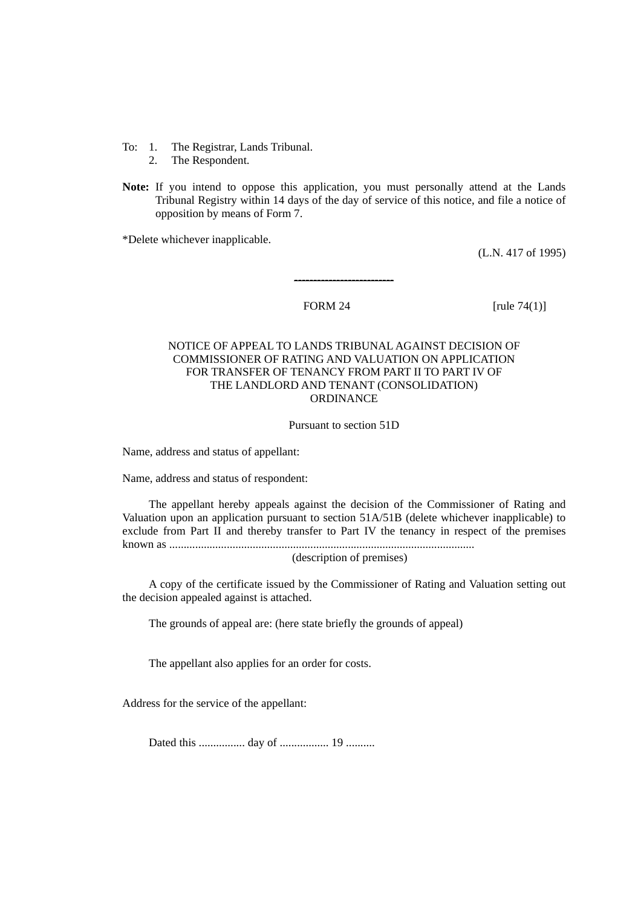To: 1. The Registrar, Lands Tribunal.
    2. The Respondent.

**Note:** If you intend to oppose this application, you must personally attend at the Lands Tribunal Registry within 14 days of the day of service of this notice, and file a notice of opposition by means of Form 7.

*Delete whichever inapplicable.

(L.N. 417 of 1995)

---

FORM 24 [rule 74(1)]

NOTICE OF APPEAL TO LANDS TRIBUNAL AGAINST DECISION OF COMMISSIONER OF RATING AND VALUATION ON APPLICATION FOR TRANSFER OF TENANCY FROM PART II TO PART IV OF THE LANDLORD AND TENANT (CONSOLIDATION) ORDINANCE

Pursuant to section 51D

Name, address and status of appellant:

Name, address and status of respondent:

The appellant hereby appeals against the decision of the Commissioner of Rating and Valuation upon an application pursuant to section 51A/51B (delete whichever inapplicable) to exclude from Part II and thereby transfer to Part IV the tenancy in respect of the premises known as .........................................................................................................
(description of premises)

A copy of the certificate issued by the Commissioner of Rating and Valuation setting out the decision appealed against is attached.

The grounds of appeal are: (here state briefly the grounds of appeal)

The appellant also applies for an order for costs.

Address for the service of the appellant:

Dated this ................ day of ................. 19 ..........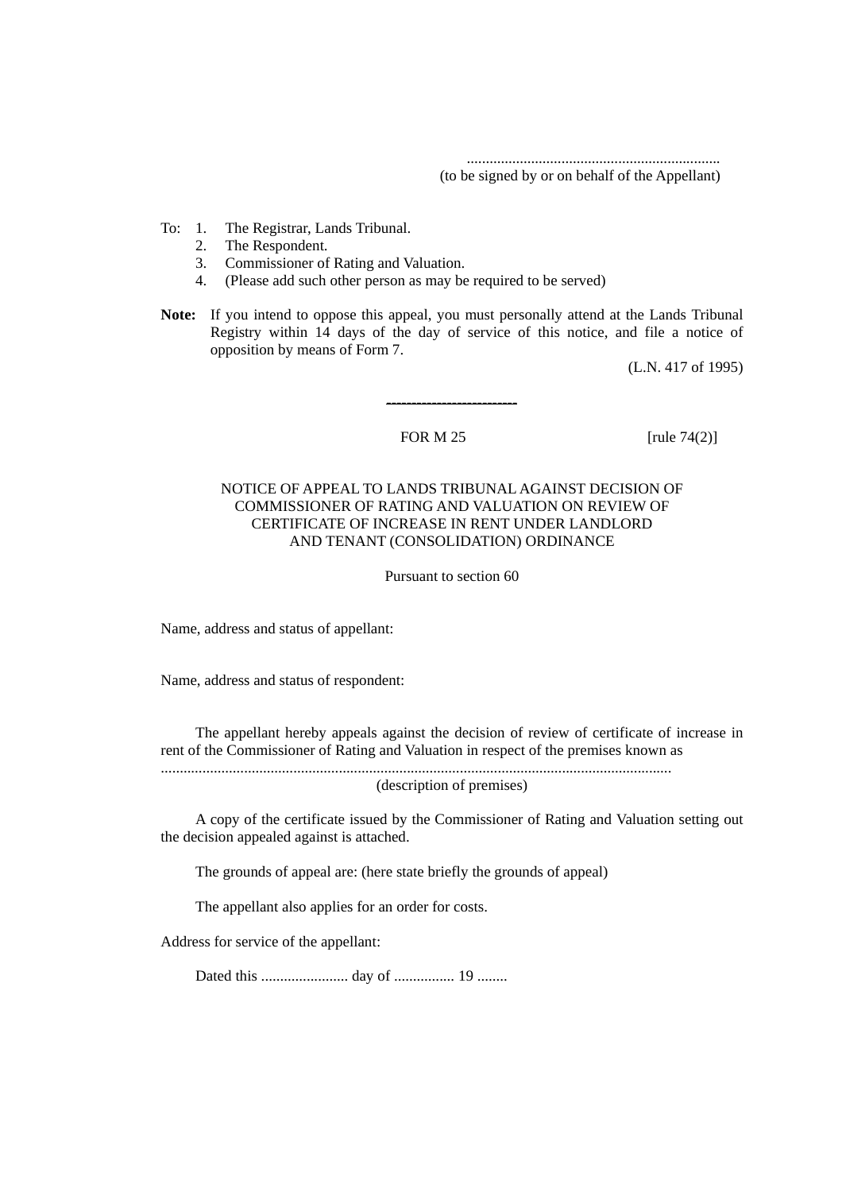..................................................................
(to be signed by or on behalf of the Appellant)

To: 1. The Registrar, Lands Tribunal.
2. The Respondent.
3. Commissioner of Rating and Valuation.
4. (Please add such other person as may be required to be served)

**Note:** If you intend to oppose this appeal, you must personally attend at the Lands Tribunal Registry within 14 days of the day of service of this notice, and file a notice of opposition by means of Form 7.

(L.N. 417 of 1995)

---

FOR M 25 [rule 74(2)]

NOTICE OF APPEAL TO LANDS TRIBUNAL AGAINST DECISION OF COMMISSIONER OF RATING AND VALUATION ON REVIEW OF CERTIFICATE OF INCREASE IN RENT UNDER LANDLORD AND TENANT (CONSOLIDATION) ORDINANCE

Pursuant to section 60

Name, address and status of appellant:

Name, address and status of respondent:

The appellant hereby appeals against the decision of review of certificate of increase in rent of the Commissioner of Rating and Valuation in respect of the premises known as

......................................................................................................................................
(description of premises)

A copy of the certificate issued by the Commissioner of Rating and Valuation setting out the decision appealed against is attached.

The grounds of appeal are: (here state briefly the grounds of appeal)

The appellant also applies for an order for costs.

Address for service of the appellant:

Dated this ....................... day of ................ 19 ........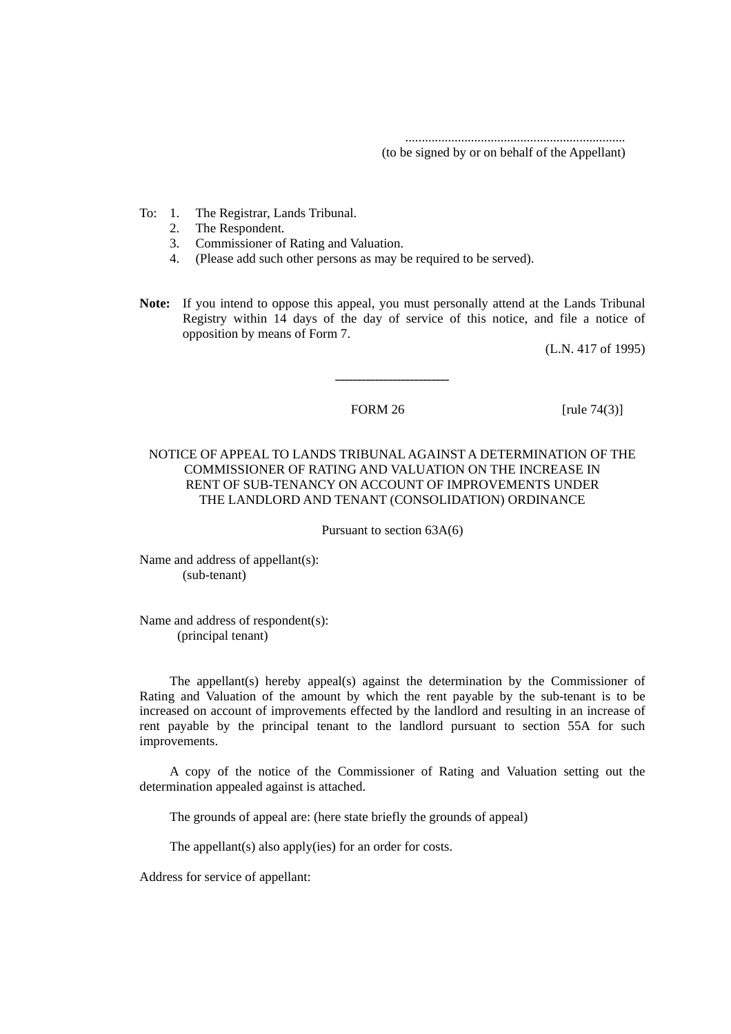..................................................................
(to be signed by or on behalf of the Appellant)

To:
1. The Registrar, Lands Tribunal.
2. The Respondent.
3. Commissioner of Rating and Valuation.
4. (Please add such other persons as may be required to be served).

**Note:** If you intend to oppose this appeal, you must personally attend at the Lands Tribunal Registry within 14 days of the day of service of this notice, and file a notice of opposition by means of Form 7.

(L.N. 417 of 1995)

---

FORM 26 [rule 74(3)]

NOTICE OF APPEAL TO LANDS TRIBUNAL AGAINST A DETERMINATION OF THE COMMISSIONER OF RATING AND VALUATION ON THE INCREASE IN RENT OF SUB-TENANCY ON ACCOUNT OF IMPROVEMENTS UNDER THE LANDLORD AND TENANT (CONSOLIDATION) ORDINANCE

Pursuant to section 63A(6)

Name and address of appellant(s):
(sub-tenant)

Name and address of respondent(s):
(principal tenant)

The appellant(s) hereby appeal(s) against the determination by the Commissioner of Rating and Valuation of the amount by which the rent payable by the sub-tenant is to be increased on account of improvements effected by the landlord and resulting in an increase of rent payable by the principal tenant to the landlord pursuant to section 55A for such improvements.

A copy of the notice of the Commissioner of Rating and Valuation setting out the determination appealed against is attached.

The grounds of appeal are: (here state briefly the grounds of appeal)

The appellant(s) also apply(ies) for an order for costs.

Address for service of appellant: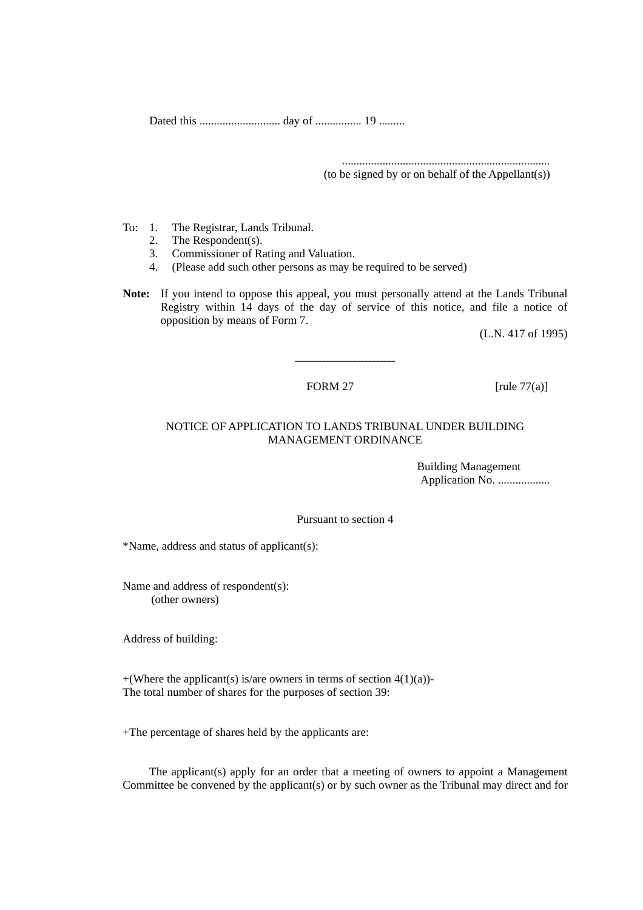Dated this ............................ day of ................ 19 .........

.......................................................................
(to be signed by or on behalf of the Appellant(s))

To: 1. The Registrar, Lands Tribunal.
2. The Respondent(s).
3. Commissioner of Rating and Valuation.
4. (Please add such other persons as may be required to be served)

**Note:** If you intend to oppose this appeal, you must personally attend at the Lands Tribunal Registry within 14 days of the day of service of this notice, and file a notice of opposition by means of Form 7.

(L.N. 417 of 1995)

---

FORM 27 [rule 77(a)]

NOTICE OF APPLICATION TO LANDS TRIBUNAL UNDER BUILDING MANAGEMENT ORDINANCE

Building Management
Application No. ..................

Pursuant to section 4

*Name, address and status of applicant(s):

Name and address of respondent(s):
(other owners)

Address of building:

+(Where the applicant(s) is/are owners in terms of section 4(1)(a))-
The total number of shares for the purposes of section 39:

+The percentage of shares held by the applicants are:

The applicant(s) apply for an order that a meeting of owners to appoint a Management Committee be convened by the applicant(s) or by such owner as the Tribunal may direct and for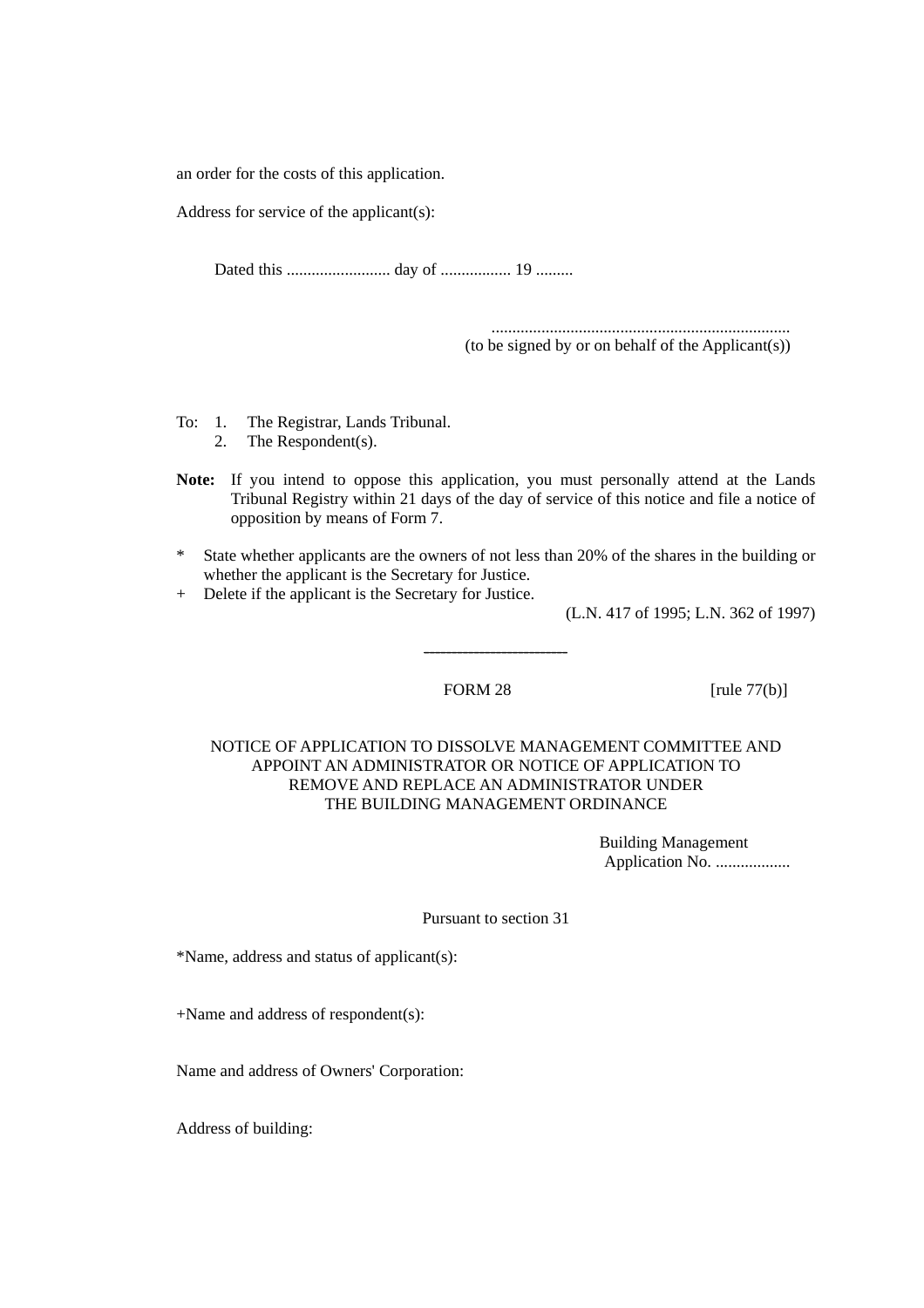an order for the costs of this application.

Address for service of the applicant(s):

Dated this ......................... day of ................. 19 .........

.......................................................................
(to be signed by or on behalf of the Applicant(s))

To: 1. The Registrar, Lands Tribunal.
2. The Respondent(s).

**Note:** If you intend to oppose this application, you must personally attend at the Lands Tribunal Registry within 21 days of the day of service of this notice and file a notice of opposition by means of Form 7.

* State whether applicants are the owners of not less than 20% of the shares in the building or whether the applicant is the Secretary for Justice.
+ Delete if the applicant is the Secretary for Justice.

(L.N. 417 of 1995; L.N. 362 of 1997)

---

FORM 28 [rule 77(b)]

NOTICE OF APPLICATION TO DISSOLVE MANAGEMENT COMMITTEE AND APPOINT AN ADMINISTRATOR OR NOTICE OF APPLICATION TO REMOVE AND REPLACE AN ADMINISTRATOR UNDER THE BUILDING MANAGEMENT ORDINANCE

Building Management
Application No. ..................

Pursuant to section 31

*Name, address and status of applicant(s):

+Name and address of respondent(s):

Name and address of Owners' Corporation:

Address of building: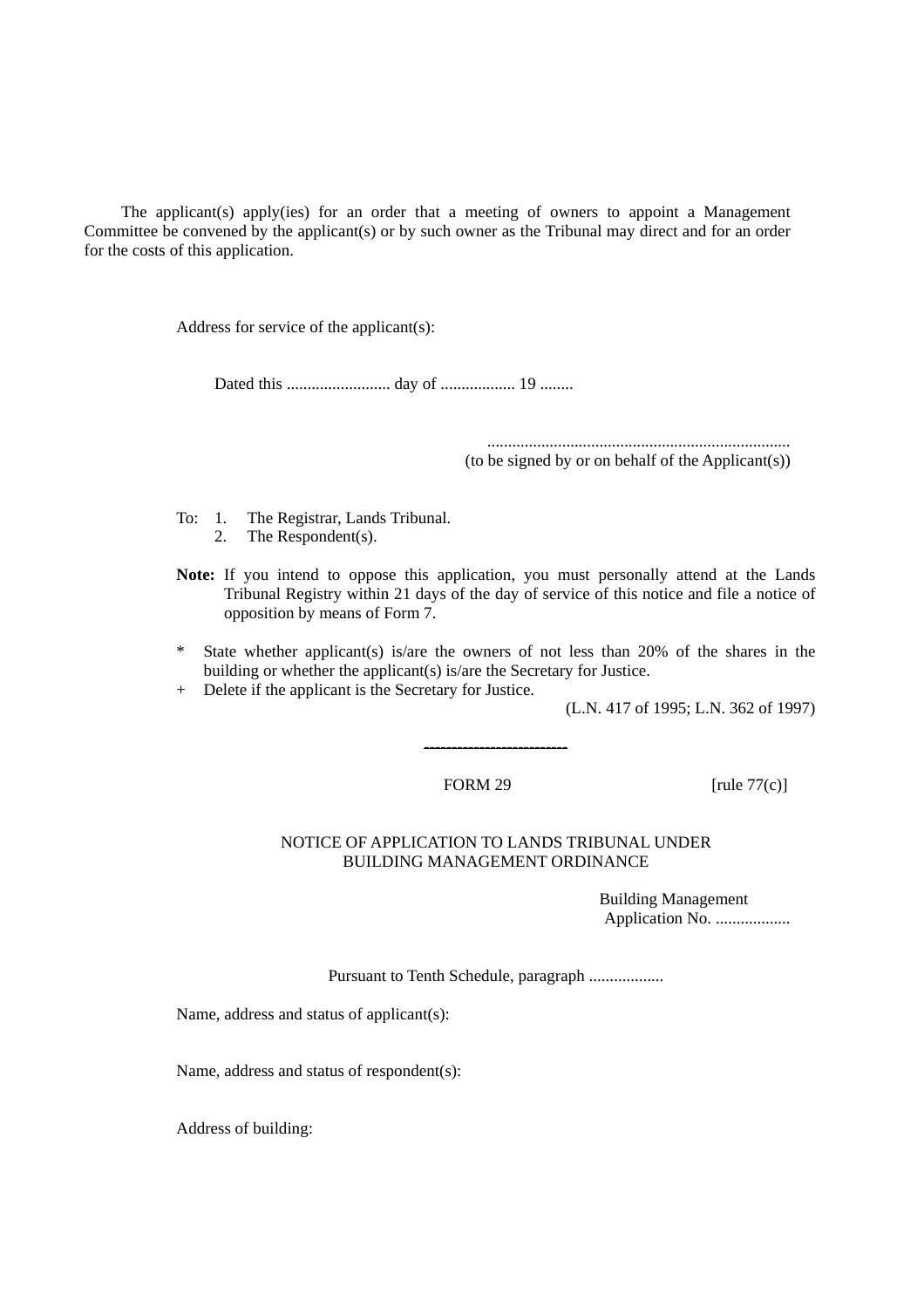The applicant(s) apply(ies) for an order that a meeting of owners to appoint a Management Committee be convened by the applicant(s) or by such owner as the Tribunal may direct and for an order for the costs of this application.

Address for service of the applicant(s):

Dated this ......................... day of .................. 19 ........

........................................................................
(to be signed by or on behalf of the Applicant(s))

To: 1. The Registrar, Lands Tribunal.
2. The Respondent(s).

**Note:** If you intend to oppose this application, you must personally attend at the Lands Tribunal Registry within 21 days of the day of service of this notice and file a notice of opposition by means of Form 7.

* State whether applicant(s) is/are the owners of not less than 20% of the shares in the building or whether the applicant(s) is/are the Secretary for Justice.
+ Delete if the applicant is the Secretary for Justice.

(L.N. 417 of 1995; L.N. 362 of 1997)

---

FORM 29 [rule 77(c)]

NOTICE OF APPLICATION TO LANDS TRIBUNAL UNDER BUILDING MANAGEMENT ORDINANCE

Building Management
Application No. ..................

Pursuant to Tenth Schedule, paragraph ..................

Name, address and status of applicant(s):

Name, address and status of respondent(s):

Address of building: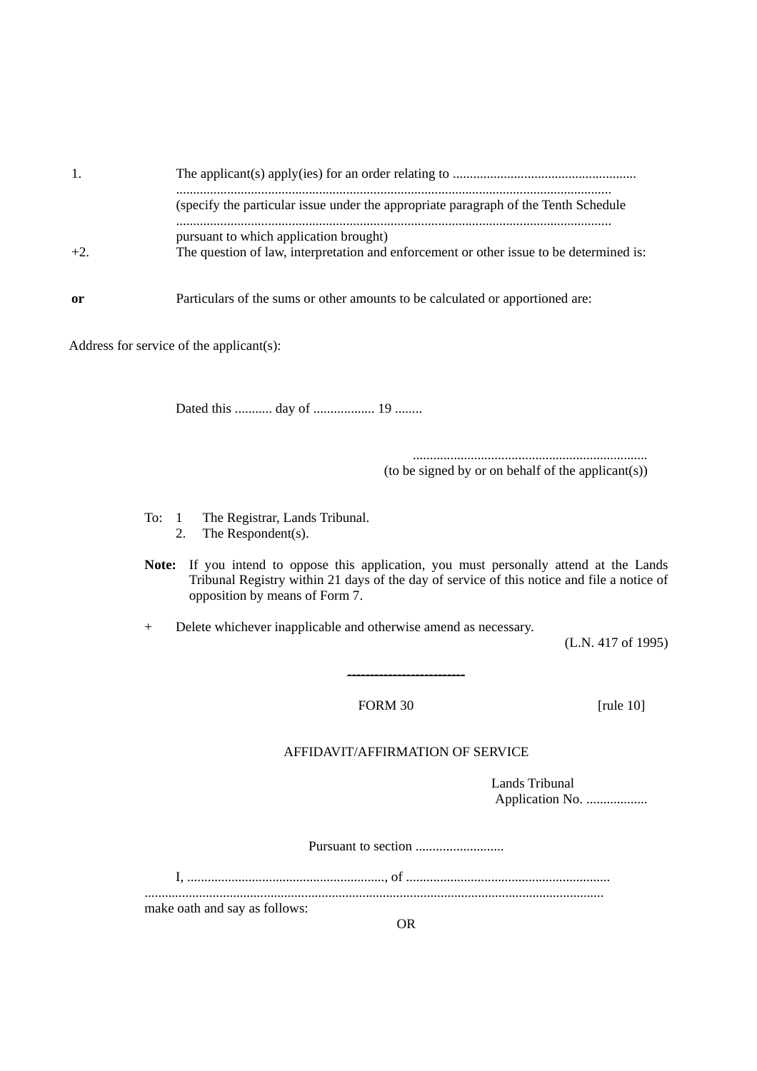1. The applicant(s) apply(ies) for an order relating to ......................................................
..............................................................................................................................
(specify the particular issue under the appropriate paragraph of the Tenth Schedule
..............................................................................................................................
pursuant to which application brought)

+2. The question of law, interpretation and enforcement or other issue to be determined is:

**or** Particulars of the sums or other amounts to be calculated or apportioned are:

Address for service of the applicant(s):

Dated this ........... day of .................. 19 ........

.....................................................................
(to be signed by or on behalf of the applicant(s))

To: 1 The Registrar, Lands Tribunal.
2. The Respondent(s).

**Note:** If you intend to oppose this application, you must personally attend at the Lands Tribunal Registry within 21 days of the day of service of this notice and file a notice of opposition by means of Form 7.

\+ Delete whichever inapplicable and otherwise amend as necessary.

(L.N. 417 of 1995)

---

FORM 30 [rule 10]

AFFIDAVIT/AFFIRMATION OF SERVICE

Lands Tribunal
Application No. ..................

Pursuant to section ..........................

I, ..........................................................., of ............................................................
......................................................................................................................................
make oath and say as follows:

OR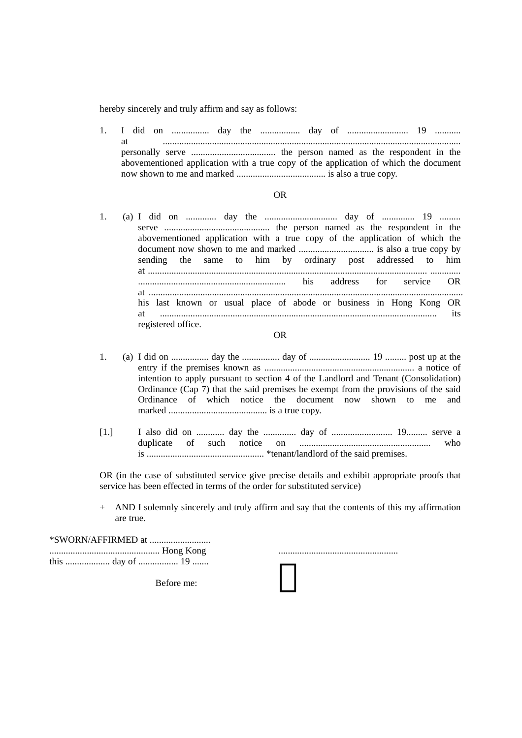hereby sincerely and truly affirm and say as follows:

1. I did on ................ day the ................. day of .......................... 19 ........... at ............................................................................................................................ personally serve .................................... the person named as the respondent in the abovementioned application with a true copy of the application of which the document now shown to me and marked ...................................... is also a true copy.

OR

1. (a) I did on ............. day the ............................... day of .............. 19 ......... serve ............................................ the person named as the respondent in the abovementioned application with a true copy of the application of which the document now shown to me and marked ................................ is also a true copy by sending the same to him by ordinary post addressed to him at .................................................................................................................... ............. .............................................................. his address for service OR at ..................................................................................................................................... his last known or usual place of abode or business in Hong Kong OR at ..................................................................................................................... its registered office.

OR

1. (a) I did on ................ day the ................ day of .......................... 19 ......... post up at the entry if the premises known as ................................................................ a notice of intention to apply pursuant to section 4 of the Landlord and Tenant (Consolidation) Ordinance (Cap 7) that the said premises be exempt from the provisions of the said Ordinance of which notice the document now shown to me and marked .......................................... is a true copy.

[1.] I also did on ............ day the .............. day of .......................... 19......... serve a duplicate of such notice on ........................................................ who is .................................................. *tenant/landlord of the said premises.

OR (in the case of substituted service give precise details and exhibit appropriate proofs that service has been effected in terms of the order for substituted service)

\+ AND I solemnly sincerely and truly affirm and say that the contents of this my affirmation are true.

*SWORN/AFFIRMED at ..........................
.............................................. Hong Kong
this ................... day of ................. 19 .......

...................................................

Before me: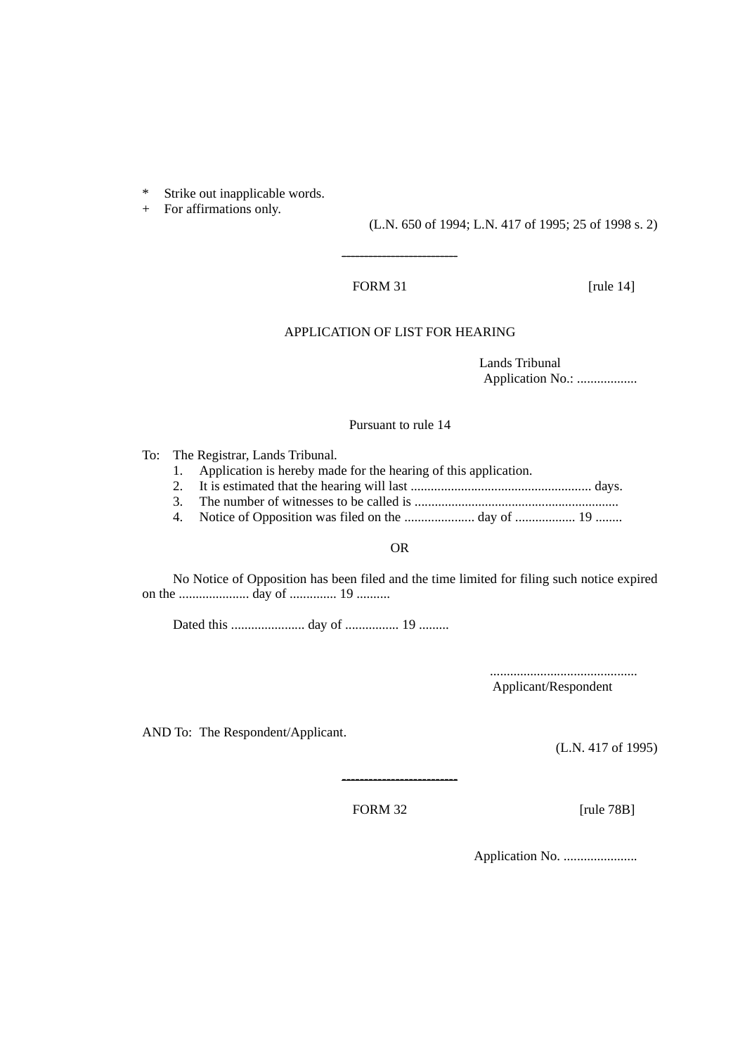\*   Strike out inapplicable words.
\+   For affirmations only.

(L.N. 650 of 1994; L.N. 417 of 1995; 25 of 1998 s. 2)

---

FORM 31 [rule 14]

APPLICATION OF LIST FOR HEARING

Lands Tribunal
Application No.: ..................

Pursuant to rule 14

To: The Registrar, Lands Tribunal.

1. Application is hereby made for the hearing of this application.
2. It is estimated that the hearing will last ...................................................... days.
3. The number of witnesses to be called is ............................................................
4. Notice of Opposition was filed on the ..................... day of .................. 19 ........

OR

No Notice of Opposition has been filed and the time limited for filing such notice expired on the ..................... day of .............. 19 ..........

Dated this ...................... day of ................ 19 .........

............................................
Applicant/Respondent

AND To: The Respondent/Applicant.

(L.N. 417 of 1995)

---

FORM 32 [rule 78B]

Application No. ......................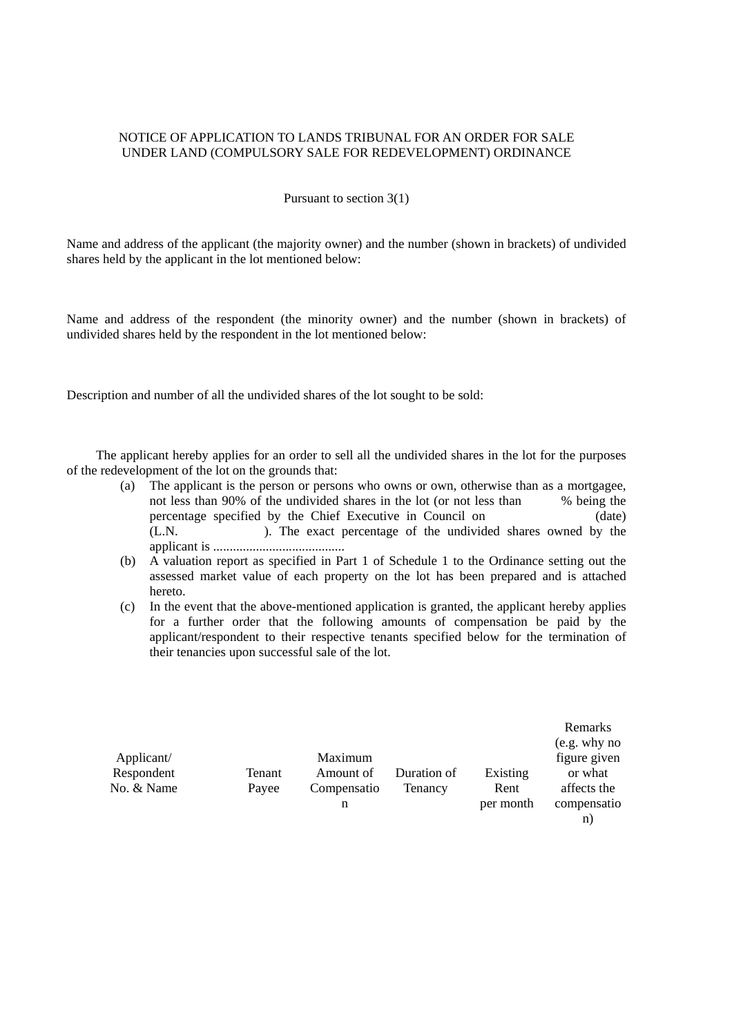NOTICE OF APPLICATION TO LANDS TRIBUNAL FOR AN ORDER FOR SALE UNDER LAND (COMPULSORY SALE FOR REDEVELOPMENT) ORDINANCE

Pursuant to section 3(1)

Name and address of the applicant (the majority owner) and the number (shown in brackets) of undivided shares held by the applicant in the lot mentioned below:

Name and address of the respondent (the minority owner) and the number (shown in brackets) of undivided shares held by the respondent in the lot mentioned below:

Description and number of all the undivided shares of the lot sought to be sold:

The applicant hereby applies for an order to sell all the undivided shares in the lot for the purposes of the redevelopment of the lot on the grounds that:

(a) The applicant is the person or persons who owns or own, otherwise than as a mortgagee, not less than 90% of the undivided shares in the lot (or not less than % being the percentage specified by the Chief Executive in Council on (date) (L.N. ). The exact percentage of the undivided shares owned by the applicant is ........................................

(b) A valuation report as specified in Part 1 of Schedule 1 to the Ordinance setting out the assessed market value of each property on the lot has been prepared and is attached hereto.

(c) In the event that the above-mentioned application is granted, the applicant hereby applies for a further order that the following amounts of compensation be paid by the applicant/respondent to their respective tenants specified below for the termination of their tenancies upon successful sale of the lot.

| Applicant/ Respondent No. & Name | Tenant Payee | Maximum Amount of Compensation | Duration of Tenancy | Existing Rent per month | Remarks (e.g. why no figure given or what affects the compensation) |
|---|---|---|---|---|---|
| | | | | | |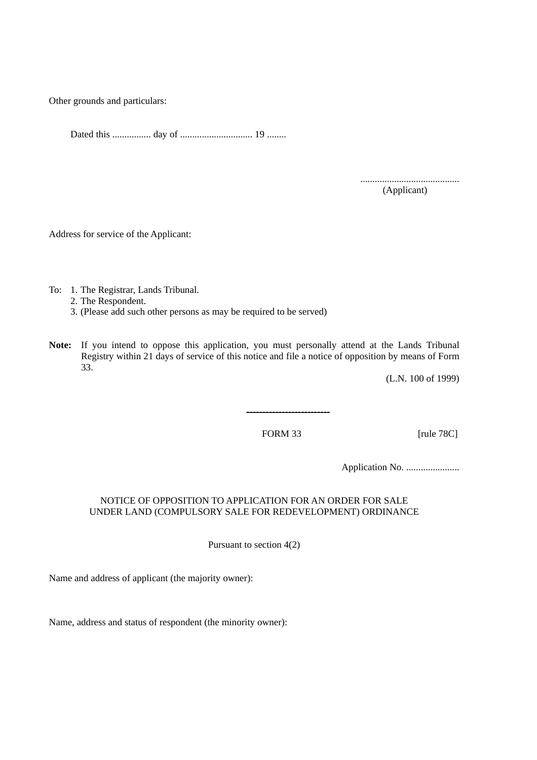Other grounds and particulars:

Dated this ................ day of ............................. 19 ........

.........................................
(Applicant)

Address for service of the Applicant:

To: 1. The Registrar, Lands Tribunal.
2. The Respondent.
3. (Please add such other persons as may be required to be served)

**Note:** If you intend to oppose this application, you must personally attend at the Lands Tribunal Registry within 21 days of service of this notice and file a notice of opposition by means of Form 33.

(L.N. 100 of 1999)

---

FORM 33 [rule 78C]

Application No. ......................

NOTICE OF OPPOSITION TO APPLICATION FOR AN ORDER FOR SALE UNDER LAND (COMPULSORY SALE FOR REDEVELOPMENT) ORDINANCE

Pursuant to section 4(2)

Name and address of applicant (the majority owner):

Name, address and status of respondent (the minority owner):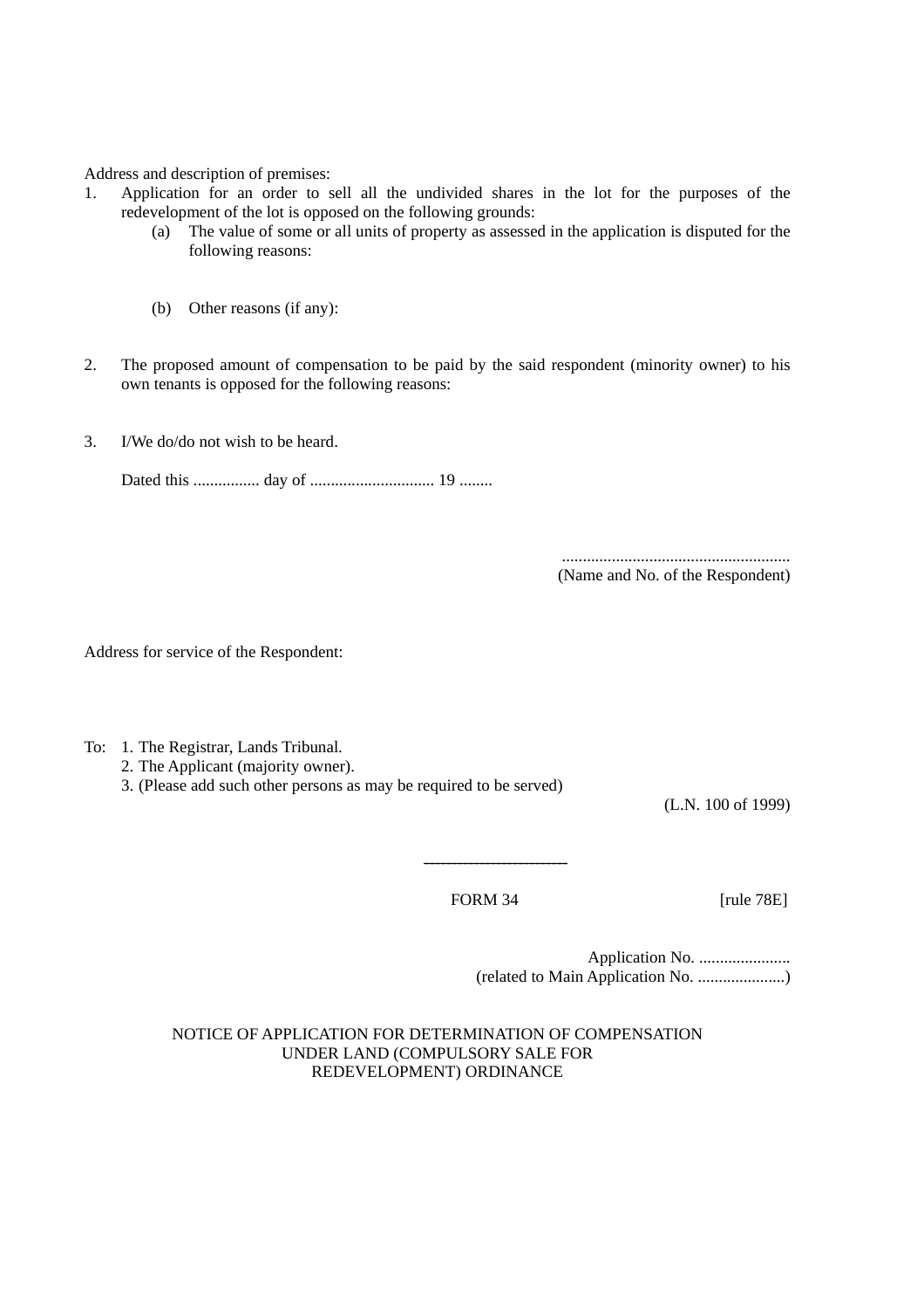Address and description of premises:

1. Application for an order to sell all the undivided shares in the lot for the purposes of the redevelopment of the lot is opposed on the following grounds:
   - (a) The value of some or all units of property as assessed in the application is disputed for the following reasons:

   - (b) Other reasons (if any):

2. The proposed amount of compensation to be paid by the said respondent (minority owner) to his own tenants is opposed for the following reasons:

3. I/We do/do not wish to be heard.

   Dated this ................ day of ............................. 19 ........

.......................................................
(Name and No. of the Respondent)

Address for service of the Respondent:

To: 1. The Registrar, Lands Tribunal.
2. The Applicant (majority owner).
3. (Please add such other persons as may be required to be served)

(L.N. 100 of 1999)

---

FORM 34 [rule 78E]

Application No. ......................
(related to Main Application No. .....................)

NOTICE OF APPLICATION FOR DETERMINATION OF COMPENSATION UNDER LAND (COMPULSORY SALE FOR REDEVELOPMENT) ORDINANCE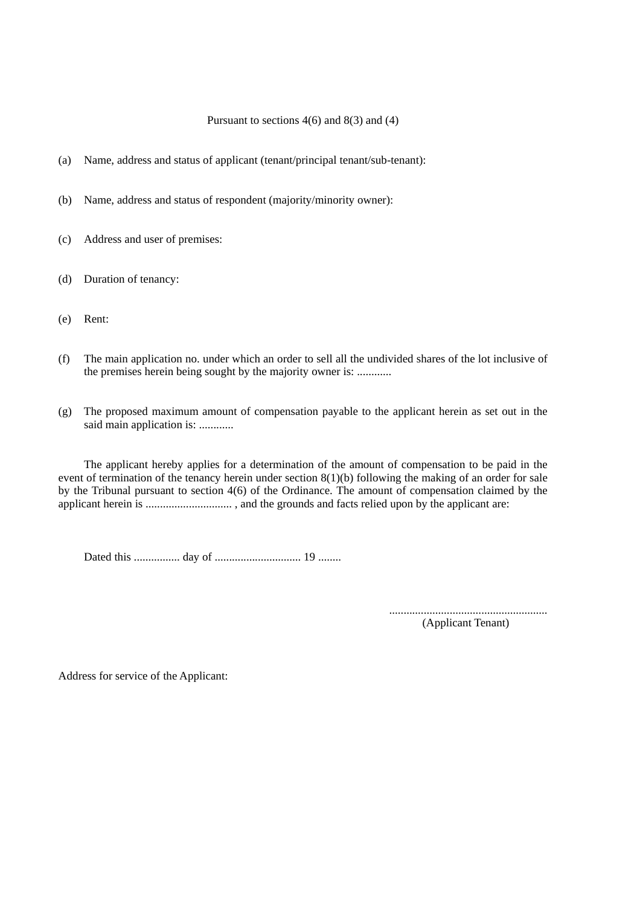Pursuant to sections 4(6) and 8(3) and (4)

(a) Name, address and status of applicant (tenant/principal tenant/sub-tenant):

(b) Name, address and status of respondent (majority/minority owner):

(c) Address and user of premises:

(d) Duration of tenancy:

(e) Rent:

(f) The main application no. under which an order to sell all the undivided shares of the lot inclusive of the premises herein being sought by the majority owner is: ............

(g) The proposed maximum amount of compensation payable to the applicant herein as set out in the said main application is: ............

The applicant hereby applies for a determination of the amount of compensation to be paid in the event of termination of the tenancy herein under section 8(1)(b) following the making of an order for sale by the Tribunal pursuant to section 4(6) of the Ordinance. The amount of compensation claimed by the applicant herein is .............................. , and the grounds and facts relied upon by the applicant are:

Dated this ................ day of ............................. 19 ........

.......................................................
(Applicant Tenant)

Address for service of the Applicant: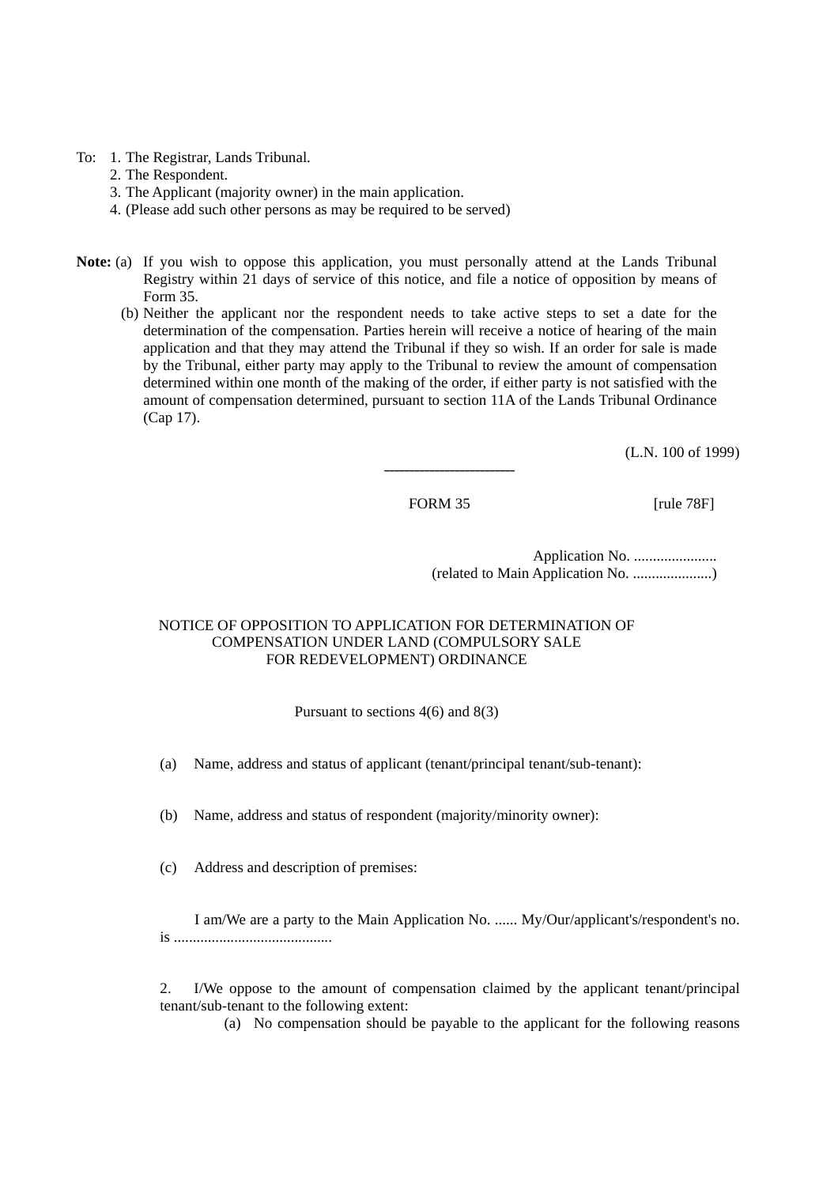To: 1. The Registrar, Lands Tribunal.
2. The Respondent.
3. The Applicant (majority owner) in the main application.
4. (Please add such other persons as may be required to be served)

**Note:** (a) If you wish to oppose this application, you must personally attend at the Lands Tribunal Registry within 21 days of service of this notice, and file a notice of opposition by means of Form 35.

(b) Neither the applicant nor the respondent needs to take active steps to set a date for the determination of the compensation. Parties herein will receive a notice of hearing of the main application and that they may attend the Tribunal if they so wish. If an order for sale is made by the Tribunal, either party may apply to the Tribunal to review the amount of compensation determined within one month of the making of the order, if either party is not satisfied with the amount of compensation determined, pursuant to section 11A of the Lands Tribunal Ordinance (Cap 17).

(L.N. 100 of 1999)

---

FORM 35 [rule 78F]

Application No. ......................
(related to Main Application No. .....................)

NOTICE OF OPPOSITION TO APPLICATION FOR DETERMINATION OF COMPENSATION UNDER LAND (COMPULSORY SALE FOR REDEVELOPMENT) ORDINANCE

Pursuant to sections 4(6) and 8(3)

(a) Name, address and status of applicant (tenant/principal tenant/sub-tenant):

(b) Name, address and status of respondent (majority/minority owner):

(c) Address and description of premises:

I am/We are a party to the Main Application No. ...... My/Our/applicant's/respondent's no. is ..........................................

2. I/We oppose to the amount of compensation claimed by the applicant tenant/principal tenant/sub-tenant to the following extent:

(a) No compensation should be payable to the applicant for the following reasons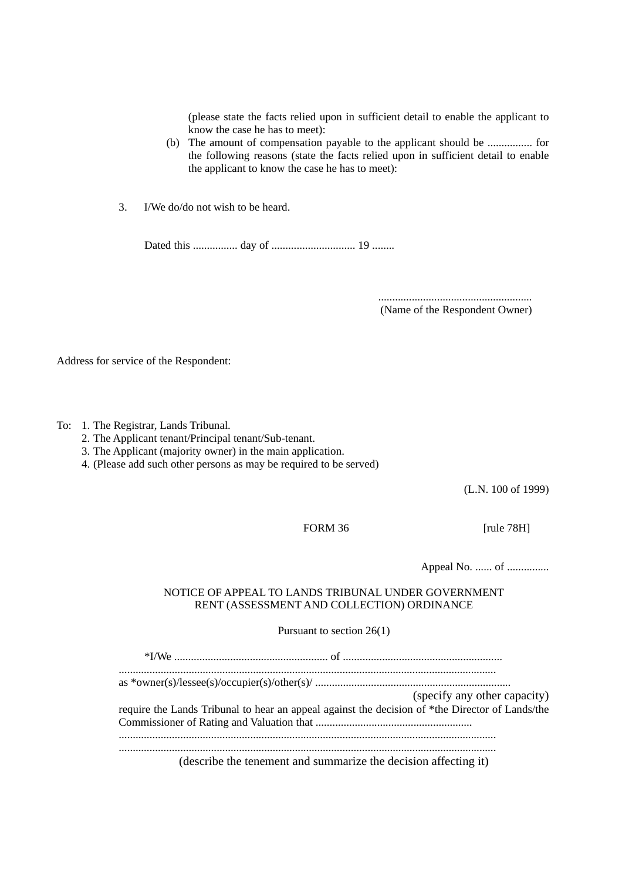(please state the facts relied upon in sufficient detail to enable the applicant to know the case he has to meet):

(b) The amount of compensation payable to the applicant should be ................ for the following reasons (state the facts relied upon in sufficient detail to enable the applicant to know the case he has to meet):

3. I/We do/do not wish to be heard.

Dated this ................ day of .............................. 19 ........

.......................................................
(Name of the Respondent Owner)

Address for service of the Respondent:

To: 1. The Registrar, Lands Tribunal.
2. The Applicant tenant/Principal tenant/Sub-tenant.
3. The Applicant (majority owner) in the main application.
4. (Please add such other persons as may be required to be served)

(L.N. 100 of 1999)

FORM 36 [rule 78H]

Appeal No. ...... of ...............

NOTICE OF APPEAL TO LANDS TRIBUNAL UNDER GOVERNMENT RENT (ASSESSMENT AND COLLECTION) ORDINANCE

Pursuant to section 26(1)

*I/We ....................................................... of ........................................................
.....................................................................................................................................
as *owner(s)/lessee(s)/occupier(s)/other(s)/ .....................................................................
(specify any other capacity)
require the Lands Tribunal to hear an appeal against the decision of *the Director of Lands/the Commissioner of Rating and Valuation that ........................................................
.....................................................................................................................................
.....................................................................................................................................
(describe the tenement and summarize the decision affecting it)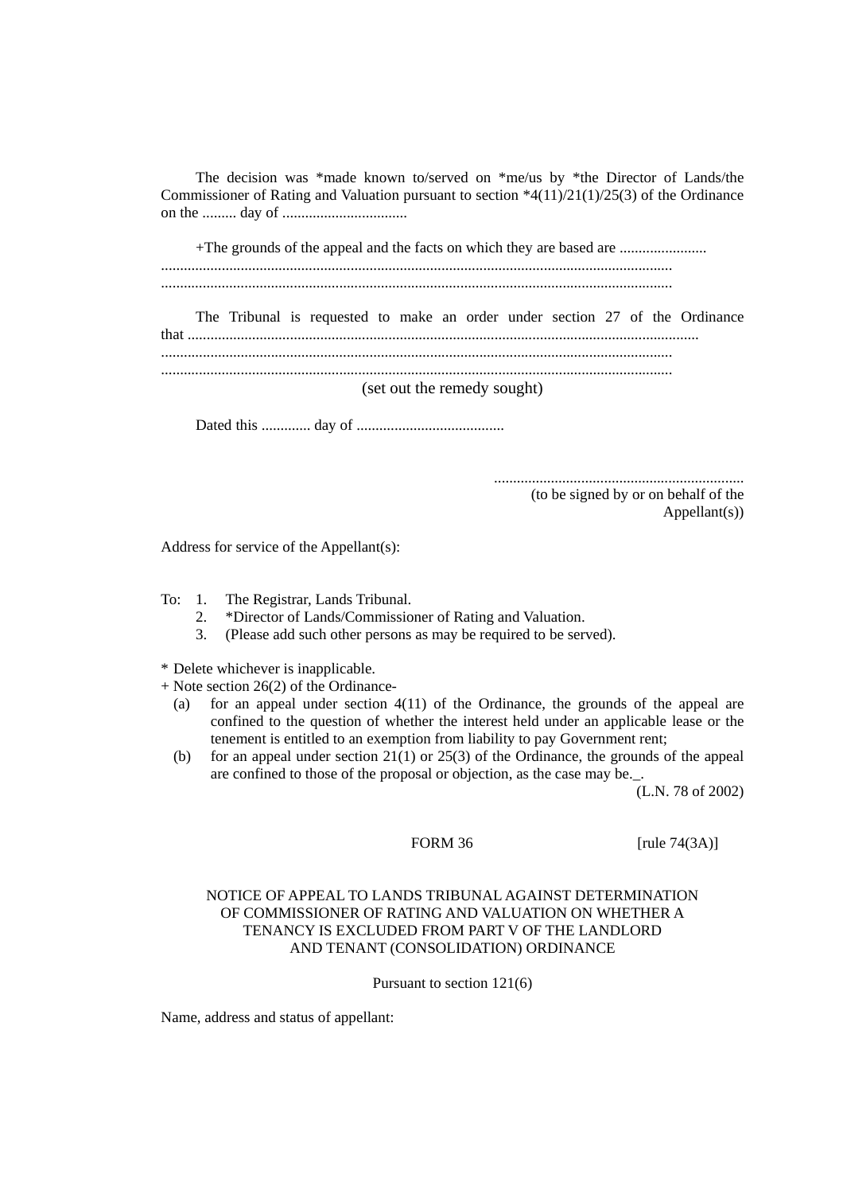The decision was *made known to/served on *me/us by *the Director of Lands/the Commissioner of Rating and Valuation pursuant to section *4(11)/21(1)/25(3) of the Ordinance on the ......... day of .................................

+The grounds of the appeal and the facts on which they are based are .......................
.....................................................................................................................................
.....................................................................................................................................

The Tribunal is requested to make an order under section 27 of the Ordinance that .......................................................................................................................................
.....................................................................................................................................
.....................................................................................................................................

(set out the remedy sought)

Dated this ............. day of .......................................

.................................................................
(to be signed by or on behalf of the Appellant(s))

Address for service of the Appellant(s):

To:
1. The Registrar, Lands Tribunal.
2. *Director of Lands/Commissioner of Rating and Valuation.
3. (Please add such other persons as may be required to be served).

\* Delete whichever is inapplicable.

\+ Note section 26(2) of the Ordinance-

(a) for an appeal under section 4(11) of the Ordinance, the grounds of the appeal are confined to the question of whether the interest held under an applicable lease or the tenement is entitled to an exemption from liability to pay Government rent;

(b) for an appeal under section 21(1) or 25(3) of the Ordinance, the grounds of the appeal are confined to those of the proposal or objection, as the case may be._.

(L.N. 78 of 2002)

FORM 36 [rule 74(3A)]

NOTICE OF APPEAL TO LANDS TRIBUNAL AGAINST DETERMINATION OF COMMISSIONER OF RATING AND VALUATION ON WHETHER A TENANCY IS EXCLUDED FROM PART V OF THE LANDLORD AND TENANT (CONSOLIDATION) ORDINANCE

Pursuant to section 121(6)

Name, address and status of appellant: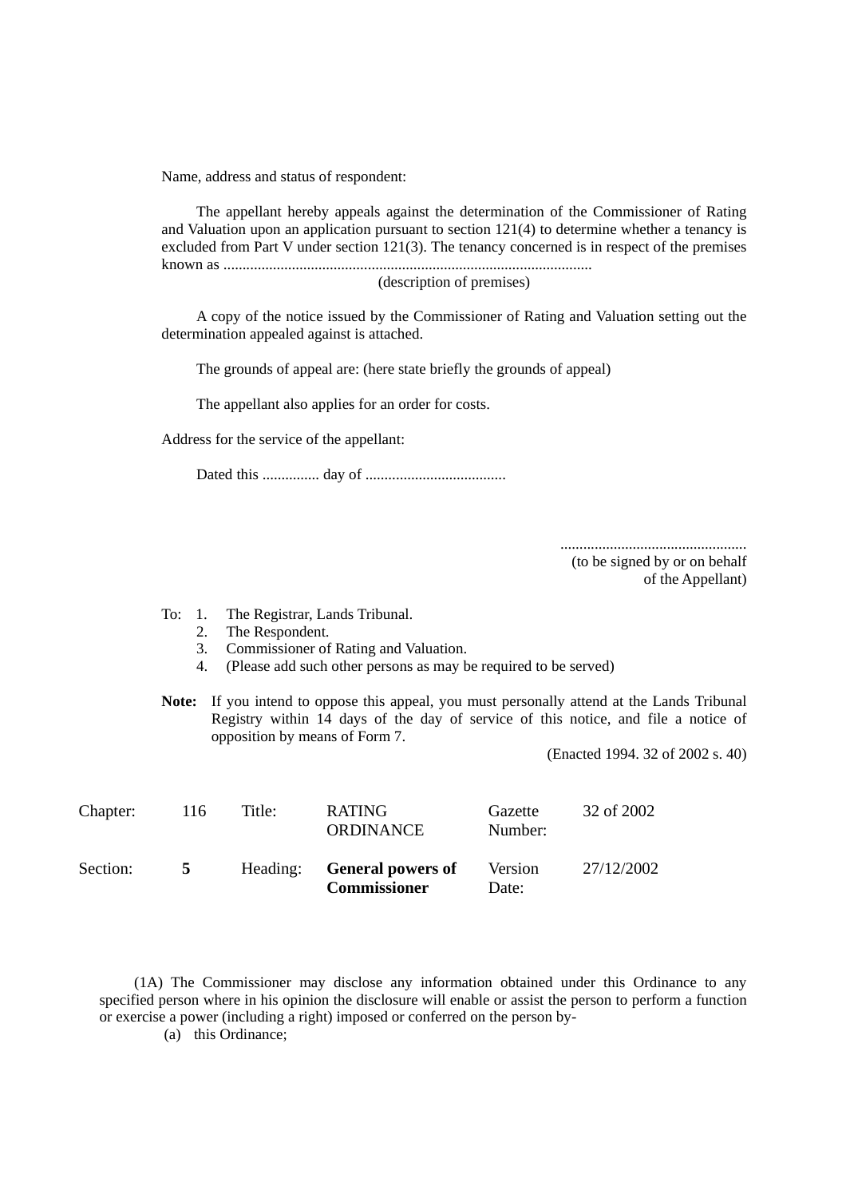Name, address and status of respondent:

The appellant hereby appeals against the determination of the Commissioner of Rating and Valuation upon an application pursuant to section 121(4) to determine whether a tenancy is excluded from Part V under section 121(3). The tenancy concerned is in respect of the premises known as ...............................................................................................
(description of premises)

A copy of the notice issued by the Commissioner of Rating and Valuation setting out the determination appealed against is attached.

The grounds of appeal are: (here state briefly the grounds of appeal)

The appellant also applies for an order for costs.

Address for the service of the appellant:

Dated this ............... day of .....................................

.................................................
(to be signed by or on behalf of the Appellant)

To:
1. The Registrar, Lands Tribunal.
2. The Respondent.
3. Commissioner of Rating and Valuation.
4. (Please add such other persons as may be required to be served)

**Note:** If you intend to oppose this appeal, you must personally attend at the Lands Tribunal Registry within 14 days of the day of service of this notice, and file a notice of opposition by means of Form 7.

(Enacted 1994. 32 of 2002 s. 40)

| Chapter: | 116 | Title: | RATING ORDINANCE | Gazette Number: | 32 of 2002 |
|---|---|---|---|---|---|
| Section: | **5** | Heading: | **General powers of Commissioner** | Version Date: | 27/12/2002 |

(1A) The Commissioner may disclose any information obtained under this Ordinance to any specified person where in his opinion the disclosure will enable or assist the person to perform a function or exercise a power (including a right) imposed or conferred on the person by-

(a) this Ordinance;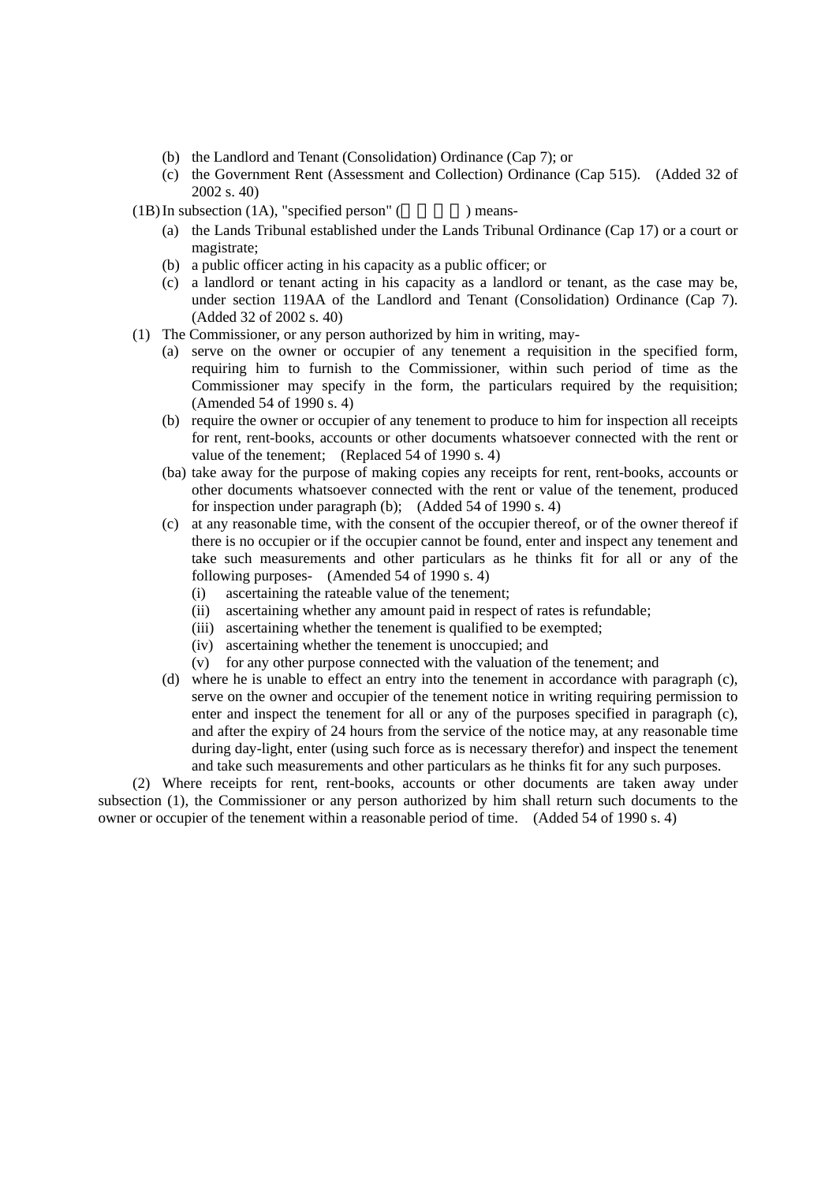(b) the Landlord and Tenant (Consolidation) Ordinance (Cap 7); or

(c) the Government Rent (Assessment and Collection) Ordinance (Cap 515). (Added 32 of 2002 s. 40)

(1B) In subsection (1A), "specified person" (          ) means-

(a) the Lands Tribunal established under the Lands Tribunal Ordinance (Cap 17) or a court or magistrate;

(b) a public officer acting in his capacity as a public officer; or

(c) a landlord or tenant acting in his capacity as a landlord or tenant, as the case may be, under section 119AA of the Landlord and Tenant (Consolidation) Ordinance (Cap 7). (Added 32 of 2002 s. 40)

(1) The Commissioner, or any person authorized by him in writing, may-

(a) serve on the owner or occupier of any tenement a requisition in the specified form, requiring him to furnish to the Commissioner, within such period of time as the Commissioner may specify in the form, the particulars required by the requisition; (Amended 54 of 1990 s. 4)

(b) require the owner or occupier of any tenement to produce to him for inspection all receipts for rent, rent-books, accounts or other documents whatsoever connected with the rent or value of the tenement; (Replaced 54 of 1990 s. 4)

(ba) take away for the purpose of making copies any receipts for rent, rent-books, accounts or other documents whatsoever connected with the rent or value of the tenement, produced for inspection under paragraph (b); (Added 54 of 1990 s. 4)

(c) at any reasonable time, with the consent of the occupier thereof, or of the owner thereof if there is no occupier or if the occupier cannot be found, enter and inspect any tenement and take such measurements and other particulars as he thinks fit for all or any of the following purposes- (Amended 54 of 1990 s. 4)

(i) ascertaining the rateable value of the tenement;

(ii) ascertaining whether any amount paid in respect of rates is refundable;

(iii) ascertaining whether the tenement is qualified to be exempted;

(iv) ascertaining whether the tenement is unoccupied; and

(v) for any other purpose connected with the valuation of the tenement; and

(d) where he is unable to effect an entry into the tenement in accordance with paragraph (c), serve on the owner and occupier of the tenement notice in writing requiring permission to enter and inspect the tenement for all or any of the purposes specified in paragraph (c), and after the expiry of 24 hours from the service of the notice may, at any reasonable time during day-light, enter (using such force as is necessary therefor) and inspect the tenement and take such measurements and other particulars as he thinks fit for any such purposes.

(2) Where receipts for rent, rent-books, accounts or other documents are taken away under subsection (1), the Commissioner or any person authorized by him shall return such documents to the owner or occupier of the tenement within a reasonable period of time. (Added 54 of 1990 s. 4)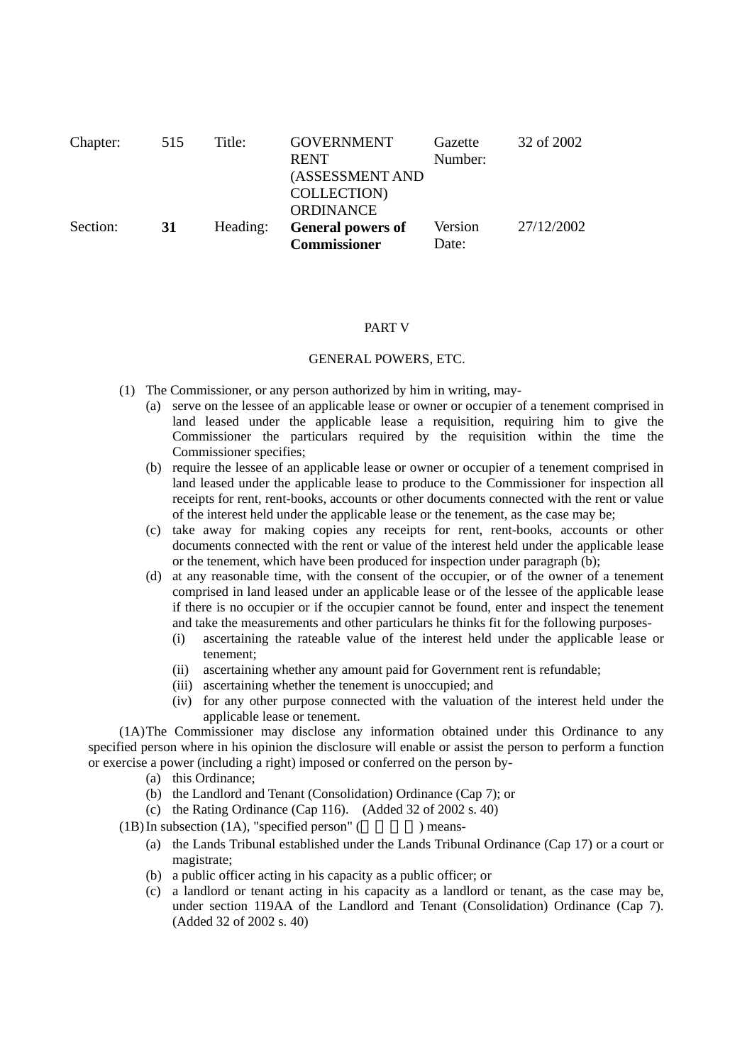| Chapter: | 515 | Title: | GOVERNMENT RENT (ASSESSMENT AND COLLECTION) ORDINANCE | Gazette Number: | 32 of 2002 |
|---|---|---|---|---|---|
| Section: | **31** | Heading: | **General powers of Commissioner** | Version Date: | 27/12/2002 |

PART V

GENERAL POWERS, ETC.

(1) The Commissioner, or any person authorized by him in writing, may-

(a) serve on the lessee of an applicable lease or owner or occupier of a tenement comprised in land leased under the applicable lease a requisition, requiring him to give the Commissioner the particulars required by the requisition within the time the Commissioner specifies;

(b) require the lessee of an applicable lease or owner or occupier of a tenement comprised in land leased under the applicable lease to produce to the Commissioner for inspection all receipts for rent, rent-books, accounts or other documents connected with the rent or value of the interest held under the applicable lease or the tenement, as the case may be;

(c) take away for making copies any receipts for rent, rent-books, accounts or other documents connected with the rent or value of the interest held under the applicable lease or the tenement, which have been produced for inspection under paragraph (b);

(d) at any reasonable time, with the consent of the occupier, or of the owner of a tenement comprised in land leased under an applicable lease or of the lessee of the applicable lease if there is no occupier or if the occupier cannot be found, enter and inspect the tenement and take the measurements and other particulars he thinks fit for the following purposes-

(i) ascertaining the rateable value of the interest held under the applicable lease or tenement;

(ii) ascertaining whether any amount paid for Government rent is refundable;

(iii) ascertaining whether the tenement is unoccupied; and

(iv) for any other purpose connected with the valuation of the interest held under the applicable lease or tenement.

(1A) The Commissioner may disclose any information obtained under this Ordinance to any specified person where in his opinion the disclosure will enable or assist the person to perform a function or exercise a power (including a right) imposed or conferred on the person by-

(a) this Ordinance;

(b) the Landlord and Tenant (Consolidation) Ordinance (Cap 7); or

(c) the Rating Ordinance (Cap 116). (Added 32 of 2002 s. 40)

(1B) In subsection (1A), "specified person" (指明人士) means-

(a) the Lands Tribunal established under the Lands Tribunal Ordinance (Cap 17) or a court or magistrate;

(b) a public officer acting in his capacity as a public officer; or

(c) a landlord or tenant acting in his capacity as a landlord or tenant, as the case may be, under section 119AA of the Landlord and Tenant (Consolidation) Ordinance (Cap 7). (Added 32 of 2002 s. 40)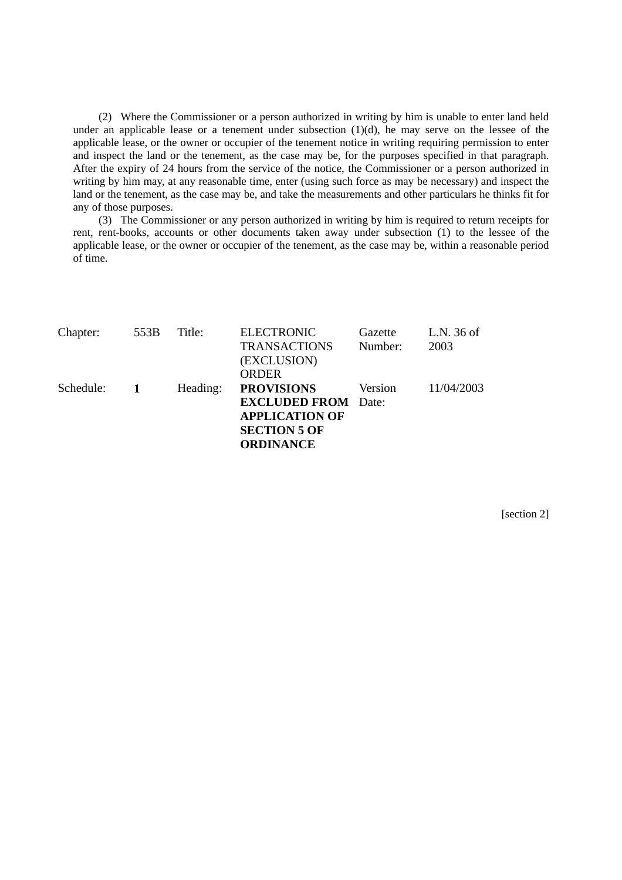(2) Where the Commissioner or a person authorized in writing by him is unable to enter land held under an applicable lease or a tenement under subsection (1)(d), he may serve on the lessee of the applicable lease, or the owner or occupier of the tenement notice in writing requiring permission to enter and inspect the land or the tenement, as the case may be, for the purposes specified in that paragraph. After the expiry of 24 hours from the service of the notice, the Commissioner or a person authorized in writing by him may, at any reasonable time, enter (using such force as may be necessary) and inspect the land or the tenement, as the case may be, and take the measurements and other particulars he thinks fit for any of those purposes.

(3) The Commissioner or any person authorized in writing by him is required to return receipts for rent, rent-books, accounts or other documents taken away under subsection (1) to the lessee of the applicable lease, or the owner or occupier of the tenement, as the case may be, within a reasonable period of time.

| | | | | | |
|---|---|---|---|---|---|
| Chapter: | 553B | Title: | ELECTRONIC TRANSACTIONS (EXCLUSION) ORDER | Gazette Number: | L.N. 36 of 2003 |
| Schedule: | **1** | Heading: | **PROVISIONS EXCLUDED FROM APPLICATION OF SECTION 5 OF ORDINANCE** | Version Date: | 11/04/2003 |

[section 2]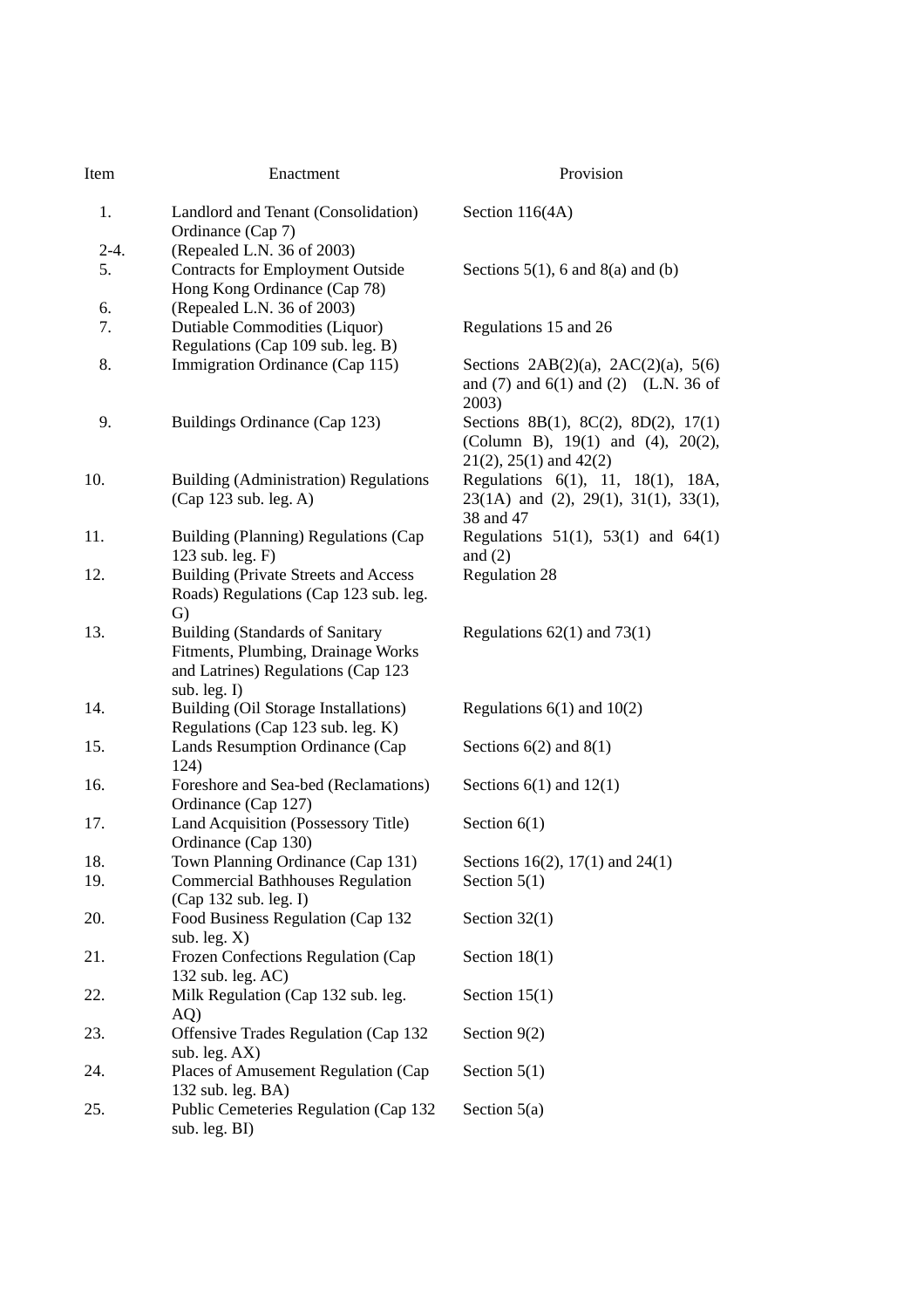| Item | Enactment | Provision |
|---|---|---|
| 1. | Landlord and Tenant (Consolidation) Ordinance (Cap 7) | Section 116(4A) |
| 2-4. | (Repealed L.N. 36 of 2003) | |
| 5. | Contracts for Employment Outside Hong Kong Ordinance (Cap 78) | Sections 5(1), 6 and 8(a) and (b) |
| 6. | (Repealed L.N. 36 of 2003) | |
| 7. | Dutiable Commodities (Liquor) Regulations (Cap 109 sub. leg. B) | Regulations 15 and 26 |
| 8. | Immigration Ordinance (Cap 115) | Sections 2AB(2)(a), 2AC(2)(a), 5(6) and (7) and 6(1) and (2) (L.N. 36 of 2003) |
| 9. | Buildings Ordinance (Cap 123) | Sections 8B(1), 8C(2), 8D(2), 17(1) (Column B), 19(1) and (4), 20(2), 21(2), 25(1) and 42(2) |
| 10. | Building (Administration) Regulations (Cap 123 sub. leg. A) | Regulations 6(1), 11, 18(1), 18A, 23(1A) and (2), 29(1), 31(1), 33(1), 38 and 47 |
| 11. | Building (Planning) Regulations (Cap 123 sub. leg. F) | Regulations 51(1), 53(1) and 64(1) and (2) |
| 12. | Building (Private Streets and Access Roads) Regulations (Cap 123 sub. leg. G) | Regulation 28 |
| 13. | Building (Standards of Sanitary Fitments, Plumbing, Drainage Works and Latrines) Regulations (Cap 123 sub. leg. I) | Regulations 62(1) and 73(1) |
| 14. | Building (Oil Storage Installations) Regulations (Cap 123 sub. leg. K) | Regulations 6(1) and 10(2) |
| 15. | Lands Resumption Ordinance (Cap 124) | Sections 6(2) and 8(1) |
| 16. | Foreshore and Sea-bed (Reclamations) Ordinance (Cap 127) | Sections 6(1) and 12(1) |
| 17. | Land Acquisition (Possessory Title) Ordinance (Cap 130) | Section 6(1) |
| 18. | Town Planning Ordinance (Cap 131) | Sections 16(2), 17(1) and 24(1) |
| 19. | Commercial Bathhouses Regulation (Cap 132 sub. leg. I) | Section 5(1) |
| 20. | Food Business Regulation (Cap 132 sub. leg. X) | Section 32(1) |
| 21. | Frozen Confections Regulation (Cap 132 sub. leg. AC) | Section 18(1) |
| 22. | Milk Regulation (Cap 132 sub. leg. AQ) | Section 15(1) |
| 23. | Offensive Trades Regulation (Cap 132 sub. leg. AX) | Section 9(2) |
| 24. | Places of Amusement Regulation (Cap 132 sub. leg. BA) | Section 5(1) |
| 25. | Public Cemeteries Regulation (Cap 132 sub. leg. BI) | Section 5(a) |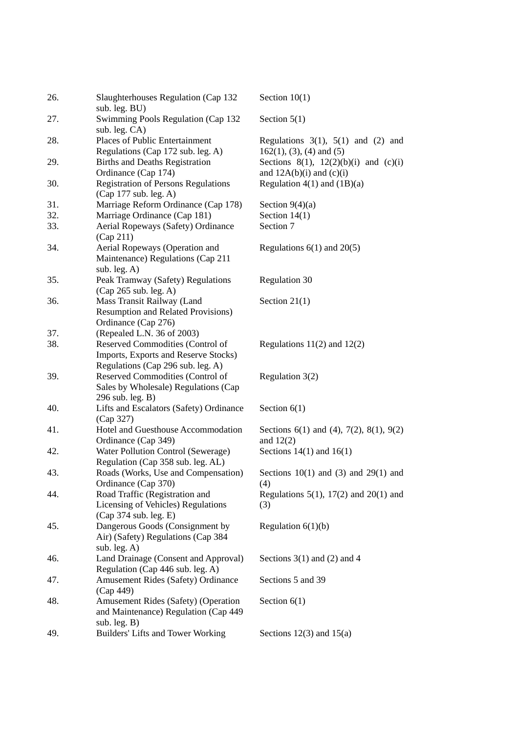| | | |
|---|---|---|
| 26. | Slaughterhouses Regulation (Cap 132 sub. leg. BU) | Section 10(1) |
| 27. | Swimming Pools Regulation (Cap 132 sub. leg. CA) | Section 5(1) |
| 28. | Places of Public Entertainment Regulations (Cap 172 sub. leg. A) | Regulations 3(1), 5(1) and (2) and 162(1), (3), (4) and (5) |
| 29. | Births and Deaths Registration Ordinance (Cap 174) | Sections 8(1), 12(2)(b)(i) and (c)(i) and 12A(b)(i) and (c)(i) |
| 30. | Registration of Persons Regulations (Cap 177 sub. leg. A) | Regulation 4(1) and (1B)(a) |
| 31. | Marriage Reform Ordinance (Cap 178) | Section 9(4)(a) |
| 32. | Marriage Ordinance (Cap 181) | Section 14(1) |
| 33. | Aerial Ropeways (Safety) Ordinance (Cap 211) | Section 7 |
| 34. | Aerial Ropeways (Operation and Maintenance) Regulations (Cap 211 sub. leg. A) | Regulations 6(1) and 20(5) |
| 35. | Peak Tramway (Safety) Regulations (Cap 265 sub. leg. A) | Regulation 30 |
| 36. | Mass Transit Railway (Land Resumption and Related Provisions) Ordinance (Cap 276) | Section 21(1) |
| 37. | (Repealed L.N. 36 of 2003) | |
| 38. | Reserved Commodities (Control of Imports, Exports and Reserve Stocks) Regulations (Cap 296 sub. leg. A) | Regulations 11(2) and 12(2) |
| 39. | Reserved Commodities (Control of Sales by Wholesale) Regulations (Cap 296 sub. leg. B) | Regulation 3(2) |
| 40. | Lifts and Escalators (Safety) Ordinance (Cap 327) | Section 6(1) |
| 41. | Hotel and Guesthouse Accommodation Ordinance (Cap 349) | Sections 6(1) and (4), 7(2), 8(1), 9(2) and 12(2) |
| 42. | Water Pollution Control (Sewerage) Regulation (Cap 358 sub. leg. AL) | Sections 14(1) and 16(1) |
| 43. | Roads (Works, Use and Compensation) Ordinance (Cap 370) | Sections 10(1) and (3) and 29(1) and (4) |
| 44. | Road Traffic (Registration and Licensing of Vehicles) Regulations (Cap 374 sub. leg. E) | Regulations 5(1), 17(2) and 20(1) and (3) |
| 45. | Dangerous Goods (Consignment by Air) (Safety) Regulations (Cap 384 sub. leg. A) | Regulation 6(1)(b) |
| 46. | Land Drainage (Consent and Approval) Regulation (Cap 446 sub. leg. A) | Sections 3(1) and (2) and 4 |
| 47. | Amusement Rides (Safety) Ordinance (Cap 449) | Sections 5 and 39 |
| 48. | Amusement Rides (Safety) (Operation and Maintenance) Regulation (Cap 449 sub. leg. B) | Section 6(1) |
| 49. | Builders' Lifts and Tower Working | Sections 12(3) and 15(a) |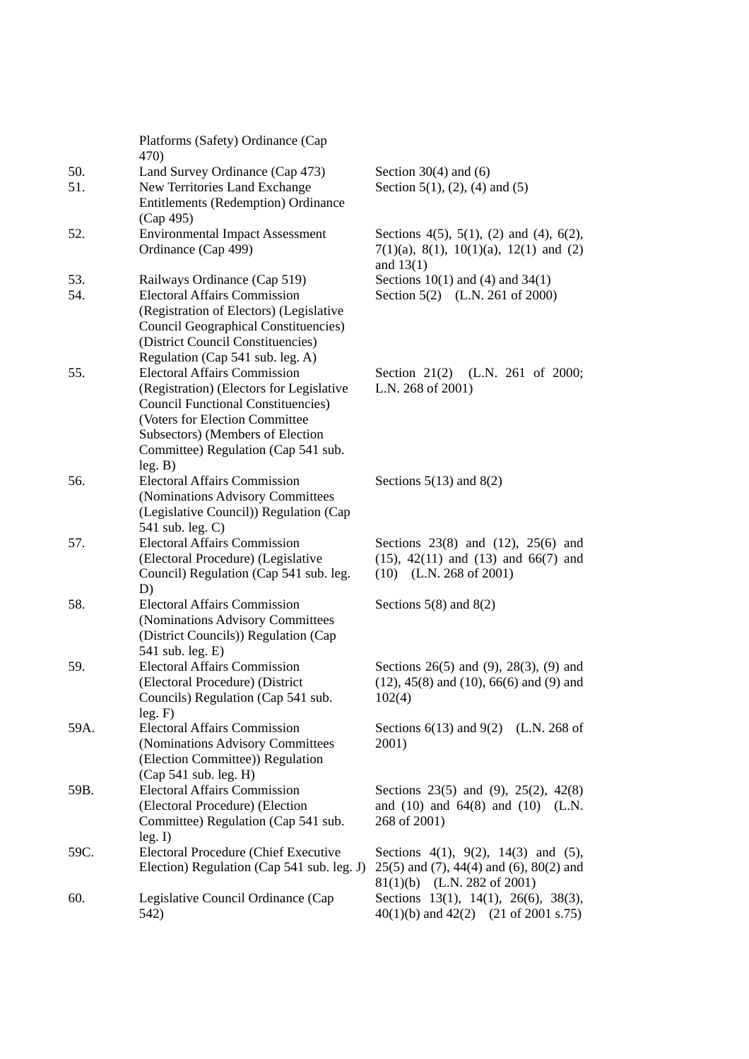| | | |
|---|---|---|
| | Platforms (Safety) Ordinance (Cap 470) | |
| 50. | Land Survey Ordinance (Cap 473) | Section 30(4) and (6) |
| 51. | New Territories Land Exchange Entitlements (Redemption) Ordinance (Cap 495) | Section 5(1), (2), (4) and (5) |
| 52. | Environmental Impact Assessment Ordinance (Cap 499) | Sections 4(5), 5(1), (2) and (4), 6(2), 7(1)(a), 8(1), 10(1)(a), 12(1) and (2) and 13(1) |
| 53. | Railways Ordinance (Cap 519) | Sections 10(1) and (4) and 34(1) |
| 54. | Electoral Affairs Commission (Registration of Electors) (Legislative Council Geographical Constituencies) (District Council Constituencies) Regulation (Cap 541 sub. leg. A) | Section 5(2) (L.N. 261 of 2000) |
| 55. | Electoral Affairs Commission (Registration) (Electors for Legislative Council Functional Constituencies) (Voters for Election Committee Subsectors) (Members of Election Committee) Regulation (Cap 541 sub. leg. B) | Section 21(2) (L.N. 261 of 2000; L.N. 268 of 2001) |
| 56. | Electoral Affairs Commission (Nominations Advisory Committees (Legislative Council)) Regulation (Cap 541 sub. leg. C) | Sections 5(13) and 8(2) |
| 57. | Electoral Affairs Commission (Electoral Procedure) (Legislative Council) Regulation (Cap 541 sub. leg. D) | Sections 23(8) and (12), 25(6) and (15), 42(11) and (13) and 66(7) and (10) (L.N. 268 of 2001) |
| 58. | Electoral Affairs Commission (Nominations Advisory Committees (District Councils)) Regulation (Cap 541 sub. leg. E) | Sections 5(8) and 8(2) |
| 59. | Electoral Affairs Commission (Electoral Procedure) (District Councils) Regulation (Cap 541 sub. leg. F) | Sections 26(5) and (9), 28(3), (9) and (12), 45(8) and (10), 66(6) and (9) and 102(4) |
| 59A. | Electoral Affairs Commission (Nominations Advisory Committees (Election Committee)) Regulation (Cap 541 sub. leg. H) | Sections 6(13) and 9(2) (L.N. 268 of 2001) |
| 59B. | Electoral Affairs Commission (Electoral Procedure) (Election Committee) Regulation (Cap 541 sub. leg. I) | Sections 23(5) and (9), 25(2), 42(8) and (10) and 64(8) and (10) (L.N. 268 of 2001) |
| 59C. | Electoral Procedure (Chief Executive Election) Regulation (Cap 541 sub. leg. J) | Sections 4(1), 9(2), 14(3) and (5), 25(5) and (7), 44(4) and (6), 80(2) and 81(1)(b) (L.N. 282 of 2001) |
| 60. | Legislative Council Ordinance (Cap 542) | Sections 13(1), 14(1), 26(6), 38(3), 40(1)(b) and 42(2) (21 of 2001 s.75) |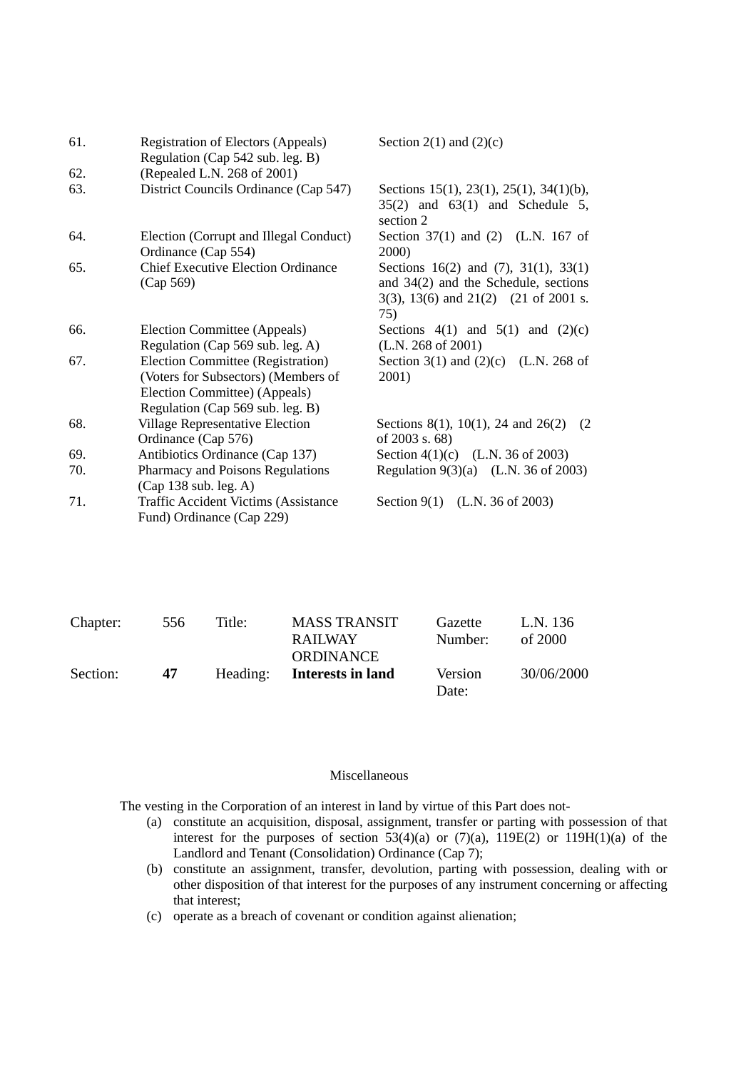| | | |
|---|---|---|
| 61. | Registration of Electors (Appeals) Regulation (Cap 542 sub. leg. B) | Section 2(1) and (2)(c) |
| 62. | (Repealed L.N. 268 of 2001) | |
| 63. | District Councils Ordinance (Cap 547) | Sections 15(1), 23(1), 25(1), 34(1)(b), 35(2) and 63(1) and Schedule 5, section 2 |
| 64. | Election (Corrupt and Illegal Conduct) Ordinance (Cap 554) | Section 37(1) and (2) (L.N. 167 of 2000) |
| 65. | Chief Executive Election Ordinance (Cap 569) | Sections 16(2) and (7), 31(1), 33(1) and 34(2) and the Schedule, sections 3(3), 13(6) and 21(2) (21 of 2001 s. 75) |
| 66. | Election Committee (Appeals) Regulation (Cap 569 sub. leg. A) | Sections 4(1) and 5(1) and (2)(c) (L.N. 268 of 2001) |
| 67. | Election Committee (Registration) (Voters for Subsectors) (Members of Election Committee) (Appeals) Regulation (Cap 569 sub. leg. B) | Section 3(1) and (2)(c) (L.N. 268 of 2001) |
| 68. | Village Representative Election Ordinance (Cap 576) | Sections 8(1), 10(1), 24 and 26(2) (2 of 2003 s. 68) |
| 69. | Antibiotics Ordinance (Cap 137) | Section 4(1)(c) (L.N. 36 of 2003) |
| 70. | Pharmacy and Poisons Regulations (Cap 138 sub. leg. A) | Regulation 9(3)(a) (L.N. 36 of 2003) |
| 71. | Traffic Accident Victims (Assistance Fund) Ordinance (Cap 229) | Section 9(1) (L.N. 36 of 2003) |

| | | | | | |
|---|---|---|---|---|---|
| Chapter: | 556 | Title: | MASS TRANSIT RAILWAY ORDINANCE | Gazette Number: | L.N. 136 of 2000 |
| Section: | **47** | Heading: | **Interests in land** | Version Date: | 30/06/2000 |

Miscellaneous

The vesting in the Corporation of an interest in land by virtue of this Part does not-

(a) constitute an acquisition, disposal, assignment, transfer or parting with possession of that interest for the purposes of section 53(4)(a) or (7)(a), 119E(2) or 119H(1)(a) of the Landlord and Tenant (Consolidation) Ordinance (Cap 7);

(b) constitute an assignment, transfer, devolution, parting with possession, dealing with or other disposition of that interest for the purposes of any instrument concerning or affecting that interest;

(c) operate as a breach of covenant or condition against alienation;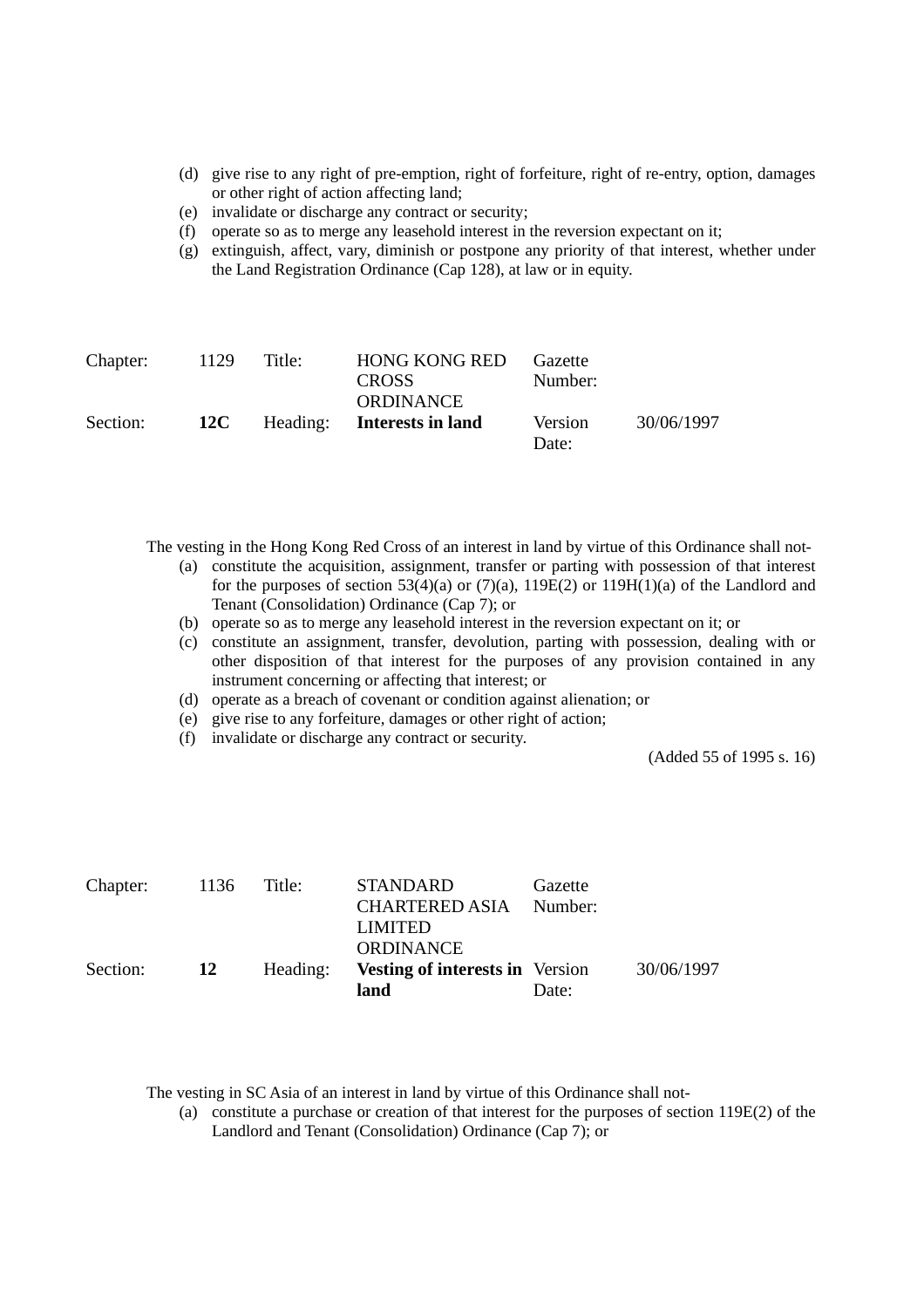(d) give rise to any right of pre-emption, right of forfeiture, right of re-entry, option, damages or other right of action affecting land;

(e) invalidate or discharge any contract or security;

(f) operate so as to merge any leasehold interest in the reversion expectant on it;

(g) extinguish, affect, vary, diminish or postpone any priority of that interest, whether under the Land Registration Ordinance (Cap 128), at law or in equity.

| Chapter: | 1129 | Title: | HONG KONG RED CROSS ORDINANCE | Gazette Number: | |
|---|---|---|---|---|---|
| Section: | **12C** | Heading: | **Interests in land** | Version Date: | 30/06/1997 |

The vesting in the Hong Kong Red Cross of an interest in land by virtue of this Ordinance shall not-

(a) constitute the acquisition, assignment, transfer or parting with possession of that interest for the purposes of section 53(4)(a) or (7)(a), 119E(2) or 119H(1)(a) of the Landlord and Tenant (Consolidation) Ordinance (Cap 7); or

(b) operate so as to merge any leasehold interest in the reversion expectant on it; or

(c) constitute an assignment, transfer, devolution, parting with possession, dealing with or other disposition of that interest for the purposes of any provision contained in any instrument concerning or affecting that interest; or

(d) operate as a breach of covenant or condition against alienation; or

(e) give rise to any forfeiture, damages or other right of action;

(f) invalidate or discharge any contract or security.

(Added 55 of 1995 s. 16)

| Chapter: | 1136 | Title: | STANDARD CHARTERED ASIA LIMITED ORDINANCE | Gazette Number: | |
|---|---|---|---|---|---|
| Section: | **12** | Heading: | **Vesting of interests in land** | Version Date: | 30/06/1997 |

The vesting in SC Asia of an interest in land by virtue of this Ordinance shall not-

(a) constitute a purchase or creation of that interest for the purposes of section 119E(2) of the Landlord and Tenant (Consolidation) Ordinance (Cap 7); or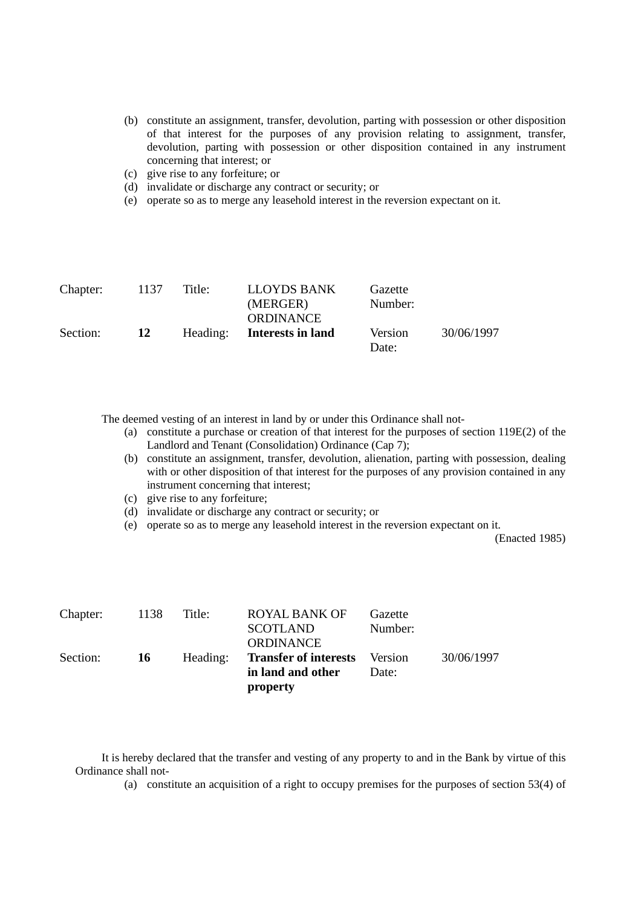(b) constitute an assignment, transfer, devolution, parting with possession or other disposition of that interest for the purposes of any provision relating to assignment, transfer, devolution, parting with possession or other disposition contained in any instrument concerning that interest; or

(c) give rise to any forfeiture; or

(d) invalidate or discharge any contract or security; or

(e) operate so as to merge any leasehold interest in the reversion expectant on it.

| Chapter: | 1137 | Title: | LLOYDS BANK (MERGER) ORDINANCE | Gazette Number: | |
|---|---|---|---|---|---|
| Section: | **12** | Heading: | **Interests in land** | Version Date: | 30/06/1997 |

The deemed vesting of an interest in land by or under this Ordinance shall not-

(a) constitute a purchase or creation of that interest for the purposes of section 119E(2) of the Landlord and Tenant (Consolidation) Ordinance (Cap 7);

(b) constitute an assignment, transfer, devolution, alienation, parting with possession, dealing with or other disposition of that interest for the purposes of any provision contained in any instrument concerning that interest;

(c) give rise to any forfeiture;

(d) invalidate or discharge any contract or security; or

(e) operate so as to merge any leasehold interest in the reversion expectant on it.

(Enacted 1985)

| Chapter: | 1138 | Title: | ROYAL BANK OF SCOTLAND ORDINANCE | Gazette Number: | |
|---|---|---|---|---|---|
| Section: | **16** | Heading: | **Transfer of interests in land and other property** | Version Date: | 30/06/1997 |

It is hereby declared that the transfer and vesting of any property to and in the Bank by virtue of this Ordinance shall not-

(a) constitute an acquisition of a right to occupy premises for the purposes of section 53(4) of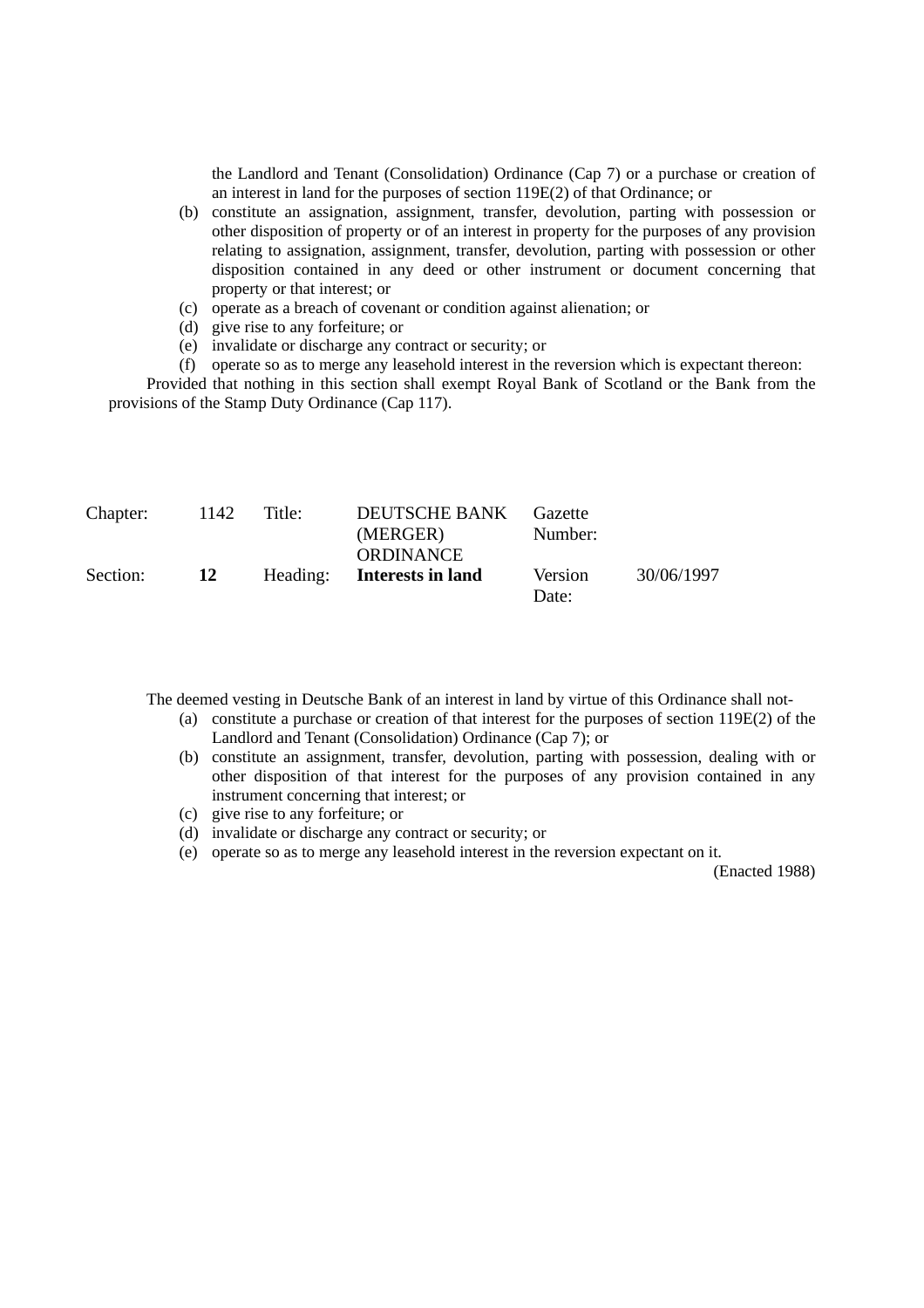the Landlord and Tenant (Consolidation) Ordinance (Cap 7) or a purchase or creation of an interest in land for the purposes of section 119E(2) of that Ordinance; or

(b) constitute an assignation, assignment, transfer, devolution, parting with possession or other disposition of property or of an interest in property for the purposes of any provision relating to assignation, assignment, transfer, devolution, parting with possession or other disposition contained in any deed or other instrument or document concerning that property or that interest; or

(c) operate as a breach of covenant or condition against alienation; or

(d) give rise to any forfeiture; or

(e) invalidate or discharge any contract or security; or

(f) operate so as to merge any leasehold interest in the reversion which is expectant thereon:

Provided that nothing in this section shall exempt Royal Bank of Scotland or the Bank from the provisions of the Stamp Duty Ordinance (Cap 117).

| Chapter: | 1142 | Title: | DEUTSCHE BANK (MERGER) ORDINANCE | Gazette Number: | |
|---|---|---|---|---|---|
| Section: | **12** | Heading: | **Interests in land** | Version Date: | 30/06/1997 |

The deemed vesting in Deutsche Bank of an interest in land by virtue of this Ordinance shall not-

(a) constitute a purchase or creation of that interest for the purposes of section 119E(2) of the Landlord and Tenant (Consolidation) Ordinance (Cap 7); or

(b) constitute an assignment, transfer, devolution, parting with possession, dealing with or other disposition of that interest for the purposes of any provision contained in any instrument concerning that interest; or

(c) give rise to any forfeiture; or

(d) invalidate or discharge any contract or security; or

(e) operate so as to merge any leasehold interest in the reversion expectant on it.

(Enacted 1988)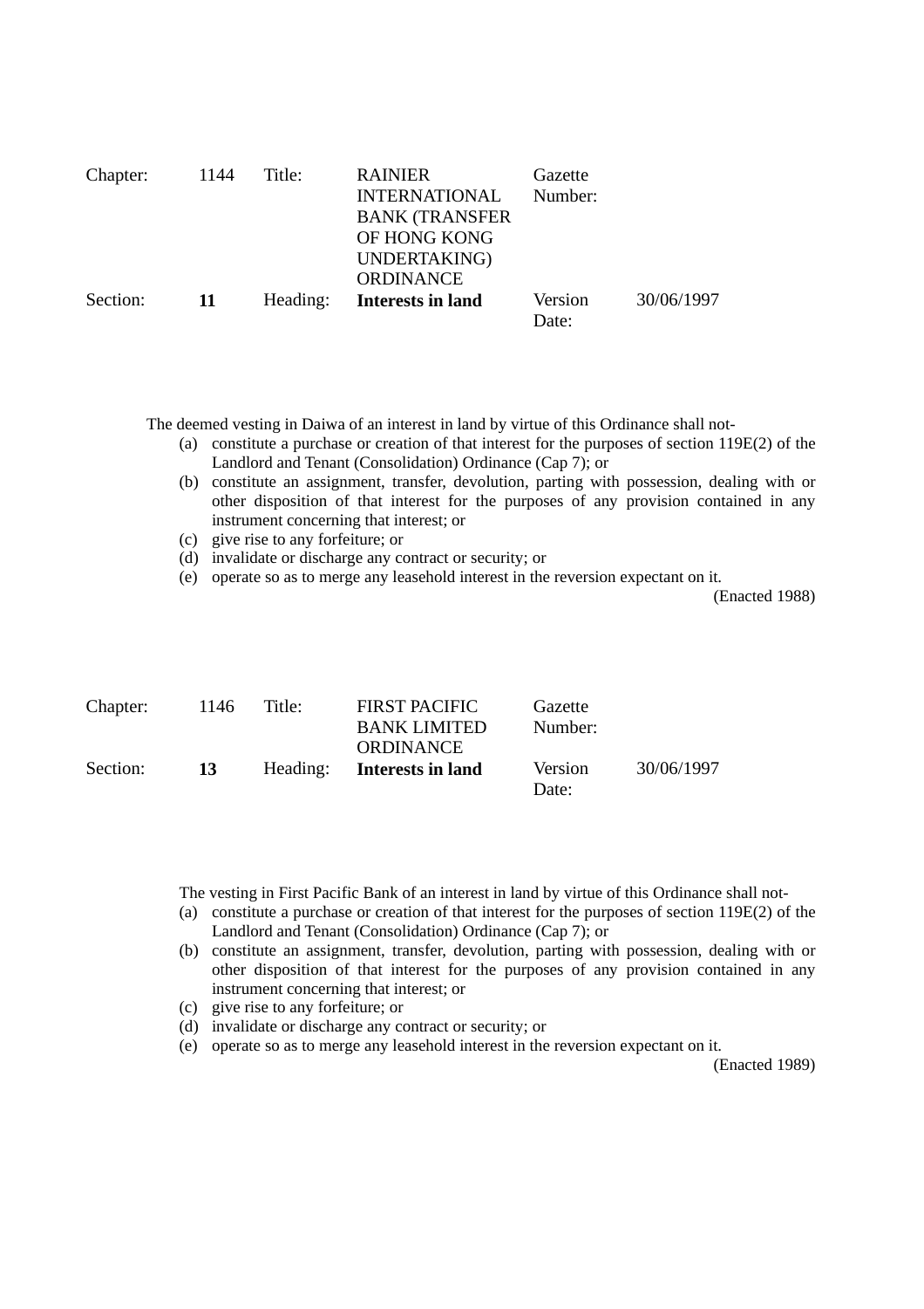| Chapter: | 1144 | Title: | RAINIER INTERNATIONAL BANK (TRANSFER OF HONG KONG UNDERTAKING) ORDINANCE | Gazette Number: | |
|---|---|---|---|---|---|
| Section: | **11** | Heading: | **Interests in land** | Version Date: | 30/06/1997 |

The deemed vesting in Daiwa of an interest in land by virtue of this Ordinance shall not-

(a) constitute a purchase or creation of that interest for the purposes of section 119E(2) of the Landlord and Tenant (Consolidation) Ordinance (Cap 7); or

(b) constitute an assignment, transfer, devolution, parting with possession, dealing with or other disposition of that interest for the purposes of any provision contained in any instrument concerning that interest; or

(c) give rise to any forfeiture; or

(d) invalidate or discharge any contract or security; or

(e) operate so as to merge any leasehold interest in the reversion expectant on it.

(Enacted 1988)

| Chapter: | 1146 | Title: | FIRST PACIFIC BANK LIMITED ORDINANCE | Gazette Number: | |
|---|---|---|---|---|---|
| Section: | **13** | Heading: | **Interests in land** | Version Date: | 30/06/1997 |

The vesting in First Pacific Bank of an interest in land by virtue of this Ordinance shall not-

(a) constitute a purchase or creation of that interest for the purposes of section 119E(2) of the Landlord and Tenant (Consolidation) Ordinance (Cap 7); or

(b) constitute an assignment, transfer, devolution, parting with possession, dealing with or other disposition of that interest for the purposes of any provision contained in any instrument concerning that interest; or

(c) give rise to any forfeiture; or

(d) invalidate or discharge any contract or security; or

(e) operate so as to merge any leasehold interest in the reversion expectant on it.

(Enacted 1989)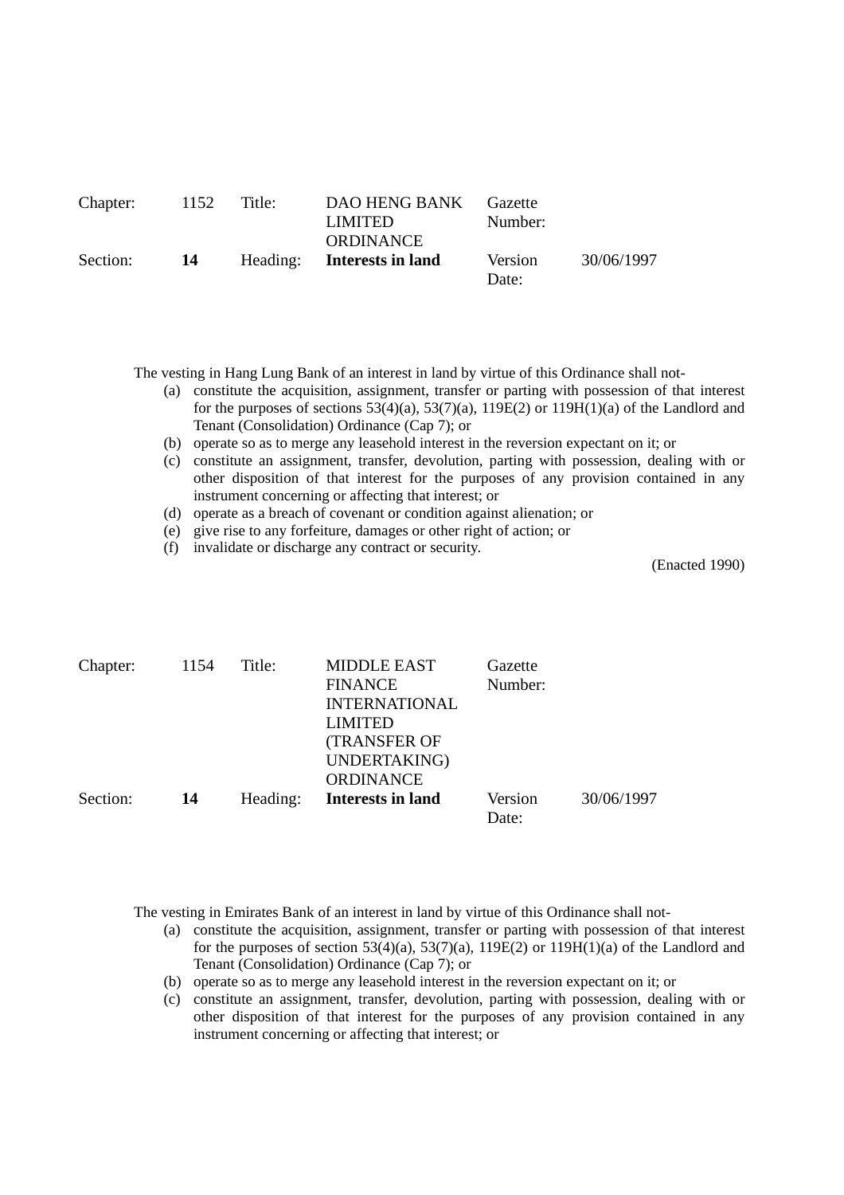| Chapter: | 1152 | Title: | DAO HENG BANK LIMITED ORDINANCE | Gazette Number: | |
|---|---|---|---|---|---|
| Section: | **14** | Heading: | **Interests in land** | Version Date: | 30/06/1997 |

The vesting in Hang Lung Bank of an interest in land by virtue of this Ordinance shall not-

(a) constitute the acquisition, assignment, transfer or parting with possession of that interest for the purposes of sections 53(4)(a), 53(7)(a), 119E(2) or 119H(1)(a) of the Landlord and Tenant (Consolidation) Ordinance (Cap 7); or
(b) operate so as to merge any leasehold interest in the reversion expectant on it; or
(c) constitute an assignment, transfer, devolution, parting with possession, dealing with or other disposition of that interest for the purposes of any provision contained in any instrument concerning or affecting that interest; or
(d) operate as a breach of covenant or condition against alienation; or
(e) give rise to any forfeiture, damages or other right of action; or
(f) invalidate or discharge any contract or security.

(Enacted 1990)

| Chapter: | 1154 | Title: | MIDDLE EAST FINANCE INTERNATIONAL LIMITED (TRANSFER OF UNDERTAKING) ORDINANCE | Gazette Number: | |
|---|---|---|---|---|---|
| Section: | **14** | Heading: | **Interests in land** | Version Date: | 30/06/1997 |

The vesting in Emirates Bank of an interest in land by virtue of this Ordinance shall not-

(a) constitute the acquisition, assignment, transfer or parting with possession of that interest for the purposes of section 53(4)(a), 53(7)(a), 119E(2) or 119H(1)(a) of the Landlord and Tenant (Consolidation) Ordinance (Cap 7); or
(b) operate so as to merge any leasehold interest in the reversion expectant on it; or
(c) constitute an assignment, transfer, devolution, parting with possession, dealing with or other disposition of that interest for the purposes of any provision contained in any instrument concerning or affecting that interest; or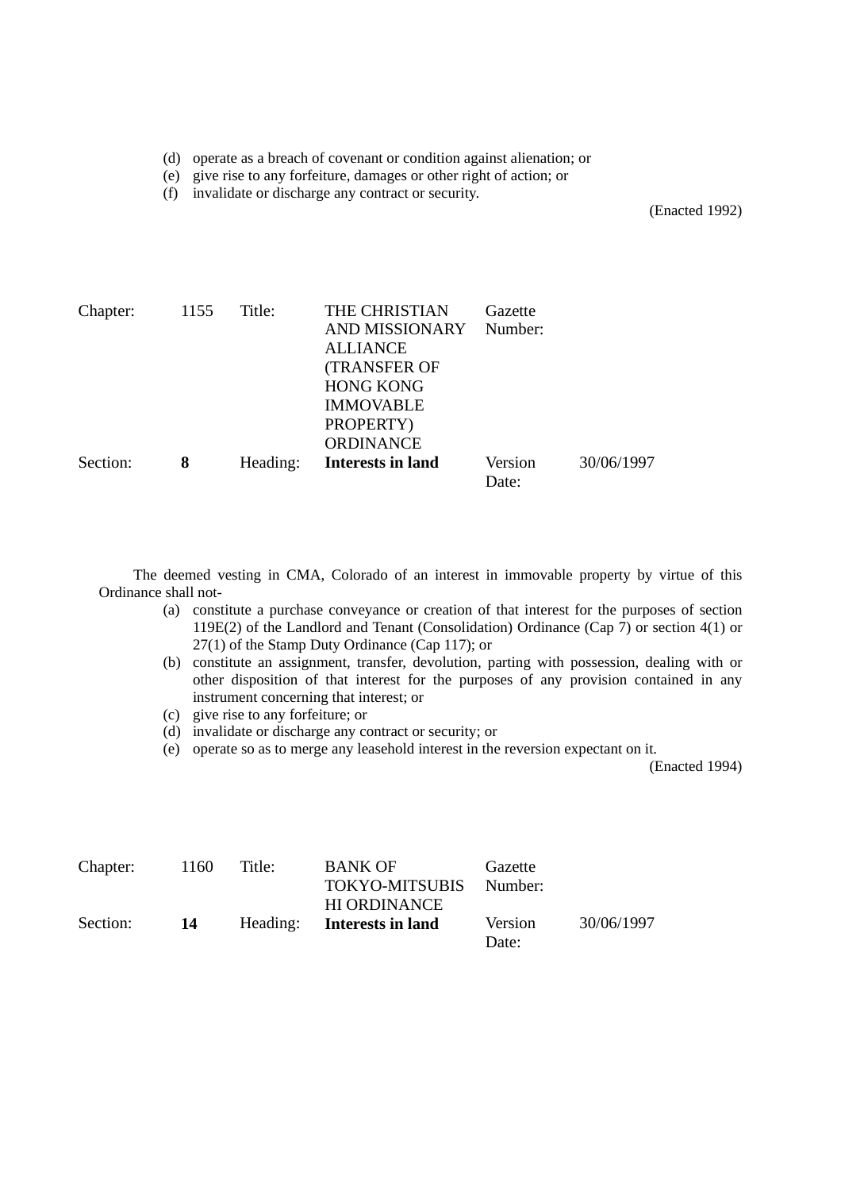(d) operate as a breach of covenant or condition against alienation; or
(e) give rise to any forfeiture, damages or other right of action; or
(f) invalidate or discharge any contract or security.

(Enacted 1992)

| Chapter: | 1155 | Title: | THE CHRISTIAN AND MISSIONARY ALLIANCE (TRANSFER OF HONG KONG IMMOVABLE PROPERTY) ORDINANCE | Gazette Number: | |
|---|---|---|---|---|---|
| Section: | **8** | Heading: | **Interests in land** | Version Date: | 30/06/1997 |

The deemed vesting in CMA, Colorado of an interest in immovable property by virtue of this Ordinance shall not-

(a) constitute a purchase conveyance or creation of that interest for the purposes of section 119E(2) of the Landlord and Tenant (Consolidation) Ordinance (Cap 7) or section 4(1) or 27(1) of the Stamp Duty Ordinance (Cap 117); or
(b) constitute an assignment, transfer, devolution, parting with possession, dealing with or other disposition of that interest for the purposes of any provision contained in any instrument concerning that interest; or
(c) give rise to any forfeiture; or
(d) invalidate or discharge any contract or security; or
(e) operate so as to merge any leasehold interest in the reversion expectant on it.

(Enacted 1994)

| Chapter: | 1160 | Title: | BANK OF TOKYO-MITSUBISHI ORDINANCE | Gazette Number: | |
|---|---|---|---|---|---|
| Section: | **14** | Heading: | **Interests in land** | Version Date: | 30/06/1997 |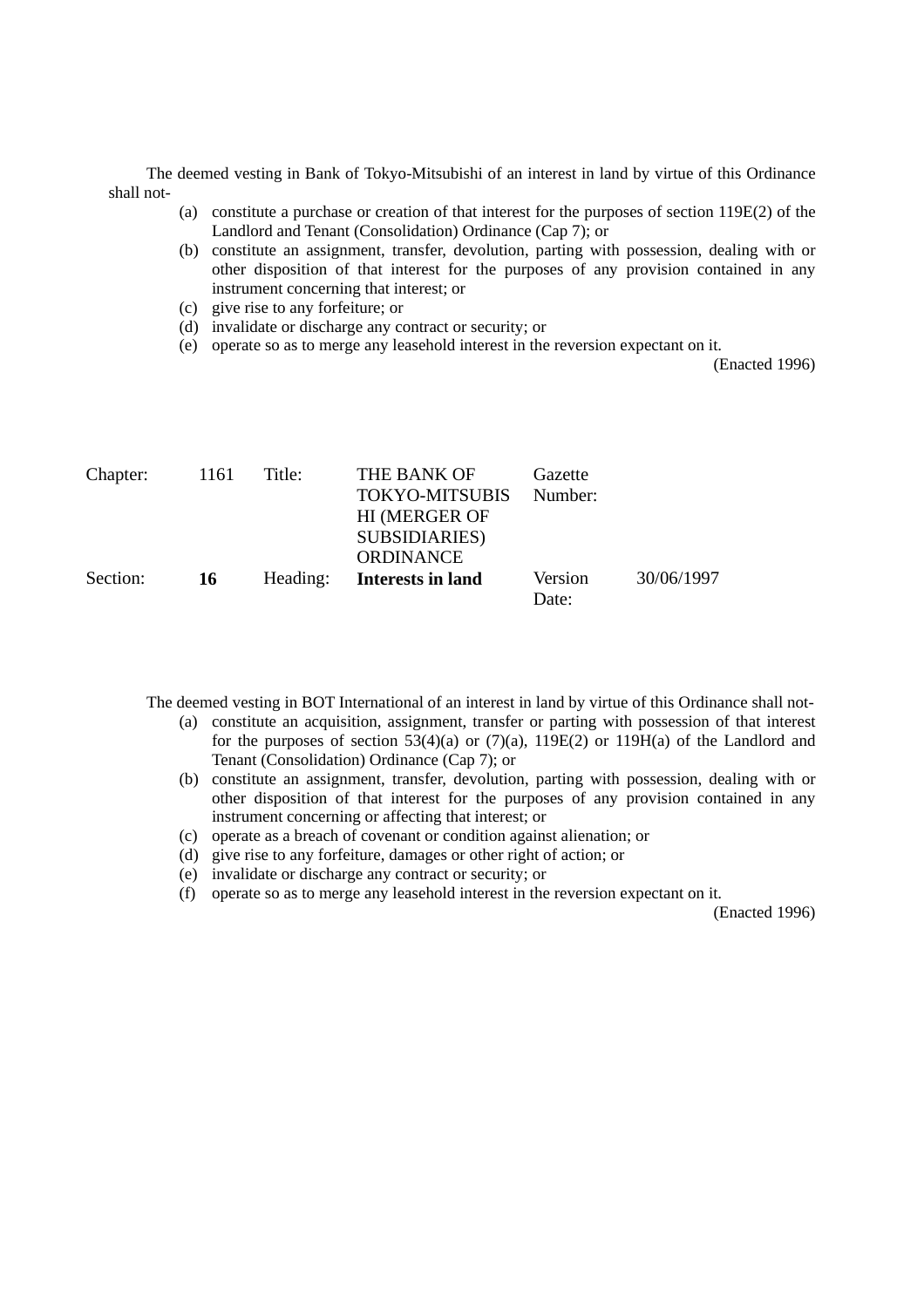The deemed vesting in Bank of Tokyo-Mitsubishi of an interest in land by virtue of this Ordinance shall not-

(a) constitute a purchase or creation of that interest for the purposes of section 119E(2) of the Landlord and Tenant (Consolidation) Ordinance (Cap 7); or
(b) constitute an assignment, transfer, devolution, parting with possession, dealing with or other disposition of that interest for the purposes of any provision contained in any instrument concerning that interest; or
(c) give rise to any forfeiture; or
(d) invalidate or discharge any contract or security; or
(e) operate so as to merge any leasehold interest in the reversion expectant on it.

(Enacted 1996)

| Chapter: | 1161 | Title: | THE BANK OF TOKYO-MITSUBISHI (MERGER OF SUBSIDIARIES) ORDINANCE | Gazette Number: | |
|---|---|---|---|---|---|
| Section: | **16** | Heading: | **Interests in land** | Version Date: | 30/06/1997 |

The deemed vesting in BOT International of an interest in land by virtue of this Ordinance shall not-

(a) constitute an acquisition, assignment, transfer or parting with possession of that interest for the purposes of section 53(4)(a) or (7)(a), 119E(2) or 119H(a) of the Landlord and Tenant (Consolidation) Ordinance (Cap 7); or
(b) constitute an assignment, transfer, devolution, parting with possession, dealing with or other disposition of that interest for the purposes of any provision contained in any instrument concerning or affecting that interest; or
(c) operate as a breach of covenant or condition against alienation; or
(d) give rise to any forfeiture, damages or other right of action; or
(e) invalidate or discharge any contract or security; or
(f) operate so as to merge any leasehold interest in the reversion expectant on it.

(Enacted 1996)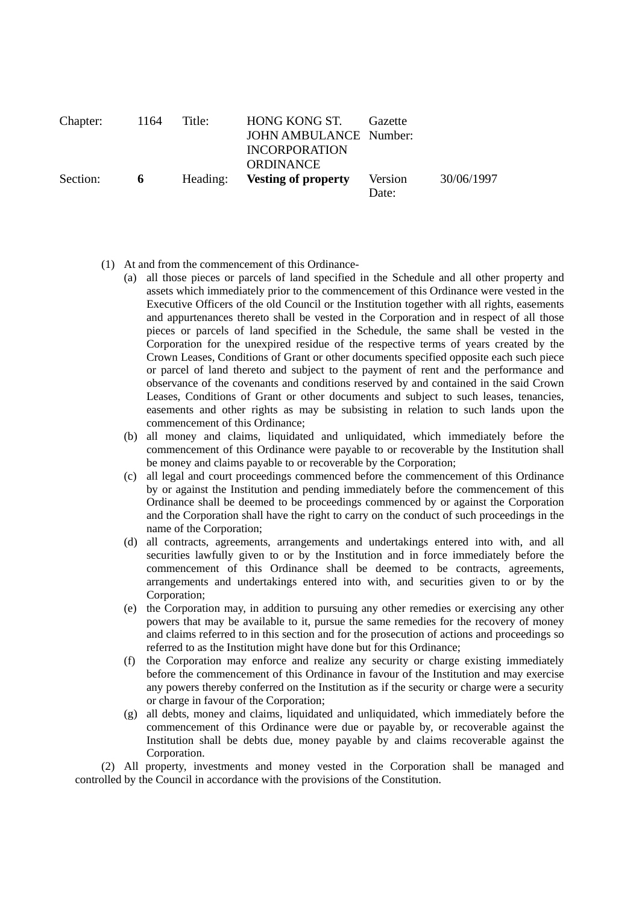| Chapter: | 1164 | Title: | HONG KONG ST. JOHN AMBULANCE INCORPORATION ORDINANCE | Gazette Number: | |
|---|---|---|---|---|---|
| Section: | **6** | Heading: | **Vesting of property** | Version Date: | 30/06/1997 |

(1) At and from the commencement of this Ordinance-

(a) all those pieces or parcels of land specified in the Schedule and all other property and assets which immediately prior to the commencement of this Ordinance were vested in the Executive Officers of the old Council or the Institution together with all rights, easements and appurtenances thereto shall be vested in the Corporation and in respect of all those pieces or parcels of land specified in the Schedule, the same shall be vested in the Corporation for the unexpired residue of the respective terms of years created by the Crown Leases, Conditions of Grant or other documents specified opposite each such piece or parcel of land thereto and subject to the payment of rent and the performance and observance of the covenants and conditions reserved by and contained in the said Crown Leases, Conditions of Grant or other documents and subject to such leases, tenancies, easements and other rights as may be subsisting in relation to such lands upon the commencement of this Ordinance;

(b) all money and claims, liquidated and unliquidated, which immediately before the commencement of this Ordinance were payable to or recoverable by the Institution shall be money and claims payable to or recoverable by the Corporation;

(c) all legal and court proceedings commenced before the commencement of this Ordinance by or against the Institution and pending immediately before the commencement of this Ordinance shall be deemed to be proceedings commenced by or against the Corporation and the Corporation shall have the right to carry on the conduct of such proceedings in the name of the Corporation;

(d) all contracts, agreements, arrangements and undertakings entered into with, and all securities lawfully given to or by the Institution and in force immediately before the commencement of this Ordinance shall be deemed to be contracts, agreements, arrangements and undertakings entered into with, and securities given to or by the Corporation;

(e) the Corporation may, in addition to pursuing any other remedies or exercising any other powers that may be available to it, pursue the same remedies for the recovery of money and claims referred to in this section and for the prosecution of actions and proceedings so referred to as the Institution might have done but for this Ordinance;

(f) the Corporation may enforce and realize any security or charge existing immediately before the commencement of this Ordinance in favour of the Institution and may exercise any powers thereby conferred on the Institution as if the security or charge were a security or charge in favour of the Corporation;

(g) all debts, money and claims, liquidated and unliquidated, which immediately before the commencement of this Ordinance were due or payable by, or recoverable against the Institution shall be debts due, money payable by and claims recoverable against the Corporation.

(2) All property, investments and money vested in the Corporation shall be managed and controlled by the Council in accordance with the provisions of the Constitution.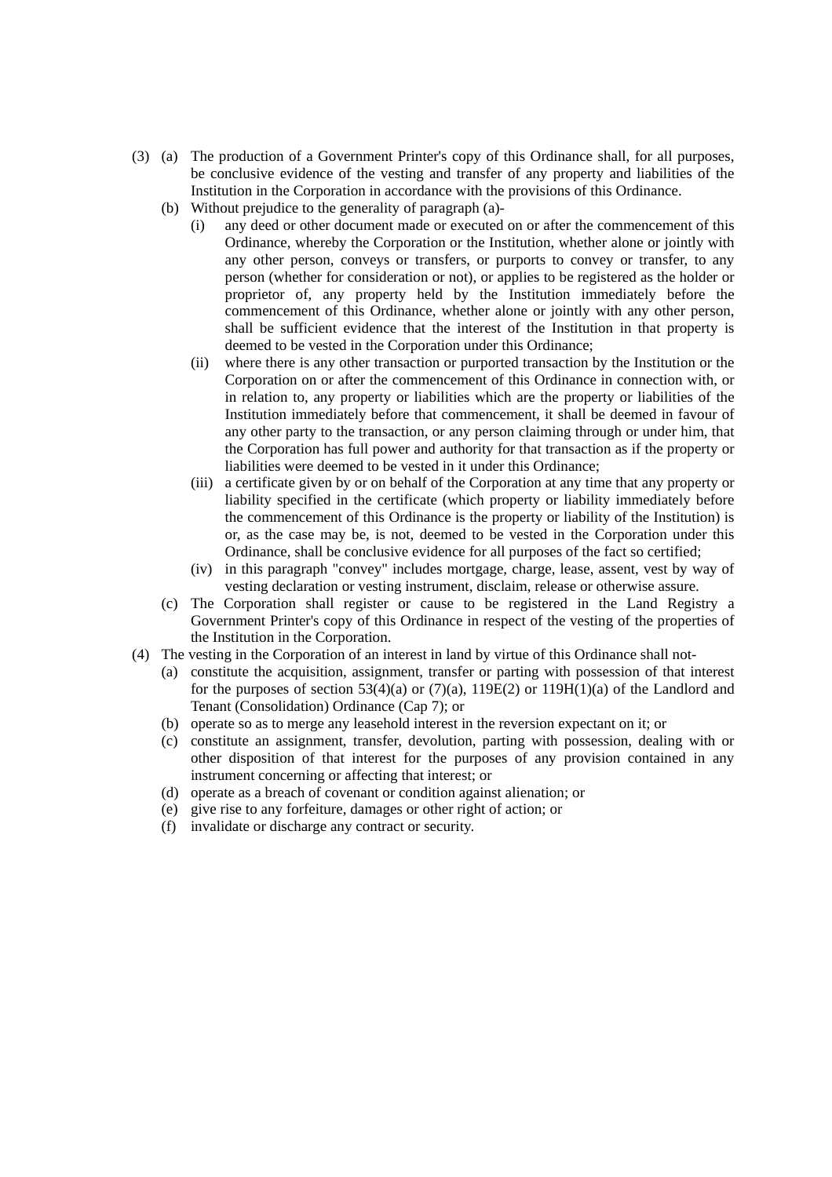(3) (a) The production of a Government Printer's copy of this Ordinance shall, for all purposes, be conclusive evidence of the vesting and transfer of any property and liabilities of the Institution in the Corporation in accordance with the provisions of this Ordinance.

(b) Without prejudice to the generality of paragraph (a)-

(i) any deed or other document made or executed on or after the commencement of this Ordinance, whereby the Corporation or the Institution, whether alone or jointly with any other person, conveys or transfers, or purports to convey or transfer, to any person (whether for consideration or not), or applies to be registered as the holder or proprietor of, any property held by the Institution immediately before the commencement of this Ordinance, whether alone or jointly with any other person, shall be sufficient evidence that the interest of the Institution in that property is deemed to be vested in the Corporation under this Ordinance;

(ii) where there is any other transaction or purported transaction by the Institution or the Corporation on or after the commencement of this Ordinance in connection with, or in relation to, any property or liabilities which are the property or liabilities of the Institution immediately before that commencement, it shall be deemed in favour of any other party to the transaction, or any person claiming through or under him, that the Corporation has full power and authority for that transaction as if the property or liabilities were deemed to be vested in it under this Ordinance;

(iii) a certificate given by or on behalf of the Corporation at any time that any property or liability specified in the certificate (which property or liability immediately before the commencement of this Ordinance is the property or liability of the Institution) is or, as the case may be, is not, deemed to be vested in the Corporation under this Ordinance, shall be conclusive evidence for all purposes of the fact so certified;

(iv) in this paragraph "convey" includes mortgage, charge, lease, assent, vest by way of vesting declaration or vesting instrument, disclaim, release or otherwise assure.

(c) The Corporation shall register or cause to be registered in the Land Registry a Government Printer's copy of this Ordinance in respect of the vesting of the properties of the Institution in the Corporation.

(4) The vesting in the Corporation of an interest in land by virtue of this Ordinance shall not-

(a) constitute the acquisition, assignment, transfer or parting with possession of that interest for the purposes of section 53(4)(a) or (7)(a), 119E(2) or 119H(1)(a) of the Landlord and Tenant (Consolidation) Ordinance (Cap 7); or

(b) operate so as to merge any leasehold interest in the reversion expectant on it; or

(c) constitute an assignment, transfer, devolution, parting with possession, dealing with or other disposition of that interest for the purposes of any provision contained in any instrument concerning or affecting that interest; or

(d) operate as a breach of covenant or condition against alienation; or

(e) give rise to any forfeiture, damages or other right of action; or

(f) invalidate or discharge any contract or security.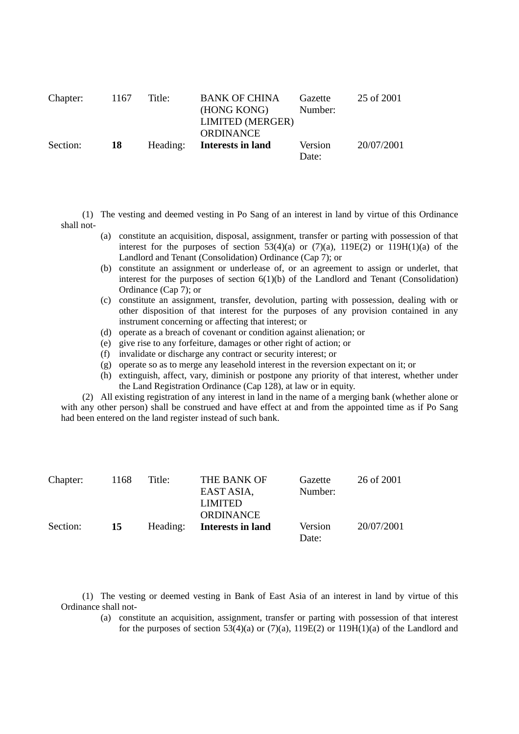| Chapter: | 1167 | Title: | BANK OF CHINA (HONG KONG) LIMITED (MERGER) ORDINANCE | Gazette Number: | 25 of 2001 |
|---|---|---|---|---|---|
| Section: | **18** | Heading: | **Interests in land** | Version Date: | 20/07/2001 |

(1) The vesting and deemed vesting in Po Sang of an interest in land by virtue of this Ordinance shall not-

- (a) constitute an acquisition, disposal, assignment, transfer or parting with possession of that interest for the purposes of section 53(4)(a) or (7)(a), 119E(2) or 119H(1)(a) of the Landlord and Tenant (Consolidation) Ordinance (Cap 7); or
- (b) constitute an assignment or underlease of, or an agreement to assign or underlet, that interest for the purposes of section 6(1)(b) of the Landlord and Tenant (Consolidation) Ordinance (Cap 7); or
- (c) constitute an assignment, transfer, devolution, parting with possession, dealing with or other disposition of that interest for the purposes of any provision contained in any instrument concerning or affecting that interest; or
- (d) operate as a breach of covenant or condition against alienation; or
- (e) give rise to any forfeiture, damages or other right of action; or
- (f) invalidate or discharge any contract or security interest; or
- (g) operate so as to merge any leasehold interest in the reversion expectant on it; or
- (h) extinguish, affect, vary, diminish or postpone any priority of that interest, whether under the Land Registration Ordinance (Cap 128), at law or in equity.

(2) All existing registration of any interest in land in the name of a merging bank (whether alone or with any other person) shall be construed and have effect at and from the appointed time as if Po Sang had been entered on the land register instead of such bank.

| Chapter: | 1168 | Title: | THE BANK OF EAST ASIA, LIMITED ORDINANCE | Gazette Number: | 26 of 2001 |
|---|---|---|---|---|---|
| Section: | **15** | Heading: | **Interests in land** | Version Date: | 20/07/2001 |

(1) The vesting or deemed vesting in Bank of East Asia of an interest in land by virtue of this Ordinance shall not-

- (a) constitute an acquisition, assignment, transfer or parting with possession of that interest for the purposes of section 53(4)(a) or (7)(a), 119E(2) or 119H(1)(a) of the Landlord and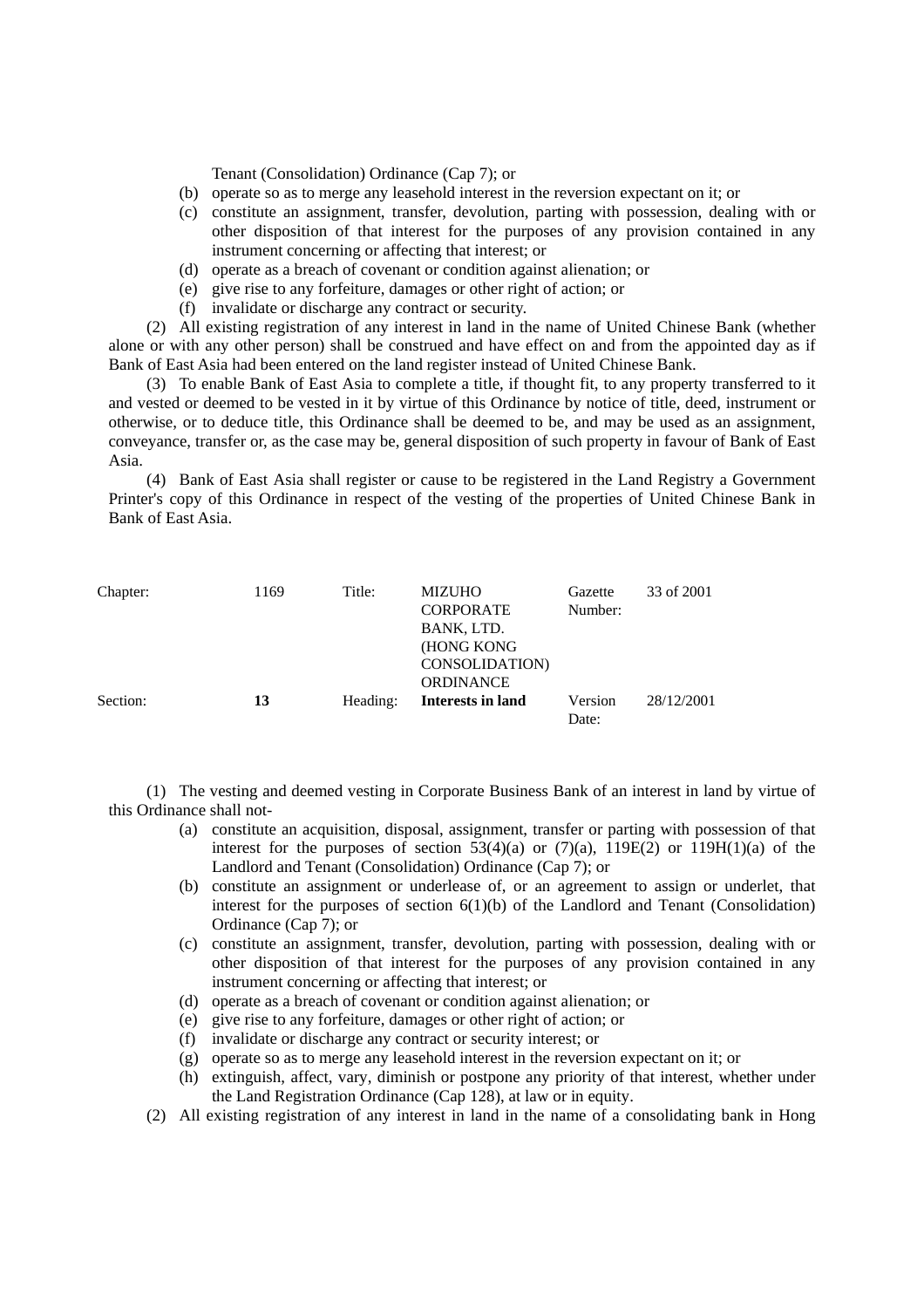Tenant (Consolidation) Ordinance (Cap 7); or

(b) operate so as to merge any leasehold interest in the reversion expectant on it; or

(c) constitute an assignment, transfer, devolution, parting with possession, dealing with or other disposition of that interest for the purposes of any provision contained in any instrument concerning or affecting that interest; or

(d) operate as a breach of covenant or condition against alienation; or

(e) give rise to any forfeiture, damages or other right of action; or

(f) invalidate or discharge any contract or security.

(2) All existing registration of any interest in land in the name of United Chinese Bank (whether alone or with any other person) shall be construed and have effect on and from the appointed day as if Bank of East Asia had been entered on the land register instead of United Chinese Bank.

(3) To enable Bank of East Asia to complete a title, if thought fit, to any property transferred to it and vested or deemed to be vested in it by virtue of this Ordinance by notice of title, deed, instrument or otherwise, or to deduce title, this Ordinance shall be deemed to be, and may be used as an assignment, conveyance, transfer or, as the case may be, general disposition of such property in favour of Bank of East Asia.

(4) Bank of East Asia shall register or cause to be registered in the Land Registry a Government Printer's copy of this Ordinance in respect of the vesting of the properties of United Chinese Bank in Bank of East Asia.

| Chapter: | 1169 | Title: | MIZUHO CORPORATE BANK, LTD. (HONG KONG CONSOLIDATION) ORDINANCE | Gazette Number: | 33 of 2001 |
|---|---|---|---|---|---|
| Section: | **13** | Heading: | **Interests in land** | Version Date: | 28/12/2001 |

(1) The vesting and deemed vesting in Corporate Business Bank of an interest in land by virtue of this Ordinance shall not-

(a) constitute an acquisition, disposal, assignment, transfer or parting with possession of that interest for the purposes of section 53(4)(a) or (7)(a), 119E(2) or 119H(1)(a) of the Landlord and Tenant (Consolidation) Ordinance (Cap 7); or

(b) constitute an assignment or underlease of, or an agreement to assign or underlet, that interest for the purposes of section 6(1)(b) of the Landlord and Tenant (Consolidation) Ordinance (Cap 7); or

(c) constitute an assignment, transfer, devolution, parting with possession, dealing with or other disposition of that interest for the purposes of any provision contained in any instrument concerning or affecting that interest; or

(d) operate as a breach of covenant or condition against alienation; or

(e) give rise to any forfeiture, damages or other right of action; or

(f) invalidate or discharge any contract or security interest; or

(g) operate so as to merge any leasehold interest in the reversion expectant on it; or

(h) extinguish, affect, vary, diminish or postpone any priority of that interest, whether under the Land Registration Ordinance (Cap 128), at law or in equity.

(2) All existing registration of any interest in land in the name of a consolidating bank in Hong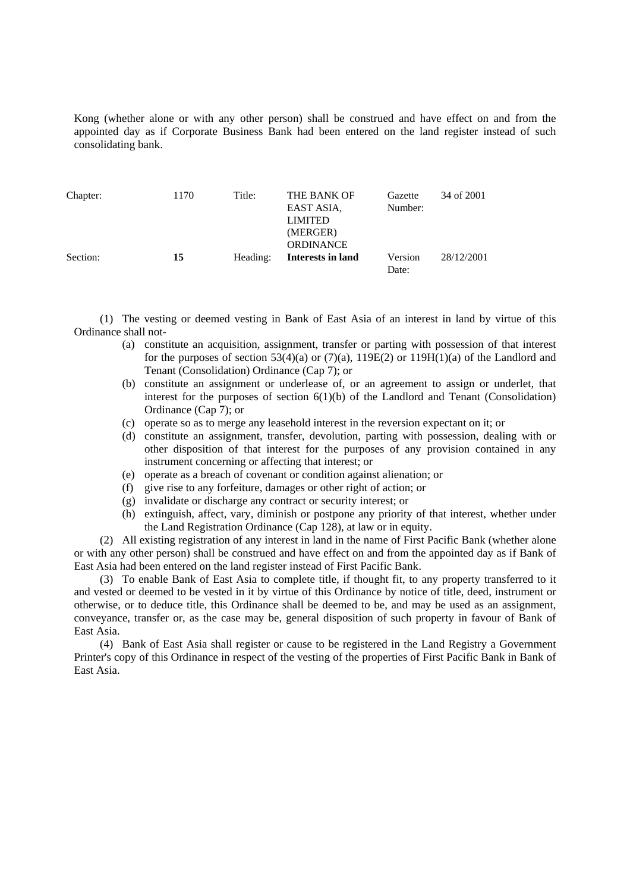Kong (whether alone or with any other person) shall be construed and have effect on and from the appointed day as if Corporate Business Bank had been entered on the land register instead of such consolidating bank.

| Chapter: | 1170 | Title: | THE BANK OF EAST ASIA, LIMITED (MERGER) ORDINANCE | Gazette Number: | 34 of 2001 |
|---|---|---|---|---|---|
| Section: | **15** | Heading: | **Interests in land** | Version Date: | 28/12/2001 |

(1) The vesting or deemed vesting in Bank of East Asia of an interest in land by virtue of this Ordinance shall not-

- (a) constitute an acquisition, assignment, transfer or parting with possession of that interest for the purposes of section 53(4)(a) or (7)(a), 119E(2) or 119H(1)(a) of the Landlord and Tenant (Consolidation) Ordinance (Cap 7); or
- (b) constitute an assignment or underlease of, or an agreement to assign or underlet, that interest for the purposes of section 6(1)(b) of the Landlord and Tenant (Consolidation) Ordinance (Cap 7); or
- (c) operate so as to merge any leasehold interest in the reversion expectant on it; or
- (d) constitute an assignment, transfer, devolution, parting with possession, dealing with or other disposition of that interest for the purposes of any provision contained in any instrument concerning or affecting that interest; or
- (e) operate as a breach of covenant or condition against alienation; or
- (f) give rise to any forfeiture, damages or other right of action; or
- (g) invalidate or discharge any contract or security interest; or
- (h) extinguish, affect, vary, diminish or postpone any priority of that interest, whether under the Land Registration Ordinance (Cap 128), at law or in equity.

(2) All existing registration of any interest in land in the name of First Pacific Bank (whether alone or with any other person) shall be construed and have effect on and from the appointed day as if Bank of East Asia had been entered on the land register instead of First Pacific Bank.

(3) To enable Bank of East Asia to complete title, if thought fit, to any property transferred to it and vested or deemed to be vested in it by virtue of this Ordinance by notice of title, deed, instrument or otherwise, or to deduce title, this Ordinance shall be deemed to be, and may be used as an assignment, conveyance, transfer or, as the case may be, general disposition of such property in favour of Bank of East Asia.

(4) Bank of East Asia shall register or cause to be registered in the Land Registry a Government Printer's copy of this Ordinance in respect of the vesting of the properties of First Pacific Bank in Bank of East Asia.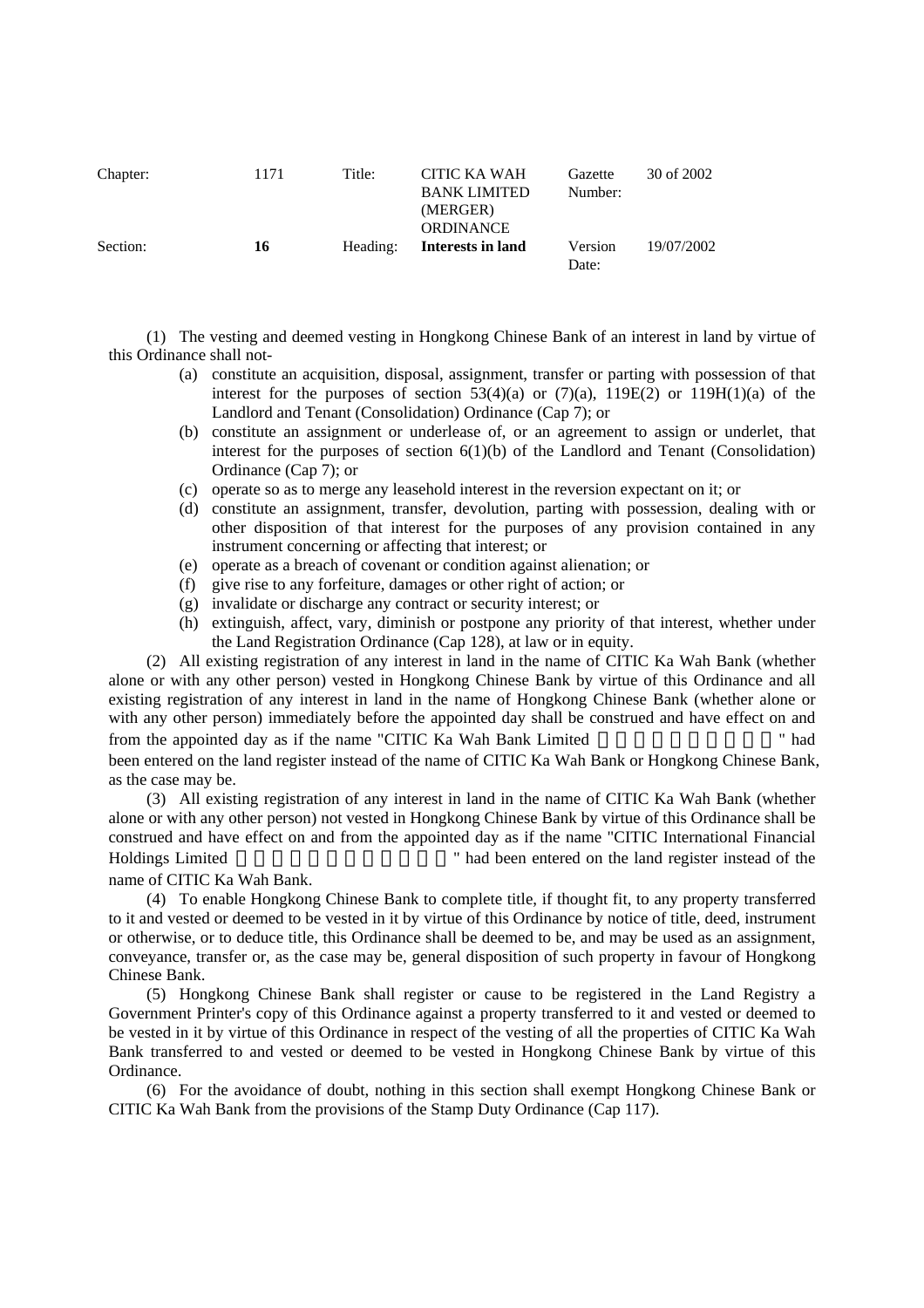| Chapter: | 1171 | Title: | CITIC KA WAH BANK LIMITED (MERGER) ORDINANCE | Gazette Number: | 30 of 2002 |
|---|---|---|---|---|---|
| Section: | **16** | Heading: | **Interests in land** | Version Date: | 19/07/2002 |

(1) The vesting and deemed vesting in Hongkong Chinese Bank of an interest in land by virtue of this Ordinance shall not-

- (a) constitute an acquisition, disposal, assignment, transfer or parting with possession of that interest for the purposes of section 53(4)(a) or (7)(a), 119E(2) or 119H(1)(a) of the Landlord and Tenant (Consolidation) Ordinance (Cap 7); or
- (b) constitute an assignment or underlease of, or an agreement to assign or underlet, that interest for the purposes of section 6(1)(b) of the Landlord and Tenant (Consolidation) Ordinance (Cap 7); or
- (c) operate so as to merge any leasehold interest in the reversion expectant on it; or
- (d) constitute an assignment, transfer, devolution, parting with possession, dealing with or other disposition of that interest for the purposes of any provision contained in any instrument concerning or affecting that interest; or
- (e) operate as a breach of covenant or condition against alienation; or
- (f) give rise to any forfeiture, damages or other right of action; or
- (g) invalidate or discharge any contract or security interest; or
- (h) extinguish, affect, vary, diminish or postpone any priority of that interest, whether under the Land Registration Ordinance (Cap 128), at law or in equity.

(2) All existing registration of any interest in land in the name of CITIC Ka Wah Bank (whether alone or with any other person) vested in Hongkong Chinese Bank by virtue of this Ordinance and all existing registration of any interest in land in the name of Hongkong Chinese Bank (whether alone or with any other person) immediately before the appointed day shall be construed and have effect on and from the appointed day as if the name "CITIC Ka Wah Bank Limited 中信嘉華銀行有限公司" had been entered on the land register instead of the name of CITIC Ka Wah Bank or Hongkong Chinese Bank, as the case may be.

(3) All existing registration of any interest in land in the name of CITIC Ka Wah Bank (whether alone or with any other person) not vested in Hongkong Chinese Bank by virtue of this Ordinance shall be construed and have effect on and from the appointed day as if the name "CITIC International Financial Holdings Limited 中信國際金融控股有限公司" had been entered on the land register instead of the name of CITIC Ka Wah Bank.

(4) To enable Hongkong Chinese Bank to complete title, if thought fit, to any property transferred to it and vested or deemed to be vested in it by virtue of this Ordinance by notice of title, deed, instrument or otherwise, or to deduce title, this Ordinance shall be deemed to be, and may be used as an assignment, conveyance, transfer or, as the case may be, general disposition of such property in favour of Hongkong Chinese Bank.

(5) Hongkong Chinese Bank shall register or cause to be registered in the Land Registry a Government Printer's copy of this Ordinance against a property transferred to it and vested or deemed to be vested in it by virtue of this Ordinance in respect of the vesting of all the properties of CITIC Ka Wah Bank transferred to and vested or deemed to be vested in Hongkong Chinese Bank by virtue of this Ordinance.

(6) For the avoidance of doubt, nothing in this section shall exempt Hongkong Chinese Bank or CITIC Ka Wah Bank from the provisions of the Stamp Duty Ordinance (Cap 117).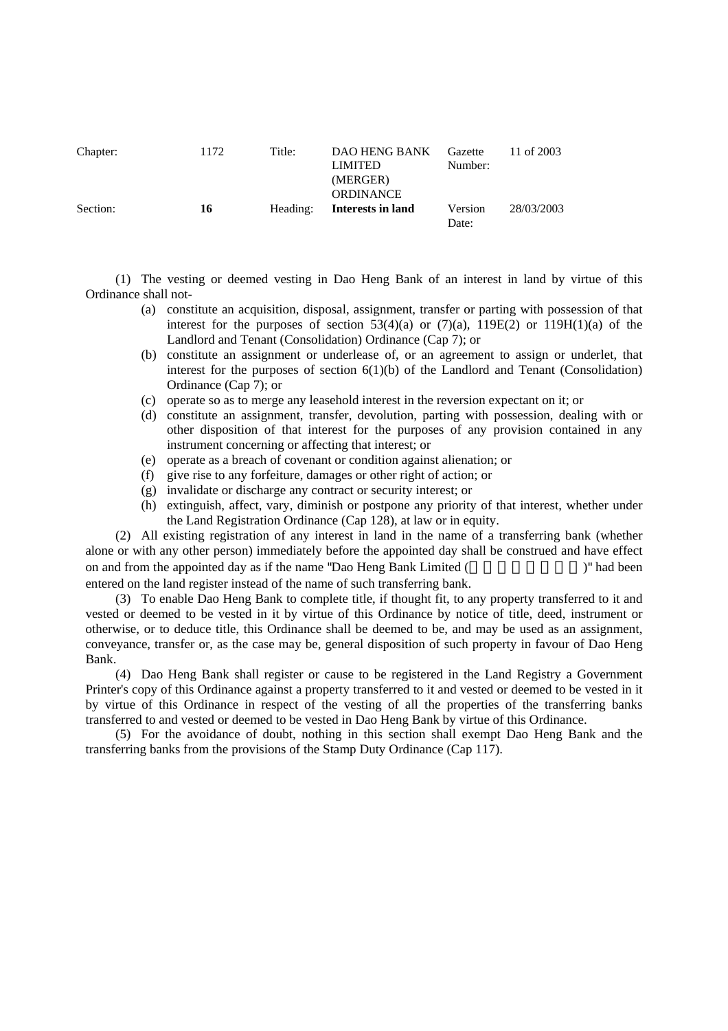| Chapter: | 1172 | Title: | DAO HENG BANK LIMITED (MERGER) ORDINANCE | Gazette Number: | 11 of 2003 |
|---|---|---|---|---|---|
| Section: | **16** | Heading: | **Interests in land** | Version Date: | 28/03/2003 |

(1) The vesting or deemed vesting in Dao Heng Bank of an interest in land by virtue of this Ordinance shall not-

- (a) constitute an acquisition, disposal, assignment, transfer or parting with possession of that interest for the purposes of section 53(4)(a) or (7)(a), 119E(2) or 119H(1)(a) of the Landlord and Tenant (Consolidation) Ordinance (Cap 7); or
- (b) constitute an assignment or underlease of, or an agreement to assign or underlet, that interest for the purposes of section 6(1)(b) of the Landlord and Tenant (Consolidation) Ordinance (Cap 7); or
- (c) operate so as to merge any leasehold interest in the reversion expectant on it; or
- (d) constitute an assignment, transfer, devolution, parting with possession, dealing with or other disposition of that interest for the purposes of any provision contained in any instrument concerning or affecting that interest; or
- (e) operate as a breach of covenant or condition against alienation; or
- (f) give rise to any forfeiture, damages or other right of action; or
- (g) invalidate or discharge any contract or security interest; or
- (h) extinguish, affect, vary, diminish or postpone any priority of that interest, whether under the Land Registration Ordinance (Cap 128), at law or in equity.

(2) All existing registration of any interest in land in the name of a transferring bank (whether alone or with any other person) immediately before the appointed day shall be construed and have effect on and from the appointed day as if the name "Dao Heng Bank Limited (道亨銀行有限公司)" had been entered on the land register instead of the name of such transferring bank.

(3) To enable Dao Heng Bank to complete title, if thought fit, to any property transferred to it and vested or deemed to be vested in it by virtue of this Ordinance by notice of title, deed, instrument or otherwise, or to deduce title, this Ordinance shall be deemed to be, and may be used as an assignment, conveyance, transfer or, as the case may be, general disposition of such property in favour of Dao Heng Bank.

(4) Dao Heng Bank shall register or cause to be registered in the Land Registry a Government Printer's copy of this Ordinance against a property transferred to it and vested or deemed to be vested in it by virtue of this Ordinance in respect of the vesting of all the properties of the transferring banks transferred to and vested or deemed to be vested in Dao Heng Bank by virtue of this Ordinance.

(5) For the avoidance of doubt, nothing in this section shall exempt Dao Heng Bank and the transferring banks from the provisions of the Stamp Duty Ordinance (Cap 117).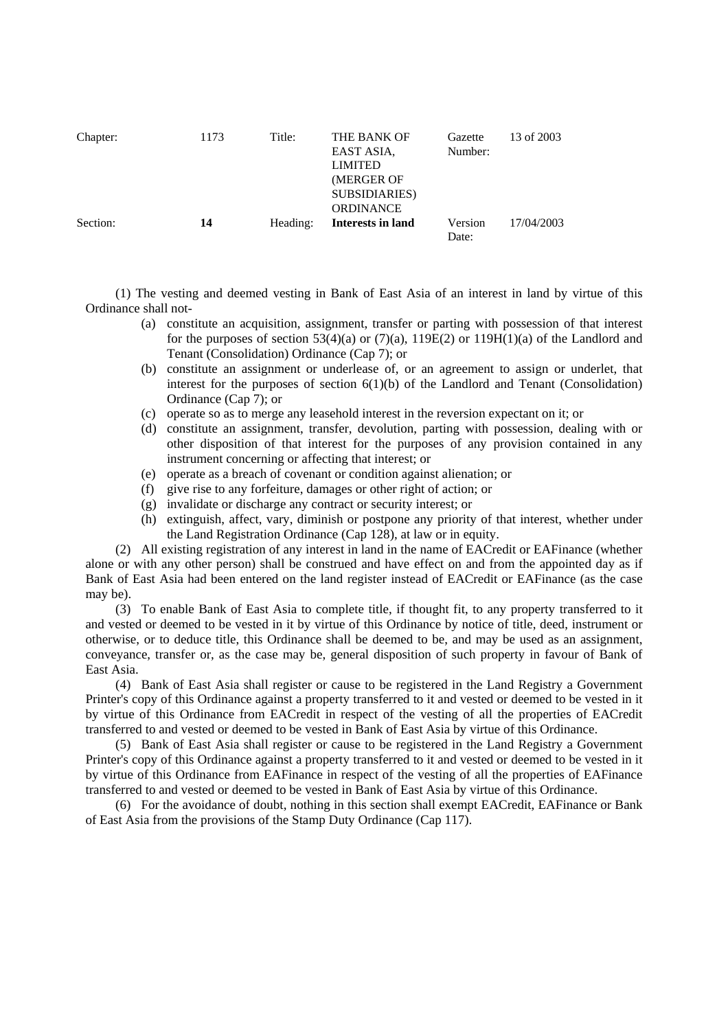| Chapter: | 1173 | Title: | THE BANK OF EAST ASIA, LIMITED (MERGER OF SUBSIDIARIES) ORDINANCE | Gazette Number: | 13 of 2003 |
|---|---|---|---|---|---|
| Section: | **14** | Heading: | **Interests in land** | Version Date: | 17/04/2003 |

(1) The vesting and deemed vesting in Bank of East Asia of an interest in land by virtue of this Ordinance shall not-

- (a) constitute an acquisition, assignment, transfer or parting with possession of that interest for the purposes of section 53(4)(a) or (7)(a), 119E(2) or 119H(1)(a) of the Landlord and Tenant (Consolidation) Ordinance (Cap 7); or
- (b) constitute an assignment or underlease of, or an agreement to assign or underlet, that interest for the purposes of section 6(1)(b) of the Landlord and Tenant (Consolidation) Ordinance (Cap 7); or
- (c) operate so as to merge any leasehold interest in the reversion expectant on it; or
- (d) constitute an assignment, transfer, devolution, parting with possession, dealing with or other disposition of that interest for the purposes of any provision contained in any instrument concerning or affecting that interest; or
- (e) operate as a breach of covenant or condition against alienation; or
- (f) give rise to any forfeiture, damages or other right of action; or
- (g) invalidate or discharge any contract or security interest; or
- (h) extinguish, affect, vary, diminish or postpone any priority of that interest, whether under the Land Registration Ordinance (Cap 128), at law or in equity.

(2) All existing registration of any interest in land in the name of EACredit or EAFinance (whether alone or with any other person) shall be construed and have effect on and from the appointed day as if Bank of East Asia had been entered on the land register instead of EACredit or EAFinance (as the case may be).

(3) To enable Bank of East Asia to complete title, if thought fit, to any property transferred to it and vested or deemed to be vested in it by virtue of this Ordinance by notice of title, deed, instrument or otherwise, or to deduce title, this Ordinance shall be deemed to be, and may be used as an assignment, conveyance, transfer or, as the case may be, general disposition of such property in favour of Bank of East Asia.

(4) Bank of East Asia shall register or cause to be registered in the Land Registry a Government Printer's copy of this Ordinance against a property transferred to it and vested or deemed to be vested in it by virtue of this Ordinance from EACredit in respect of the vesting of all the properties of EACredit transferred to and vested or deemed to be vested in Bank of East Asia by virtue of this Ordinance.

(5) Bank of East Asia shall register or cause to be registered in the Land Registry a Government Printer's copy of this Ordinance against a property transferred to it and vested or deemed to be vested in it by virtue of this Ordinance from EAFinance in respect of the vesting of all the properties of EAFinance transferred to and vested or deemed to be vested in Bank of East Asia by virtue of this Ordinance.

(6) For the avoidance of doubt, nothing in this section shall exempt EACredit, EAFinance or Bank of East Asia from the provisions of the Stamp Duty Ordinance (Cap 117).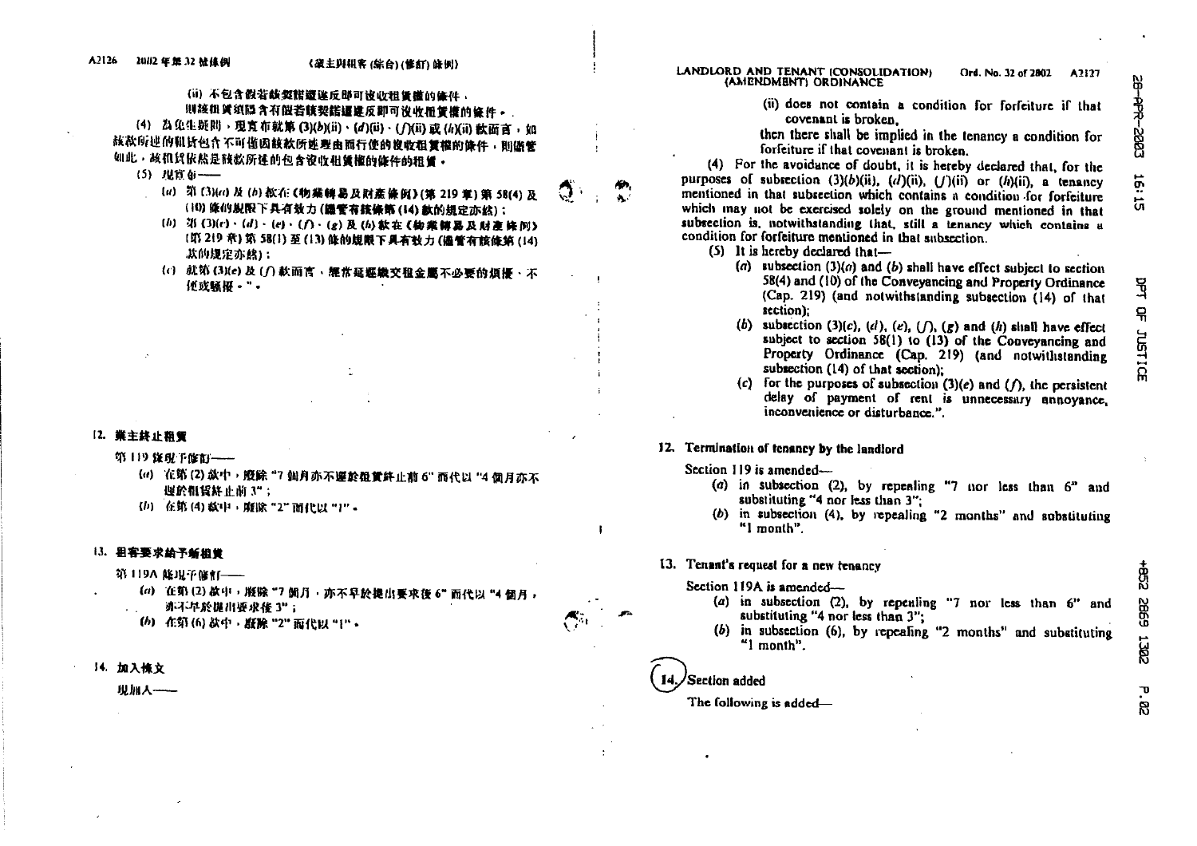(ii) 不包含假若該契諾遭違反即可沒收租賃權的條件，

則該租賃須隱含有假若該契諾遭違反即可沒收租賃權的條件。

(4) 為免生疑問，現宣布就第 (3)(b)(ii)、(d)(ii)、(f)(ii) 或 (h)(ii) 款而言，如該款所述的租賃包含不可僅因該款所述理由而行使的沒收租賃權的條件，則儘管如此，該租賃依然是該款所述的包含沒收租賃權的條件的租賃。

(5) 現宣布——

(a) 第 (3)(a) 及 (b) 款在《物業轉易及財產條例》(第 219 章) 第 58(4) 及 (10) 條的規限下具有效力 (儘管有該條第 (14) 款的規定亦然)；

(b) 第 (3)(c)、(d)、(e)、(f)、(g) 及 (h) 款在《物業轉易及財產條例》(第 219 章) 第 58(1) 至 (13) 條的規限下具有效力 (儘管有該條第 (14) 款的規定亦然)；

(c) 就第 (3)(e) 及 (f) 款而言，經常延遲繳交租金屬不必要的煩擾、不便或騷擾。"。

**12. 業主終止租賃**

第 119 條現予修訂——

(a) 在第 (2) 款中，廢除 "7 個月亦不遲於租賃終止前 6" 而代以 "4 個月亦不遲於租賃終止前 3"；

(b) 在第 (4) 款中，廢除 "2" 而代以 "1"。

**13. 租客要求給予新租賃**

第 119A 條現予修訂——

(a) 在第 (2) 款中，廢除 "7 個月，亦不早於提出要求後 6" 而代以 "4 個月，亦不早於提出要求後 3"；

(b) 在第 (6) 款中，廢除 "2" 而代以 "1"。

**14. 加入條文**

現加入——

---

(ii) does not contain a condition for forfeiture if that covenant is broken,

then there shall be implied in the tenancy a condition for forfeiture if that covenant is broken.

(4) For the avoidance of doubt, it is hereby declared that, for the purposes of subsection (3)(b)(ii), (d)(ii), (f)(ii) or (h)(ii), a tenancy mentioned in that subsection which contains a condition for forfeiture which may not be exercised solely on the ground mentioned in that subsection is, notwithstanding that, still a tenancy which contains a condition for forfeiture mentioned in that subsection.

(5) It is hereby declared that—

(a) subsection (3)(a) and (b) shall have effect subject to section 58(4) and (10) of the Conveyancing and Property Ordinance (Cap. 219) (and notwithstanding subsection (14) of that section);

(b) subsection (3)(c), (d), (e), (f), (g) and (h) shall have effect subject to section 58(1) to (13) of the Conveyancing and Property Ordinance (Cap. 219) (and notwithstanding subsection (14) of that section);

(c) for the purposes of subsection (3)(e) and (f), the persistent delay of payment of rent is unnecessary annoyance, inconvenience or disturbance.".

**12. Termination of tenancy by the landlord**

Section 119 is amended—

(a) in subsection (2), by repealing "7 nor less than 6" and substituting "4 nor less than 3";

(b) in subsection (4), by repealing "2 months" and substituting "1 month".

**13. Tenant's request for a new tenancy**

Section 119A is amended—

(a) in subsection (2), by repealing "7 nor less than 6" and substituting "4 nor less than 3";

(b) in subsection (6), by repealing "2 months" and substituting "1 month".

**14. Section added**

The following is added—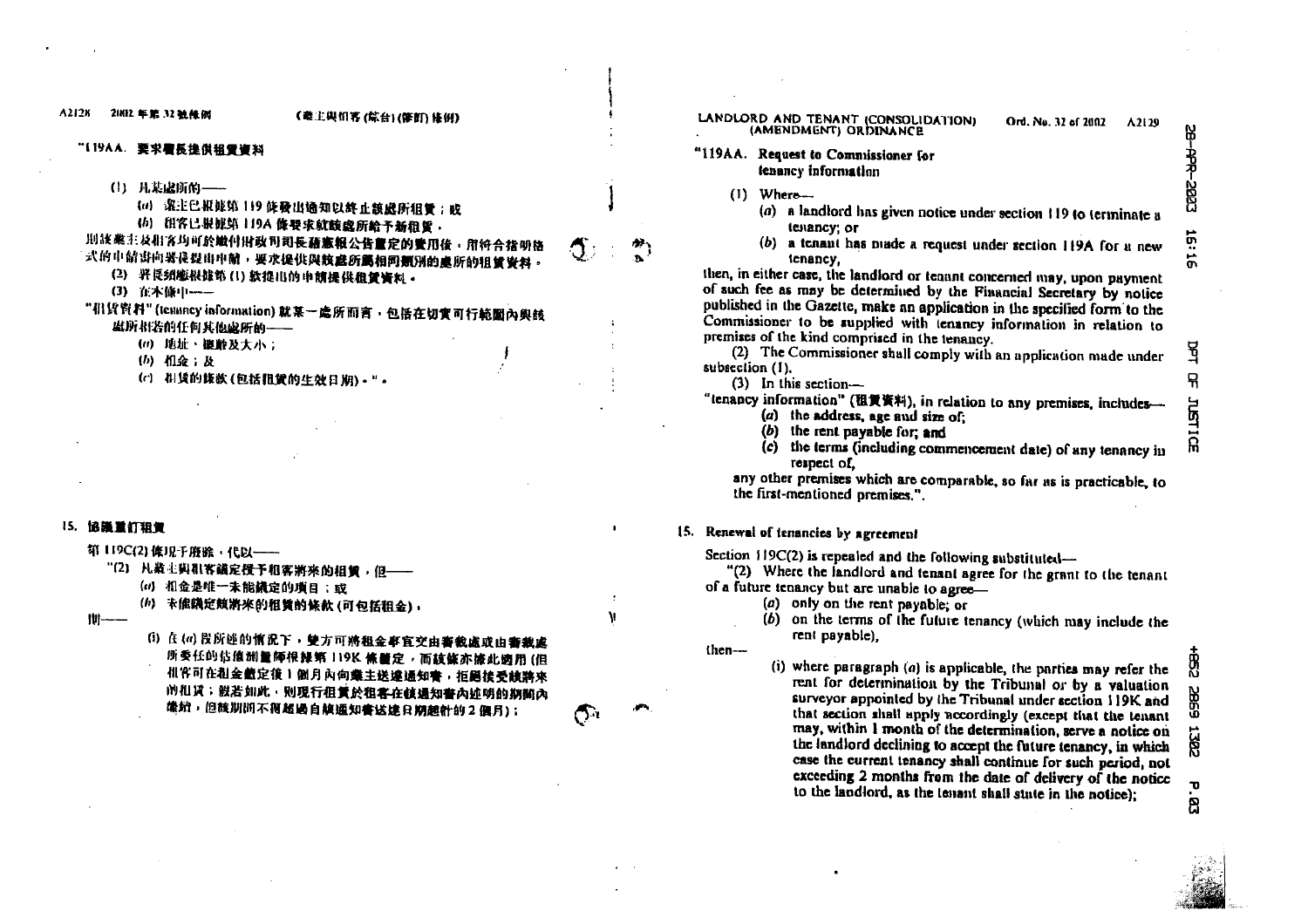"119AA. 要求署長提供租賃資料

(1) 凡某處所的——

(*a*) 業主已根據第 119 條發出通知以終止該處所租賃；或

(*b*) 租客已根據第 119A 條要求就該處所給予新租賃，

則該業主及租客均可於繳付財政司司長藉憲報公告釐定的費用後，用符合指明格式的申請書向署長提出申請，要求提供與該處所屬相同類別的處所的租賃資料。

(2) 署長須遵從根據第 (1) 款提出的申請提供租賃資料。

(3) 在本條中——

"租賃資料" (tenancy information) 就某一處所而言，包括在切實可行範圍內與該處所相若的任何其他處所的——

(*a*) 地址、樓齡及大小；

(*b*) 租金；及

(*c*) 租賃的條款 (包括租賃的生效日期)。"。

15. 協議重訂租賃

第 119C(2) 條現予廢除，代以——

"(2) 凡業主與租客議定授予租客將來的租賃，但——

(*a*) 租金是唯一未能議定的項目；或

(*b*) 未能議定該將來的租賃的條款 (可包括租金)，

則——

(i) 在 (*a*) 段所述的情況下，雙方可將租金事宜交由審裁處或由審裁處所委任的估價測量師根據第 119K 條釐定，而該條亦據此適用 (但租客可在租金釐定後 1 個月內向業主送達通知書，拒絕接受該將來的租賃；假若如此，則現行租賃於租客在該通知書內述明的期間內繼續，但該期間不得超過自該通知書送達日期起計的 2 個月)；

"119AA. Request to Commissioner for tenancy information

(1) Where—

(*a*) a landlord has given notice under section 119 to terminate a tenancy; or

(*b*) a tenant has made a request under section 119A for a new tenancy,

then, in either case, the landlord or tenant concerned may, upon payment of such fee as may be determined by the Financial Secretary by notice published in the Gazette, make an application in the specified form to the Commissioner to be supplied with tenancy information in relation to premises of the kind comprised in the tenancy.

(2) The Commissioner shall comply with an application made under subsection (1).

(3) In this section—

"tenancy information" (租賃資料), in relation to any premises, includes—

(*a*) the address, age and size of;

(*b*) the rent payable for; and

(*c*) the terms (including commencement date) of any tenancy in respect of,

any other premises which are comparable, so far as is practicable, to the first-mentioned premises.".

15. Renewal of tenancies by agreement

Section 119C(2) is repealed and the following substituted—

"(2) Where the landlord and tenant agree for the grant to the tenant of a future tenancy but are unable to agree—

(*a*) only on the rent payable; or

(*b*) on the terms of the future tenancy (which may include the rent payable),

then—

(i) where paragraph (*a*) is applicable, the parties may refer the rent for determination by the Tribunal or by a valuation surveyor appointed by the Tribunal under section 119K and that section shall apply accordingly (except that the tenant may, within 1 month of the determination, serve a notice on the landlord declining to accept the future tenancy, in which case the current tenancy shall continue for such period, not exceeding 2 months from the date of delivery of the notice to the landlord, as the tenant shall state in the notice);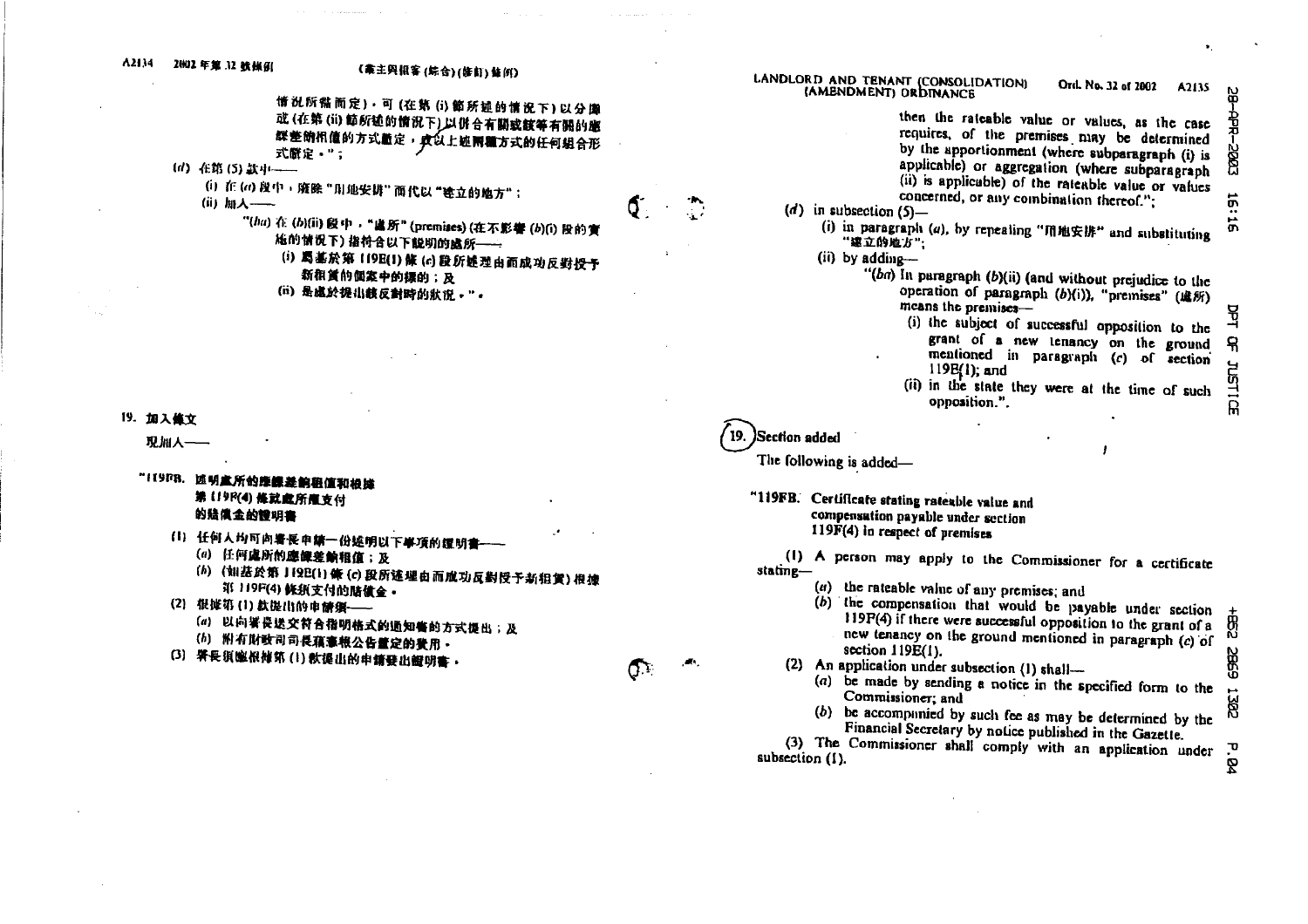情況所需而定)，可 (在第 (i) 節所述的情況下) 以分攤或 (在第 (ii) 節所述的情況下) 以併合有關或該等有關的應課差餉租值的方式釐定，或以上述兩種方式的任何組合形式釐定。";

(*d*) 在第 (5) 款中——

(i) 在 (*a*) 段中，廢除 "用地安排" 而代以 "建立的地方"；

(ii) 加入——

"(*ba*) 在 (*b*)(ii) 段中，"處所" (premises) (在不影響 (*b*)(i) 段的實施的情況下) 指符合以下說明的處所——

(i) 爲基於第 119E(1) 條 (*c*) 段所述理由而成功反對授予新租賃的個案中的標的；及

(ii) 是處於提出該反對時的狀況。"。

## 19. 加入條文

現加入——

**"119FB. 述明處所的應課差餉租值和根據第 119F(4) 條就處所須支付的賠償金的證明書**

(1) 任何人均可向署長申請一份述明以下事項的證明書——

(*a*) 任何處所的應課差餉租值；及

(*b*) (如基於第 119E(1) 條 (*c*) 段所述理由而成功反對授予新租賃) 根據第 119F(4) 條須支付的賠償金。

(2) 根據第 (1) 款提出的申請須——

(*a*) 以向署長送交符合指明格式的通知書的方式提出；及

(*b*) 附有財政司司長藉憲報公告釐定的費用。

(3) 署長須應根據第 (1) 款提出的申請發出證明書。

---

then the rateable value or values, as the case requires, of the premises may be determined by the apportionment (where subparagraph (i) is applicable) or aggregation (where subparagraph (ii) is applicable) of the rateable value or values concerned, or any combination thereof.";

(*d*) in subsection (5)—

(i) in paragraph (*a*), by repealing "用地安排" and substituting "建立的地方";

(ii) by adding—

"(*ba*) In paragraph (*b*)(ii) (and without prejudice to the operation of paragraph (*b*)(i)), "premises" (處所) means the premises—

(i) the subject of successful opposition to the grant of a new tenancy on the ground mentioned in paragraph (*c*) of section 119E(1); and

(ii) in the state they were at the time of such opposition.".

## 19. Section added

The following is added—

**"119FB. Certificate stating rateable value and compensation payable under section 119F(4) in respect of premises**

(1) A person may apply to the Commissioner for a certificate stating—

(*a*) the rateable value of any premises; and

(*b*) the compensation that would be payable under section 119F(4) if there were successful opposition to the grant of a new tenancy on the ground mentioned in paragraph (*c*) of section 119E(1).

(2) An application under subsection (1) shall—

(*a*) be made by sending a notice in the specified form to the Commissioner; and

(*b*) be accompanied by such fee as may be determined by the Financial Secretary by notice published in the Gazette.

(3) The Commissioner shall comply with an application under subsection (1).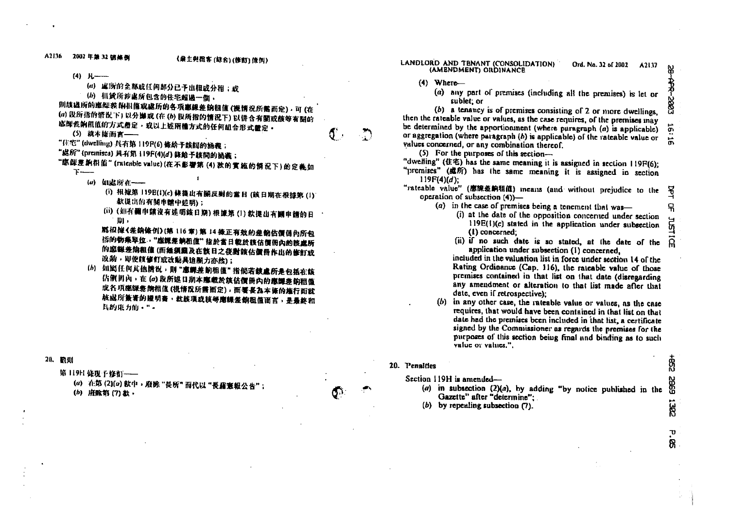(4) 凡——

(*a*) 處所的全部或任何部分已予出租或分租；或

(*b*) 租賃所涉處所包含的住宅超過一個，

則該處所的應課差餉租值或處所的各項應課差餉租值 (視情況所需而定)，可 (在 (*a*) 段所指的情況下) 以分攤或 (在 (*b*) 段所指的情況下) 以併合有關的或該等有關的應課差餉租值的方式斷定，或以上述兩種方式的任何組合形式斷定。

(5) 就本條而言——

"住宅" (dwelling) 具有第 119F(6) 條給予該詞的涵義；

"處所" (premises) 具有第 119F(4)(*d*) 條給予該詞的涵義；

"應課差餉租值" (rateable value) (在不影響第 (4) 款的實施的情況下) 的定義如下——

(*a*) 如處所在——

(i) 根據第 119E(1)(*c*) 條提出有關反對的當日 (該日期在根據第 (1) 款提出的有關申請中述明)；

(ii) (如有關申請沒有述明該日期) 根據第 (1) 款提出有關申請的日期，

屬根據《差餉條例》(第 116 章) 第 14 條正有效的差餉估價冊內所包括的物業單位，"應課差餉租值" 指於當日載於該估價冊內的該處所的應課差餉租值 (而無須顧及在該日之後對該估價冊作出的修訂或改動，即使該修訂或改動具追溯力亦然)；

(*b*) 如屬任何其他情況，則 "應課差餉租值" 指倘若該處所是包括在該估價冊內，在 (*a*) 段所述日期本應載於該估價冊內的應課差餉租值或各項應課差餉租值 (視情況所需而定)，而署長為本條的施行而就該處所簽署的證明書，就該項或該等應課差餉租值而言，是最終和具約束力的。"。

## 20. 罰則

第 119H 條現予修訂——

(*a*) 在第 (2)(*a*) 款中，廢除 "提所" 而代以 "長藉憲報公告"；

(*b*) 廢除第 (7) 款。

---

(4) Where—

(*a*) any part of premises (including all the premises) is let or sublet; or

(*b*) a tenancy is of premises consisting of 2 or more dwellings,

then the rateable value or values, as the case requires, of the premises may be determined by the apportionment (where paragraph (*a*) is applicable) or aggregation (where paragraph (*b*) is applicable) of the rateable value or values concerned, or any combination thereof.

(5) For the purposes of this section—

"dwelling" (住宅) has the same meaning it is assigned in section 119F(6);

"premises" (處所) has the same meaning it is assigned in section 119F(4)(*d*);

"rateable value" (應課差餉租值) means (and without prejudice to the operation of subsection (4))—

(*a*) in the case of premises being a tenement that was—

(i) at the date of the opposition concerned under section 119E(1)(*c*) stated in the application under subsection (1) concerned;

(ii) if no such date is so stated, at the date of the application under subsection (1) concerned,

included in the valuation list in force under section 14 of the Rating Ordinance (Cap. 116), the rateable value of those premises contained in that list on that date (disregarding any amendment or alteration to that list made after that date, even if retrospective);

(*b*) in any other case, the rateable value or values, as the case requires, that would have been contained in that list on that date had the premises been included in that list, a certificate signed by the Commissioner as regards the premises for the purposes of this section being final and binding as to such value or values.".

## 20. Penalties

Section 119H is amended—

(*a*) in subsection (2)(*a*), by adding "by notice published in the Gazette" after "determine";

(*b*) by repealing subsection (7).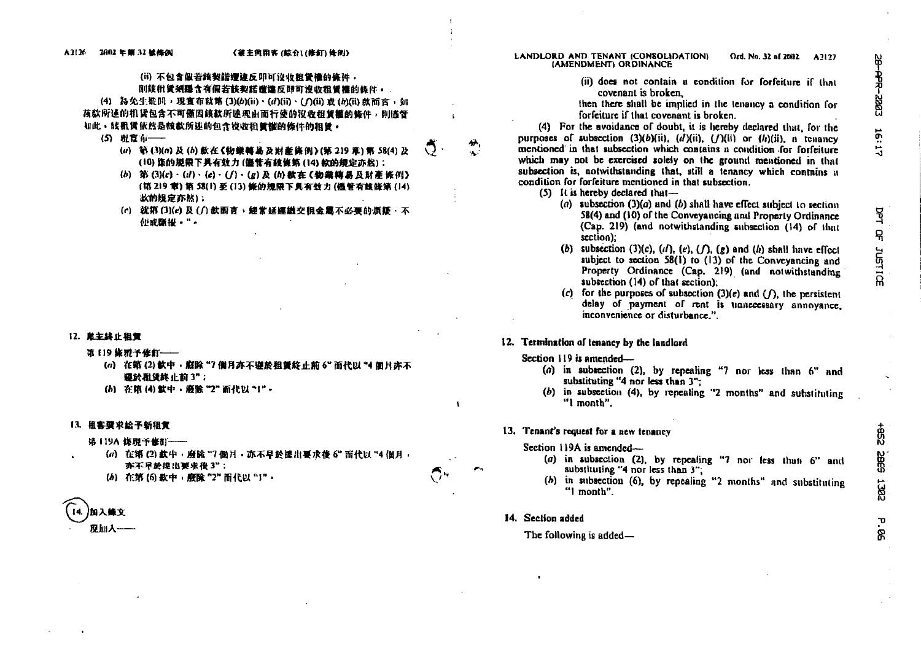(ii) 不包含假若該契諾遭違反即可沒收租賃權的條件，

則該租賃須隱含有假若該契諾遭違反即可沒收租賃權的條件。

(4) 為免生疑問，現宣布就第 (3)(*b*)(ii)、(*d*)(ii)、(*f*)(ii) 或 (*h*)(ii) 款而言，如該款所述的租賃包含不可僅因該款所述理由而行使的沒收租賃權的條件，則儘管如此，該租賃依然是該款所述的包含沒收租賃權的條件的租賃。

(5) 現宣布——

(*a*) 第 (3)(*a*) 及 (*b*) 款在《物業轉易及財產條例》(第 219 章) 第 58(4) 及 (10) 條的規限下具有效力 (儘管有該條第 (14) 款的規定亦然)；

(*b*) 第 (3)(*c*)、(*d*)、(*e*)、(*f*)、(*g*) 及 (*h*) 款在《物業轉易及財產條例》(第 219 章) 第 58(1) 至 (13) 條的規限下具有效力 (儘管有該條第 (14) 款的規定亦然)；

(*c*) 就第 (3)(*e*) 及 (*f*) 款而言，經常延遲繳交租金屬不必要的煩擾、不便或騷擾。"。

**12. 業主終止租賃**

第 119 條現予修訂——

(*a*) 在第 (2) 款中，廢除 "7 個月亦不遲於租賃終止前 6" 而代以 "4 個月亦不遲於租賃終止前 3"；

(*b*) 在第 (4) 款中，廢除 "2" 而代以 "1"。

**13. 租客要求給予新租賃**

第 119A 條現予修訂——

(*a*) 在第 (2) 款中，廢除 "7 個月，亦不早於提出要求後 6" 而代以 "4 個月，亦不早於提出要求後 3"；

(*b*) 在第 (6) 款中，廢除 "2" 而代以 "1"。

**14. 加入條文**

現加入——

(ii) does not contain a condition for forfeiture if that covenant is broken,

then there shall be implied in the tenancy a condition for forfeiture if that covenant is broken.

(4) For the avoidance of doubt, it is hereby declared that, for the purposes of subsection (3)(*b*)(ii), (*d*)(ii), (*f*)(ii) or (*h*)(ii), a tenancy mentioned in that subsection which contains a condition for forfeiture which may not be exercised solely on the ground mentioned in that subsection is, notwithstanding that, still a tenancy which contains a condition for forfeiture mentioned in that subsection.

(5) It is hereby declared that—

(*a*) subsection (3)(*a*) and (*b*) shall have effect subject to section 58(4) and (10) of the Conveyancing and Property Ordinance (Cap. 219) (and notwithstanding subsection (14) of that section);

(*b*) subsection (3)(*c*), (*d*), (*e*), (*f*), (*g*) and (*h*) shall have effect subject to section 58(1) to (13) of the Conveyancing and Property Ordinance (Cap. 219) (and notwithstanding subsection (14) of that section);

(*c*) for the purposes of subsection (3)(*e*) and (*f*), the persistent delay of payment of rent is unnecessary annoyance, inconvenience or disturbance.".

**12. Termination of tenancy by the landlord**

Section 119 is amended—

(*a*) in subsection (2), by repealing "7 nor less than 6" and substituting "4 nor less than 3";

(*b*) in subsection (4), by repealing "2 months" and substituting "1 month".

**13. Tenant's request for a new tenancy**

Section 119A is amended—

(*a*) in subsection (2), by repealing "7 nor less than 6" and substituting "4 nor less than 3";

(*b*) in subsection (6), by repealing "2 months" and substituting "1 month".

**14. Section added**

The following is added—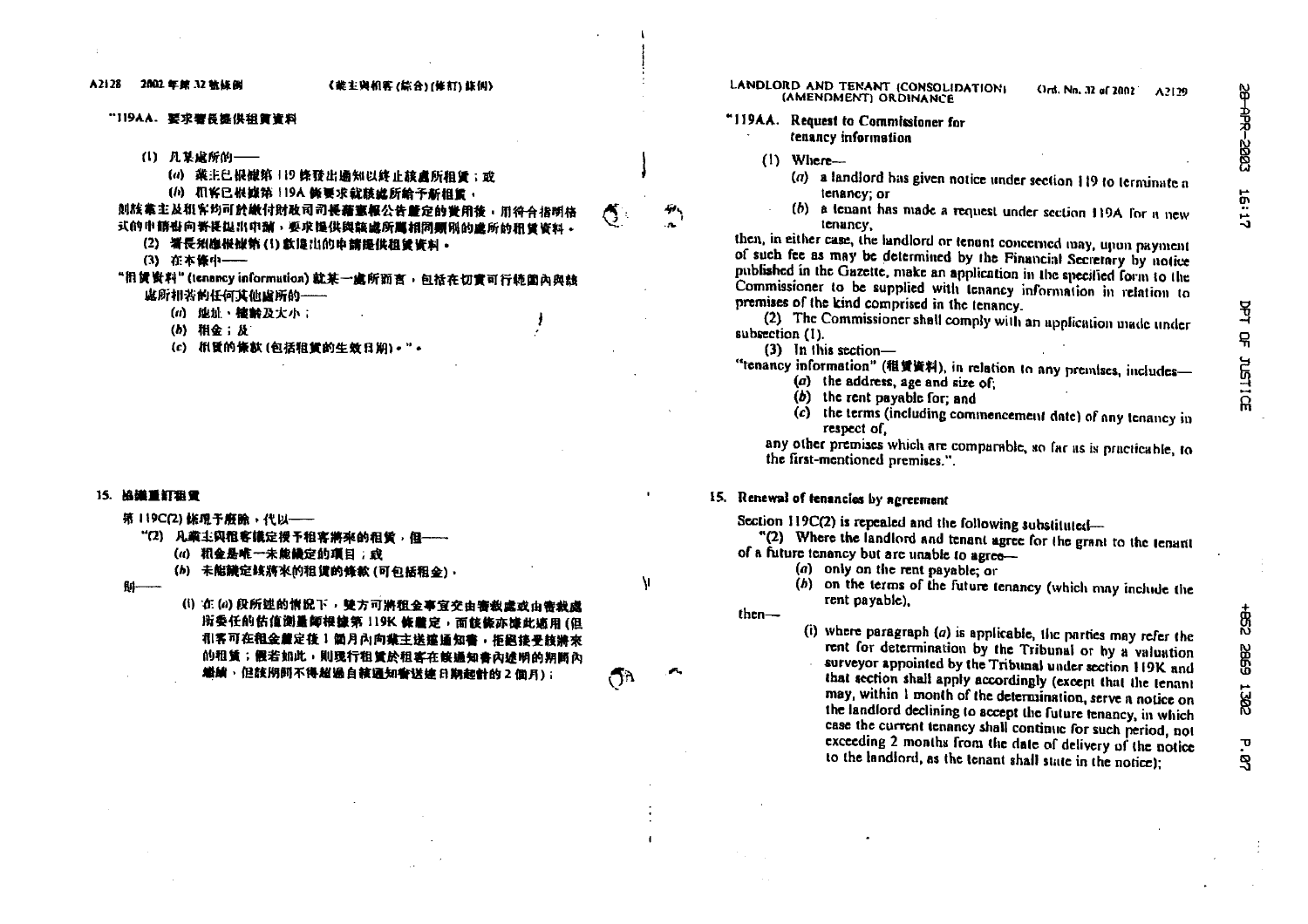"119AA. 要求署長提供租賃資料

(1) 凡某處所的——

(*a*) 業主已根據第 119 條發出通知以終止該處所租賃；或

(*b*) 租客已根據第 119A 條要求就該處所給予新租賃，

則該業主及租客均可於繳付財政司司長藉憲報公告釐定的費用後，用符合指明格式的申請書向署長提出申請，要求提供與該處所屬相同類別的處所的租賃資料。

(2) 署長須應根據第 (1) 款提出的申請提供租賃資料。

(3) 在本條中——

"租賃資料" (tenancy information) 就某一處所而言，包括在切實可行範圍內與該處所相若的任何其他處所的——

(*a*) 地址、樓齡及大小；

(*b*) 租金；及

(*c*) 租賃的條款 (包括租賃的生效日期)。"。

### 15. 協議重訂租賃

第 119C(2) 條現予廢除，代以——

"(2) 凡業主與租客議定授予租客將來的租賃，但——

(*a*) 租金是唯一未能議定的項目；或

(*b*) 未能議定該將來的租賃的條款 (可包括租金)，

則——

(i) 在 (*a*) 段所述的情況下，雙方可將租金事宜交由審裁處或由審裁處所委任的估值測量師根據第 119K 條釐定，而該條亦據此適用 (但租客可在租金釐定後 1 個月內向業主送達通知書，拒絕接受該將來的租賃；假若如此，則現行租賃於租客在該通知書內述明的期間內繼續，但該期間不得超過自該通知書送達日期起計的 2 個月)；

"119AA. Request to Commissioner for tenancy information

(1) Where—

(*a*) a landlord has given notice under section 119 to terminate a tenancy; or

(*b*) a tenant has made a request under section 119A for a new tenancy,

then, in either case, the landlord or tenant concerned may, upon payment of such fee as may be determined by the Financial Secretary by notice published in the Gazette, make an application in the specified form to the Commissioner to be supplied with tenancy information in relation to premises of the kind comprised in the tenancy.

(2) The Commissioner shall comply with an application made under subsection (1).

(3) In this section—

"tenancy information" (租賃資料), in relation to any premises, includes—

(*a*) the address, age and size of;

(*b*) the rent payable for; and

(*c*) the terms (including commencement date) of any tenancy in respect of,

any other premises which are comparable, so far as is practicable, to the first-mentioned premises.".

### 15. Renewal of tenancies by agreement

Section 119C(2) is repealed and the following substituted—

"(2) Where the landlord and tenant agree for the grant to the tenant of a future tenancy but are unable to agree—

(*a*) only on the rent payable; or

(*b*) on the terms of the future tenancy (which may include the rent payable),

then—

(i) where paragraph (*a*) is applicable, the parties may refer the rent for determination by the Tribunal or by a valuation surveyor appointed by the Tribunal under section 119K and that section shall apply accordingly (except that the tenant may, within 1 month of the determination, serve a notice on the landlord declining to accept the future tenancy, in which case the current tenancy shall continue for such period, not exceeding 2 months from the date of delivery of the notice to the landlord, as the tenant shall state in the notice);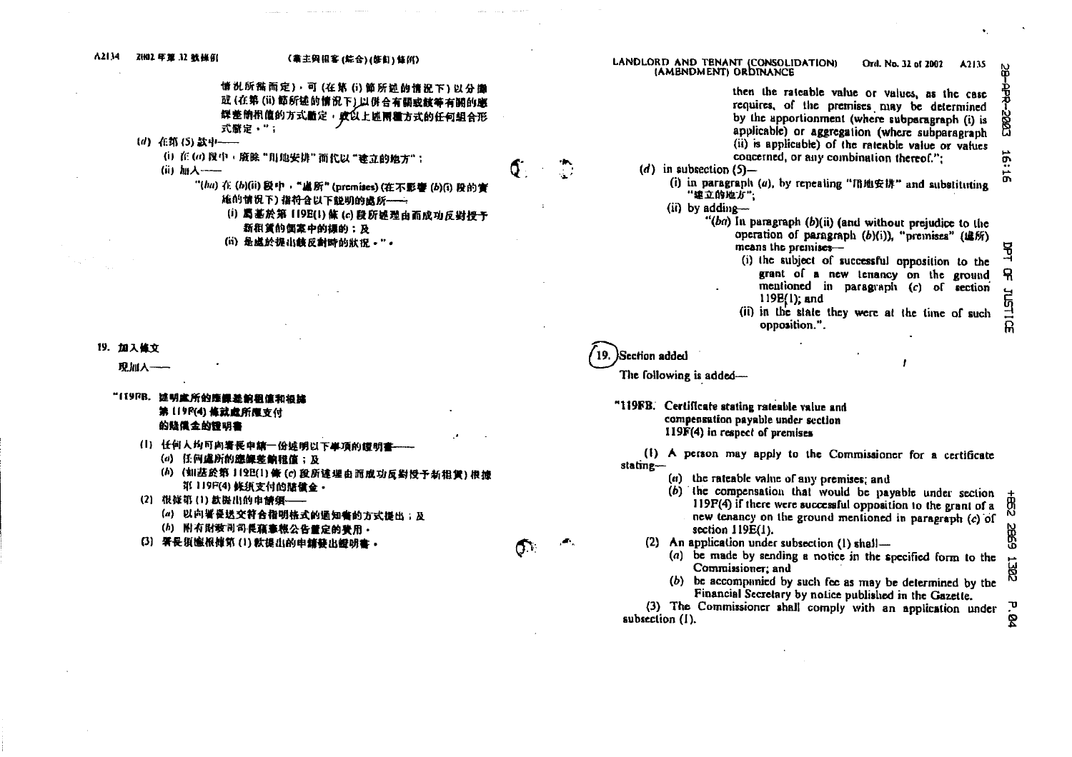情況所需而定)，可 (在第 (i) 節所述的情況下) 以分攤或 (在第 (ii) 節所述的情況下) 以併合有關或該等有關的應課差餉租值的方式斷定，或以上述兩種方式的任何組合形式斷定。";

(*d*) 在第 (5) 款中——

(i) 在 (*a*) 段中，廢除 "用地安排" 而代以 "建立的地方"；

(ii) 加入——

"(*ba*) 在 (*b*)(ii) 段中，"處所" (premises) (在不影響 (*b*)(i) 段的實施的情況下) 指符合以下說明的處所——

(i) 爲基於第 119E(1) 條 (*c*) 段所述理由而成功反對授予新租賃的個案中的標的；及

(ii) 是處於提出該反對時的狀況。"。

## 19. 加入條文

現加入——

"119FB. 述明處所的應課差餉租值和根據第 119F(4) 條就處所須支付的賠償金的證明書

(1) 任何人均可向署長申請一份述明以下事項的證明書——

(*a*) 任何處所的應課差餉租值；及

(*b*) (如基於第 119E(1) 條 (*c*) 段所述理由而成功反對授予新租賃) 根據第 119F(4) 條須支付的賠償金。

(2) 根據第 (1) 款提出的申請須——

(*a*) 以向署長送交符合指明格式的通知書的方式提出；及

(*b*) 附有財政司司長藉憲報公告釐定的費用。

(3) 署長須應根據第 (1) 款提出的申請發出證明書。

---

then the rateable value or values, as the case requires, of the premises may be determined by the apportionment (where subparagraph (i) is applicable) or aggregation (where subparagraph (ii) is applicable) of the rateable value or values concerned, or any combination thereof.";

(*d*) in subsection (5)—

(i) in paragraph (*a*), by repealing "用地安排" and substituting "建立的地方";

(ii) by adding—

"(*ba*) In paragraph (*b*)(ii) (and without prejudice to the operation of paragraph (*b*)(i)), "premises" (處所) means the premises—

(i) the subject of successful opposition to the grant of a new tenancy on the ground mentioned in paragraph (*c*) of section 119E(1); and

(ii) in the state they were at the time of such opposition.".

## 19. Section added

The following is added—

"119FB. Certificate stating rateable value and compensation payable under section 119F(4) in respect of premises

(1) A person may apply to the Commissioner for a certificate stating—

(*a*) the rateable value of any premises; and

(*b*) the compensation that would be payable under section 119F(4) if there were successful opposition to the grant of a new tenancy on the ground mentioned in paragraph (*c*) of section 119E(1).

(2) An application under subsection (1) shall—

(*a*) be made by sending a notice in the specified form to the Commissioner; and

(*b*) be accompanied by such fee as may be determined by the Financial Secretary by notice published in the Gazette.

(3) The Commissioner shall comply with an application under subsection (1).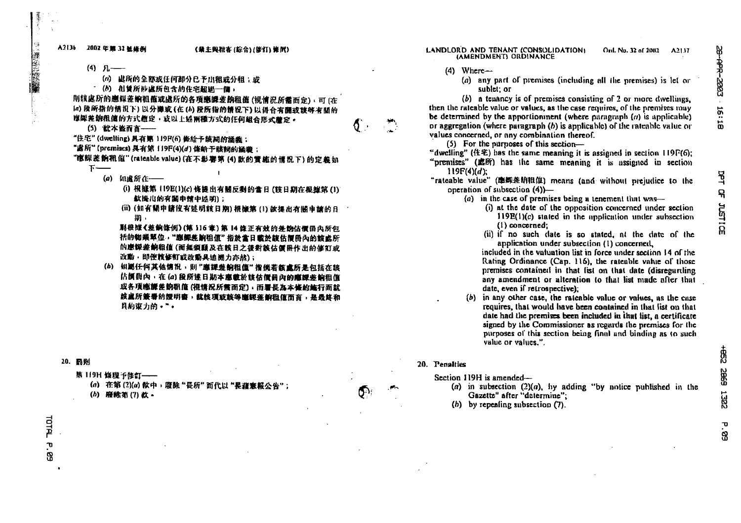(4) 凡——

(*a*) 處所的全部或任何部分已予出租或分租；或

(*b*) 租賃所涉處所包含的住宅超過一個，

則該處所的應課差餉租值或處所的各項應課差餉租值 (視情況所需而定)，可 (在 (*a*) 段所指的情況下) 以分攤或 (在 (*b*) 段所指的情況下) 以併合有關或該等有關的應課差餉租值的方式釐定，或以上述兩種方式的任何組合形式釐定。

(5) 就本條而言——

"住宅" (dwelling) 具有第 119F(6) 條給予該詞的涵義；

"處所" (premises) 具有第 119F(4)(*d*) 條給予該詞的涵義；

"應課差餉租值" (rateable value) (在不影響第 (4) 款的實施的情況下) 的定義如下——

(*a*) 如處所在——

(i) 根據第 119E(1)(*c*) 條提出有關反對的當日 (該日期在根據第 (1) 款提出的有關申請中述明)；

(ii) (如有關申請沒有述明該日期) 根據第 (1) 款提出有關申請的日期，

則根據《差餉條例》(第 116 章) 第 14 條正有效的差餉估價冊內所包括的物業單位，"應課差餉租值" 指於當日載於該估價冊內的該處所的應課差餉租值 (而無須顧及在該日之後對該估價冊作出的修訂或改動，即使該修訂或改動具追溯力亦然)；

(*b*) 如屬任何其他情況，則 "應課差餉租值" 指假若該處所是包括在該估價冊內，在 (*a*) 段所述日期本應載於該估價冊內的應課差餉租值或各項應課差餉租值 (視情況所需而定)，而署長為本條的施行而就該處所簽署的證明書，就該項或該等應課差餉租值而言，是最終和具約束力的。"。

## 20. 罰則

第 119H 條現予修訂——

(*a*) 在第 (2)(*a*) 款中，廢除 "長所" 而代以 "長藉憲報公告"；

(*b*) 廢除第 (7) 款。

(4) Where—

(*a*) any part of premises (including all the premises) is let or sublet; or

(*b*) a tenancy is of premises consisting of 2 or more dwellings,

then the rateable value or values, as the case requires, of the premises may be determined by the apportionment (where paragraph (*a*) is applicable) or aggregation (where paragraph (*b*) is applicable) of the rateable value or values concerned, or any combination thereof.

(5) For the purposes of this section—

"dwelling" (住宅) has the same meaning it is assigned in section 119F(6);

"premises" (處所) has the same meaning it is assigned in section 119F(4)(*d*);

"rateable value" (應課差餉租值) means (and without prejudice to the operation of subsection (4))—

(*a*) in the case of premises being a tenement that was—

(i) at the date of the opposition concerned under section 119E(1)(*c*) stated in the application under subsection (1) concerned;

(ii) if no such date is so stated, at the date of the application under subsection (1) concerned,

included in the valuation list in force under section 14 of the Rating Ordinance (Cap. 116), the rateable value of those premises contained in that list on that date (disregarding any amendment or alteration to that list made after that date, even if retrospective);

(*b*) in any other case, the rateable value or values, as the case requires, that would have been contained in that list on that date had the premises been included in that list, a certificate signed by the Commissioner as regards the premises for the purposes of this section being final and binding as to such value or values.".

## 20. Penalties

Section 119H is amended—

(*a*) in subsection (2)(*a*), by adding "by notice published in the Gazette" after "determine";

(*b*) by repealing subsection (7).